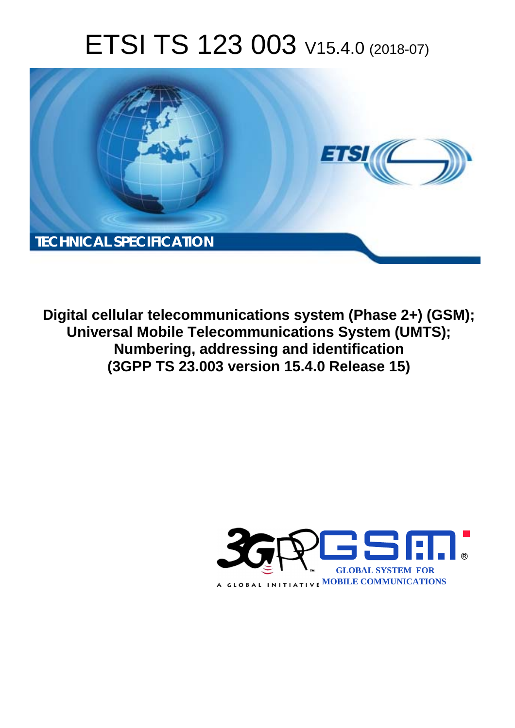# ETSI TS 123 003 V15.4.0 (2018-07)

TECHNICAL SPECIFICATION

**Digital cellular telecommunications system (Phase 2+) (GSM);**
**Universal Mobile Telecommunications System (UMTS);**
**Numbering, addressing and identification**
**(3GPP TS 23.003 version 15.4.0 Release 15)**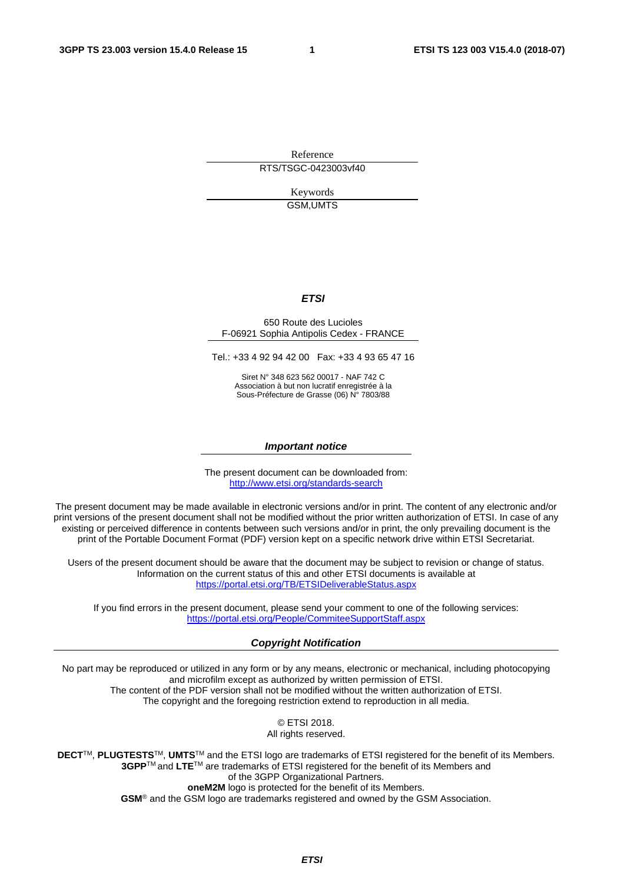Reference

RTS/TSGC-0423003vf40

Keywords

GSM,UMTS

***ETSI***

650 Route des Lucioles
F-06921 Sophia Antipolis Cedex - FRANCE

Tel.: +33 4 92 94 42 00   Fax: +33 4 93 65 47 16

Siret N° 348 623 562 00017 - NAF 742 C
Association à but non lucratif enregistrée à la
Sous-Préfecture de Grasse (06) N° 7803/88

***Important notice***

The present document can be downloaded from:
http://www.etsi.org/standards-search

The present document may be made available in electronic versions and/or in print. The content of any electronic and/or print versions of the present document shall not be modified without the prior written authorization of ETSI. In case of any existing or perceived difference in contents between such versions and/or in print, the only prevailing document is the print of the Portable Document Format (PDF) version kept on a specific network drive within ETSI Secretariat.

Users of the present document should be aware that the document may be subject to revision or change of status. Information on the current status of this and other ETSI documents is available at
https://portal.etsi.org/TB/ETSIDeliverableStatus.aspx

If you find errors in the present document, please send your comment to one of the following services:
https://portal.etsi.org/People/CommiteeSupportStaff.aspx

***Copyright Notification***

No part may be reproduced or utilized in any form or by any means, electronic or mechanical, including photocopying and microfilm except as authorized by written permission of ETSI.
The content of the PDF version shall not be modified without the written authorization of ETSI.
The copyright and the foregoing restriction extend to reproduction in all media.

© ETSI 2018.
All rights reserved.

**DECT**™, **PLUGTESTS**™, **UMTS**™ and the ETSI logo are trademarks of ETSI registered for the benefit of its Members.
**3GPP**™ and **LTE**™ are trademarks of ETSI registered for the benefit of its Members and of the 3GPP Organizational Partners.
**oneM2M** logo is protected for the benefit of its Members.
**GSM**® and the GSM logo are trademarks registered and owned by the GSM Association.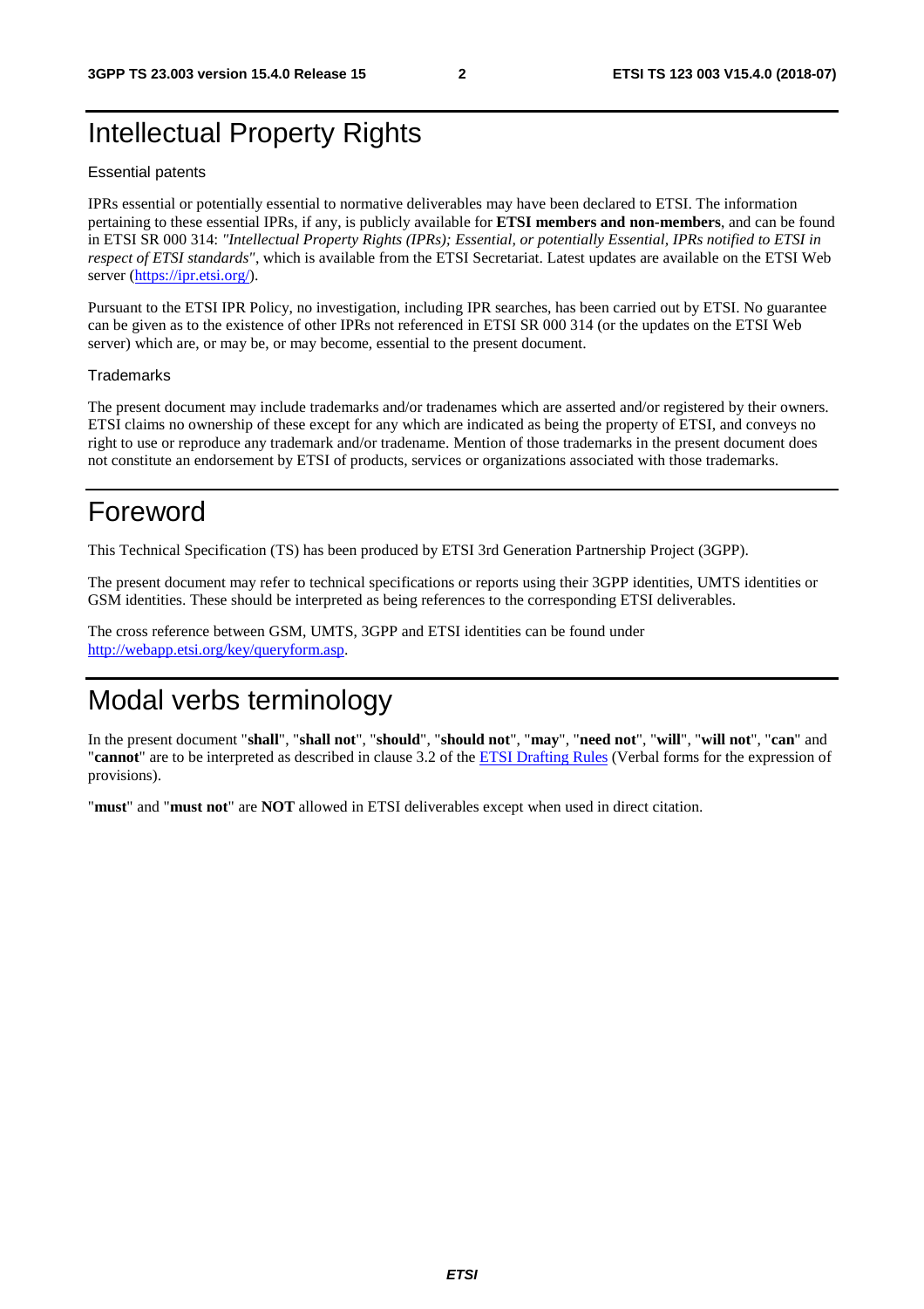# Intellectual Property Rights

Essential patents

IPRs essential or potentially essential to normative deliverables may have been declared to ETSI. The information pertaining to these essential IPRs, if any, is publicly available for **ETSI members and non-members**, and can be found in ETSI SR 000 314: *"Intellectual Property Rights (IPRs); Essential, or potentially Essential, IPRs notified to ETSI in respect of ETSI standards"*, which is available from the ETSI Secretariat. Latest updates are available on the ETSI Web server (https://ipr.etsi.org/).

Pursuant to the ETSI IPR Policy, no investigation, including IPR searches, has been carried out by ETSI. No guarantee can be given as to the existence of other IPRs not referenced in ETSI SR 000 314 (or the updates on the ETSI Web server) which are, or may be, or may become, essential to the present document.

Trademarks

The present document may include trademarks and/or tradenames which are asserted and/or registered by their owners. ETSI claims no ownership of these except for any which are indicated as being the property of ETSI, and conveys no right to use or reproduce any trademark and/or tradename. Mention of those trademarks in the present document does not constitute an endorsement by ETSI of products, services or organizations associated with those trademarks.

# Foreword

This Technical Specification (TS) has been produced by ETSI 3rd Generation Partnership Project (3GPP).

The present document may refer to technical specifications or reports using their 3GPP identities, UMTS identities or GSM identities. These should be interpreted as being references to the corresponding ETSI deliverables.

The cross reference between GSM, UMTS, 3GPP and ETSI identities can be found under http://webapp.etsi.org/key/queryform.asp.

# Modal verbs terminology

In the present document "**shall**", "**shall not**", "**should**", "**should not**", "**may**", "**need not**", "**will**", "**will not**", "**can**" and "**cannot**" are to be interpreted as described in clause 3.2 of the ETSI Drafting Rules (Verbal forms for the expression of provisions).

"**must**" and "**must not**" are **NOT** allowed in ETSI deliverables except when used in direct citation.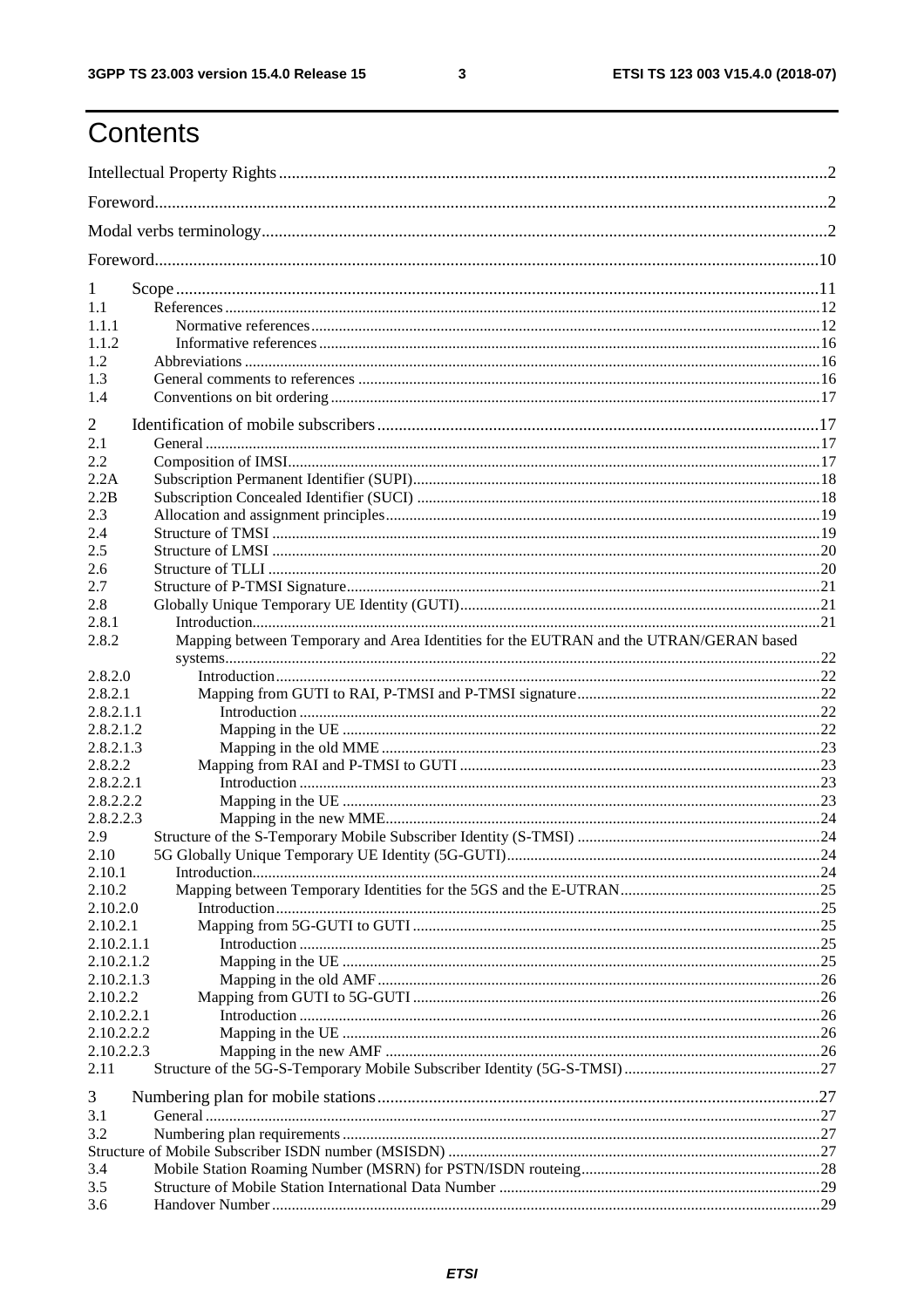# Contents

Intellectual Property Rights ..... 2
Foreword ..... 2
Modal verbs terminology ..... 2
Foreword ..... 10

1 Scope ..... 11
1.1 References ..... 12
1.1.1 Normative references ..... 12
1.1.2 Informative references ..... 16
1.2 Abbreviations ..... 16
1.3 General comments to references ..... 16
1.4 Conventions on bit ordering ..... 17

2 Identification of mobile subscribers ..... 17
2.1 General ..... 17
2.2 Composition of IMSI ..... 17
2.2A Subscription Permanent Identifier (SUPI) ..... 18
2.2B Subscription Concealed Identifier (SUCI) ..... 18
2.3 Allocation and assignment principles ..... 19
2.4 Structure of TMSI ..... 19
2.5 Structure of LMSI ..... 20
2.6 Structure of TLLI ..... 20
2.7 Structure of P-TMSI Signature ..... 21
2.8 Globally Unique Temporary UE Identity (GUTI) ..... 21
2.8.1 Introduction ..... 21
2.8.2 Mapping between Temporary and Area Identities for the EUTRAN and the UTRAN/GERAN based systems ..... 22
2.8.2.0 Introduction ..... 22
2.8.2.1 Mapping from GUTI to RAI, P-TMSI and P-TMSI signature ..... 22
2.8.2.1.1 Introduction ..... 22
2.8.2.1.2 Mapping in the UE ..... 22
2.8.2.1.3 Mapping in the old MME ..... 23
2.8.2.2 Mapping from RAI and P-TMSI to GUTI ..... 23
2.8.2.2.1 Introduction ..... 23
2.8.2.2.2 Mapping in the UE ..... 23
2.8.2.2.3 Mapping in the new MME ..... 24
2.9 Structure of the S-Temporary Mobile Subscriber Identity (S-TMSI) ..... 24
2.10 5G Globally Unique Temporary UE Identity (5G-GUTI) ..... 24
2.10.1 Introduction ..... 24
2.10.2 Mapping between Temporary Identities for the 5GS and the E-UTRAN ..... 25
2.10.2.0 Introduction ..... 25
2.10.2.1 Mapping from 5G-GUTI to GUTI ..... 25
2.10.2.1.1 Introduction ..... 25
2.10.2.1.2 Mapping in the UE ..... 25
2.10.2.1.3 Mapping in the old AMF ..... 26
2.10.2.2 Mapping from GUTI to 5G-GUTI ..... 26
2.10.2.2.1 Introduction ..... 26
2.10.2.2.2 Mapping in the UE ..... 26
2.10.2.2.3 Mapping in the new AMF ..... 26
2.11 Structure of the 5G-S-Temporary Mobile Subscriber Identity (5G-S-TMSI) ..... 27

3 Numbering plan for mobile stations ..... 27
3.1 General ..... 27
3.2 Numbering plan requirements ..... 27
Structure of Mobile Subscriber ISDN number (MSISDN) ..... 27
3.4 Mobile Station Roaming Number (MSRN) for PSTN/ISDN routeing ..... 28
3.5 Structure of Mobile Station International Data Number ..... 29
3.6 Handover Number ..... 29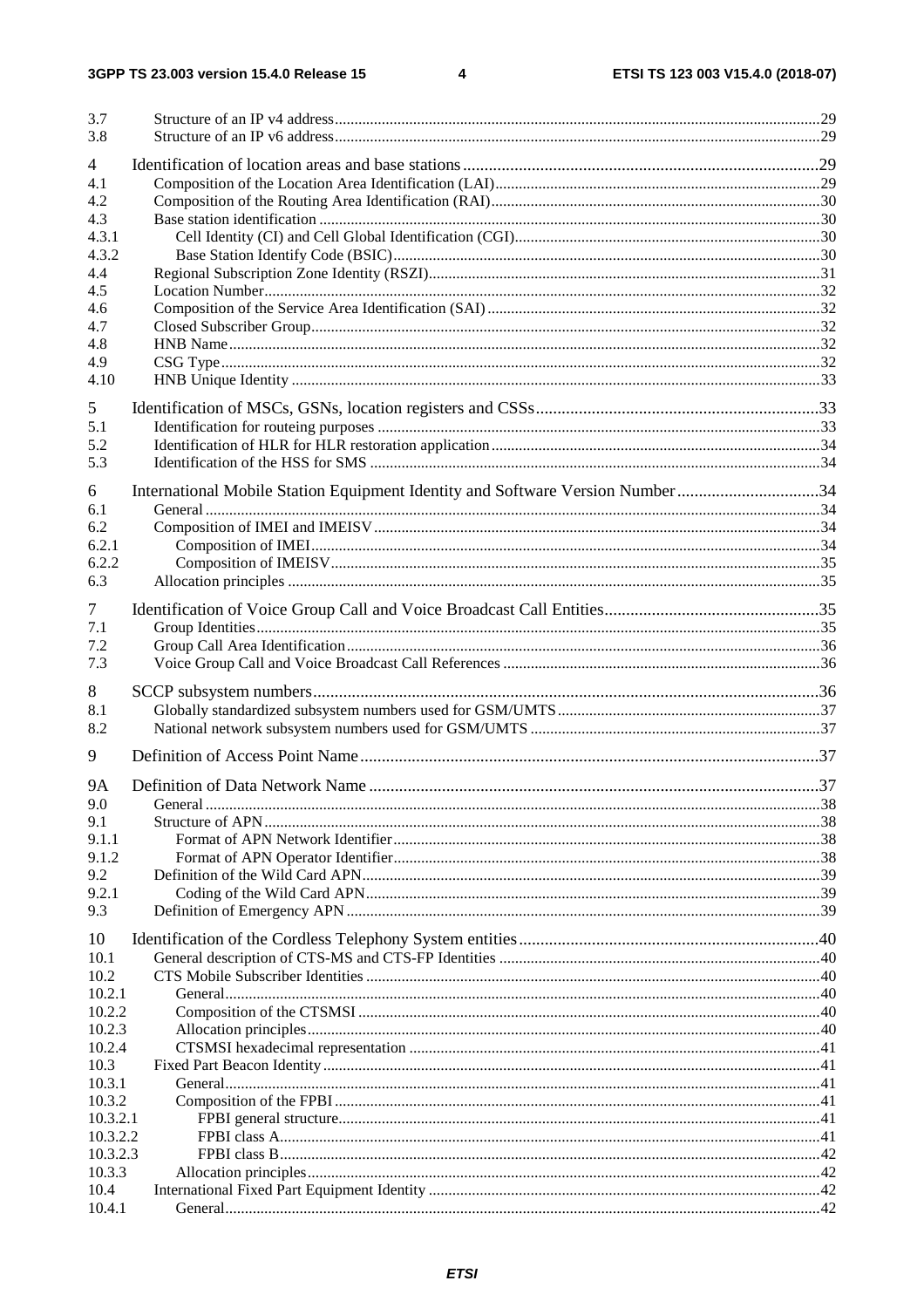| | | |
|---|---|---|
| 3.7 | Structure of an IP v4 address | 29 |
| 3.8 | Structure of an IP v6 address | 29 |
| 4 | Identification of location areas and base stations | 29 |
| 4.1 | Composition of the Location Area Identification (LAI) | 29 |
| 4.2 | Composition of the Routing Area Identification (RAI) | 30 |
| 4.3 | Base station identification | 30 |
| 4.3.1 | Cell Identity (CI) and Cell Global Identification (CGI) | 30 |
| 4.3.2 | Base Station Identify Code (BSIC) | 30 |
| 4.4 | Regional Subscription Zone Identity (RSZI) | 31 |
| 4.5 | Location Number | 32 |
| 4.6 | Composition of the Service Area Identification (SAI) | 32 |
| 4.7 | Closed Subscriber Group | 32 |
| 4.8 | HNB Name | 32 |
| 4.9 | CSG Type | 32 |
| 4.10 | HNB Unique Identity | 33 |
| 5 | Identification of MSCs, GSNs, location registers and CSSs | 33 |
| 5.1 | Identification for routeing purposes | 33 |
| 5.2 | Identification of HLR for HLR restoration application | 34 |
| 5.3 | Identification of the HSS for SMS | 34 |
| 6 | International Mobile Station Equipment Identity and Software Version Number | 34 |
| 6.1 | General | 34 |
| 6.2 | Composition of IMEI and IMEISV | 34 |
| 6.2.1 | Composition of IMEI | 34 |
| 6.2.2 | Composition of IMEISV | 35 |
| 6.3 | Allocation principles | 35 |
| 7 | Identification of Voice Group Call and Voice Broadcast Call Entities | 35 |
| 7.1 | Group Identities | 35 |
| 7.2 | Group Call Area Identification | 36 |
| 7.3 | Voice Group Call and Voice Broadcast Call References | 36 |
| 8 | SCCP subsystem numbers | 36 |
| 8.1 | Globally standardized subsystem numbers used for GSM/UMTS | 37 |
| 8.2 | National network subsystem numbers used for GSM/UMTS | 37 |
| 9 | Definition of Access Point Name | 37 |
| 9A | Definition of Data Network Name | 37 |
| 9.0 | General | 38 |
| 9.1 | Structure of APN | 38 |
| 9.1.1 | Format of APN Network Identifier | 38 |
| 9.1.2 | Format of APN Operator Identifier | 38 |
| 9.2 | Definition of the Wild Card APN | 39 |
| 9.2.1 | Coding of the Wild Card APN | 39 |
| 9.3 | Definition of Emergency APN | 39 |
| 10 | Identification of the Cordless Telephony System entities | 40 |
| 10.1 | General description of CTS-MS and CTS-FP Identities | 40 |
| 10.2 | CTS Mobile Subscriber Identities | 40 |
| 10.2.1 | General | 40 |
| 10.2.2 | Composition of the CTSMSI | 40 |
| 10.2.3 | Allocation principles | 40 |
| 10.2.4 | CTSMSI hexadecimal representation | 41 |
| 10.3 | Fixed Part Beacon Identity | 41 |
| 10.3.1 | General | 41 |
| 10.3.2 | Composition of the FPBI | 41 |
| 10.3.2.1 | FPBI general structure | 41 |
| 10.3.2.2 | FPBI class A | 41 |
| 10.3.2.3 | FPBI class B | 42 |
| 10.3.3 | Allocation principles | 42 |
| 10.4 | International Fixed Part Equipment Identity | 42 |
| 10.4.1 | General | 42 |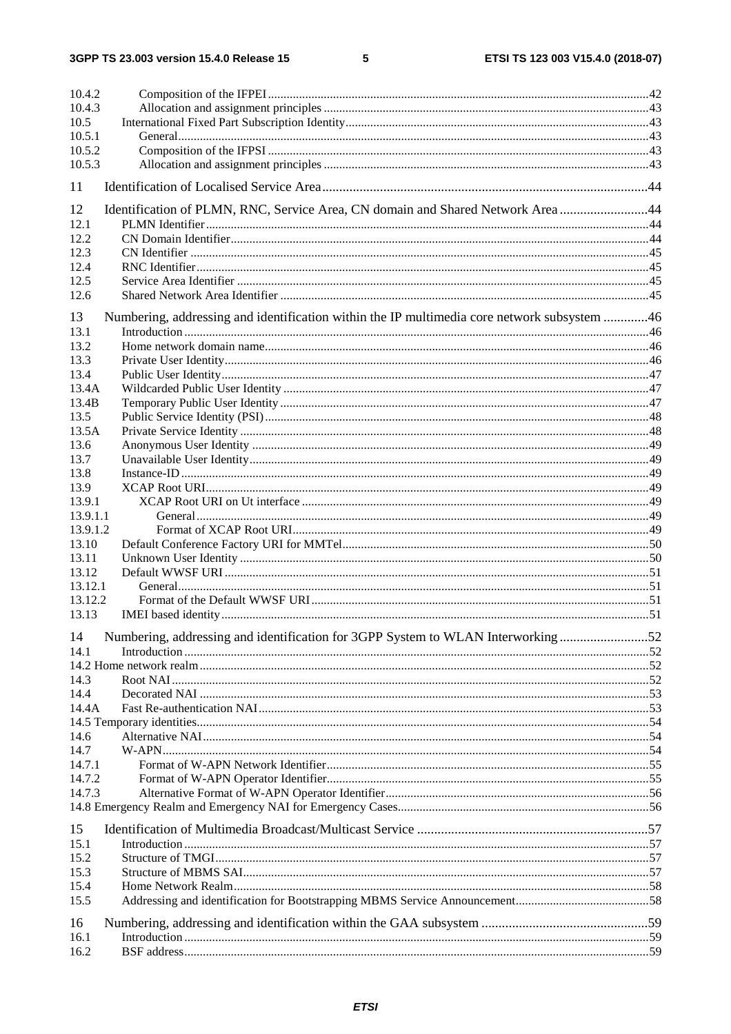10.4.2 Composition of the IFPEI ......................................................................................................................... 42
10.4.3 Allocation and assignment principles ....................................................................................................... 43
10.5 International Fixed Part Subscription Identity ................................................................................................ 43
10.5.1 General ...................................................................................................................................................... 43
10.5.2 Composition of the IFPSI ......................................................................................................................... 43
10.5.3 Allocation and assignment principles ....................................................................................................... 43

11 Identification of Localised Service Area .............................................................................................. 44

12 Identification of PLMN, RNC, Service Area, CN domain and Shared Network Area .......................... 44
12.1 PLMN Identifier ............................................................................................................................................. 44
12.2 CN Domain Identifier ..................................................................................................................................... 44
12.3 CN Identifier .................................................................................................................................................. 45
12.4 RNC Identifier ................................................................................................................................................ 45
12.5 Service Area Identifier ................................................................................................................................... 45
12.6 Shared Network Area Identifier ..................................................................................................................... 45

13 Numbering, addressing and identification within the IP multimedia core network subsystem ............. 46
13.1 Introduction .................................................................................................................................................... 46
13.2 Home network domain name .......................................................................................................................... 46
13.3 Private User Identity ....................................................................................................................................... 46
13.4 Public User Identity ........................................................................................................................................ 47
13.4A Wildcarded Public User Identity .................................................................................................................... 47
13.4B Temporary Public User Identity ..................................................................................................................... 47
13.5 Public Service Identity (PSI) .......................................................................................................................... 48
13.5A Private Service Identity .................................................................................................................................. 48
13.6 Anonymous User Identity ............................................................................................................................... 49
13.7 Unavailable User Identity ............................................................................................................................... 49
13.8 Instance-ID ..................................................................................................................................................... 49
13.9 XCAP Root URI ............................................................................................................................................. 49
13.9.1 XCAP Root URI on Ut interface .............................................................................................................. 49
13.9.1.1 General ................................................................................................................................................ 49
13.9.1.2 Format of XCAP Root URI ................................................................................................................. 49
13.10 Default Conference Factory URI for MMTel ................................................................................................. 50
13.11 Unknown User Identity .................................................................................................................................. 50
13.12 Default WWSF URI ....................................................................................................................................... 51
13.12.1 General ...................................................................................................................................................... 51
13.12.2 Format of the Default WWSF URI ........................................................................................................... 51
13.13 IMEI based identity ........................................................................................................................................ 51

14 Numbering, addressing and identification for 3GPP System to WLAN Interworking .......................... 52
14.1 Introduction .................................................................................................................................................... 52
14.2 Home network realm ....................................................................................................................................... 52
14.3 Root NAI ........................................................................................................................................................ 52
14.4 Decorated NAI ............................................................................................................................................... 53
14.4A Fast Re-authentication NAI ............................................................................................................................ 53
14.5 Temporary identities ........................................................................................................................................ 54
14.6 Alternative NAI .............................................................................................................................................. 54
14.7 W-APN ........................................................................................................................................................... 54
14.7.1 Format of W-APN Network Identifier ....................................................................................................... 55
14.7.2 Format of W-APN Operator Identifier ....................................................................................................... 55
14.7.3 Alternative Format of W-APN Operator Identifier .................................................................................... 56
14.8 Emergency Realm and Emergency NAI for Emergency Cases ....................................................................... 56

15 Identification of Multimedia Broadcast/Multicast Service ................................................................... 57
15.1 Introduction .................................................................................................................................................... 57
15.2 Structure of TMGI .......................................................................................................................................... 57
15.3 Structure of MBMS SAI ................................................................................................................................. 57
15.4 Home Network Realm .................................................................................................................................... 58
15.5 Addressing and identification for Bootstrapping MBMS Service Announcement .......................................... 58

16 Numbering, addressing and identification within the GAA subsystem ................................................ 59
16.1 Introduction .................................................................................................................................................... 59
16.2 BSF address .................................................................................................................................................... 59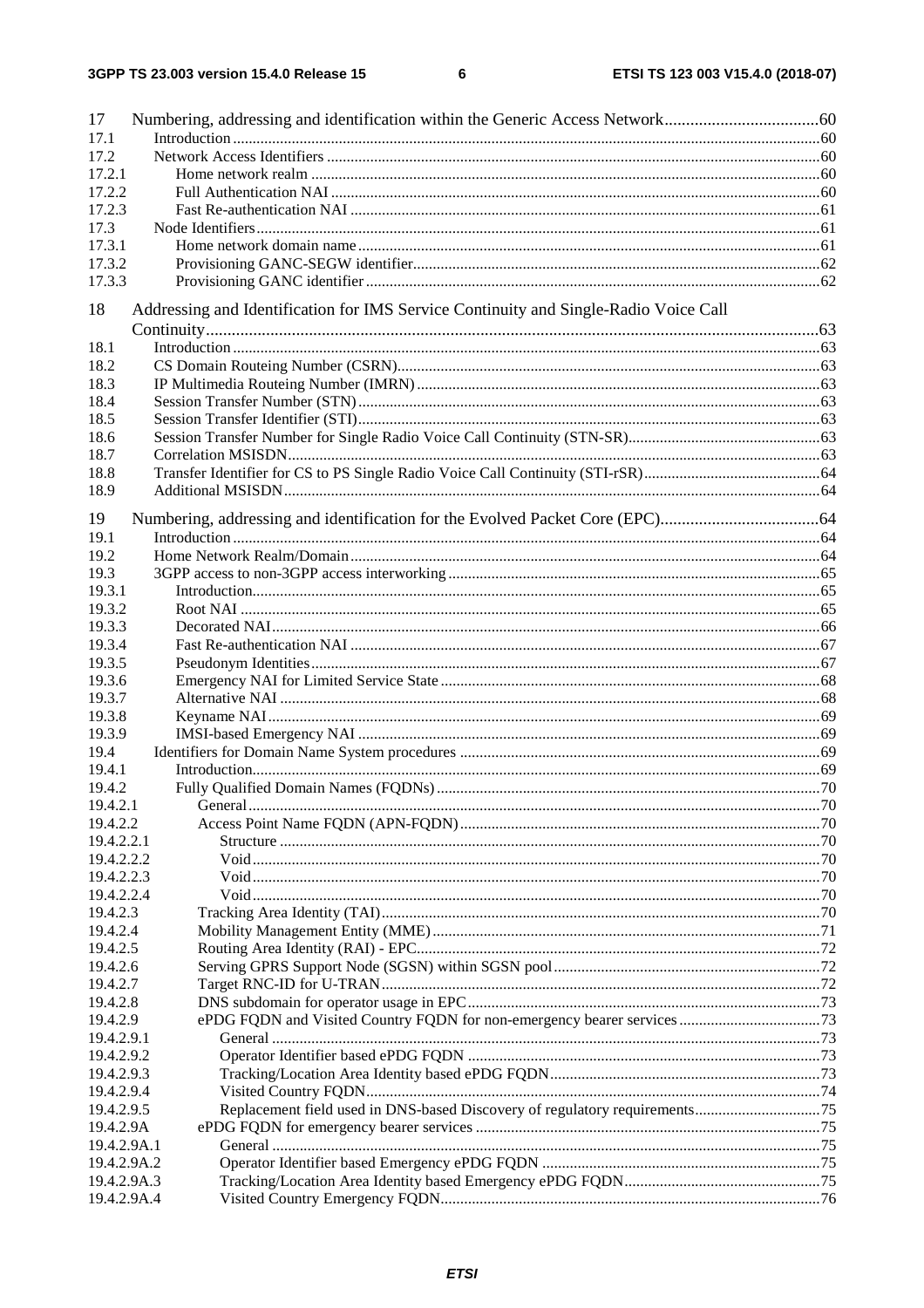17 Numbering, addressing and identification within the Generic Access Network .....60
17.1 Introduction .....60
17.2 Network Access Identifiers .....60
17.2.1 Home network realm .....60
17.2.2 Full Authentication NAI .....60
17.2.3 Fast Re-authentication NAI .....61
17.3 Node Identifiers .....61
17.3.1 Home network domain name .....61
17.3.2 Provisioning GANC-SEGW identifier .....62
17.3.3 Provisioning GANC identifier .....62

18 Addressing and Identification for IMS Service Continuity and Single-Radio Voice Call Continuity .....63
18.1 Introduction .....63
18.2 CS Domain Routeing Number (CSRN) .....63
18.3 IP Multimedia Routeing Number (IMRN) .....63
18.4 Session Transfer Number (STN) .....63
18.5 Session Transfer Identifier (STI) .....63
18.6 Session Transfer Number for Single Radio Voice Call Continuity (STN-SR) .....63
18.7 Correlation MSISDN .....63
18.8 Transfer Identifier for CS to PS Single Radio Voice Call Continuity (STI-rSR) .....64
18.9 Additional MSISDN .....64

19 Numbering, addressing and identification for the Evolved Packet Core (EPC) .....64
19.1 Introduction .....64
19.2 Home Network Realm/Domain .....64
19.3 3GPP access to non-3GPP access interworking .....65
19.3.1 Introduction .....65
19.3.2 Root NAI .....65
19.3.3 Decorated NAI .....66
19.3.4 Fast Re-authentication NAI .....67
19.3.5 Pseudonym Identities .....67
19.3.6 Emergency NAI for Limited Service State .....68
19.3.7 Alternative NAI .....68
19.3.8 Keyname NAI .....69
19.3.9 IMSI-based Emergency NAI .....69
19.4 Identifiers for Domain Name System procedures .....69
19.4.1 Introduction .....69
19.4.2 Fully Qualified Domain Names (FQDNs) .....70
19.4.2.1 General .....70
19.4.2.2 Access Point Name FQDN (APN-FQDN) .....70
19.4.2.2.1 Structure .....70
19.4.2.2.2 Void .....70
19.4.2.2.3 Void .....70
19.4.2.2.4 Void .....70
19.4.2.3 Tracking Area Identity (TAI) .....70
19.4.2.4 Mobility Management Entity (MME) .....71
19.4.2.5 Routing Area Identity (RAI) - EPC .....72
19.4.2.6 Serving GPRS Support Node (SGSN) within SGSN pool .....72
19.4.2.7 Target RNC-ID for U-TRAN .....72
19.4.2.8 DNS subdomain for operator usage in EPC .....73
19.4.2.9 ePDG FQDN and Visited Country FQDN for non-emergency bearer services .....73
19.4.2.9.1 General .....73
19.4.2.9.2 Operator Identifier based ePDG FQDN .....73
19.4.2.9.3 Tracking/Location Area Identity based ePDG FQDN .....73
19.4.2.9.4 Visited Country FQDN .....74
19.4.2.9.5 Replacement field used in DNS-based Discovery of regulatory requirements .....75
19.4.2.9A ePDG FQDN for emergency bearer services .....75
19.4.2.9A.1 General .....75
19.4.2.9A.2 Operator Identifier based Emergency ePDG FQDN .....75
19.4.2.9A.3 Tracking/Location Area Identity based Emergency ePDG FQDN .....75
19.4.2.9A.4 Visited Country Emergency FQDN .....76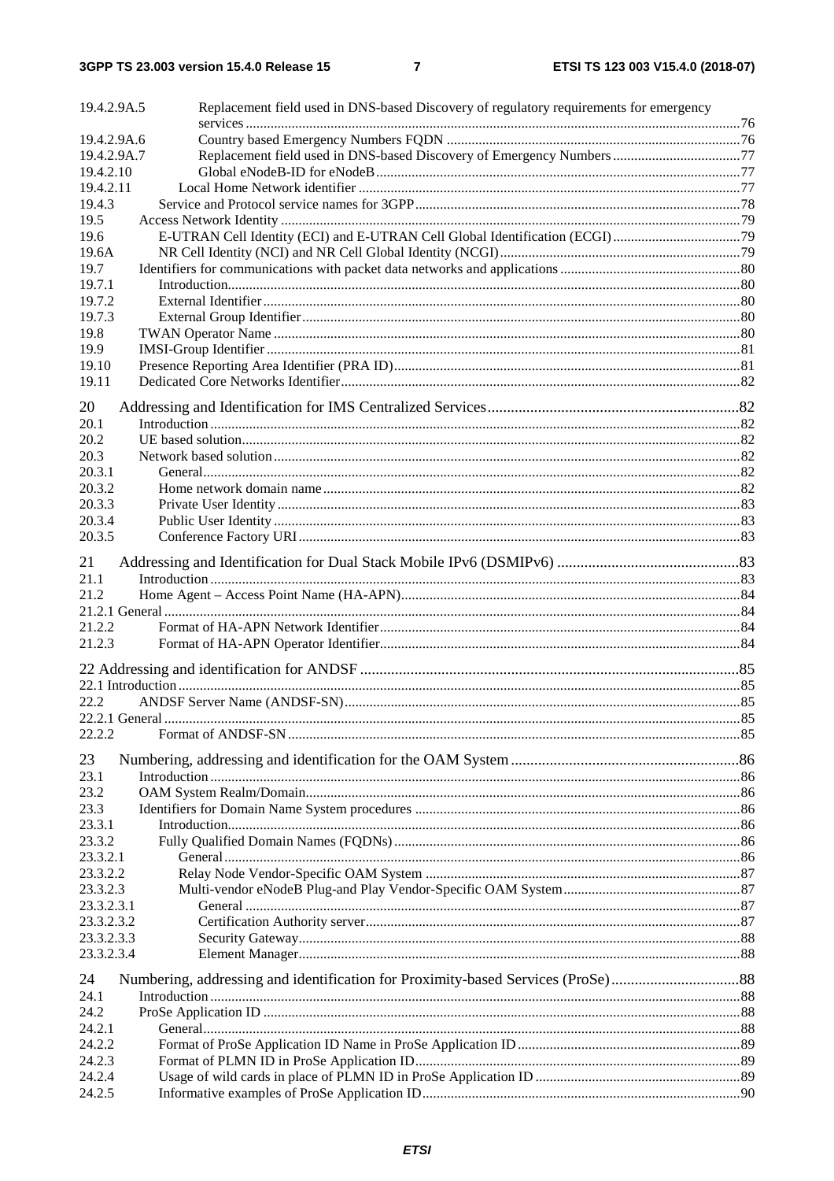19.4.2.9A.5 Replacement field used in DNS-based Discovery of regulatory requirements for emergency services ... 76
19.4.2.9A.6 Country based Emergency Numbers FQDN ... 76
19.4.2.9A.7 Replacement field used in DNS-based Discovery of Emergency Numbers ... 77
19.4.2.10 Global eNodeB-ID for eNodeB ... 77
19.4.2.11 Local Home Network identifier ... 77
19.4.3 Service and Protocol service names for 3GPP ... 78
19.5 Access Network Identity ... 79
19.6 E-UTRAN Cell Identity (ECI) and E-UTRAN Cell Global Identification (ECGI) ... 79
19.6A NR Cell Identity (NCI) and NR Cell Global Identity (NCGI) ... 79
19.7 Identifiers for communications with packet data networks and applications ... 80
19.7.1 Introduction ... 80
19.7.2 External Identifier ... 80
19.7.3 External Group Identifier ... 80
19.8 TWAN Operator Name ... 80
19.9 IMSI-Group Identifier ... 81
19.10 Presence Reporting Area Identifier (PRA ID) ... 81
19.11 Dedicated Core Networks Identifier ... 82

20 Addressing and Identification for IMS Centralized Services ... 82
20.1 Introduction ... 82
20.2 UE based solution ... 82
20.3 Network based solution ... 82
20.3.1 General ... 82
20.3.2 Home network domain name ... 82
20.3.3 Private User Identity ... 83
20.3.4 Public User Identity ... 83
20.3.5 Conference Factory URI ... 83

21 Addressing and Identification for Dual Stack Mobile IPv6 (DSMIPv6) ... 83
21.1 Introduction ... 83
21.2 Home Agent – Access Point Name (HA-APN) ... 84
21.2.1 General ... 84
21.2.2 Format of HA-APN Network Identifier ... 84
21.2.3 Format of HA-APN Operator Identifier ... 84

22 Addressing and identification for ANDSF ... 85
22.1 Introduction ... 85
22.2 ANDSF Server Name (ANDSF-SN) ... 85
22.2.1 General ... 85
22.2.2 Format of ANDSF-SN ... 85

23 Numbering, addressing and identification for the OAM System ... 86
23.1 Introduction ... 86
23.2 OAM System Realm/Domain ... 86
23.3 Identifiers for Domain Name System procedures ... 86
23.3.1 Introduction ... 86
23.3.2 Fully Qualified Domain Names (FQDNs) ... 86
23.3.2.1 General ... 86
23.3.2.2 Relay Node Vendor-Specific OAM System ... 87
23.3.2.3 Multi-vendor eNodeB Plug-and Play Vendor-Specific OAM System ... 87
23.3.2.3.1 General ... 87
23.3.2.3.2 Certification Authority server ... 87
23.3.2.3.3 Security Gateway ... 88
23.3.2.3.4 Element Manager ... 88

24 Numbering, addressing and identification for Proximity-based Services (ProSe) ... 88
24.1 Introduction ... 88
24.2 ProSe Application ID ... 88
24.2.1 General ... 88
24.2.2 Format of ProSe Application ID Name in ProSe Application ID ... 89
24.2.3 Format of PLMN ID in ProSe Application ID ... 89
24.2.4 Usage of wild cards in place of PLMN ID in ProSe Application ID ... 89
24.2.5 Informative examples of ProSe Application ID ... 90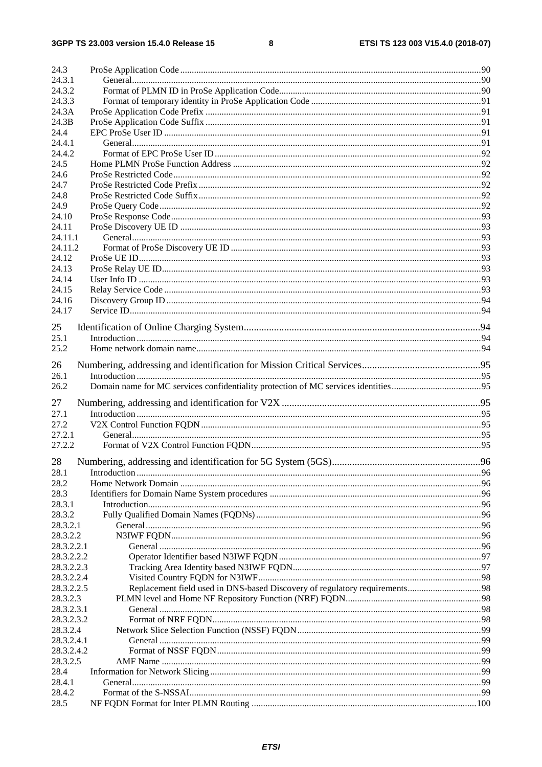24.3 ProSe Application Code ... 90
24.3.1 General ... 90
24.3.2 Format of PLMN ID in ProSe Application Code ... 90
24.3.3 Format of temporary identity in ProSe Application Code ... 91
24.3A ProSe Application Code Prefix ... 91
24.3B ProSe Application Code Suffix ... 91
24.4 EPC ProSe User ID ... 91
24.4.1 General ... 91
24.4.2 Format of EPC ProSe User ID ... 92
24.5 Home PLMN ProSe Function Address ... 92
24.6 ProSe Restricted Code ... 92
24.7 ProSe Restricted Code Prefix ... 92
24.8 ProSe Restricted Code Suffix ... 92
24.9 ProSe Query Code ... 92
24.10 ProSe Response Code ... 93
24.11 ProSe Discovery UE ID ... 93
24.11.1 General ... 93
24.11.2 Format of ProSe Discovery UE ID ... 93
24.12 ProSe UE ID ... 93
24.13 ProSe Relay UE ID ... 93
24.14 User Info ID ... 93
24.15 Relay Service Code ... 93
24.16 Discovery Group ID ... 94
24.17 Service ID ... 94

25 Identification of Online Charging System ... 94
25.1 Introduction ... 94
25.2 Home network domain name ... 94

26 Numbering, addressing and identification for Mission Critical Services ... 95
26.1 Introduction ... 95
26.2 Domain name for MC services confidentiality protection of MC services identities ... 95

27 Numbering, addressing and identification for V2X ... 95
27.1 Introduction ... 95
27.2 V2X Control Function FQDN ... 95
27.2.1 General ... 95
27.2.2 Format of V2X Control Function FQDN ... 95

28 Numbering, addressing and identification for 5G System (5GS) ... 96
28.1 Introduction ... 96
28.2 Home Network Domain ... 96
28.3 Identifiers for Domain Name System procedures ... 96
28.3.1 Introduction ... 96
28.3.2 Fully Qualified Domain Names (FQDNs) ... 96
28.3.2.1 General ... 96
28.3.2.2 N3IWF FQDN ... 96
28.3.2.2.1 General ... 96
28.3.2.2.2 Operator Identifier based N3IWF FQDN ... 97
28.3.2.2.3 Tracking Area Identity based N3IWF FQDN ... 97
28.3.2.2.4 Visited Country FQDN for N3IWF ... 98
28.3.2.2.5 Replacement field used in DNS-based Discovery of regulatory requirements ... 98
28.3.2.3 PLMN level and Home NF Repository Function (NRF) FQDN ... 98
28.3.2.3.1 General ... 98
28.3.2.3.2 Format of NRF FQDN ... 98
28.3.2.4 Network Slice Selection Function (NSSF) FQDN ... 99
28.3.2.4.1 General ... 99
28.3.2.4.2 Format of NSSF FQDN ... 99
28.3.2.5 AMF Name ... 99
28.4 Information for Network Slicing ... 99
28.4.1 General ... 99
28.4.2 Format of the S-NSSAI ... 99
28.5 NF FQDN Format for Inter PLMN Routing ... 100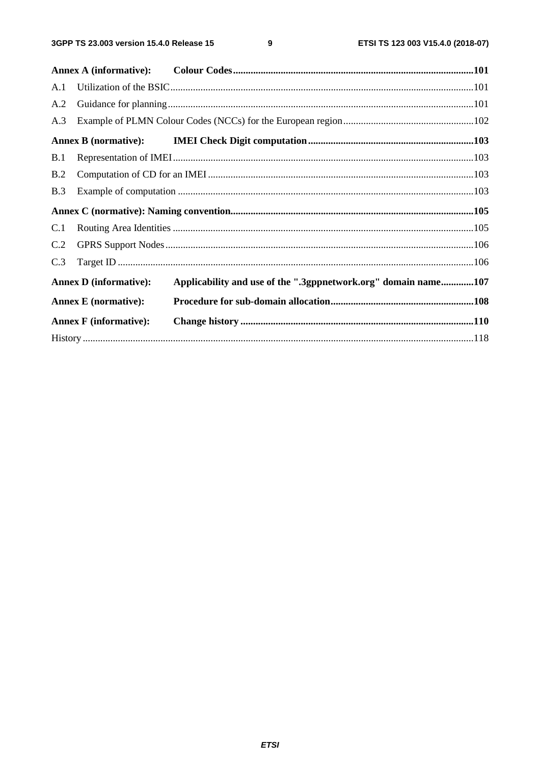**Annex A (informative): Colour Codes** 101

A.1 Utilization of the BSIC 101

A.2 Guidance for planning 101

A.3 Example of PLMN Colour Codes (NCCs) for the European region 102

**Annex B (normative): IMEI Check Digit computation** 103

B.1 Representation of IMEI 103

B.2 Computation of CD for an IMEI 103

B.3 Example of computation 103

**Annex C (normative): Naming convention** 105

C.1 Routing Area Identities 105

C.2 GPRS Support Nodes 106

C.3 Target ID 106

**Annex D (informative): Applicability and use of the ".3gppnetwork.org" domain name** 107

**Annex E (normative): Procedure for sub-domain allocation** 108

**Annex F (informative): Change history** 110

History 118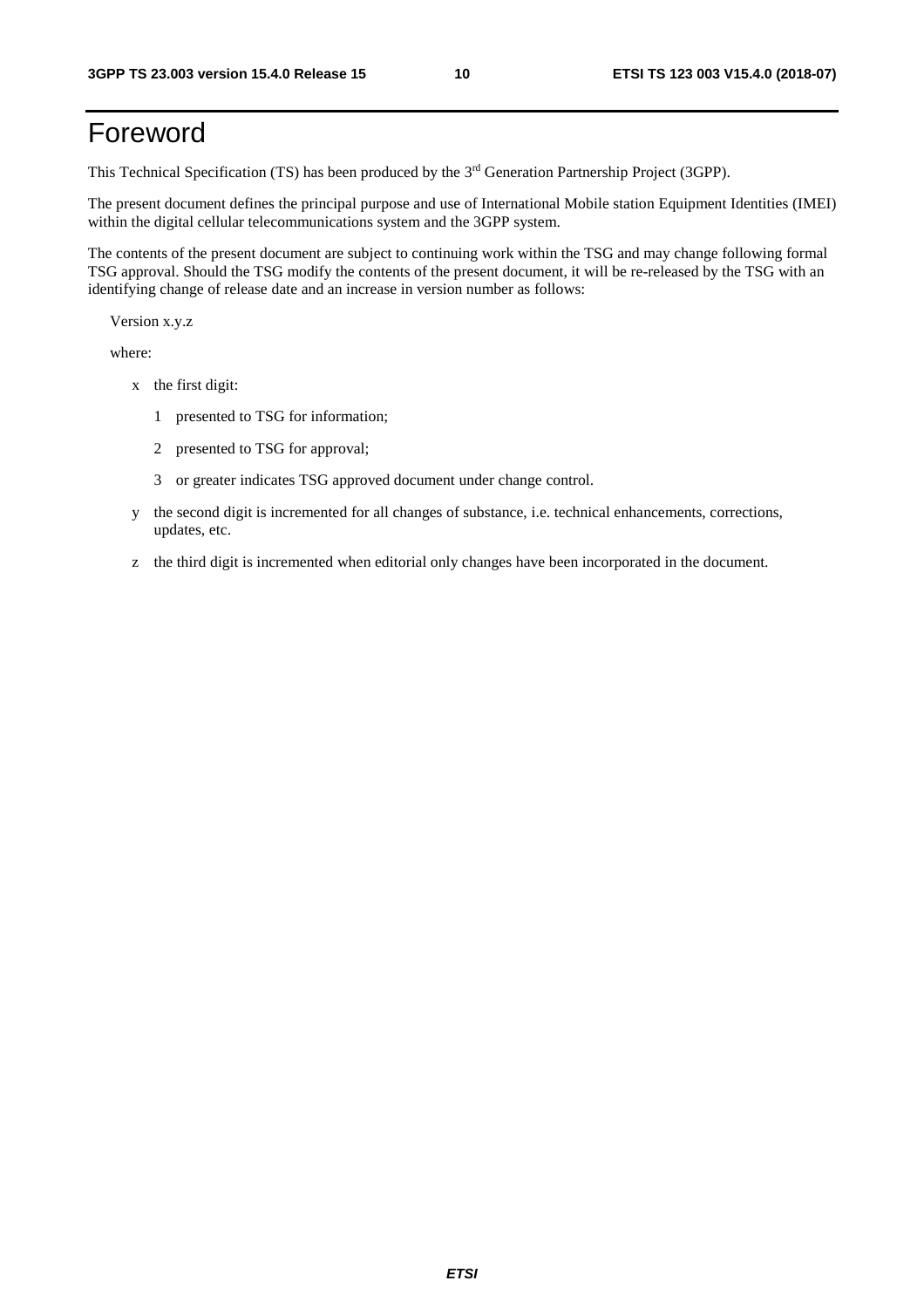# Foreword

This Technical Specification (TS) has been produced by the 3rd Generation Partnership Project (3GPP).

The present document defines the principal purpose and use of International Mobile station Equipment Identities (IMEI) within the digital cellular telecommunications system and the 3GPP system.

The contents of the present document are subject to continuing work within the TSG and may change following formal TSG approval. Should the TSG modify the contents of the present document, it will be re-released by the TSG with an identifying change of release date and an increase in version number as follows:

Version x.y.z

where:

- x the first digit:
  - 1 presented to TSG for information;
  - 2 presented to TSG for approval;
  - 3 or greater indicates TSG approved document under change control.
- y the second digit is incremented for all changes of substance, i.e. technical enhancements, corrections, updates, etc.
- z the third digit is incremented when editorial only changes have been incorporated in the document.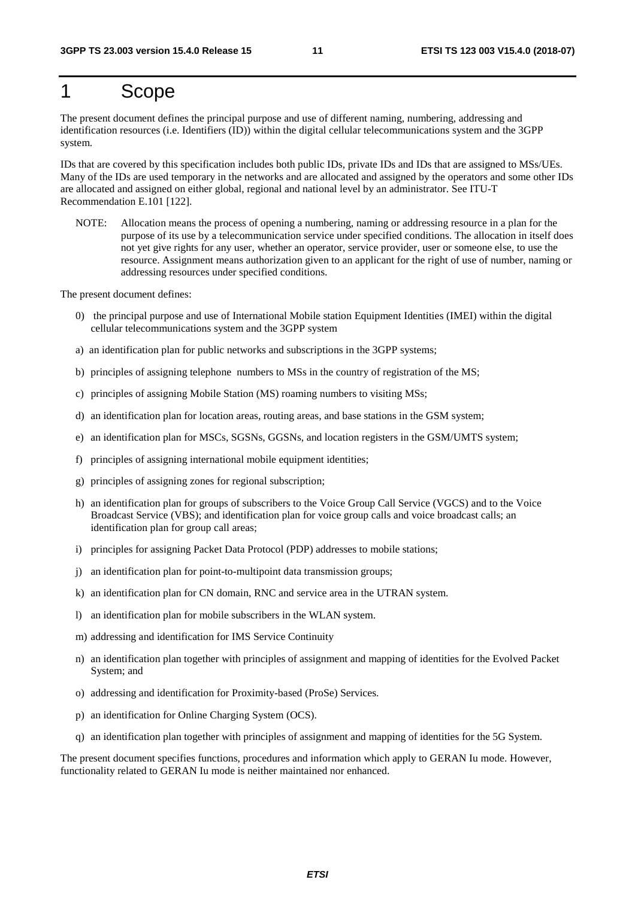# 1 Scope

The present document defines the principal purpose and use of different naming, numbering, addressing and identification resources (i.e. Identifiers (ID)) within the digital cellular telecommunications system and the 3GPP system.

IDs that are covered by this specification includes both public IDs, private IDs and IDs that are assigned to MSs/UEs. Many of the IDs are used temporary in the networks and are allocated and assigned by the operators and some other IDs are allocated and assigned on either global, regional and national level by an administrator. See ITU-T Recommendation E.101 [122].

NOTE: Allocation means the process of opening a numbering, naming or addressing resource in a plan for the purpose of its use by a telecommunication service under specified conditions. The allocation in itself does not yet give rights for any user, whether an operator, service provider, user or someone else, to use the resource. Assignment means authorization given to an applicant for the right of use of number, naming or addressing resources under specified conditions.

The present document defines:

0) the principal purpose and use of International Mobile station Equipment Identities (IMEI) within the digital cellular telecommunications system and the 3GPP system

a) an identification plan for public networks and subscriptions in the 3GPP systems;

b) principles of assigning telephone numbers to MSs in the country of registration of the MS;

c) principles of assigning Mobile Station (MS) roaming numbers to visiting MSs;

d) an identification plan for location areas, routing areas, and base stations in the GSM system;

e) an identification plan for MSCs, SGSNs, GGSNs, and location registers in the GSM/UMTS system;

f) principles of assigning international mobile equipment identities;

g) principles of assigning zones for regional subscription;

h) an identification plan for groups of subscribers to the Voice Group Call Service (VGCS) and to the Voice Broadcast Service (VBS); and identification plan for voice group calls and voice broadcast calls; an identification plan for group call areas;

i) principles for assigning Packet Data Protocol (PDP) addresses to mobile stations;

j) an identification plan for point-to-multipoint data transmission groups;

k) an identification plan for CN domain, RNC and service area in the UTRAN system.

l) an identification plan for mobile subscribers in the WLAN system.

m) addressing and identification for IMS Service Continuity

n) an identification plan together with principles of assignment and mapping of identities for the Evolved Packet System; and

o) addressing and identification for Proximity-based (ProSe) Services.

p) an identification for Online Charging System (OCS).

q) an identification plan together with principles of assignment and mapping of identities for the 5G System.

The present document specifies functions, procedures and information which apply to GERAN Iu mode. However, functionality related to GERAN Iu mode is neither maintained nor enhanced.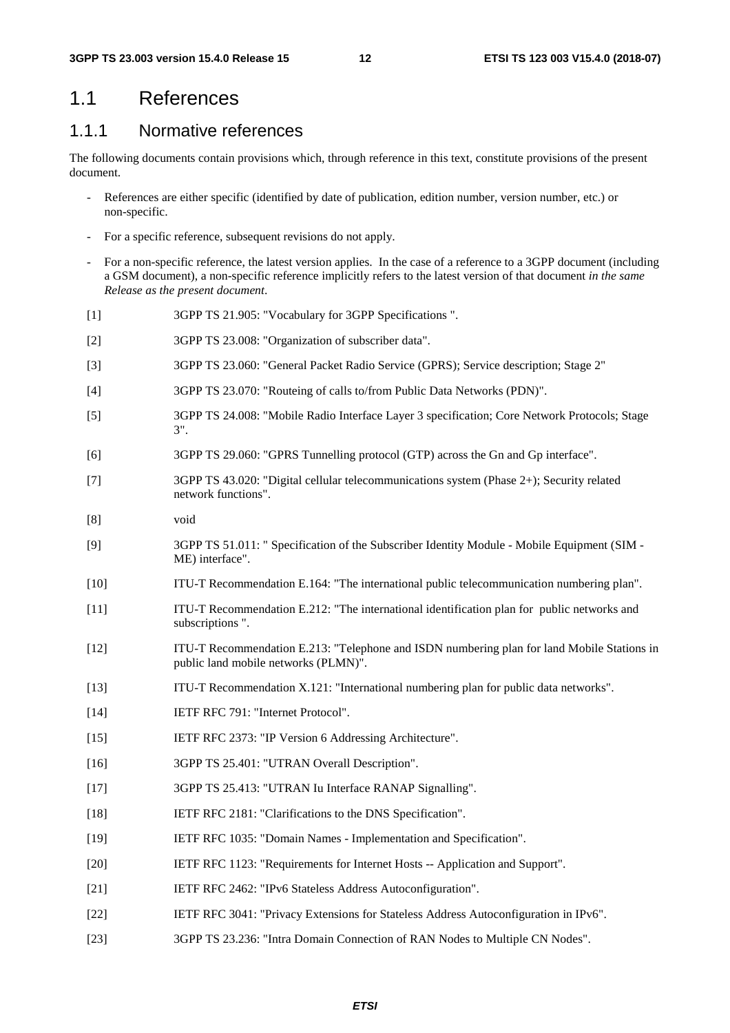## 1.1 References

### 1.1.1 Normative references

The following documents contain provisions which, through reference in this text, constitute provisions of the present document.

- References are either specific (identified by date of publication, edition number, version number, etc.) or non-specific.
- For a specific reference, subsequent revisions do not apply.
- For a non-specific reference, the latest version applies. In the case of a reference to a 3GPP document (including a GSM document), a non-specific reference implicitly refers to the latest version of that document *in the same Release as the present document*.

[1] 3GPP TS 21.905: "Vocabulary for 3GPP Specifications ".

[2] 3GPP TS 23.008: "Organization of subscriber data".

[3] 3GPP TS 23.060: "General Packet Radio Service (GPRS); Service description; Stage 2"

[4] 3GPP TS 23.070: "Routeing of calls to/from Public Data Networks (PDN)".

[5] 3GPP TS 24.008: "Mobile Radio Interface Layer 3 specification; Core Network Protocols; Stage 3".

[6] 3GPP TS 29.060: "GPRS Tunnelling protocol (GTP) across the Gn and Gp interface".

[7] 3GPP TS 43.020: "Digital cellular telecommunications system (Phase 2+); Security related network functions".

[8] void

[9] 3GPP TS 51.011: " Specification of the Subscriber Identity Module - Mobile Equipment (SIM - ME) interface".

[10] ITU-T Recommendation E.164: "The international public telecommunication numbering plan".

[11] ITU-T Recommendation E.212: "The international identification plan for public networks and subscriptions ".

[12] ITU-T Recommendation E.213: "Telephone and ISDN numbering plan for land Mobile Stations in public land mobile networks (PLMN)".

[13] ITU-T Recommendation X.121: "International numbering plan for public data networks".

[14] IETF RFC 791: "Internet Protocol".

[15] IETF RFC 2373: "IP Version 6 Addressing Architecture".

[16] 3GPP TS 25.401: "UTRAN Overall Description".

[17] 3GPP TS 25.413: "UTRAN Iu Interface RANAP Signalling".

[18] IETF RFC 2181: "Clarifications to the DNS Specification".

[19] IETF RFC 1035: "Domain Names - Implementation and Specification".

[20] IETF RFC 1123: "Requirements for Internet Hosts -- Application and Support".

[21] IETF RFC 2462: "IPv6 Stateless Address Autoconfiguration".

[22] IETF RFC 3041: "Privacy Extensions for Stateless Address Autoconfiguration in IPv6".

[23] 3GPP TS 23.236: "Intra Domain Connection of RAN Nodes to Multiple CN Nodes".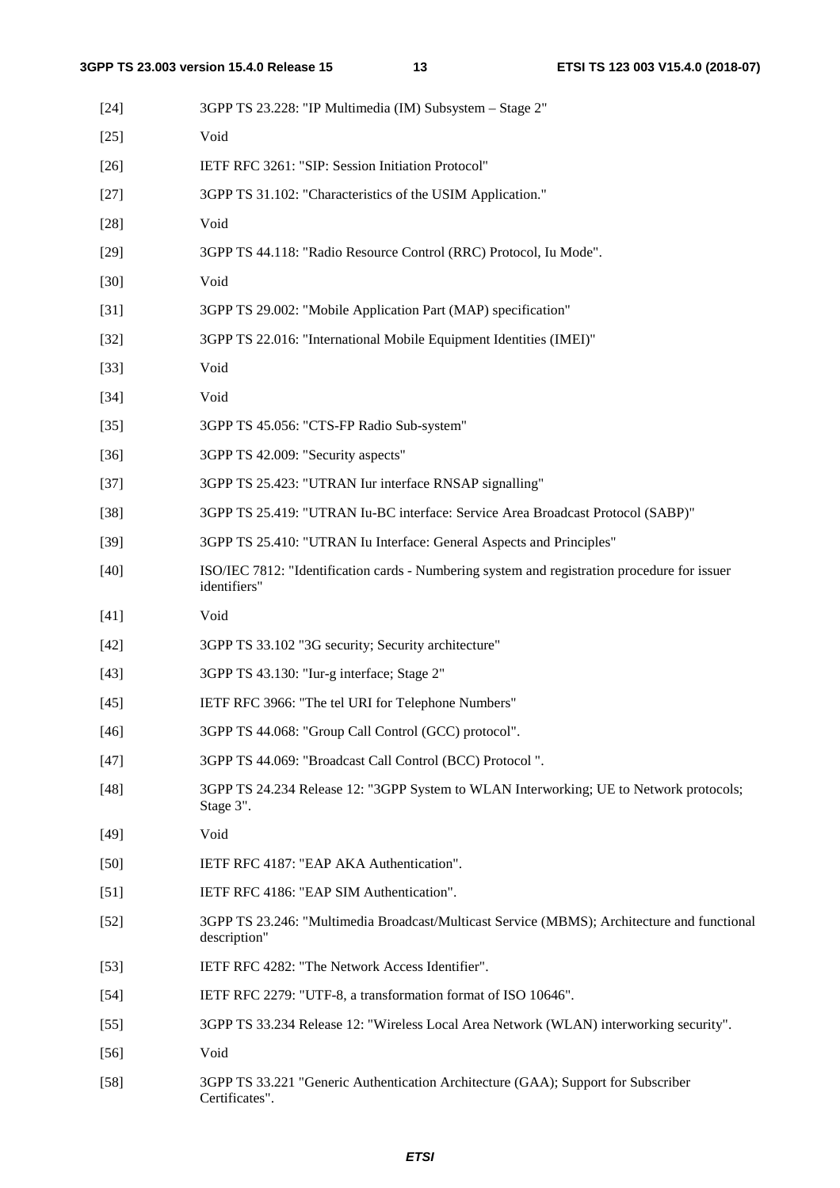[24] 3GPP TS 23.228: "IP Multimedia (IM) Subsystem – Stage 2"

[25] Void

[26] IETF RFC 3261: "SIP: Session Initiation Protocol"

[27] 3GPP TS 31.102: "Characteristics of the USIM Application."

[28] Void

[29] 3GPP TS 44.118: "Radio Resource Control (RRC) Protocol, Iu Mode".

[30] Void

[31] 3GPP TS 29.002: "Mobile Application Part (MAP) specification"

[32] 3GPP TS 22.016: "International Mobile Equipment Identities (IMEI)"

[33] Void

[34] Void

[35] 3GPP TS 45.056: "CTS-FP Radio Sub-system"

[36] 3GPP TS 42.009: "Security aspects"

[37] 3GPP TS 25.423: "UTRAN Iur interface RNSAP signalling"

[38] 3GPP TS 25.419: "UTRAN Iu-BC interface: Service Area Broadcast Protocol (SABP)"

[39] 3GPP TS 25.410: "UTRAN Iu Interface: General Aspects and Principles"

[40] ISO/IEC 7812: "Identification cards - Numbering system and registration procedure for issuer identifiers"

[41] Void

[42] 3GPP TS 33.102 "3G security; Security architecture"

[43] 3GPP TS 43.130: "Iur-g interface; Stage 2"

[45] IETF RFC 3966: "The tel URI for Telephone Numbers"

[46] 3GPP TS 44.068: "Group Call Control (GCC) protocol".

[47] 3GPP TS 44.069: "Broadcast Call Control (BCC) Protocol ".

[48] 3GPP TS 24.234 Release 12: "3GPP System to WLAN Interworking; UE to Network protocols; Stage 3".

[49] Void

[50] IETF RFC 4187: "EAP AKA Authentication".

[51] IETF RFC 4186: "EAP SIM Authentication".

[52] 3GPP TS 23.246: "Multimedia Broadcast/Multicast Service (MBMS); Architecture and functional description"

[53] IETF RFC 4282: "The Network Access Identifier".

[54] IETF RFC 2279: "UTF-8, a transformation format of ISO 10646".

[55] 3GPP TS 33.234 Release 12: "Wireless Local Area Network (WLAN) interworking security".

[56] Void

[58] 3GPP TS 33.221 "Generic Authentication Architecture (GAA); Support for Subscriber Certificates".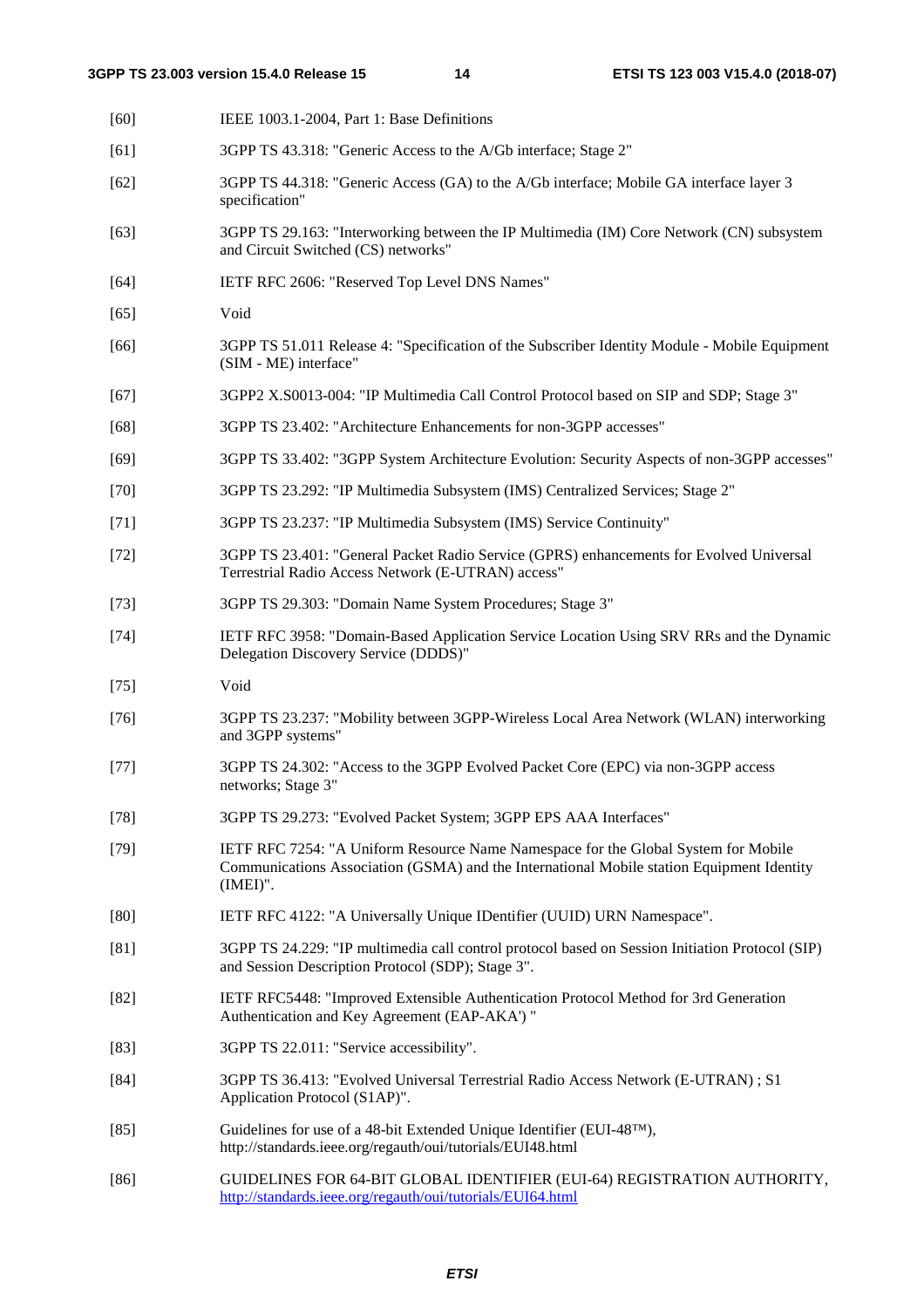[60] IEEE 1003.1-2004, Part 1: Base Definitions

[61] 3GPP TS 43.318: "Generic Access to the A/Gb interface; Stage 2"

[62] 3GPP TS 44.318: "Generic Access (GA) to the A/Gb interface; Mobile GA interface layer 3 specification"

[63] 3GPP TS 29.163: "Interworking between the IP Multimedia (IM) Core Network (CN) subsystem and Circuit Switched (CS) networks"

[64] IETF RFC 2606: "Reserved Top Level DNS Names"

[65] Void

[66] 3GPP TS 51.011 Release 4: "Specification of the Subscriber Identity Module - Mobile Equipment (SIM - ME) interface"

[67] 3GPP2 X.S0013-004: "IP Multimedia Call Control Protocol based on SIP and SDP; Stage 3"

[68] 3GPP TS 23.402: "Architecture Enhancements for non-3GPP accesses"

[69] 3GPP TS 33.402: "3GPP System Architecture Evolution: Security Aspects of non-3GPP accesses"

[70] 3GPP TS 23.292: "IP Multimedia Subsystem (IMS) Centralized Services; Stage 2"

[71] 3GPP TS 23.237: "IP Multimedia Subsystem (IMS) Service Continuity"

[72] 3GPP TS 23.401: "General Packet Radio Service (GPRS) enhancements for Evolved Universal Terrestrial Radio Access Network (E-UTRAN) access"

[73] 3GPP TS 29.303: "Domain Name System Procedures; Stage 3"

[74] IETF RFC 3958: "Domain-Based Application Service Location Using SRV RRs and the Dynamic Delegation Discovery Service (DDDS)"

[75] Void

[76] 3GPP TS 23.237: "Mobility between 3GPP-Wireless Local Area Network (WLAN) interworking and 3GPP systems"

[77] 3GPP TS 24.302: "Access to the 3GPP Evolved Packet Core (EPC) via non-3GPP access networks; Stage 3"

[78] 3GPP TS 29.273: "Evolved Packet System; 3GPP EPS AAA Interfaces"

[79] IETF RFC 7254: "A Uniform Resource Name Namespace for the Global System for Mobile Communications Association (GSMA) and the International Mobile station Equipment Identity (IMEI)".

[80] IETF RFC 4122: "A Universally Unique IDentifier (UUID) URN Namespace".

[81] 3GPP TS 24.229: "IP multimedia call control protocol based on Session Initiation Protocol (SIP) and Session Description Protocol (SDP); Stage 3".

[82] IETF RFC5448: "Improved Extensible Authentication Protocol Method for 3rd Generation Authentication and Key Agreement (EAP-AKA') "

[83] 3GPP TS 22.011: "Service accessibility".

[84] 3GPP TS 36.413: "Evolved Universal Terrestrial Radio Access Network (E-UTRAN) ; S1 Application Protocol (S1AP)".

[85] Guidelines for use of a 48-bit Extended Unique Identifier (EUI-48™), http://standards.ieee.org/regauth/oui/tutorials/EUI48.html

[86] GUIDELINES FOR 64-BIT GLOBAL IDENTIFIER (EUI-64) REGISTRATION AUTHORITY, http://standards.ieee.org/regauth/oui/tutorials/EUI64.html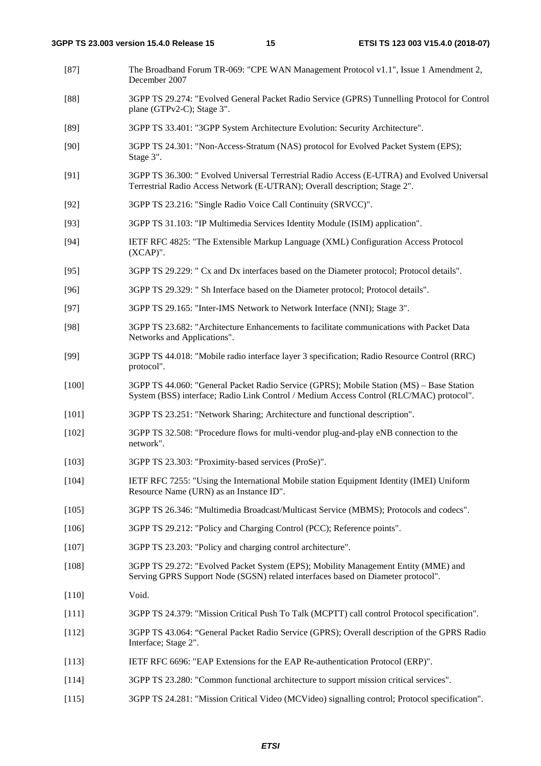[87] The Broadband Forum TR-069: "CPE WAN Management Protocol v1.1", Issue 1 Amendment 2, December 2007

[88] 3GPP TS 29.274: "Evolved General Packet Radio Service (GPRS) Tunnelling Protocol for Control plane (GTPv2-C); Stage 3".

[89] 3GPP TS 33.401: "3GPP System Architecture Evolution: Security Architecture".

[90] 3GPP TS 24.301: "Non-Access-Stratum (NAS) protocol for Evolved Packet System (EPS); Stage 3".

[91] 3GPP TS 36.300: " Evolved Universal Terrestrial Radio Access (E-UTRA) and Evolved Universal Terrestrial Radio Access Network (E-UTRAN); Overall description; Stage 2".

[92] 3GPP TS 23.216: "Single Radio Voice Call Continuity (SRVCC)".

[93] 3GPP TS 31.103: "IP Multimedia Services Identity Module (ISIM) application".

[94] IETF RFC 4825: "The Extensible Markup Language (XML) Configuration Access Protocol (XCAP)".

[95] 3GPP TS 29.229: " Cx and Dx interfaces based on the Diameter protocol; Protocol details".

[96] 3GPP TS 29.329: " Sh Interface based on the Diameter protocol; Protocol details".

[97] 3GPP TS 29.165: "Inter-IMS Network to Network Interface (NNI); Stage 3".

[98] 3GPP TS 23.682: "Architecture Enhancements to facilitate communications with Packet Data Networks and Applications".

[99] 3GPP TS 44.018: "Mobile radio interface layer 3 specification; Radio Resource Control (RRC) protocol".

[100] 3GPP TS 44.060: "General Packet Radio Service (GPRS); Mobile Station (MS) – Base Station System (BSS) interface; Radio Link Control / Medium Access Control (RLC/MAC) protocol".

[101] 3GPP TS 23.251: "Network Sharing; Architecture and functional description".

[102] 3GPP TS 32.508: "Procedure flows for multi-vendor plug-and-play eNB connection to the network".

[103] 3GPP TS 23.303: "Proximity-based services (ProSe)".

[104] IETF RFC 7255: "Using the International Mobile station Equipment Identity (IMEI) Uniform Resource Name (URN) as an Instance ID".

[105] 3GPP TS 26.346: "Multimedia Broadcast/Multicast Service (MBMS); Protocols and codecs".

[106] 3GPP TS 29.212: "Policy and Charging Control (PCC); Reference points".

[107] 3GPP TS 23.203: "Policy and charging control architecture".

[108] 3GPP TS 29.272: "Evolved Packet System (EPS); Mobility Management Entity (MME) and Serving GPRS Support Node (SGSN) related interfaces based on Diameter protocol".

[110] Void.

[111] 3GPP TS 24.379: "Mission Critical Push To Talk (MCPTT) call control Protocol specification".

[112] 3GPP TS 43.064: "General Packet Radio Service (GPRS); Overall description of the GPRS Radio Interface; Stage 2".

[113] IETF RFC 6696: "EAP Extensions for the EAP Re-authentication Protocol (ERP)".

[114] 3GPP TS 23.280: "Common functional architecture to support mission critical services".

[115] 3GPP TS 24.281: "Mission Critical Video (MCVideo) signalling control; Protocol specification".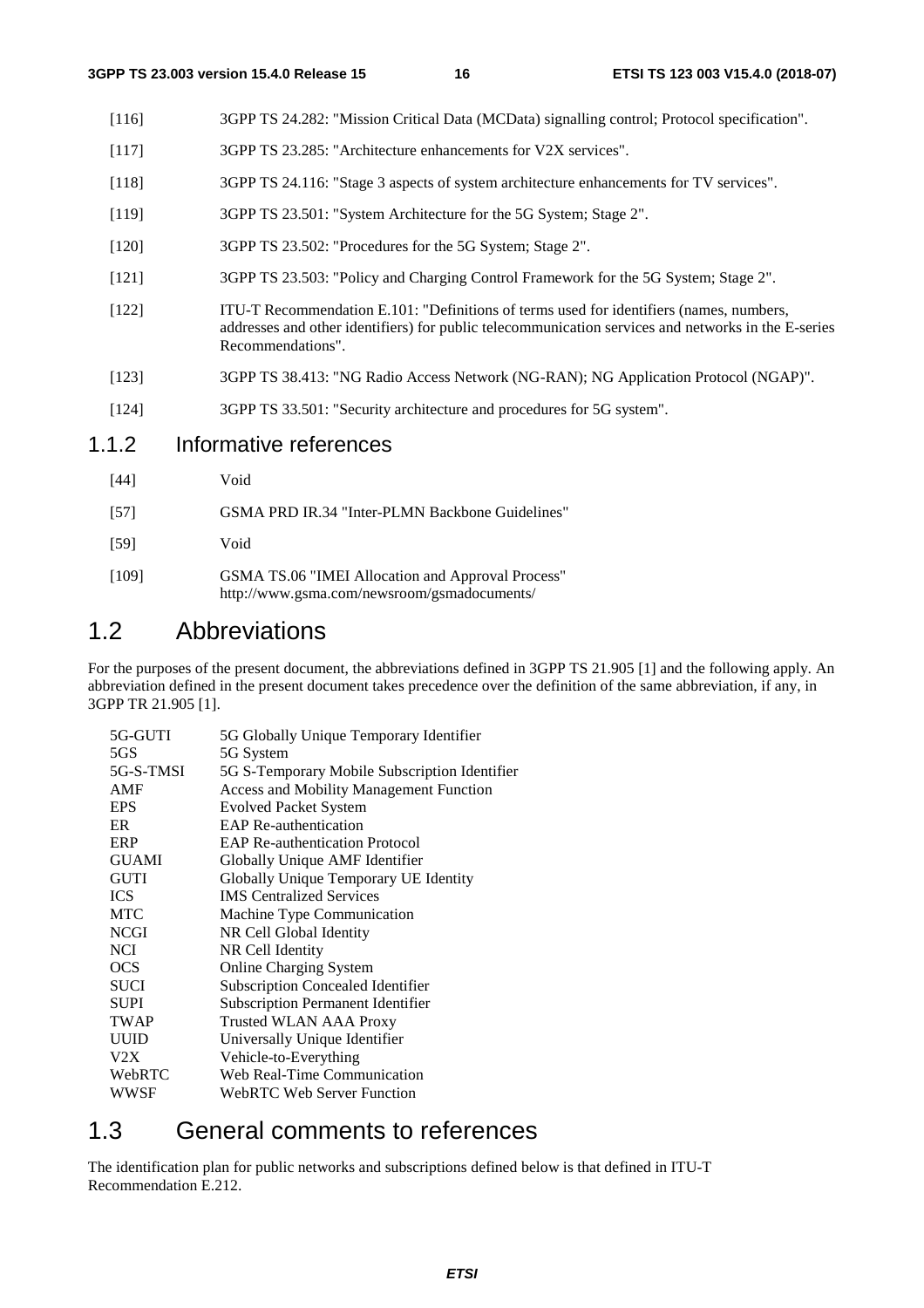[116] 3GPP TS 24.282: "Mission Critical Data (MCData) signalling control; Protocol specification".

[117] 3GPP TS 23.285: "Architecture enhancements for V2X services".

[118] 3GPP TS 24.116: "Stage 3 aspects of system architecture enhancements for TV services".

[119] 3GPP TS 23.501: "System Architecture for the 5G System; Stage 2".

[120] 3GPP TS 23.502: "Procedures for the 5G System; Stage 2".

[121] 3GPP TS 23.503: "Policy and Charging Control Framework for the 5G System; Stage 2".

[122] ITU-T Recommendation E.101: "Definitions of terms used for identifiers (names, numbers, addresses and other identifiers) for public telecommunication services and networks in the E-series Recommendations".

[123] 3GPP TS 38.413: "NG Radio Access Network (NG-RAN); NG Application Protocol (NGAP)".

[124] 3GPP TS 33.501: "Security architecture and procedures for 5G system".

### 1.1.2 Informative references

[44] Void

[57] GSMA PRD IR.34 "Inter-PLMN Backbone Guidelines"

[59] Void

[109] GSMA TS.06 "IMEI Allocation and Approval Process" http://www.gsma.com/newsroom/gsmadocuments/

## 1.2 Abbreviations

For the purposes of the present document, the abbreviations defined in 3GPP TS 21.905 [1] and the following apply. An abbreviation defined in the present document takes precedence over the definition of the same abbreviation, if any, in 3GPP TR 21.905 [1].

| | |
|---|---|
| 5G-GUTI | 5G Globally Unique Temporary Identifier |
| 5GS | 5G System |
| 5G-S-TMSI | 5G S-Temporary Mobile Subscription Identifier |
| AMF | Access and Mobility Management Function |
| EPS | Evolved Packet System |
| ER | EAP Re-authentication |
| ERP | EAP Re-authentication Protocol |
| GUAMI | Globally Unique AMF Identifier |
| GUTI | Globally Unique Temporary UE Identity |
| ICS | IMS Centralized Services |
| MTC | Machine Type Communication |
| NCGI | NR Cell Global Identity |
| NCI | NR Cell Identity |
| OCS | Online Charging System |
| SUCI | Subscription Concealed Identifier |
| SUPI | Subscription Permanent Identifier |
| TWAP | Trusted WLAN AAA Proxy |
| UUID | Universally Unique Identifier |
| V2X | Vehicle-to-Everything |
| WebRTC | Web Real-Time Communication |
| WWSF | WebRTC Web Server Function |

## 1.3 General comments to references

The identification plan for public networks and subscriptions defined below is that defined in ITU-T Recommendation E.212.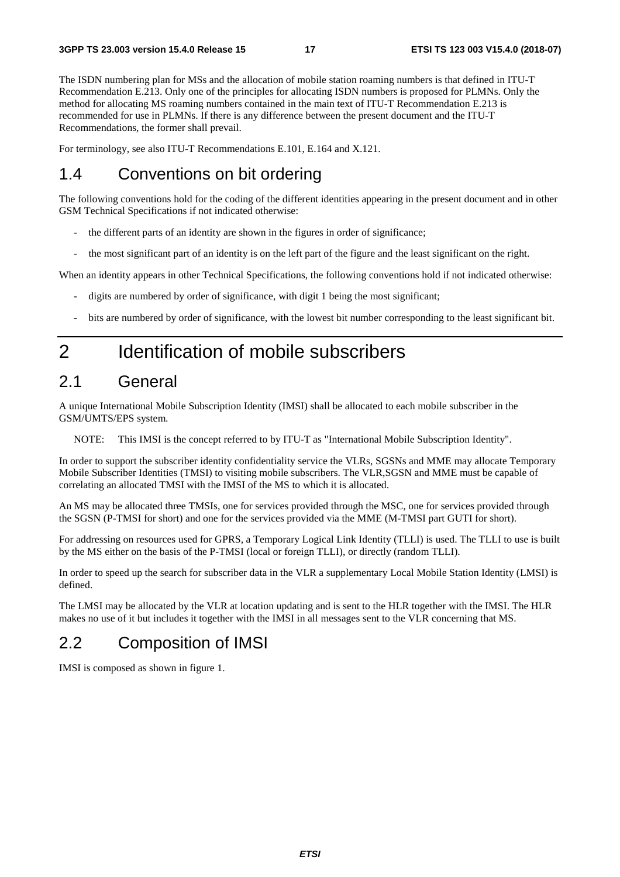The ISDN numbering plan for MSs and the allocation of mobile station roaming numbers is that defined in ITU-T Recommendation E.213. Only one of the principles for allocating ISDN numbers is proposed for PLMNs. Only the method for allocating MS roaming numbers contained in the main text of ITU-T Recommendation E.213 is recommended for use in PLMNs. If there is any difference between the present document and the ITU-T Recommendations, the former shall prevail.

For terminology, see also ITU-T Recommendations E.101, E.164 and X.121.

## 1.4 Conventions on bit ordering

The following conventions hold for the coding of the different identities appearing in the present document and in other GSM Technical Specifications if not indicated otherwise:

- the different parts of an identity are shown in the figures in order of significance;
- the most significant part of an identity is on the left part of the figure and the least significant on the right.

When an identity appears in other Technical Specifications, the following conventions hold if not indicated otherwise:

- digits are numbered by order of significance, with digit 1 being the most significant;
- bits are numbered by order of significance, with the lowest bit number corresponding to the least significant bit.

# 2 Identification of mobile subscribers

## 2.1 General

A unique International Mobile Subscription Identity (IMSI) shall be allocated to each mobile subscriber in the GSM/UMTS/EPS system.

NOTE: This IMSI is the concept referred to by ITU-T as "International Mobile Subscription Identity".

In order to support the subscriber identity confidentiality service the VLRs, SGSNs and MME may allocate Temporary Mobile Subscriber Identities (TMSI) to visiting mobile subscribers. The VLR,SGSN and MME must be capable of correlating an allocated TMSI with the IMSI of the MS to which it is allocated.

An MS may be allocated three TMSIs, one for services provided through the MSC, one for services provided through the SGSN (P-TMSI for short) and one for the services provided via the MME (M-TMSI part GUTI for short).

For addressing on resources used for GPRS, a Temporary Logical Link Identity (TLLI) is used. The TLLI to use is built by the MS either on the basis of the P-TMSI (local or foreign TLLI), or directly (random TLLI).

In order to speed up the search for subscriber data in the VLR a supplementary Local Mobile Station Identity (LMSI) is defined.

The LMSI may be allocated by the VLR at location updating and is sent to the HLR together with the IMSI. The HLR makes no use of it but includes it together with the IMSI in all messages sent to the VLR concerning that MS.

## 2.2 Composition of IMSI

IMSI is composed as shown in figure 1.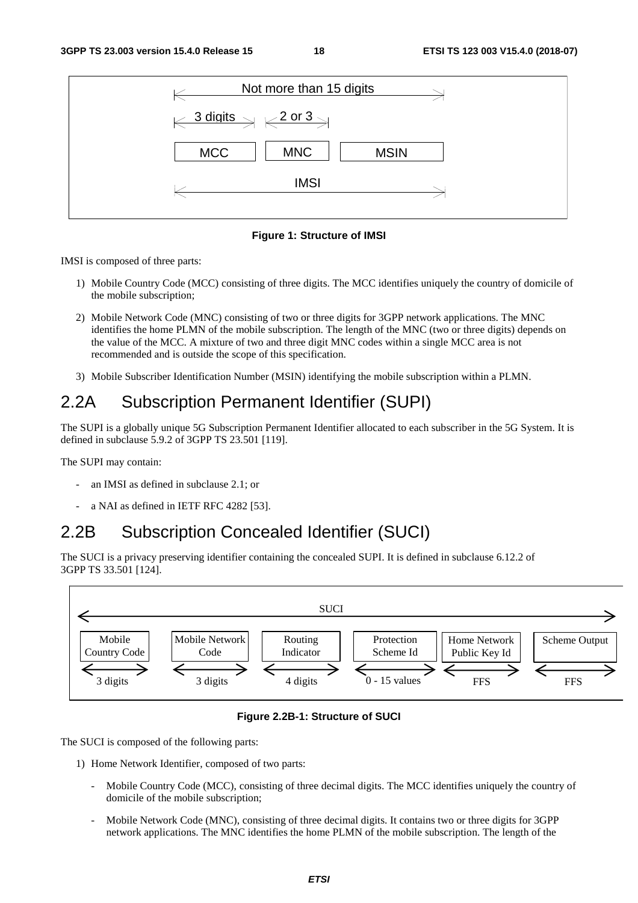Not more than 15 digits

| 3 digits | 2 or 3 | |
|---|---|---|
| MCC | MNC | MSIN |

IMSI

**Figure 1: Structure of IMSI**

IMSI is composed of three parts:

1) Mobile Country Code (MCC) consisting of three digits. The MCC identifies uniquely the country of domicile of the mobile subscription;

2) Mobile Network Code (MNC) consisting of two or three digits for 3GPP network applications. The MNC identifies the home PLMN of the mobile subscription. The length of the MNC (two or three digits) depends on the value of the MCC. A mixture of two and three digit MNC codes within a single MCC area is not recommended and is outside the scope of this specification.

3) Mobile Subscriber Identification Number (MSIN) identifying the mobile subscription within a PLMN.

# 2.2A Subscription Permanent Identifier (SUPI)

The SUPI is a globally unique 5G Subscription Permanent Identifier allocated to each subscriber in the 5G System. It is defined in subclause 5.9.2 of 3GPP TS 23.501 [119].

The SUPI may contain:

- an IMSI as defined in subclause 2.1; or
- a NAI as defined in IETF RFC 4282 [53].

# 2.2B Subscription Concealed Identifier (SUCI)

The SUCI is a privacy preserving identifier containing the concealed SUPI. It is defined in subclause 6.12.2 of 3GPP TS 33.501 [124].

SUCI

| Mobile Country Code | Mobile Network Code | Routing Indicator | Protection Scheme Id | Home Network Public Key Id | Scheme Output |
|---|---|---|---|---|---|
| 3 digits | 3 digits | 4 digits | 0 - 15 values | FFS | FFS |

**Figure 2.2B-1: Structure of SUCI**

The SUCI is composed of the following parts:

1) Home Network Identifier, composed of two parts:

   - Mobile Country Code (MCC), consisting of three decimal digits. The MCC identifies uniquely the country of domicile of the mobile subscription;
   - Mobile Network Code (MNC), consisting of three decimal digits. It contains two or three digits for 3GPP network applications. The MNC identifies the home PLMN of the mobile subscription. The length of the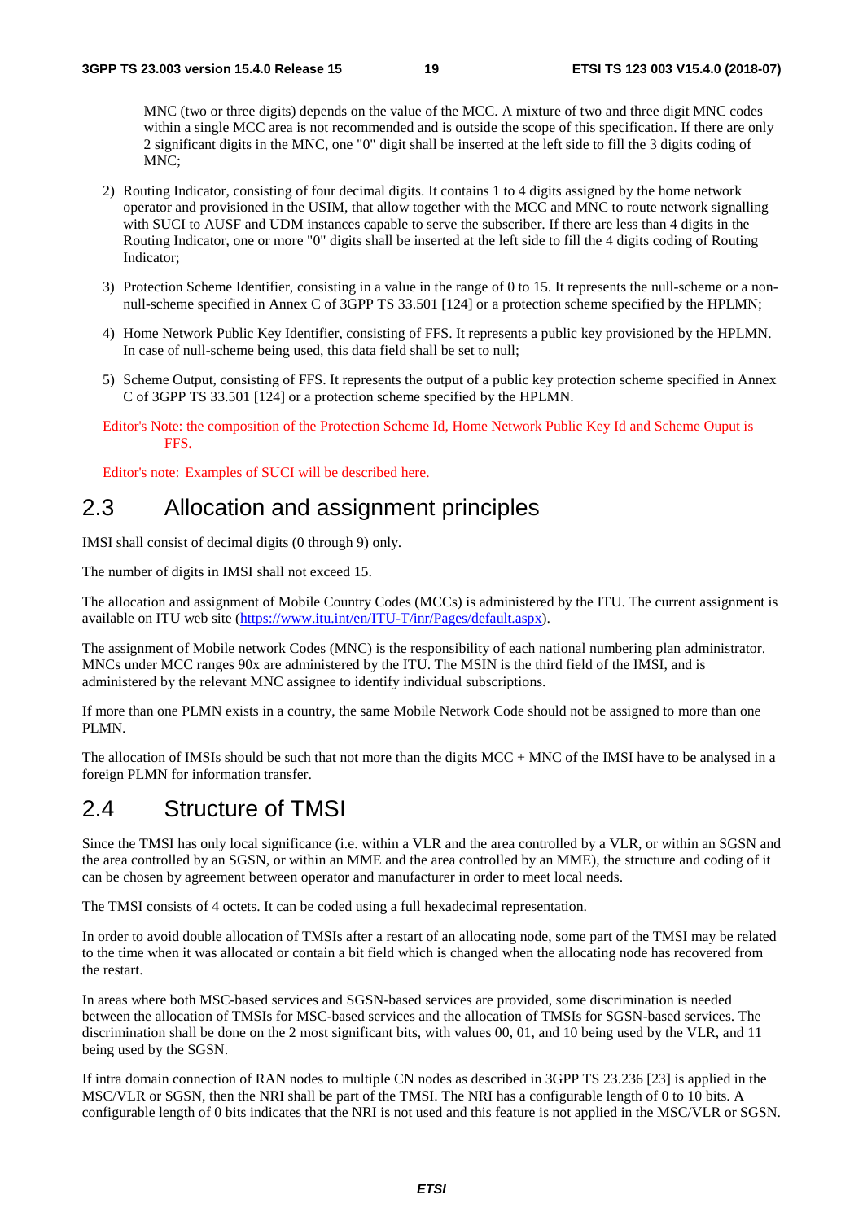MNC (two or three digits) depends on the value of the MCC. A mixture of two and three digit MNC codes within a single MCC area is not recommended and is outside the scope of this specification. If there are only 2 significant digits in the MNC, one "0" digit shall be inserted at the left side to fill the 3 digits coding of MNC;

2) Routing Indicator, consisting of four decimal digits. It contains 1 to 4 digits assigned by the home network operator and provisioned in the USIM, that allow together with the MCC and MNC to route network signalling with SUCI to AUSF and UDM instances capable to serve the subscriber. If there are less than 4 digits in the Routing Indicator, one or more "0" digits shall be inserted at the left side to fill the 4 digits coding of Routing Indicator;

3) Protection Scheme Identifier, consisting in a value in the range of 0 to 15. It represents the null-scheme or a non-null-scheme specified in Annex C of 3GPP TS 33.501 [124] or a protection scheme specified by the HPLMN;

4) Home Network Public Key Identifier, consisting of FFS. It represents a public key provisioned by the HPLMN. In case of null-scheme being used, this data field shall be set to null;

5) Scheme Output, consisting of FFS. It represents the output of a public key protection scheme specified in Annex C of 3GPP TS 33.501 [124] or a protection scheme specified by the HPLMN.

Editor's Note: the composition of the Protection Scheme Id, Home Network Public Key Id and Scheme Ouput is FFS.

Editor's note: Examples of SUCI will be described here.

## 2.3 Allocation and assignment principles

IMSI shall consist of decimal digits (0 through 9) only.

The number of digits in IMSI shall not exceed 15.

The allocation and assignment of Mobile Country Codes (MCCs) is administered by the ITU. The current assignment is available on ITU web site (https://www.itu.int/en/ITU-T/inr/Pages/default.aspx).

The assignment of Mobile network Codes (MNC) is the responsibility of each national numbering plan administrator. MNCs under MCC ranges 90x are administered by the ITU. The MSIN is the third field of the IMSI, and is administered by the relevant MNC assignee to identify individual subscriptions.

If more than one PLMN exists in a country, the same Mobile Network Code should not be assigned to more than one PLMN.

The allocation of IMSIs should be such that not more than the digits MCC + MNC of the IMSI have to be analysed in a foreign PLMN for information transfer.

## 2.4 Structure of TMSI

Since the TMSI has only local significance (i.e. within a VLR and the area controlled by a VLR, or within an SGSN and the area controlled by an SGSN, or within an MME and the area controlled by an MME), the structure and coding of it can be chosen by agreement between operator and manufacturer in order to meet local needs.

The TMSI consists of 4 octets. It can be coded using a full hexadecimal representation.

In order to avoid double allocation of TMSIs after a restart of an allocating node, some part of the TMSI may be related to the time when it was allocated or contain a bit field which is changed when the allocating node has recovered from the restart.

In areas where both MSC-based services and SGSN-based services are provided, some discrimination is needed between the allocation of TMSIs for MSC-based services and the allocation of TMSIs for SGSN-based services. The discrimination shall be done on the 2 most significant bits, with values 00, 01, and 10 being used by the VLR, and 11 being used by the SGSN.

If intra domain connection of RAN nodes to multiple CN nodes as described in 3GPP TS 23.236 [23] is applied in the MSC/VLR or SGSN, then the NRI shall be part of the TMSI. The NRI has a configurable length of 0 to 10 bits. A configurable length of 0 bits indicates that the NRI is not used and this feature is not applied in the MSC/VLR or SGSN.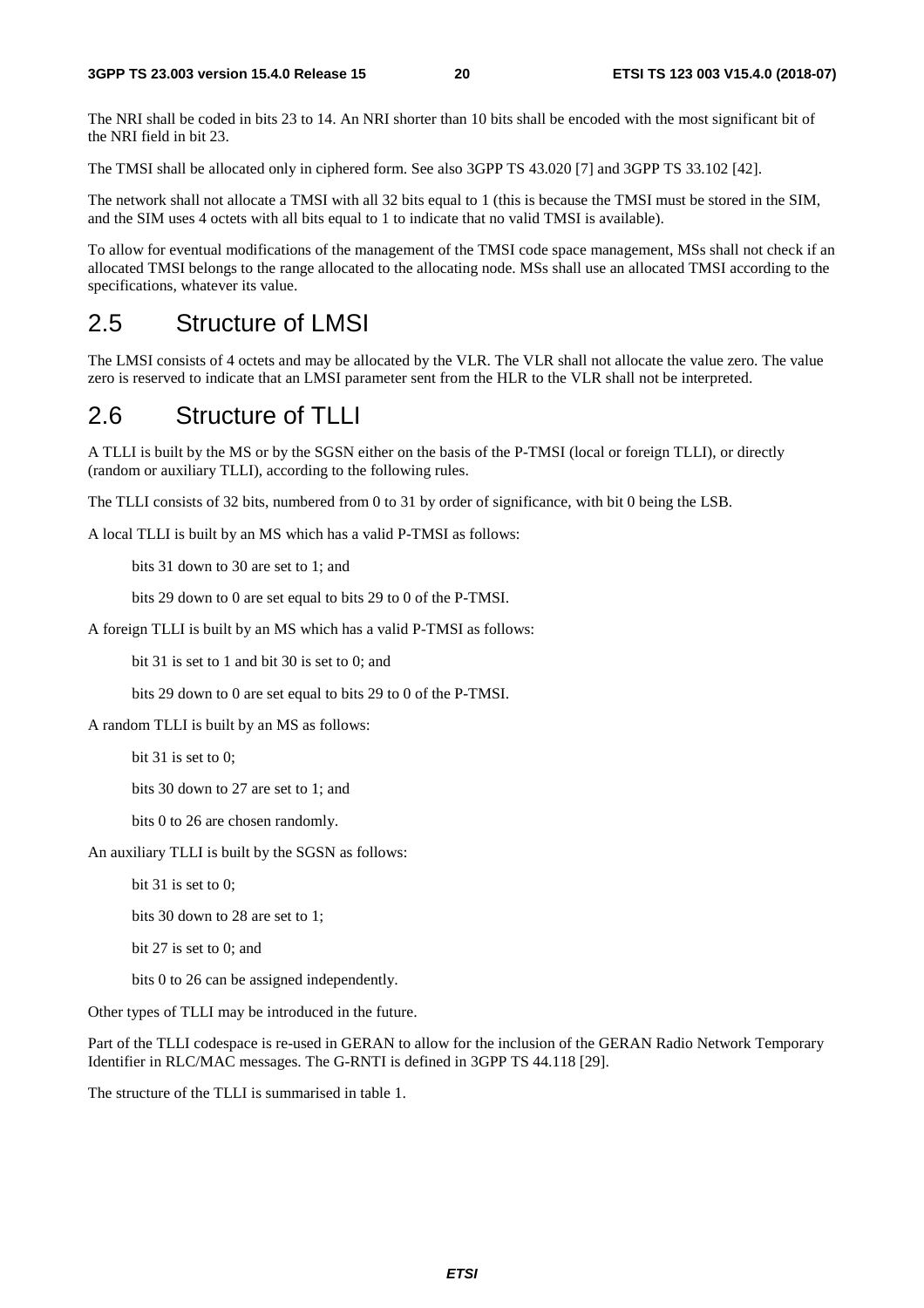The NRI shall be coded in bits 23 to 14. An NRI shorter than 10 bits shall be encoded with the most significant bit of the NRI field in bit 23.

The TMSI shall be allocated only in ciphered form. See also 3GPP TS 43.020 [7] and 3GPP TS 33.102 [42].

The network shall not allocate a TMSI with all 32 bits equal to 1 (this is because the TMSI must be stored in the SIM, and the SIM uses 4 octets with all bits equal to 1 to indicate that no valid TMSI is available).

To allow for eventual modifications of the management of the TMSI code space management, MSs shall not check if an allocated TMSI belongs to the range allocated to the allocating node. MSs shall use an allocated TMSI according to the specifications, whatever its value.

## 2.5 Structure of LMSI

The LMSI consists of 4 octets and may be allocated by the VLR. The VLR shall not allocate the value zero. The value zero is reserved to indicate that an LMSI parameter sent from the HLR to the VLR shall not be interpreted.

## 2.6 Structure of TLLI

A TLLI is built by the MS or by the SGSN either on the basis of the P-TMSI (local or foreign TLLI), or directly (random or auxiliary TLLI), according to the following rules.

The TLLI consists of 32 bits, numbered from 0 to 31 by order of significance, with bit 0 being the LSB.

A local TLLI is built by an MS which has a valid P-TMSI as follows:

bits 31 down to 30 are set to 1; and

bits 29 down to 0 are set equal to bits 29 to 0 of the P-TMSI.

A foreign TLLI is built by an MS which has a valid P-TMSI as follows:

bit 31 is set to 1 and bit 30 is set to 0; and

bits 29 down to 0 are set equal to bits 29 to 0 of the P-TMSI.

A random TLLI is built by an MS as follows:

bit 31 is set to 0;

bits 30 down to 27 are set to 1; and

bits 0 to 26 are chosen randomly.

An auxiliary TLLI is built by the SGSN as follows:

bit 31 is set to 0;

bits 30 down to 28 are set to 1;

bit 27 is set to 0; and

bits 0 to 26 can be assigned independently.

Other types of TLLI may be introduced in the future.

Part of the TLLI codespace is re-used in GERAN to allow for the inclusion of the GERAN Radio Network Temporary Identifier in RLC/MAC messages. The G-RNTI is defined in 3GPP TS 44.118 [29].

The structure of the TLLI is summarised in table 1.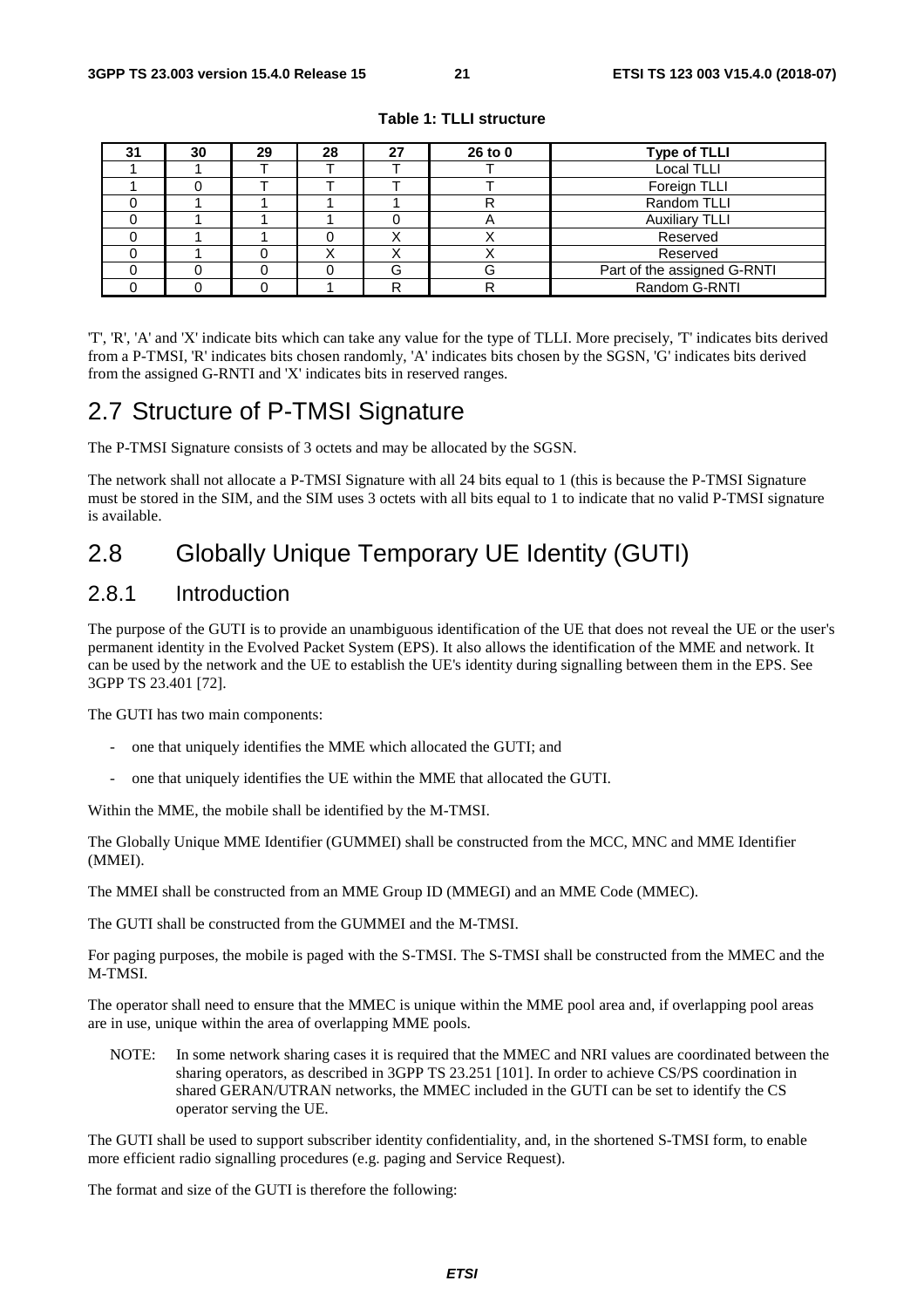**Table 1: TLLI structure**

| 31 | 30 | 29 | 28 | 27 | 26 to 0 | Type of TLLI |
|---|---|---|---|---|---|---|
| 1 | 1 | T | T | T | T | Local TLLI |
| 1 | 0 | T | T | T | T | Foreign TLLI |
| 0 | 1 | 1 | 1 | 1 | R | Random TLLI |
| 0 | 1 | 1 | 1 | 0 | A | Auxiliary TLLI |
| 0 | 1 | 1 | 0 | X | X | Reserved |
| 0 | 1 | 0 | X | X | X | Reserved |
| 0 | 0 | 0 | 0 | G | G | Part of the assigned G-RNTI |
| 0 | 0 | 0 | 1 | R | R | Random G-RNTI |

'T', 'R', 'A' and 'X' indicate bits which can take any value for the type of TLLI. More precisely, 'T' indicates bits derived from a P-TMSI, 'R' indicates bits chosen randomly, 'A' indicates bits chosen by the SGSN, 'G' indicates bits derived from the assigned G-RNTI and 'X' indicates bits in reserved ranges.

## 2.7 Structure of P-TMSI Signature

The P-TMSI Signature consists of 3 octets and may be allocated by the SGSN.

The network shall not allocate a P-TMSI Signature with all 24 bits equal to 1 (this is because the P-TMSI Signature must be stored in the SIM, and the SIM uses 3 octets with all bits equal to 1 to indicate that no valid P-TMSI signature is available.

## 2.8 Globally Unique Temporary UE Identity (GUTI)

### 2.8.1 Introduction

The purpose of the GUTI is to provide an unambiguous identification of the UE that does not reveal the UE or the user's permanent identity in the Evolved Packet System (EPS). It also allows the identification of the MME and network. It can be used by the network and the UE to establish the UE's identity during signalling between them in the EPS. See 3GPP TS 23.401 [72].

The GUTI has two main components:

- one that uniquely identifies the MME which allocated the GUTI; and
- one that uniquely identifies the UE within the MME that allocated the GUTI.

Within the MME, the mobile shall be identified by the M-TMSI.

The Globally Unique MME Identifier (GUMMEI) shall be constructed from the MCC, MNC and MME Identifier (MMEI).

The MMEI shall be constructed from an MME Group ID (MMEGI) and an MME Code (MMEC).

The GUTI shall be constructed from the GUMMEI and the M-TMSI.

For paging purposes, the mobile is paged with the S-TMSI. The S-TMSI shall be constructed from the MMEC and the M-TMSI.

The operator shall need to ensure that the MMEC is unique within the MME pool area and, if overlapping pool areas are in use, unique within the area of overlapping MME pools.

NOTE: In some network sharing cases it is required that the MMEC and NRI values are coordinated between the sharing operators, as described in 3GPP TS 23.251 [101]. In order to achieve CS/PS coordination in shared GERAN/UTRAN networks, the MMEC included in the GUTI can be set to identify the CS operator serving the UE.

The GUTI shall be used to support subscriber identity confidentiality, and, in the shortened S-TMSI form, to enable more efficient radio signalling procedures (e.g. paging and Service Request).

The format and size of the GUTI is therefore the following: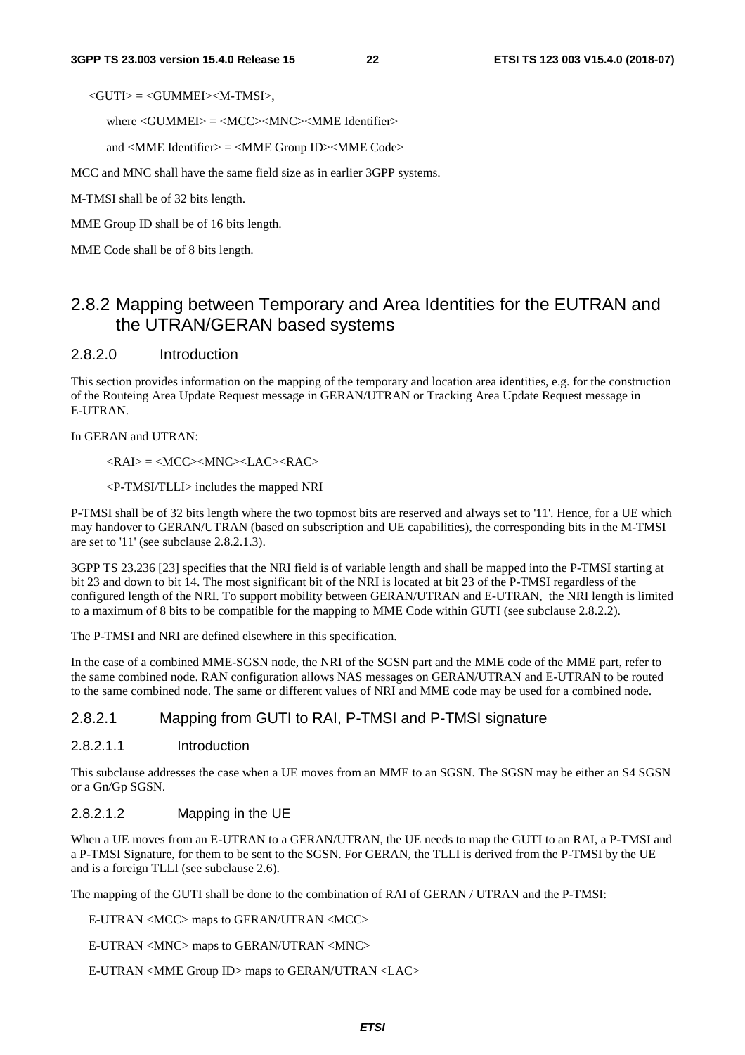<GUTI> = <GUMMEI><M-TMSI>,

where <GUMMEI> = <MCC><MNC><MME Identifier>

and <MME Identifier> = <MME Group ID><MME Code>

MCC and MNC shall have the same field size as in earlier 3GPP systems.

M-TMSI shall be of 32 bits length.

MME Group ID shall be of 16 bits length.

MME Code shall be of 8 bits length.

## 2.8.2 Mapping between Temporary and Area Identities for the EUTRAN and the UTRAN/GERAN based systems

### 2.8.2.0 Introduction

This section provides information on the mapping of the temporary and location area identities, e.g. for the construction of the Routeing Area Update Request message in GERAN/UTRAN or Tracking Area Update Request message in E-UTRAN.

In GERAN and UTRAN:

<RAI> = <MCC><MNC><LAC><RAC>

<P-TMSI/TLLI> includes the mapped NRI

P-TMSI shall be of 32 bits length where the two topmost bits are reserved and always set to '11'. Hence, for a UE which may handover to GERAN/UTRAN (based on subscription and UE capabilities), the corresponding bits in the M-TMSI are set to '11' (see subclause 2.8.2.1.3).

3GPP TS 23.236 [23] specifies that the NRI field is of variable length and shall be mapped into the P-TMSI starting at bit 23 and down to bit 14. The most significant bit of the NRI is located at bit 23 of the P-TMSI regardless of the configured length of the NRI. To support mobility between GERAN/UTRAN and E-UTRAN, the NRI length is limited to a maximum of 8 bits to be compatible for the mapping to MME Code within GUTI (see subclause 2.8.2.2).

The P-TMSI and NRI are defined elsewhere in this specification.

In the case of a combined MME-SGSN node, the NRI of the SGSN part and the MME code of the MME part, refer to the same combined node. RAN configuration allows NAS messages on GERAN/UTRAN and E-UTRAN to be routed to the same combined node. The same or different values of NRI and MME code may be used for a combined node.

### 2.8.2.1 Mapping from GUTI to RAI, P-TMSI and P-TMSI signature

#### 2.8.2.1.1 Introduction

This subclause addresses the case when a UE moves from an MME to an SGSN. The SGSN may be either an S4 SGSN or a Gn/Gp SGSN.

#### 2.8.2.1.2 Mapping in the UE

When a UE moves from an E-UTRAN to a GERAN/UTRAN, the UE needs to map the GUTI to an RAI, a P-TMSI and a P-TMSI Signature, for them to be sent to the SGSN. For GERAN, the TLLI is derived from the P-TMSI by the UE and is a foreign TLLI (see subclause 2.6).

The mapping of the GUTI shall be done to the combination of RAI of GERAN / UTRAN and the P-TMSI:

E-UTRAN <MCC> maps to GERAN/UTRAN <MCC>

E-UTRAN <MNC> maps to GERAN/UTRAN <MNC>

E-UTRAN <MME Group ID> maps to GERAN/UTRAN <LAC>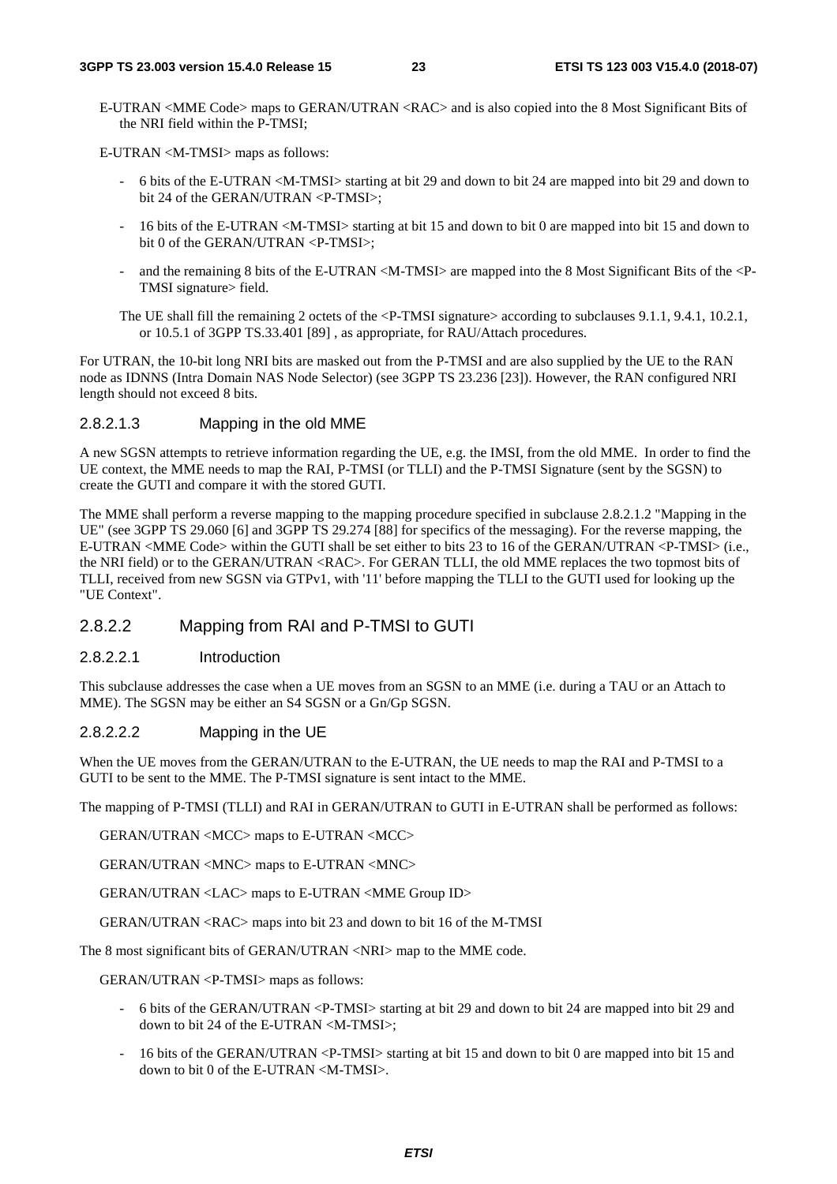E-UTRAN <MME Code> maps to GERAN/UTRAN <RAC> and is also copied into the 8 Most Significant Bits of the NRI field within the P-TMSI;

E-UTRAN <M-TMSI> maps as follows:

- 6 bits of the E-UTRAN <M-TMSI> starting at bit 29 and down to bit 24 are mapped into bit 29 and down to bit 24 of the GERAN/UTRAN <P-TMSI>;
- 16 bits of the E-UTRAN <M-TMSI> starting at bit 15 and down to bit 0 are mapped into bit 15 and down to bit 0 of the GERAN/UTRAN <P-TMSI>;
- and the remaining 8 bits of the E-UTRAN <M-TMSI> are mapped into the 8 Most Significant Bits of the <P-TMSI signature> field.

The UE shall fill the remaining 2 octets of the <P-TMSI signature> according to subclauses 9.1.1, 9.4.1, 10.2.1, or 10.5.1 of 3GPP TS.33.401 [89] , as appropriate, for RAU/Attach procedures.

For UTRAN, the 10-bit long NRI bits are masked out from the P-TMSI and are also supplied by the UE to the RAN node as IDNNS (Intra Domain NAS Node Selector) (see 3GPP TS 23.236 [23]). However, the RAN configured NRI length should not exceed 8 bits.

#### 2.8.2.1.3 Mapping in the old MME

A new SGSN attempts to retrieve information regarding the UE, e.g. the IMSI, from the old MME. In order to find the UE context, the MME needs to map the RAI, P-TMSI (or TLLI) and the P-TMSI Signature (sent by the SGSN) to create the GUTI and compare it with the stored GUTI.

The MME shall perform a reverse mapping to the mapping procedure specified in subclause 2.8.2.1.2 "Mapping in the UE" (see 3GPP TS 29.060 [6] and 3GPP TS 29.274 [88] for specifics of the messaging). For the reverse mapping, the E-UTRAN <MME Code> within the GUTI shall be set either to bits 23 to 16 of the GERAN/UTRAN <P-TMSI> (i.e., the NRI field) or to the GERAN/UTRAN <RAC>. For GERAN TLLI, the old MME replaces the two topmost bits of TLLI, received from new SGSN via GTPv1, with '11' before mapping the TLLI to the GUTI used for looking up the "UE Context".

### 2.8.2.2 Mapping from RAI and P-TMSI to GUTI

#### 2.8.2.2.1 Introduction

This subclause addresses the case when a UE moves from an SGSN to an MME (i.e. during a TAU or an Attach to MME). The SGSN may be either an S4 SGSN or a Gn/Gp SGSN.

#### 2.8.2.2.2 Mapping in the UE

When the UE moves from the GERAN/UTRAN to the E-UTRAN, the UE needs to map the RAI and P-TMSI to a GUTI to be sent to the MME. The P-TMSI signature is sent intact to the MME.

The mapping of P-TMSI (TLLI) and RAI in GERAN/UTRAN to GUTI in E-UTRAN shall be performed as follows:

GERAN/UTRAN <MCC> maps to E-UTRAN <MCC>

GERAN/UTRAN <MNC> maps to E-UTRAN <MNC>

GERAN/UTRAN <LAC> maps to E-UTRAN <MME Group ID>

GERAN/UTRAN <RAC> maps into bit 23 and down to bit 16 of the M-TMSI

The 8 most significant bits of GERAN/UTRAN <NRI> map to the MME code.

GERAN/UTRAN <P-TMSI> maps as follows:

- 6 bits of the GERAN/UTRAN <P-TMSI> starting at bit 29 and down to bit 24 are mapped into bit 29 and down to bit 24 of the E-UTRAN <M-TMSI>;
- 16 bits of the GERAN/UTRAN <P-TMSI> starting at bit 15 and down to bit 0 are mapped into bit 15 and down to bit 0 of the E-UTRAN <M-TMSI>.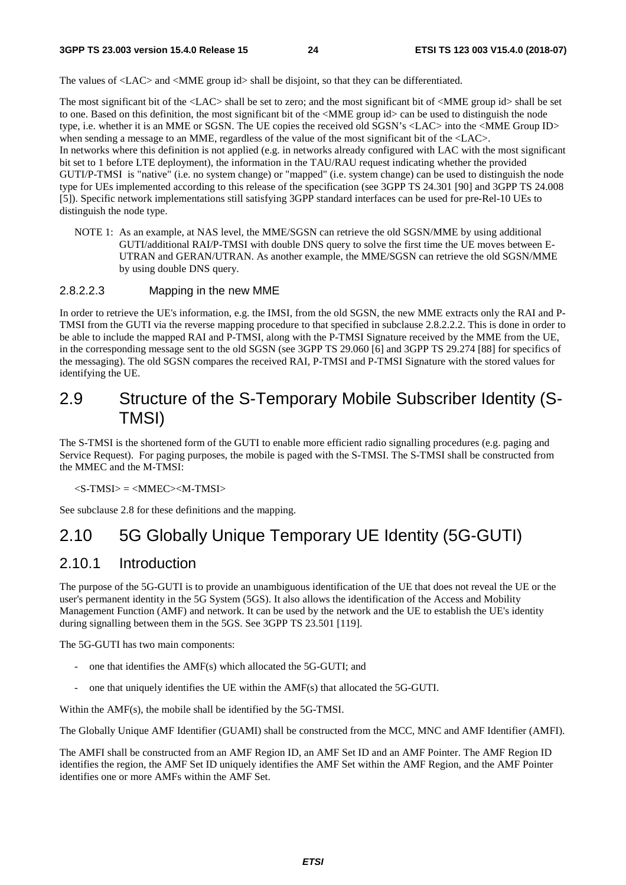The values of <LAC> and <MME group id> shall be disjoint, so that they can be differentiated.

The most significant bit of the <LAC> shall be set to zero; and the most significant bit of <MME group id> shall be set to one. Based on this definition, the most significant bit of the <MME group id> can be used to distinguish the node type, i.e. whether it is an MME or SGSN. The UE copies the received old SGSN's <LAC> into the <MME Group ID> when sending a message to an MME, regardless of the value of the most significant bit of the <LAC>.
In networks where this definition is not applied (e.g. in networks already configured with LAC with the most significant bit set to 1 before LTE deployment), the information in the TAU/RAU request indicating whether the provided GUTI/P-TMSI is "native" (i.e. no system change) or "mapped" (i.e. system change) can be used to distinguish the node type for UEs implemented according to this release of the specification (see 3GPP TS 24.301 [90] and 3GPP TS 24.008 [5]). Specific network implementations still satisfying 3GPP standard interfaces can be used for pre-Rel-10 UEs to distinguish the node type.

NOTE 1: As an example, at NAS level, the MME/SGSN can retrieve the old SGSN/MME by using additional GUTI/additional RAI/P-TMSI with double DNS query to solve the first time the UE moves between E-UTRAN and GERAN/UTRAN. As another example, the MME/SGSN can retrieve the old SGSN/MME by using double DNS query.

#### 2.8.2.2.3 Mapping in the new MME

In order to retrieve the UE's information, e.g. the IMSI, from the old SGSN, the new MME extracts only the RAI and P-TMSI from the GUTI via the reverse mapping procedure to that specified in subclause 2.8.2.2.2. This is done in order to be able to include the mapped RAI and P-TMSI, along with the P-TMSI Signature received by the MME from the UE, in the corresponding message sent to the old SGSN (see 3GPP TS 29.060 [6] and 3GPP TS 29.274 [88] for specifics of the messaging). The old SGSN compares the received RAI, P-TMSI and P-TMSI Signature with the stored values for identifying the UE.

## 2.9 Structure of the S-Temporary Mobile Subscriber Identity (S-TMSI)

The S-TMSI is the shortened form of the GUTI to enable more efficient radio signalling procedures (e.g. paging and Service Request). For paging purposes, the mobile is paged with the S-TMSI. The S-TMSI shall be constructed from the MMEC and the M-TMSI:

<S-TMSI> = <MMEC><M-TMSI>

See subclause 2.8 for these definitions and the mapping.

## 2.10 5G Globally Unique Temporary UE Identity (5G-GUTI)

### 2.10.1 Introduction

The purpose of the 5G-GUTI is to provide an unambiguous identification of the UE that does not reveal the UE or the user's permanent identity in the 5G System (5GS). It also allows the identification of the Access and Mobility Management Function (AMF) and network. It can be used by the network and the UE to establish the UE's identity during signalling between them in the 5GS. See 3GPP TS 23.501 [119].

The 5G-GUTI has two main components:

- one that identifies the AMF(s) which allocated the 5G-GUTI; and
- one that uniquely identifies the UE within the AMF(s) that allocated the 5G-GUTI.

Within the AMF(s), the mobile shall be identified by the 5G-TMSI.

The Globally Unique AMF Identifier (GUAMI) shall be constructed from the MCC, MNC and AMF Identifier (AMFI).

The AMFI shall be constructed from an AMF Region ID, an AMF Set ID and an AMF Pointer. The AMF Region ID identifies the region, the AMF Set ID uniquely identifies the AMF Set within the AMF Region, and the AMF Pointer identifies one or more AMFs within the AMF Set.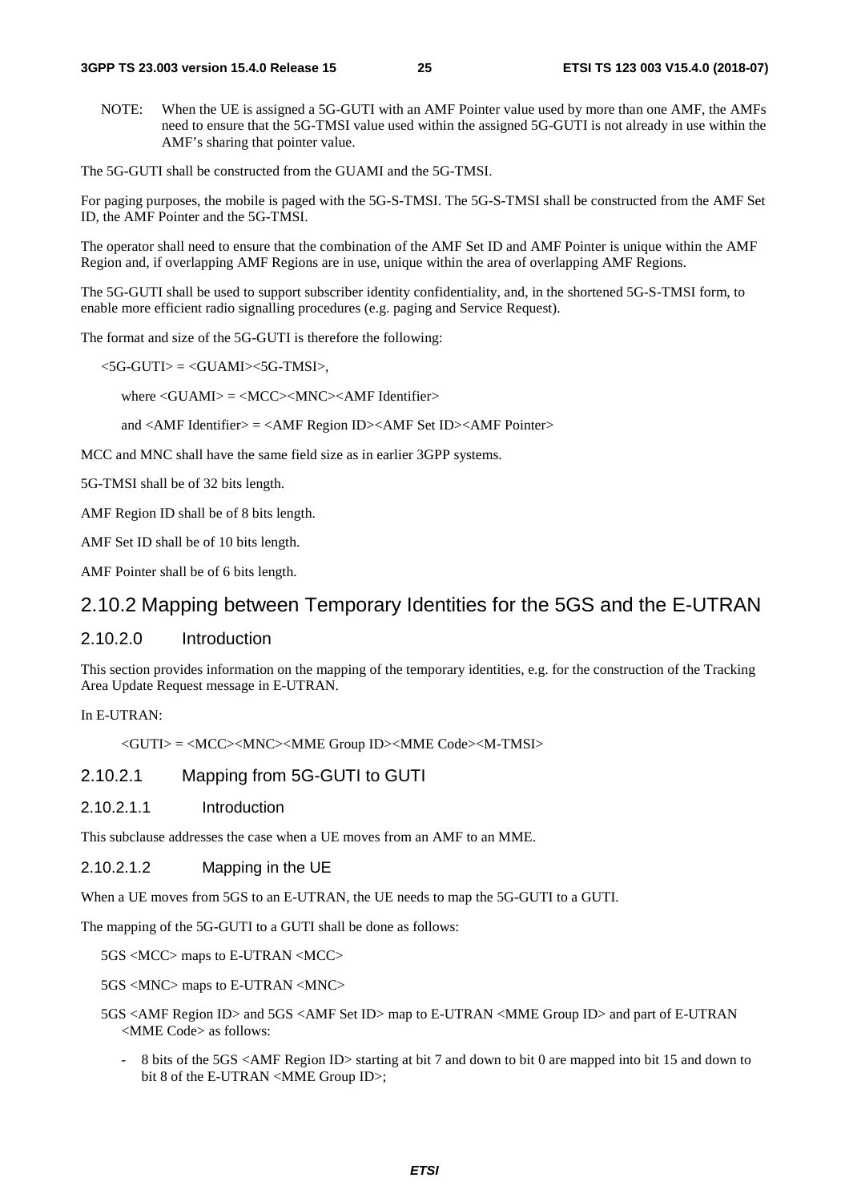NOTE: When the UE is assigned a 5G-GUTI with an AMF Pointer value used by more than one AMF, the AMFs need to ensure that the 5G-TMSI value used within the assigned 5G-GUTI is not already in use within the AMF's sharing that pointer value.

The 5G-GUTI shall be constructed from the GUAMI and the 5G-TMSI.

For paging purposes, the mobile is paged with the 5G-S-TMSI. The 5G-S-TMSI shall be constructed from the AMF Set ID, the AMF Pointer and the 5G-TMSI.

The operator shall need to ensure that the combination of the AMF Set ID and AMF Pointer is unique within the AMF Region and, if overlapping AMF Regions are in use, unique within the area of overlapping AMF Regions.

The 5G-GUTI shall be used to support subscriber identity confidentiality, and, in the shortened 5G-S-TMSI form, to enable more efficient radio signalling procedures (e.g. paging and Service Request).

The format and size of the 5G-GUTI is therefore the following:

<5G-GUTI> = <GUAMI><5G-TMSI>,

where <GUAMI> = <MCC><MNC><AMF Identifier>

and <AMF Identifier> = <AMF Region ID><AMF Set ID><AMF Pointer>

MCC and MNC shall have the same field size as in earlier 3GPP systems.

5G-TMSI shall be of 32 bits length.

AMF Region ID shall be of 8 bits length.

AMF Set ID shall be of 10 bits length.

AMF Pointer shall be of 6 bits length.

## 2.10.2 Mapping between Temporary Identities for the 5GS and the E-UTRAN

### 2.10.2.0 Introduction

This section provides information on the mapping of the temporary identities, e.g. for the construction of the Tracking Area Update Request message in E-UTRAN.

In E-UTRAN:

<GUTI> = <MCC><MNC><MME Group ID><MME Code><M-TMSI>

### 2.10.2.1 Mapping from 5G-GUTI to GUTI

#### 2.10.2.1.1 Introduction

This subclause addresses the case when a UE moves from an AMF to an MME.

#### 2.10.2.1.2 Mapping in the UE

When a UE moves from 5GS to an E-UTRAN, the UE needs to map the 5G-GUTI to a GUTI.

The mapping of the 5G-GUTI to a GUTI shall be done as follows:

5GS <MCC> maps to E-UTRAN <MCC>

5GS <MNC> maps to E-UTRAN <MNC>

5GS <AMF Region ID> and 5GS <AMF Set ID> map to E-UTRAN <MME Group ID> and part of E-UTRAN <MME Code> as follows:

- 8 bits of the 5GS <AMF Region ID> starting at bit 7 and down to bit 0 are mapped into bit 15 and down to bit 8 of the E-UTRAN <MME Group ID>;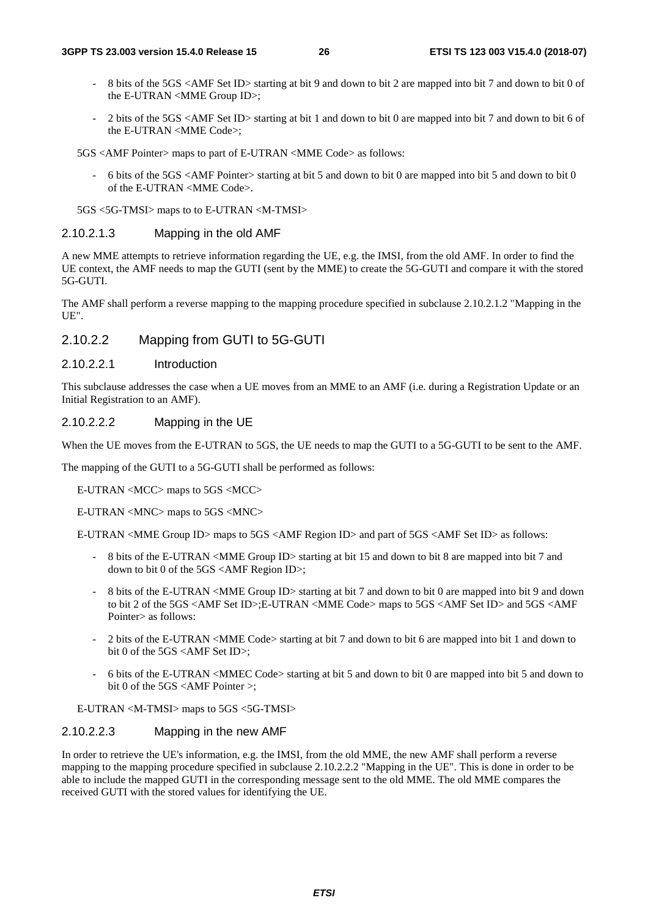- 8 bits of the 5GS <AMF Set ID> starting at bit 9 and down to bit 2 are mapped into bit 7 and down to bit 0 of the E-UTRAN <MME Group ID>;
- 2 bits of the 5GS <AMF Set ID> starting at bit 1 and down to bit 0 are mapped into bit 7 and down to bit 6 of the E-UTRAN <MME Code>;

5GS <AMF Pointer> maps to part of E-UTRAN <MME Code> as follows:

- 6 bits of the 5GS <AMF Pointer> starting at bit 5 and down to bit 0 are mapped into bit 5 and down to bit 0 of the E-UTRAN <MME Code>.

5GS <5G-TMSI> maps to to E-UTRAN <M-TMSI>

#### 2.10.2.1.3 Mapping in the old AMF

A new MME attempts to retrieve information regarding the UE, e.g. the IMSI, from the old AMF. In order to find the UE context, the AMF needs to map the GUTI (sent by the MME) to create the 5G-GUTI and compare it with the stored 5G-GUTI.

The AMF shall perform a reverse mapping to the mapping procedure specified in subclause 2.10.2.1.2 "Mapping in the UE".

### 2.10.2.2 Mapping from GUTI to 5G-GUTI

#### 2.10.2.2.1 Introduction

This subclause addresses the case when a UE moves from an MME to an AMF (i.e. during a Registration Update or an Initial Registration to an AMF).

#### 2.10.2.2.2 Mapping in the UE

When the UE moves from the E-UTRAN to 5GS, the UE needs to map the GUTI to a 5G-GUTI to be sent to the AMF.

The mapping of the GUTI to a 5G-GUTI shall be performed as follows:

E-UTRAN <MCC> maps to 5GS <MCC>

E-UTRAN <MNC> maps to 5GS <MNC>

E-UTRAN <MME Group ID> maps to 5GS <AMF Region ID> and part of 5GS <AMF Set ID> as follows:

- 8 bits of the E-UTRAN <MME Group ID> starting at bit 15 and down to bit 8 are mapped into bit 7 and down to bit 0 of the 5GS <AMF Region ID>;
- 8 bits of the E-UTRAN <MME Group ID> starting at bit 7 and down to bit 0 are mapped into bit 9 and down to bit 2 of the 5GS <AMF Set ID>;E-UTRAN <MME Code> maps to 5GS <AMF Set ID> and 5GS <AMF Pointer> as follows:
- 2 bits of the E-UTRAN <MME Code> starting at bit 7 and down to bit 6 are mapped into bit 1 and down to bit 0 of the 5GS <AMF Set ID>;
- 6 bits of the E-UTRAN <MMEC Code> starting at bit 5 and down to bit 0 are mapped into bit 5 and down to bit 0 of the 5GS <AMF Pointer >;

E-UTRAN <M-TMSI> maps to 5GS <5G-TMSI>

#### 2.10.2.2.3 Mapping in the new AMF

In order to retrieve the UE's information, e.g. the IMSI, from the old MME, the new AMF shall perform a reverse mapping to the mapping procedure specified in subclause 2.10.2.2.2 "Mapping in the UE". This is done in order to be able to include the mapped GUTI in the corresponding message sent to the old MME. The old MME compares the received GUTI with the stored values for identifying the UE.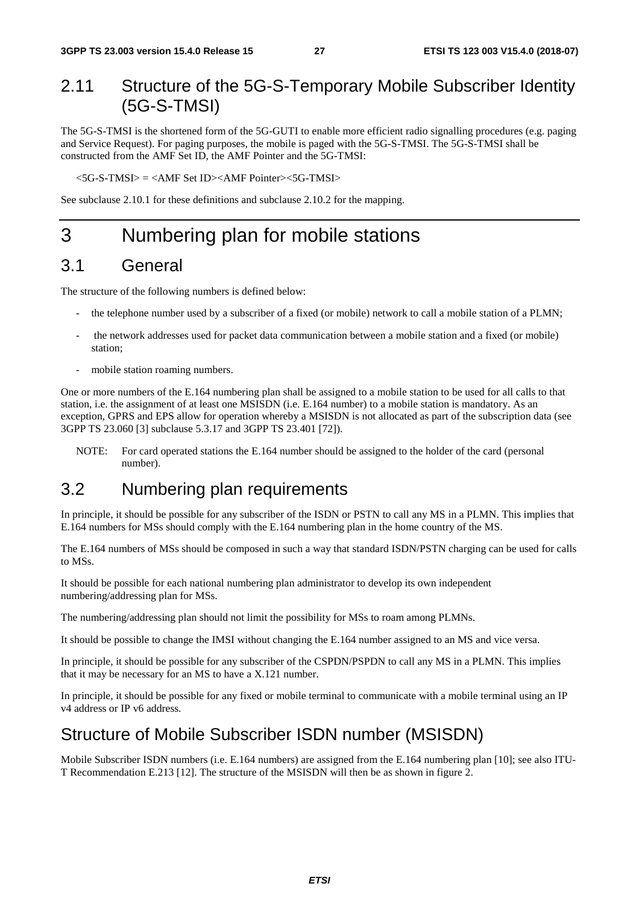## 2.11 Structure of the 5G-S-Temporary Mobile Subscriber Identity (5G-S-TMSI)

The 5G-S-TMSI is the shortened form of the 5G-GUTI to enable more efficient radio signalling procedures (e.g. paging and Service Request). For paging purposes, the mobile is paged with the 5G-S-TMSI. The 5G-S-TMSI shall be constructed from the AMF Set ID, the AMF Pointer and the 5G-TMSI:

<5G-S-TMSI> = <AMF Set ID><AMF Pointer><5G-TMSI>

See subclause 2.10.1 for these definitions and subclause 2.10.2 for the mapping.

# 3 Numbering plan for mobile stations

## 3.1 General

The structure of the following numbers is defined below:

- the telephone number used by a subscriber of a fixed (or mobile) network to call a mobile station of a PLMN;
- the network addresses used for packet data communication between a mobile station and a fixed (or mobile) station;
- mobile station roaming numbers.

One or more numbers of the E.164 numbering plan shall be assigned to a mobile station to be used for all calls to that station, i.e. the assignment of at least one MSISDN (i.e. E.164 number) to a mobile station is mandatory. As an exception, GPRS and EPS allow for operation whereby a MSISDN is not allocated as part of the subscription data (see 3GPP TS 23.060 [3] subclause 5.3.17 and 3GPP TS 23.401 [72]).

NOTE: For card operated stations the E.164 number should be assigned to the holder of the card (personal number).

## 3.2 Numbering plan requirements

In principle, it should be possible for any subscriber of the ISDN or PSTN to call any MS in a PLMN. This implies that E.164 numbers for MSs should comply with the E.164 numbering plan in the home country of the MS.

The E.164 numbers of MSs should be composed in such a way that standard ISDN/PSTN charging can be used for calls to MSs.

It should be possible for each national numbering plan administrator to develop its own independent numbering/addressing plan for MSs.

The numbering/addressing plan should not limit the possibility for MSs to roam among PLMNs.

It should be possible to change the IMSI without changing the E.164 number assigned to an MS and vice versa.

In principle, it should be possible for any subscriber of the CSPDN/PSPDN to call any MS in a PLMN. This implies that it may be necessary for an MS to have a X.121 number.

In principle, it should be possible for any fixed or mobile terminal to communicate with a mobile terminal using an IP v4 address or IP v6 address.

## Structure of Mobile Subscriber ISDN number (MSISDN)

Mobile Subscriber ISDN numbers (i.e. E.164 numbers) are assigned from the E.164 numbering plan [10]; see also ITU-T Recommendation E.213 [12]. The structure of the MSISDN will then be as shown in figure 2.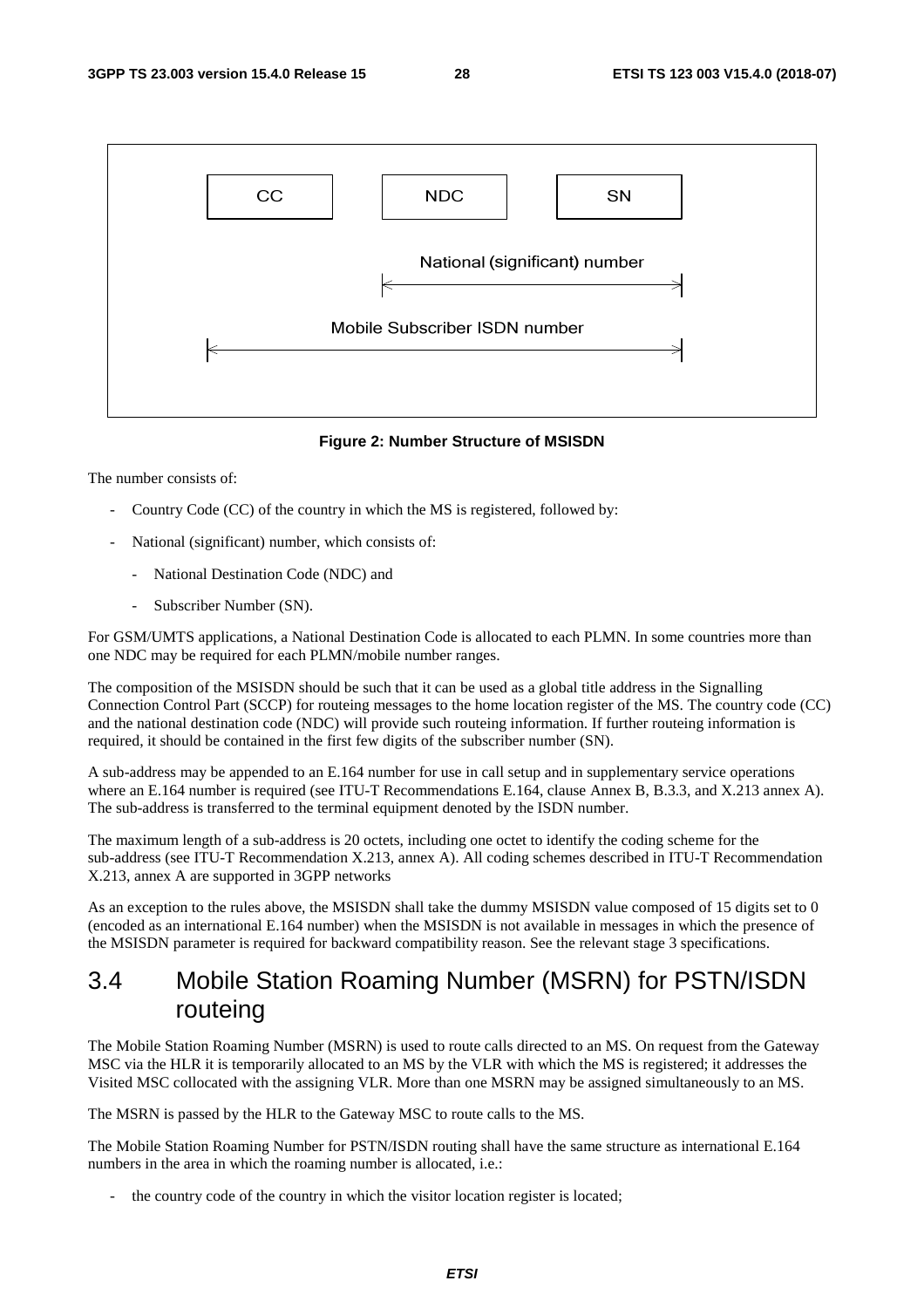| CC | NDC | SN |
|---|---|---|

National (significant) number: NDC + SN

Mobile Subscriber ISDN number: CC + NDC + SN

**Figure 2: Number Structure of MSISDN**

The number consists of:

- Country Code (CC) of the country in which the MS is registered, followed by:
- National (significant) number, which consists of:
  - National Destination Code (NDC) and
  - Subscriber Number (SN).

For GSM/UMTS applications, a National Destination Code is allocated to each PLMN. In some countries more than one NDC may be required for each PLMN/mobile number ranges.

The composition of the MSISDN should be such that it can be used as a global title address in the Signalling Connection Control Part (SCCP) for routeing messages to the home location register of the MS. The country code (CC) and the national destination code (NDC) will provide such routeing information. If further routeing information is required, it should be contained in the first few digits of the subscriber number (SN).

A sub-address may be appended to an E.164 number for use in call setup and in supplementary service operations where an E.164 number is required (see ITU-T Recommendations E.164, clause Annex B, B.3.3, and X.213 annex A). The sub-address is transferred to the terminal equipment denoted by the ISDN number.

The maximum length of a sub-address is 20 octets, including one octet to identify the coding scheme for the sub-address (see ITU-T Recommendation X.213, annex A). All coding schemes described in ITU-T Recommendation X.213, annex A are supported in 3GPP networks

As an exception to the rules above, the MSISDN shall take the dummy MSISDN value composed of 15 digits set to 0 (encoded as an international E.164 number) when the MSISDN is not available in messages in which the presence of the MSISDN parameter is required for backward compatibility reason. See the relevant stage 3 specifications.

## 3.4 Mobile Station Roaming Number (MSRN) for PSTN/ISDN routeing

The Mobile Station Roaming Number (MSRN) is used to route calls directed to an MS. On request from the Gateway MSC via the HLR it is temporarily allocated to an MS by the VLR with which the MS is registered; it addresses the Visited MSC collocated with the assigning VLR. More than one MSRN may be assigned simultaneously to an MS.

The MSRN is passed by the HLR to the Gateway MSC to route calls to the MS.

The Mobile Station Roaming Number for PSTN/ISDN routing shall have the same structure as international E.164 numbers in the area in which the roaming number is allocated, i.e.:

- the country code of the country in which the visitor location register is located;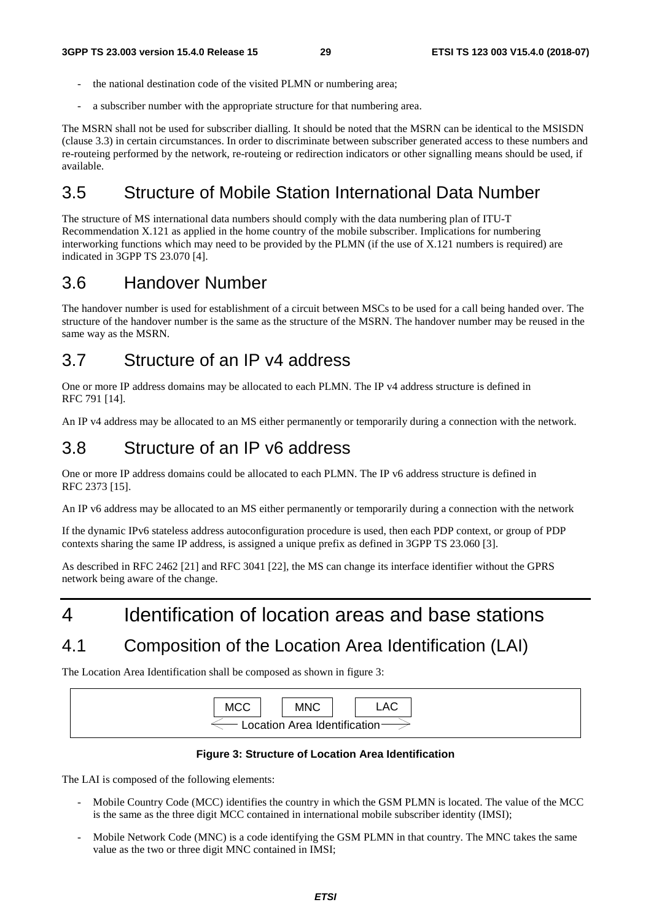- the national destination code of the visited PLMN or numbering area;
- a subscriber number with the appropriate structure for that numbering area.

The MSRN shall not be used for subscriber dialling. It should be noted that the MSRN can be identical to the MSISDN (clause 3.3) in certain circumstances. In order to discriminate between subscriber generated access to these numbers and re-routeing performed by the network, re-routeing or redirection indicators or other signalling means should be used, if available.

## 3.5 Structure of Mobile Station International Data Number

The structure of MS international data numbers should comply with the data numbering plan of ITU-T Recommendation X.121 as applied in the home country of the mobile subscriber. Implications for numbering interworking functions which may need to be provided by the PLMN (if the use of X.121 numbers is required) are indicated in 3GPP TS 23.070 [4].

## 3.6 Handover Number

The handover number is used for establishment of a circuit between MSCs to be used for a call being handed over. The structure of the handover number is the same as the structure of the MSRN. The handover number may be reused in the same way as the MSRN.

## 3.7 Structure of an IP v4 address

One or more IP address domains may be allocated to each PLMN. The IP v4 address structure is defined in RFC 791 [14].

An IP v4 address may be allocated to an MS either permanently or temporarily during a connection with the network.

## 3.8 Structure of an IP v6 address

One or more IP address domains could be allocated to each PLMN. The IP v6 address structure is defined in RFC 2373 [15].

An IP v6 address may be allocated to an MS either permanently or temporarily during a connection with the network

If the dynamic IPv6 stateless address autoconfiguration procedure is used, then each PDP context, or group of PDP contexts sharing the same IP address, is assigned a unique prefix as defined in 3GPP TS 23.060 [3].

As described in RFC 2462 [21] and RFC 3041 [22], the MS can change its interface identifier without the GPRS network being aware of the change.

# 4 Identification of location areas and base stations

## 4.1 Composition of the Location Area Identification (LAI)

The Location Area Identification shall be composed as shown in figure 3:

```
  MCC      MNC      LAC
<-- Location Area Identification -->
```

**Figure 3: Structure of Location Area Identification**

The LAI is composed of the following elements:

- Mobile Country Code (MCC) identifies the country in which the GSM PLMN is located. The value of the MCC is the same as the three digit MCC contained in international mobile subscriber identity (IMSI);
- Mobile Network Code (MNC) is a code identifying the GSM PLMN in that country. The MNC takes the same value as the two or three digit MNC contained in IMSI;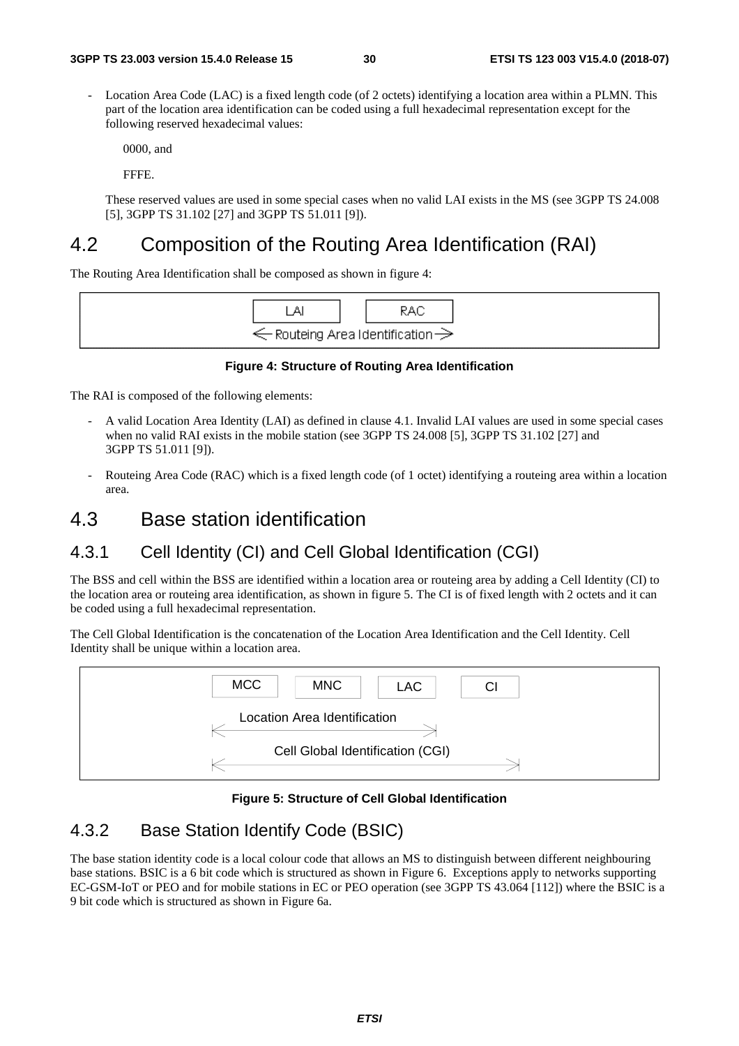- Location Area Code (LAC) is a fixed length code (of 2 octets) identifying a location area within a PLMN. This part of the location area identification can be coded using a full hexadecimal representation except for the following reserved hexadecimal values:

  0000, and

  FFFE.

  These reserved values are used in some special cases when no valid LAI exists in the MS (see 3GPP TS 24.008 [5], 3GPP TS 31.102 [27] and 3GPP TS 51.011 [9]).

## 4.2 Composition of the Routing Area Identification (RAI)

The Routing Area Identification shall be composed as shown in figure 4:

| LAI | RAC |
|---|---|
| ← Routeing Area Identification → | |

**Figure 4: Structure of Routing Area Identification**

The RAI is composed of the following elements:

- A valid Location Area Identity (LAI) as defined in clause 4.1. Invalid LAI values are used in some special cases when no valid RAI exists in the mobile station (see 3GPP TS 24.008 [5], 3GPP TS 31.102 [27] and 3GPP TS 51.011 [9]).
- Routeing Area Code (RAC) which is a fixed length code (of 1 octet) identifying a routeing area within a location area.

## 4.3 Base station identification

### 4.3.1 Cell Identity (CI) and Cell Global Identification (CGI)

The BSS and cell within the BSS are identified within a location area or routeing area by adding a Cell Identity (CI) to the location area or routeing area identification, as shown in figure 5. The CI is of fixed length with 2 octets and it can be coded using a full hexadecimal representation.

The Cell Global Identification is the concatenation of the Location Area Identification and the Cell Identity. Cell Identity shall be unique within a location area.

| MCC | MNC | LAC | CI |
|---|---|---|---|
| ← Location Area Identification → | | | |
| ← Cell Global Identification (CGI) → | | | |

**Figure 5: Structure of Cell Global Identification**

### 4.3.2 Base Station Identify Code (BSIC)

The base station identity code is a local colour code that allows an MS to distinguish between different neighbouring base stations. BSIC is a 6 bit code which is structured as shown in Figure 6. Exceptions apply to networks supporting EC-GSM-IoT or PEO and for mobile stations in EC or PEO operation (see 3GPP TS 43.064 [112]) where the BSIC is a 9 bit code which is structured as shown in Figure 6a.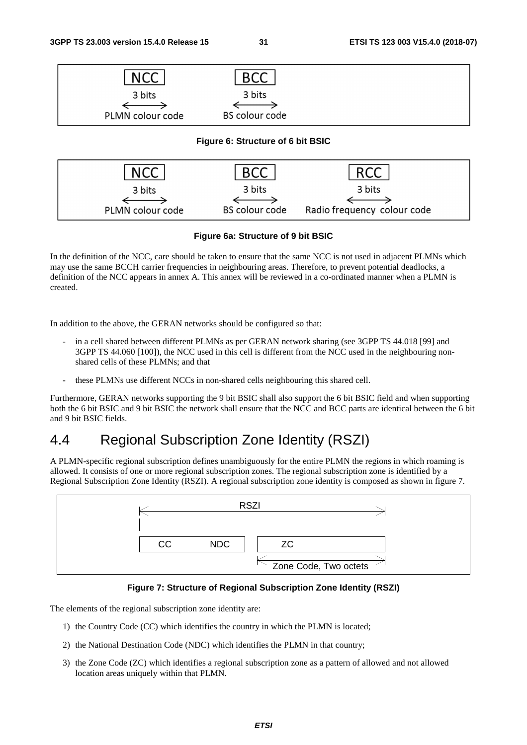| NCC | BCC |
| --- | --- |
| 3 bits | 3 bits |
| PLMN colour code | BS colour code |

**Figure 6: Structure of 6 bit BSIC**

| NCC | BCC | RCC |
| --- | --- | --- |
| 3 bits | 3 bits | 3 bits |
| PLMN colour code | BS colour code | Radio frequency colour code |

**Figure 6a: Structure of 9 bit BSIC**

In the definition of the NCC, care should be taken to ensure that the same NCC is not used in adjacent PLMNs which may use the same BCCH carrier frequencies in neighbouring areas. Therefore, to prevent potential deadlocks, a definition of the NCC appears in annex A. This annex will be reviewed in a co-ordinated manner when a PLMN is created.

In addition to the above, the GERAN networks should be configured so that:

- in a cell shared between different PLMNs as per GERAN network sharing (see 3GPP TS 44.018 [99] and 3GPP TS 44.060 [100]), the NCC used in this cell is different from the NCC used in the neighbouring non-shared cells of these PLMNs; and that
- these PLMNs use different NCCs in non-shared cells neighbouring this shared cell.

Furthermore, GERAN networks supporting the 9 bit BSIC shall also support the 6 bit BSIC field and when supporting both the 6 bit BSIC and 9 bit BSIC the network shall ensure that the NCC and BCC parts are identical between the 6 bit and 9 bit BSIC fields.

# 4.4 Regional Subscription Zone Identity (RSZI)

A PLMN-specific regional subscription defines unambiguously for the entire PLMN the regions in which roaming is allowed. It consists of one or more regional subscription zones. The regional subscription zone is identified by a Regional Subscription Zone Identity (RSZI). A regional subscription zone identity is composed as shown in figure 7.

| RSZI | | |
| --- | --- | --- |
| CC | NDC | ZC |
| | | Zone Code, Two octets |

**Figure 7: Structure of Regional Subscription Zone Identity (RSZI)**

The elements of the regional subscription zone identity are:

1) the Country Code (CC) which identifies the country in which the PLMN is located;
2) the National Destination Code (NDC) which identifies the PLMN in that country;
3) the Zone Code (ZC) which identifies a regional subscription zone as a pattern of allowed and not allowed location areas uniquely within that PLMN.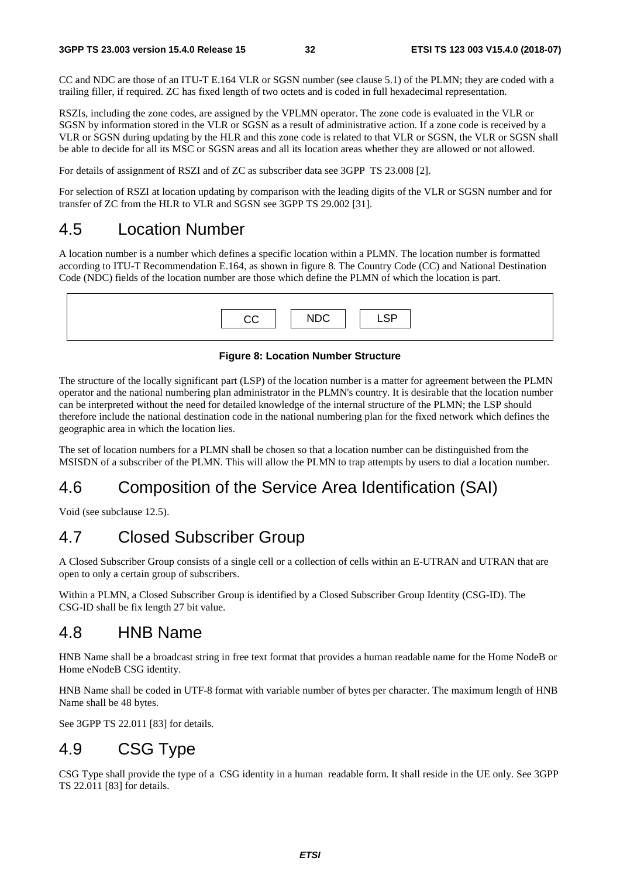CC and NDC are those of an ITU-T E.164 VLR or SGSN number (see clause 5.1) of the PLMN; they are coded with a trailing filler, if required. ZC has fixed length of two octets and is coded in full hexadecimal representation.

RSZIs, including the zone codes, are assigned by the VPLMN operator. The zone code is evaluated in the VLR or SGSN by information stored in the VLR or SGSN as a result of administrative action. If a zone code is received by a VLR or SGSN during updating by the HLR and this zone code is related to that VLR or SGSN, the VLR or SGSN shall be able to decide for all its MSC or SGSN areas and all its location areas whether they are allowed or not allowed.

For details of assignment of RSZI and of ZC as subscriber data see 3GPP TS 23.008 [2].

For selection of RSZI at location updating by comparison with the leading digits of the VLR or SGSN number and for transfer of ZC from the HLR to VLR and SGSN see 3GPP TS 29.002 [31].

## 4.5 Location Number

A location number is a number which defines a specific location within a PLMN. The location number is formatted according to ITU-T Recommendation E.164, as shown in figure 8. The Country Code (CC) and National Destination Code (NDC) fields of the location number are those which define the PLMN of which the location is part.

| CC | NDC | LSP |
|---|---|---|

**Figure 8: Location Number Structure**

The structure of the locally significant part (LSP) of the location number is a matter for agreement between the PLMN operator and the national numbering plan administrator in the PLMN's country. It is desirable that the location number can be interpreted without the need for detailed knowledge of the internal structure of the PLMN; the LSP should therefore include the national destination code in the national numbering plan for the fixed network which defines the geographic area in which the location lies.

The set of location numbers for a PLMN shall be chosen so that a location number can be distinguished from the MSISDN of a subscriber of the PLMN. This will allow the PLMN to trap attempts by users to dial a location number.

## 4.6 Composition of the Service Area Identification (SAI)

Void (see subclause 12.5).

## 4.7 Closed Subscriber Group

A Closed Subscriber Group consists of a single cell or a collection of cells within an E-UTRAN and UTRAN that are open to only a certain group of subscribers.

Within a PLMN, a Closed Subscriber Group is identified by a Closed Subscriber Group Identity (CSG-ID). The CSG-ID shall be fix length 27 bit value.

## 4.8 HNB Name

HNB Name shall be a broadcast string in free text format that provides a human readable name for the Home NodeB or Home eNodeB CSG identity.

HNB Name shall be coded in UTF-8 format with variable number of bytes per character. The maximum length of HNB Name shall be 48 bytes.

See 3GPP TS 22.011 [83] for details.

## 4.9 CSG Type

CSG Type shall provide the type of a CSG identity in a human readable form. It shall reside in the UE only. See 3GPP TS 22.011 [83] for details.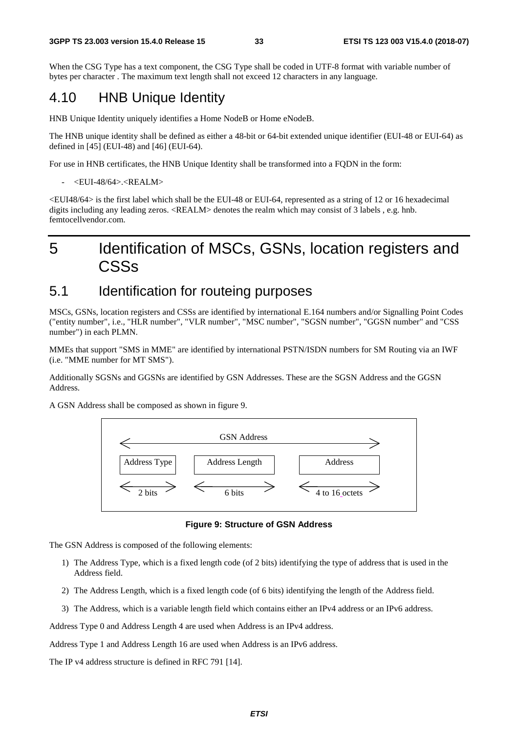When the CSG Type has a text component, the CSG Type shall be coded in UTF-8 format with variable number of bytes per character . The maximum text length shall not exceed 12 characters in any language.

## 4.10 HNB Unique Identity

HNB Unique Identity uniquely identifies a Home NodeB or Home eNodeB.

The HNB unique identity shall be defined as either a 48-bit or 64-bit extended unique identifier (EUI-48 or EUI-64) as defined in [45] (EUI-48) and [46] (EUI-64).

For use in HNB certificates, the HNB Unique Identity shall be transformed into a FQDN in the form:

- <EUI-48/64>.<REALM>

<EUI48/64> is the first label which shall be the EUI-48 or EUI-64, represented as a string of 12 or 16 hexadecimal digits including any leading zeros. <REALM> denotes the realm which may consist of 3 labels , e.g. hnb. femtocellvendor.com.

# 5 Identification of MSCs, GSNs, location registers and CSSs

## 5.1 Identification for routeing purposes

MSCs, GSNs, location registers and CSSs are identified by international E.164 numbers and/or Signalling Point Codes ("entity number", i.e., "HLR number", "VLR number", "MSC number", "SGSN number", "GGSN number" and "CSS number") in each PLMN.

MMEs that support "SMS in MME" are identified by international PSTN/ISDN numbers for SM Routing via an IWF (i.e. "MME number for MT SMS").

Additionally SGSNs and GGSNs are identified by GSN Addresses. These are the SGSN Address and the GGSN Address.

A GSN Address shall be composed as shown in figure 9.

| GSN Address | | |
|---|---|---|
| Address Type | Address Length | Address |
| 2 bits | 6 bits | 4 to 16 octets |

**Figure 9: Structure of GSN Address**

The GSN Address is composed of the following elements:

1) The Address Type, which is a fixed length code (of 2 bits) identifying the type of address that is used in the Address field.
2) The Address Length, which is a fixed length code (of 6 bits) identifying the length of the Address field.
3) The Address, which is a variable length field which contains either an IPv4 address or an IPv6 address.

Address Type 0 and Address Length 4 are used when Address is an IPv4 address.

Address Type 1 and Address Length 16 are used when Address is an IPv6 address.

The IP v4 address structure is defined in RFC 791 [14].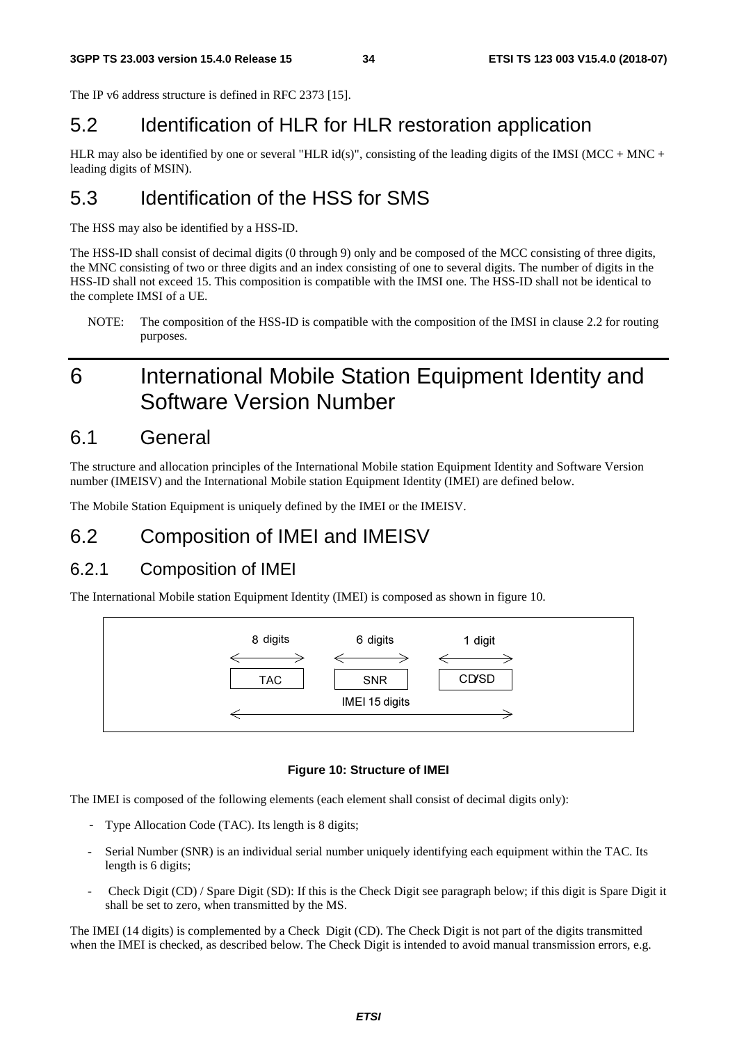The IP v6 address structure is defined in RFC 2373 [15].

## 5.2 Identification of HLR for HLR restoration application

HLR may also be identified by one or several "HLR id(s)", consisting of the leading digits of the IMSI (MCC + MNC + leading digits of MSIN).

## 5.3 Identification of the HSS for SMS

The HSS may also be identified by a HSS-ID.

The HSS-ID shall consist of decimal digits (0 through 9) only and be composed of the MCC consisting of three digits, the MNC consisting of two or three digits and an index consisting of one to several digits. The number of digits in the HSS-ID shall not exceed 15. This composition is compatible with the IMSI one. The HSS-ID shall not be identical to the complete IMSI of a UE.

NOTE: The composition of the HSS-ID is compatible with the composition of the IMSI in clause 2.2 for routing purposes.

# 6 International Mobile Station Equipment Identity and Software Version Number

## 6.1 General

The structure and allocation principles of the International Mobile station Equipment Identity and Software Version number (IMEISV) and the International Mobile station Equipment Identity (IMEI) are defined below.

The Mobile Station Equipment is uniquely defined by the IMEI or the IMEISV.

## 6.2 Composition of IMEI and IMEISV

### 6.2.1 Composition of IMEI

The International Mobile station Equipment Identity (IMEI) is composed as shown in figure 10.

| 8 digits | 6 digits | 1 digit |
|---|---|---|
| TAC | SNR | CD/SD |
| IMEI 15 digits | | |

**Figure 10: Structure of IMEI**

The IMEI is composed of the following elements (each element shall consist of decimal digits only):

- Type Allocation Code (TAC). Its length is 8 digits;
- Serial Number (SNR) is an individual serial number uniquely identifying each equipment within the TAC. Its length is 6 digits;
- Check Digit (CD) / Spare Digit (SD): If this is the Check Digit see paragraph below; if this digit is Spare Digit it shall be set to zero, when transmitted by the MS.

The IMEI (14 digits) is complemented by a Check Digit (CD). The Check Digit is not part of the digits transmitted when the IMEI is checked, as described below. The Check Digit is intended to avoid manual transmission errors, e.g.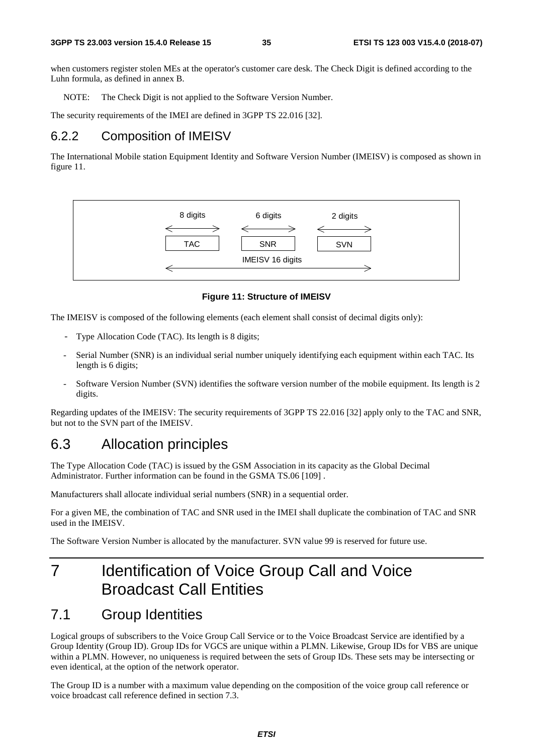when customers register stolen MEs at the operator's customer care desk. The Check Digit is defined according to the Luhn formula, as defined in annex B.

NOTE: The Check Digit is not applied to the Software Version Number.

The security requirements of the IMEI are defined in 3GPP TS 22.016 [32].

### 6.2.2 Composition of IMEISV

The International Mobile station Equipment Identity and Software Version Number (IMEISV) is composed as shown in figure 11.

```
  8 digits      6 digits      2 digits
 <-------->    <-------->    <-------->
 |  TAC   |    |  SNR   |    |  SVN   |
           IMEISV 16 digits
 <---------------------------------------->
```

**Figure 11: Structure of IMEISV**

The IMEISV is composed of the following elements (each element shall consist of decimal digits only):

- Type Allocation Code (TAC). Its length is 8 digits;
- Serial Number (SNR) is an individual serial number uniquely identifying each equipment within each TAC. Its length is 6 digits;
- Software Version Number (SVN) identifies the software version number of the mobile equipment. Its length is 2 digits.

Regarding updates of the IMEISV: The security requirements of 3GPP TS 22.016 [32] apply only to the TAC and SNR, but not to the SVN part of the IMEISV.

## 6.3 Allocation principles

The Type Allocation Code (TAC) is issued by the GSM Association in its capacity as the Global Decimal Administrator. Further information can be found in the GSMA TS.06 [109] .

Manufacturers shall allocate individual serial numbers (SNR) in a sequential order.

For a given ME, the combination of TAC and SNR used in the IMEI shall duplicate the combination of TAC and SNR used in the IMEISV.

The Software Version Number is allocated by the manufacturer. SVN value 99 is reserved for future use.

# 7 Identification of Voice Group Call and Voice Broadcast Call Entities

## 7.1 Group Identities

Logical groups of subscribers to the Voice Group Call Service or to the Voice Broadcast Service are identified by a Group Identity (Group ID). Group IDs for VGCS are unique within a PLMN. Likewise, Group IDs for VBS are unique within a PLMN. However, no uniqueness is required between the sets of Group IDs. These sets may be intersecting or even identical, at the option of the network operator.

The Group ID is a number with a maximum value depending on the composition of the voice group call reference or voice broadcast call reference defined in section 7.3.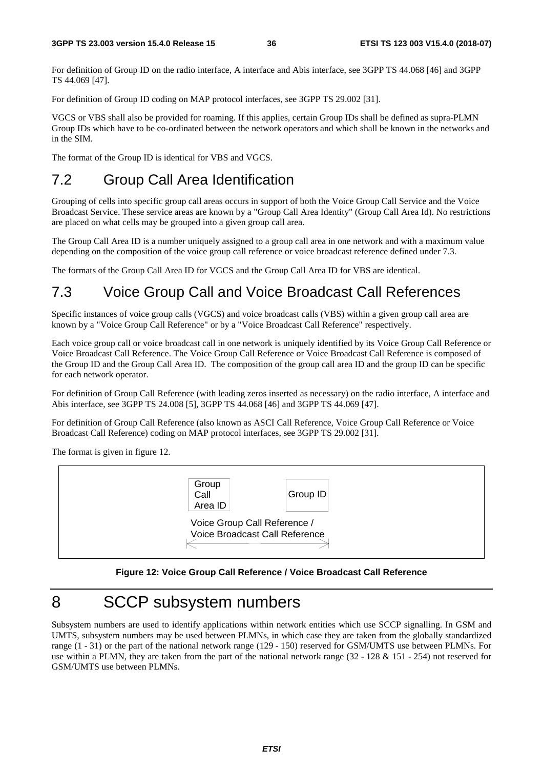For definition of Group ID on the radio interface, A interface and Abis interface, see 3GPP TS 44.068 [46] and 3GPP TS 44.069 [47].

For definition of Group ID coding on MAP protocol interfaces, see 3GPP TS 29.002 [31].

VGCS or VBS shall also be provided for roaming. If this applies, certain Group IDs shall be defined as supra-PLMN Group IDs which have to be co-ordinated between the network operators and which shall be known in the networks and in the SIM.

The format of the Group ID is identical for VBS and VGCS.

## 7.2 Group Call Area Identification

Grouping of cells into specific group call areas occurs in support of both the Voice Group Call Service and the Voice Broadcast Service. These service areas are known by a "Group Call Area Identity" (Group Call Area Id). No restrictions are placed on what cells may be grouped into a given group call area.

The Group Call Area ID is a number uniquely assigned to a group call area in one network and with a maximum value depending on the composition of the voice group call reference or voice broadcast reference defined under 7.3.

The formats of the Group Call Area ID for VGCS and the Group Call Area ID for VBS are identical.

## 7.3 Voice Group Call and Voice Broadcast Call References

Specific instances of voice group calls (VGCS) and voice broadcast calls (VBS) within a given group call area are known by a "Voice Group Call Reference" or by a "Voice Broadcast Call Reference" respectively.

Each voice group call or voice broadcast call in one network is uniquely identified by its Voice Group Call Reference or Voice Broadcast Call Reference. The Voice Group Call Reference or Voice Broadcast Call Reference is composed of the Group ID and the Group Call Area ID. The composition of the group call area ID and the group ID can be specific for each network operator.

For definition of Group Call Reference (with leading zeros inserted as necessary) on the radio interface, A interface and Abis interface, see 3GPP TS 24.008 [5], 3GPP TS 44.068 [46] and 3GPP TS 44.069 [47].

For definition of Group Call Reference (also known as ASCI Call Reference, Voice Group Call Reference or Voice Broadcast Call Reference) coding on MAP protocol interfaces, see 3GPP TS 29.002 [31].

The format is given in figure 12.

| Group Call Area ID | Group ID |
| --- | --- |
| Voice Group Call Reference / Voice Broadcast Call Reference | |

**Figure 12: Voice Group Call Reference / Voice Broadcast Call Reference**

# 8 SCCP subsystem numbers

Subsystem numbers are used to identify applications within network entities which use SCCP signalling. In GSM and UMTS, subsystem numbers may be used between PLMNs, in which case they are taken from the globally standardized range (1 - 31) or the part of the national network range (129 - 150) reserved for GSM/UMTS use between PLMNs. For use within a PLMN, they are taken from the part of the national network range (32 - 128 & 151 - 254) not reserved for GSM/UMTS use between PLMNs.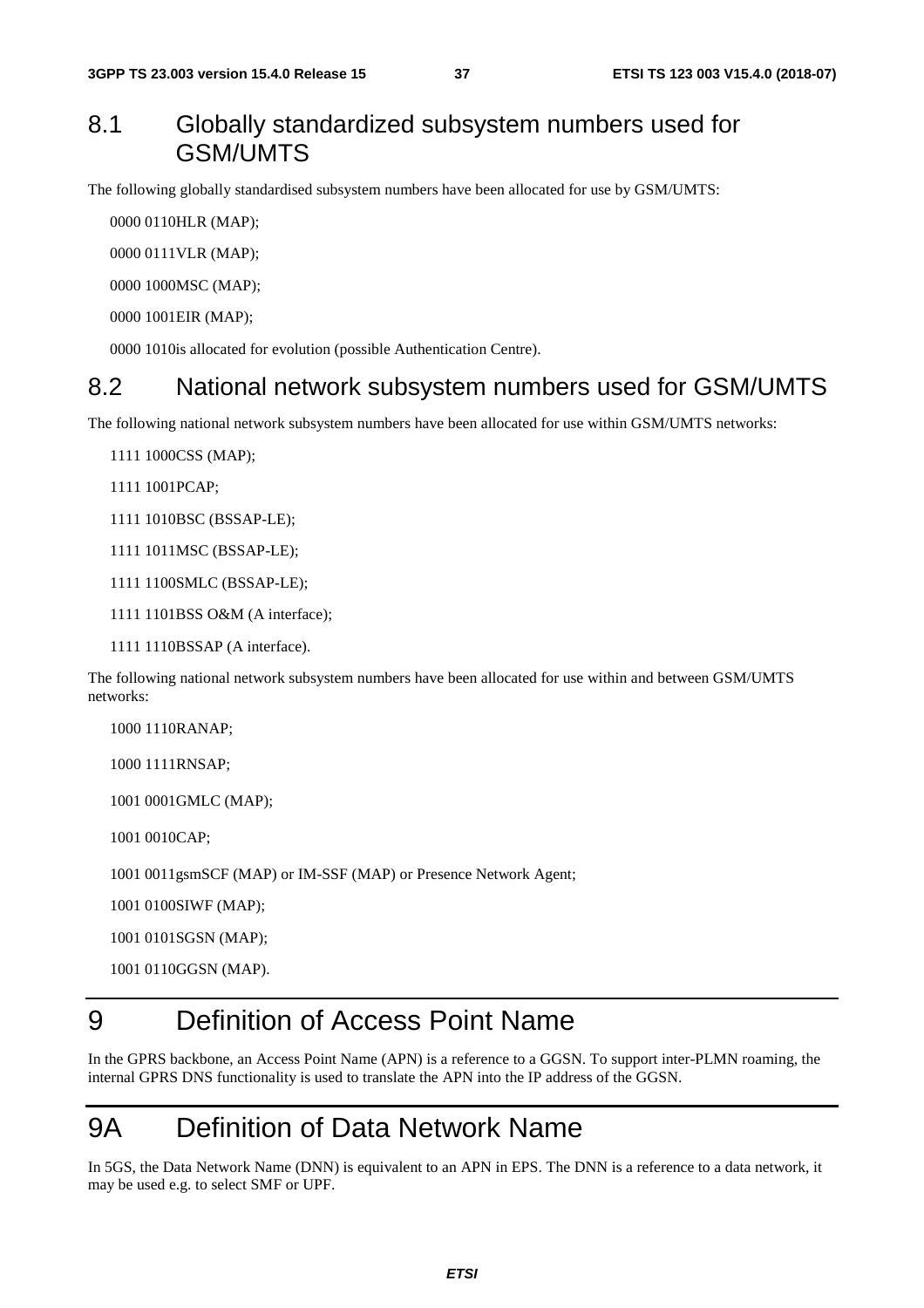## 8.1 Globally standardized subsystem numbers used for GSM/UMTS

The following globally standardised subsystem numbers have been allocated for use by GSM/UMTS:

0000 0110HLR (MAP);

0000 0111VLR (MAP);

0000 1000MSC (MAP);

0000 1001EIR (MAP);

0000 1010is allocated for evolution (possible Authentication Centre).

## 8.2 National network subsystem numbers used for GSM/UMTS

The following national network subsystem numbers have been allocated for use within GSM/UMTS networks:

1111 1000CSS (MAP);

1111 1001PCAP;

1111 1010BSC (BSSAP-LE);

1111 1011MSC (BSSAP-LE);

1111 1100SMLC (BSSAP-LE);

1111 1101BSS O&M (A interface);

1111 1110BSSAP (A interface).

The following national network subsystem numbers have been allocated for use within and between GSM/UMTS networks:

1000 1110RANAP;

1000 1111RNSAP;

1001 0001GMLC (MAP);

1001 0010CAP;

1001 0011gsmSCF (MAP) or IM-SSF (MAP) or Presence Network Agent;

1001 0100SIWF (MAP);

1001 0101SGSN (MAP);

1001 0110GGSN (MAP).

# 9 Definition of Access Point Name

In the GPRS backbone, an Access Point Name (APN) is a reference to a GGSN. To support inter-PLMN roaming, the internal GPRS DNS functionality is used to translate the APN into the IP address of the GGSN.

# 9A Definition of Data Network Name

In 5GS, the Data Network Name (DNN) is equivalent to an APN in EPS. The DNN is a reference to a data network, it may be used e.g. to select SMF or UPF.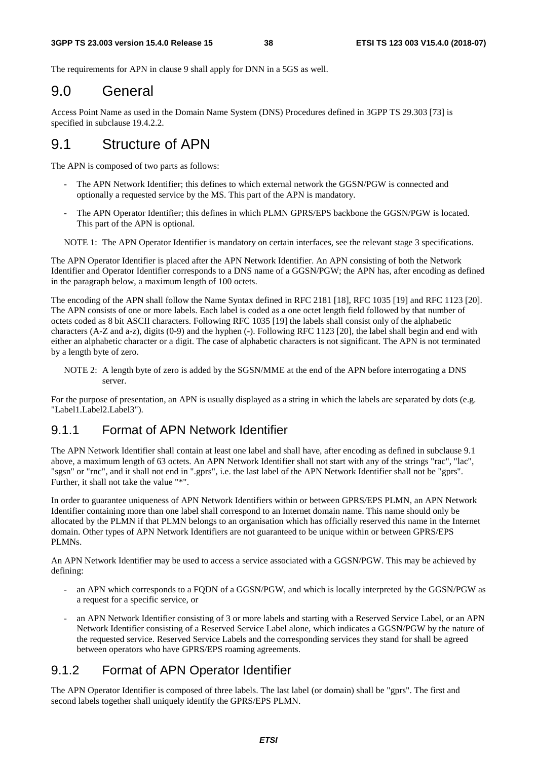The requirements for APN in clause 9 shall apply for DNN in a 5GS as well.

## 9.0 General

Access Point Name as used in the Domain Name System (DNS) Procedures defined in 3GPP TS 29.303 [73] is specified in subclause 19.4.2.2.

## 9.1 Structure of APN

The APN is composed of two parts as follows:

- The APN Network Identifier; this defines to which external network the GGSN/PGW is connected and optionally a requested service by the MS. This part of the APN is mandatory.
- The APN Operator Identifier; this defines in which PLMN GPRS/EPS backbone the GGSN/PGW is located. This part of the APN is optional.

NOTE 1: The APN Operator Identifier is mandatory on certain interfaces, see the relevant stage 3 specifications.

The APN Operator Identifier is placed after the APN Network Identifier. An APN consisting of both the Network Identifier and Operator Identifier corresponds to a DNS name of a GGSN/PGW; the APN has, after encoding as defined in the paragraph below, a maximum length of 100 octets.

The encoding of the APN shall follow the Name Syntax defined in RFC 2181 [18], RFC 1035 [19] and RFC 1123 [20]. The APN consists of one or more labels. Each label is coded as a one octet length field followed by that number of octets coded as 8 bit ASCII characters. Following RFC 1035 [19] the labels shall consist only of the alphabetic characters (A-Z and a-z), digits (0-9) and the hyphen (-). Following RFC 1123 [20], the label shall begin and end with either an alphabetic character or a digit. The case of alphabetic characters is not significant. The APN is not terminated by a length byte of zero.

NOTE 2: A length byte of zero is added by the SGSN/MME at the end of the APN before interrogating a DNS server.

For the purpose of presentation, an APN is usually displayed as a string in which the labels are separated by dots (e.g. "Label1.Label2.Label3").

### 9.1.1 Format of APN Network Identifier

The APN Network Identifier shall contain at least one label and shall have, after encoding as defined in subclause 9.1 above, a maximum length of 63 octets. An APN Network Identifier shall not start with any of the strings "rac", "lac", "sgsn" or "rnc", and it shall not end in ".gprs", i.e. the last label of the APN Network Identifier shall not be "gprs". Further, it shall not take the value "*".

In order to guarantee uniqueness of APN Network Identifiers within or between GPRS/EPS PLMN, an APN Network Identifier containing more than one label shall correspond to an Internet domain name. This name should only be allocated by the PLMN if that PLMN belongs to an organisation which has officially reserved this name in the Internet domain. Other types of APN Network Identifiers are not guaranteed to be unique within or between GPRS/EPS PLMNs.

An APN Network Identifier may be used to access a service associated with a GGSN/PGW. This may be achieved by defining:

- an APN which corresponds to a FQDN of a GGSN/PGW, and which is locally interpreted by the GGSN/PGW as a request for a specific service, or
- an APN Network Identifier consisting of 3 or more labels and starting with a Reserved Service Label, or an APN Network Identifier consisting of a Reserved Service Label alone, which indicates a GGSN/PGW by the nature of the requested service. Reserved Service Labels and the corresponding services they stand for shall be agreed between operators who have GPRS/EPS roaming agreements.

### 9.1.2 Format of APN Operator Identifier

The APN Operator Identifier is composed of three labels. The last label (or domain) shall be "gprs". The first and second labels together shall uniquely identify the GPRS/EPS PLMN.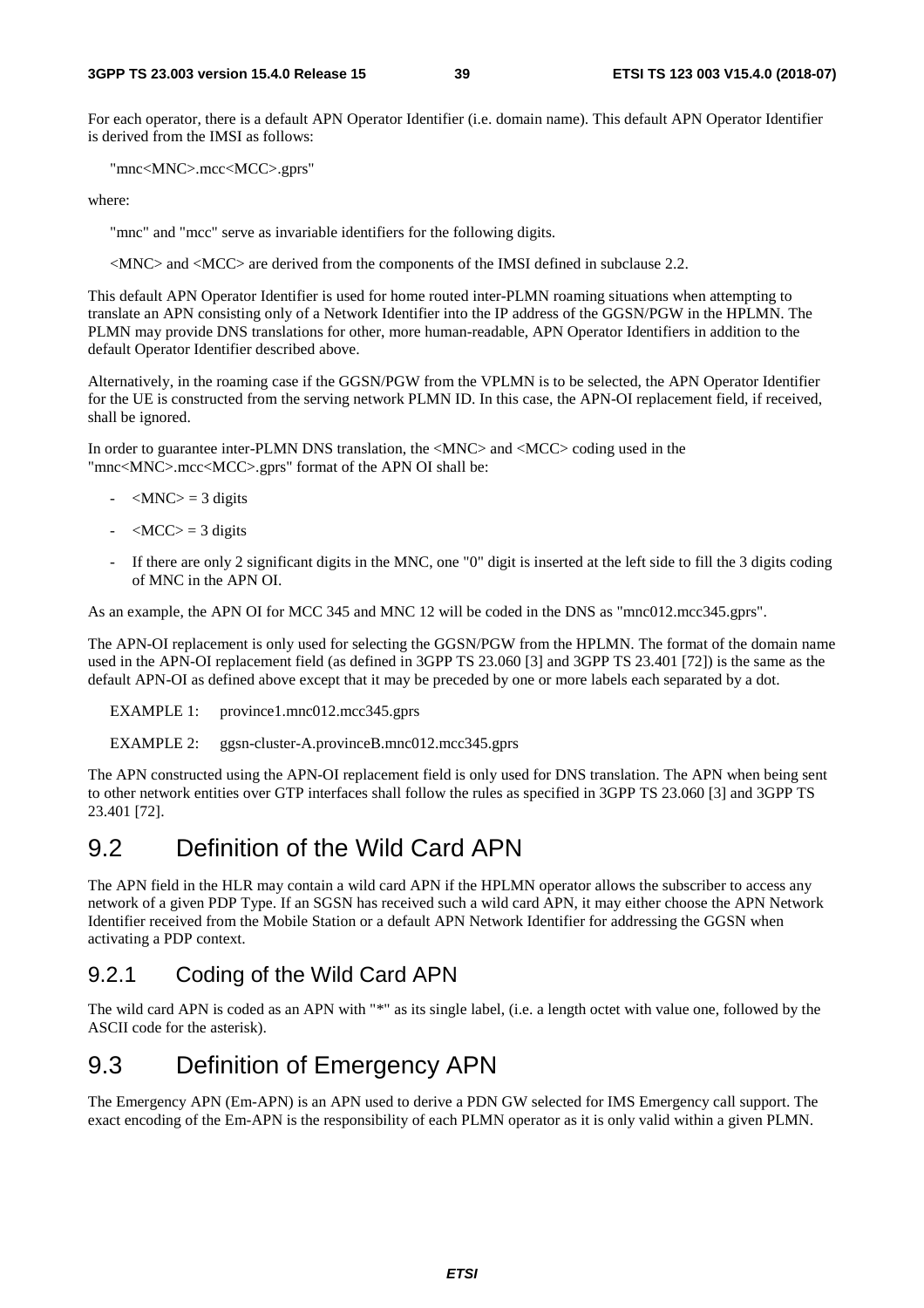For each operator, there is a default APN Operator Identifier (i.e. domain name). This default APN Operator Identifier is derived from the IMSI as follows:

"mnc<MNC>.mcc<MCC>.gprs"

where:

"mnc" and "mcc" serve as invariable identifiers for the following digits.

<MNC> and <MCC> are derived from the components of the IMSI defined in subclause 2.2.

This default APN Operator Identifier is used for home routed inter-PLMN roaming situations when attempting to translate an APN consisting only of a Network Identifier into the IP address of the GGSN/PGW in the HPLMN. The PLMN may provide DNS translations for other, more human-readable, APN Operator Identifiers in addition to the default Operator Identifier described above.

Alternatively, in the roaming case if the GGSN/PGW from the VPLMN is to be selected, the APN Operator Identifier for the UE is constructed from the serving network PLMN ID. In this case, the APN-OI replacement field, if received, shall be ignored.

In order to guarantee inter-PLMN DNS translation, the <MNC> and <MCC> coding used in the "mnc<MNC>.mcc<MCC>.gprs" format of the APN OI shall be:

- <MNC> = 3 digits
- <MCC> = 3 digits
- If there are only 2 significant digits in the MNC, one "0" digit is inserted at the left side to fill the 3 digits coding of MNC in the APN OI.

As an example, the APN OI for MCC 345 and MNC 12 will be coded in the DNS as "mnc012.mcc345.gprs".

The APN-OI replacement is only used for selecting the GGSN/PGW from the HPLMN. The format of the domain name used in the APN-OI replacement field (as defined in 3GPP TS 23.060 [3] and 3GPP TS 23.401 [72]) is the same as the default APN-OI as defined above except that it may be preceded by one or more labels each separated by a dot.

EXAMPLE 1: province1.mnc012.mcc345.gprs

EXAMPLE 2: ggsn-cluster-A.provinceB.mnc012.mcc345.gprs

The APN constructed using the APN-OI replacement field is only used for DNS translation. The APN when being sent to other network entities over GTP interfaces shall follow the rules as specified in 3GPP TS 23.060 [3] and 3GPP TS 23.401 [72].

# 9.2 Definition of the Wild Card APN

The APN field in the HLR may contain a wild card APN if the HPLMN operator allows the subscriber to access any network of a given PDP Type. If an SGSN has received such a wild card APN, it may either choose the APN Network Identifier received from the Mobile Station or a default APN Network Identifier for addressing the GGSN when activating a PDP context.

## 9.2.1 Coding of the Wild Card APN

The wild card APN is coded as an APN with "*" as its single label, (i.e. a length octet with value one, followed by the ASCII code for the asterisk).

# 9.3 Definition of Emergency APN

The Emergency APN (Em-APN) is an APN used to derive a PDN GW selected for IMS Emergency call support. The exact encoding of the Em-APN is the responsibility of each PLMN operator as it is only valid within a given PLMN.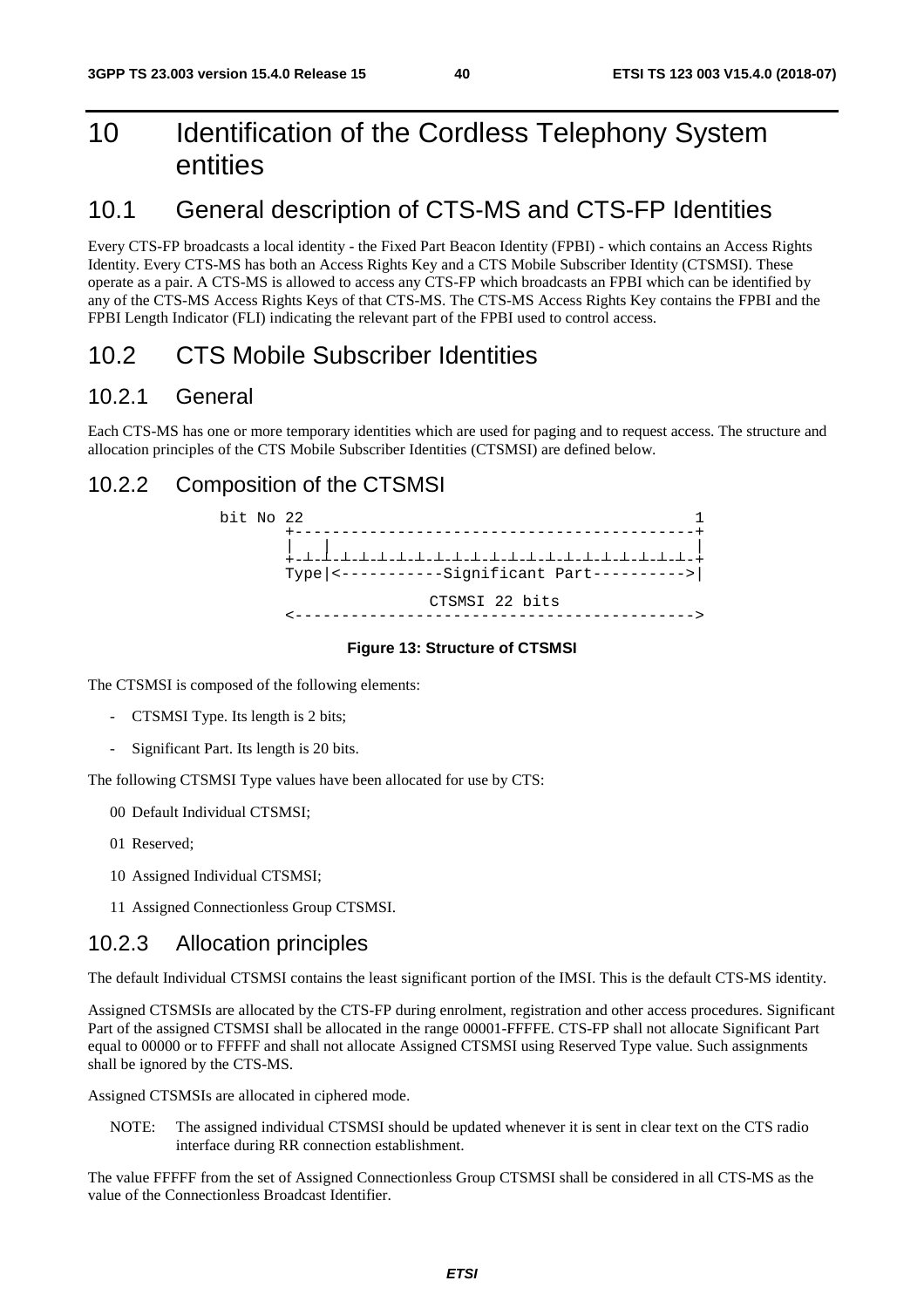# 10 Identification of the Cordless Telephony System entities

## 10.1 General description of CTS-MS and CTS-FP Identities

Every CTS-FP broadcasts a local identity - the Fixed Part Beacon Identity (FPBI) - which contains an Access Rights Identity. Every CTS-MS has both an Access Rights Key and a CTS Mobile Subscriber Identity (CTSMSI). These operate as a pair. A CTS-MS is allowed to access any CTS-FP which broadcasts an FPBI which can be identified by any of the CTS-MS Access Rights Keys of that CTS-MS. The CTS-MS Access Rights Key contains the FPBI and the FPBI Length Indicator (FLI) indicating the relevant part of the FPBI used to control access.

## 10.2 CTS Mobile Subscriber Identities

### 10.2.1 General

Each CTS-MS has one or more temporary identities which are used for paging and to request access. The structure and allocation principles of the CTS Mobile Subscriber Identities (CTSMSI) are defined below.

### 10.2.2 Composition of the CTSMSI

```
bit No 22                                          1
       +-------------------------------------------+
       |  |                                        |
       +-+-+-+-+-+-+-+-+-+-+-+-+-+-+-+-+-+-+-+-+-+-+
       Type|<-----------Significant Part---------->|
                      CTSMSI 22 bits
       <------------------------------------------>
```

**Figure 13: Structure of CTSMSI**

The CTSMSI is composed of the following elements:

- CTSMSI Type. Its length is 2 bits;
- Significant Part. Its length is 20 bits.

The following CTSMSI Type values have been allocated for use by CTS:

00 Default Individual CTSMSI;

01 Reserved;

10 Assigned Individual CTSMSI;

11 Assigned Connectionless Group CTSMSI.

### 10.2.3 Allocation principles

The default Individual CTSMSI contains the least significant portion of the IMSI. This is the default CTS-MS identity.

Assigned CTSMSIs are allocated by the CTS-FP during enrolment, registration and other access procedures. Significant Part of the assigned CTSMSI shall be allocated in the range 00001-FFFFE. CTS-FP shall not allocate Significant Part equal to 00000 or to FFFFF and shall not allocate Assigned CTSMSI using Reserved Type value. Such assignments shall be ignored by the CTS-MS.

Assigned CTSMSIs are allocated in ciphered mode.

NOTE: The assigned individual CTSMSI should be updated whenever it is sent in clear text on the CTS radio interface during RR connection establishment.

The value FFFFF from the set of Assigned Connectionless Group CTSMSI shall be considered in all CTS-MS as the value of the Connectionless Broadcast Identifier.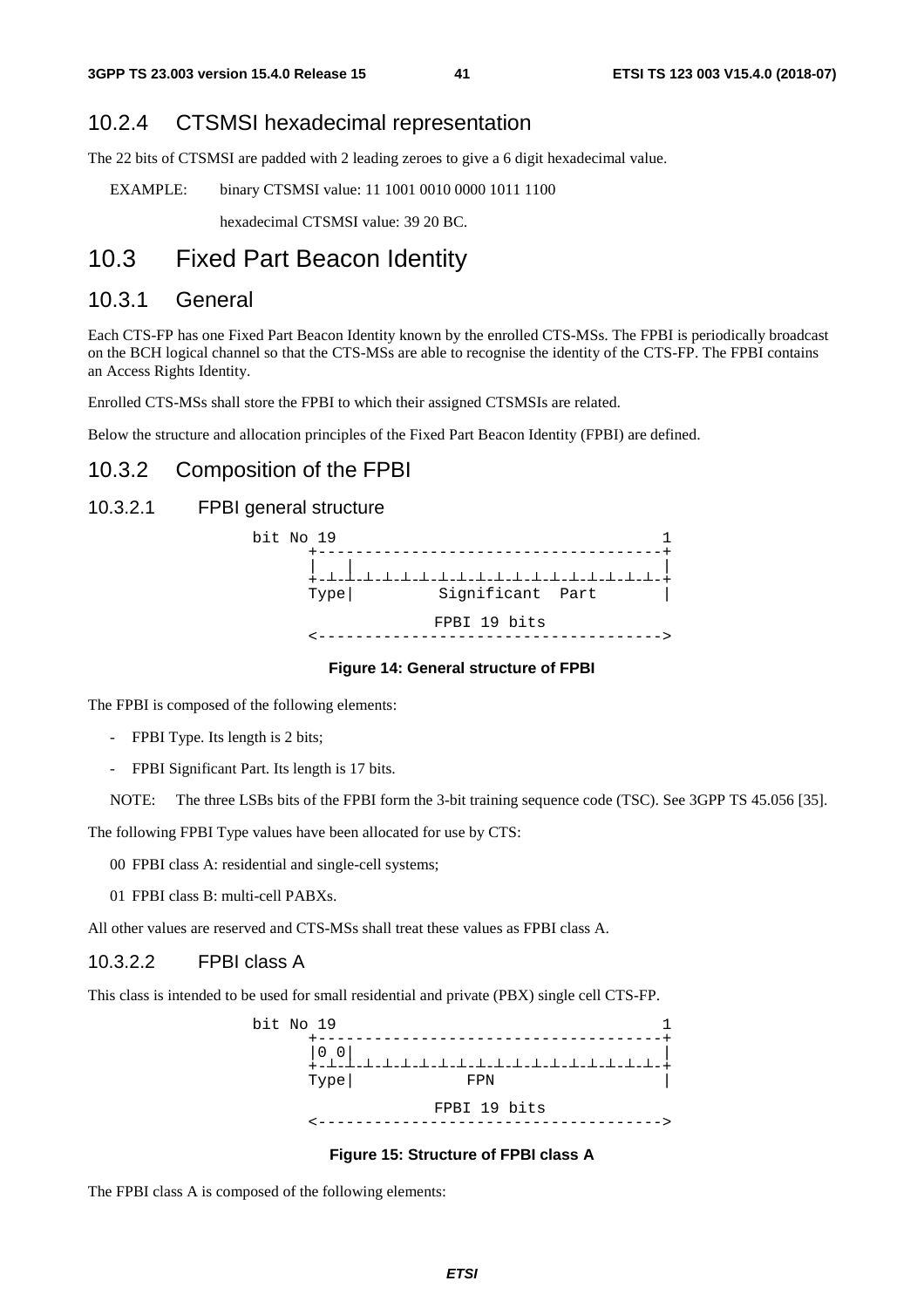### 10.2.4 CTSMSI hexadecimal representation

The 22 bits of CTSMSI are padded with 2 leading zeroes to give a 6 digit hexadecimal value.

EXAMPLE: binary CTSMSI value: 11 1001 0010 0000 1011 1100

hexadecimal CTSMSI value: 39 20 BC.

## 10.3 Fixed Part Beacon Identity

### 10.3.1 General

Each CTS-FP has one Fixed Part Beacon Identity known by the enrolled CTS-MSs. The FPBI is periodically broadcast on the BCH logical channel so that the CTS-MSs are able to recognise the identity of the CTS-FP. The FPBI contains an Access Rights Identity.

Enrolled CTS-MSs shall store the FPBI to which their assigned CTSMSIs are related.

Below the structure and allocation principles of the Fixed Part Beacon Identity (FPBI) are defined.

### 10.3.2 Composition of the FPBI

#### 10.3.2.1 FPBI general structure

```
bit No 19                                  1
      +------------------------------------+
      |  |                                 |
      +-+-+-+-+-+-+-+-+-+-+-+-+-+-+-+-+-+-+-+
      Type|         Significant  Part      |

                   FPBI 19 bits
      <------------------------------------>
```

**Figure 14: General structure of FPBI**

The FPBI is composed of the following elements:

- FPBI Type. Its length is 2 bits;
- FPBI Significant Part. Its length is 17 bits.

NOTE: The three LSBs bits of the FPBI form the 3-bit training sequence code (TSC). See 3GPP TS 45.056 [35].

The following FPBI Type values have been allocated for use by CTS:

00 FPBI class A: residential and single-cell systems;

01 FPBI class B: multi-cell PABXs.

All other values are reserved and CTS-MSs shall treat these values as FPBI class A.

#### 10.3.2.2 FPBI class A

This class is intended to be used for small residential and private (PBX) single cell CTS-FP.

```
bit No 19                                  1
      +------------------------------------+
      |0 0|                                |
      +-+-+-+-+-+-+-+-+-+-+-+-+-+-+-+-+-+-+-+
      Type|            FPN                 |

                   FPBI 19 bits
      <------------------------------------>
```

**Figure 15: Structure of FPBI class A**

The FPBI class A is composed of the following elements: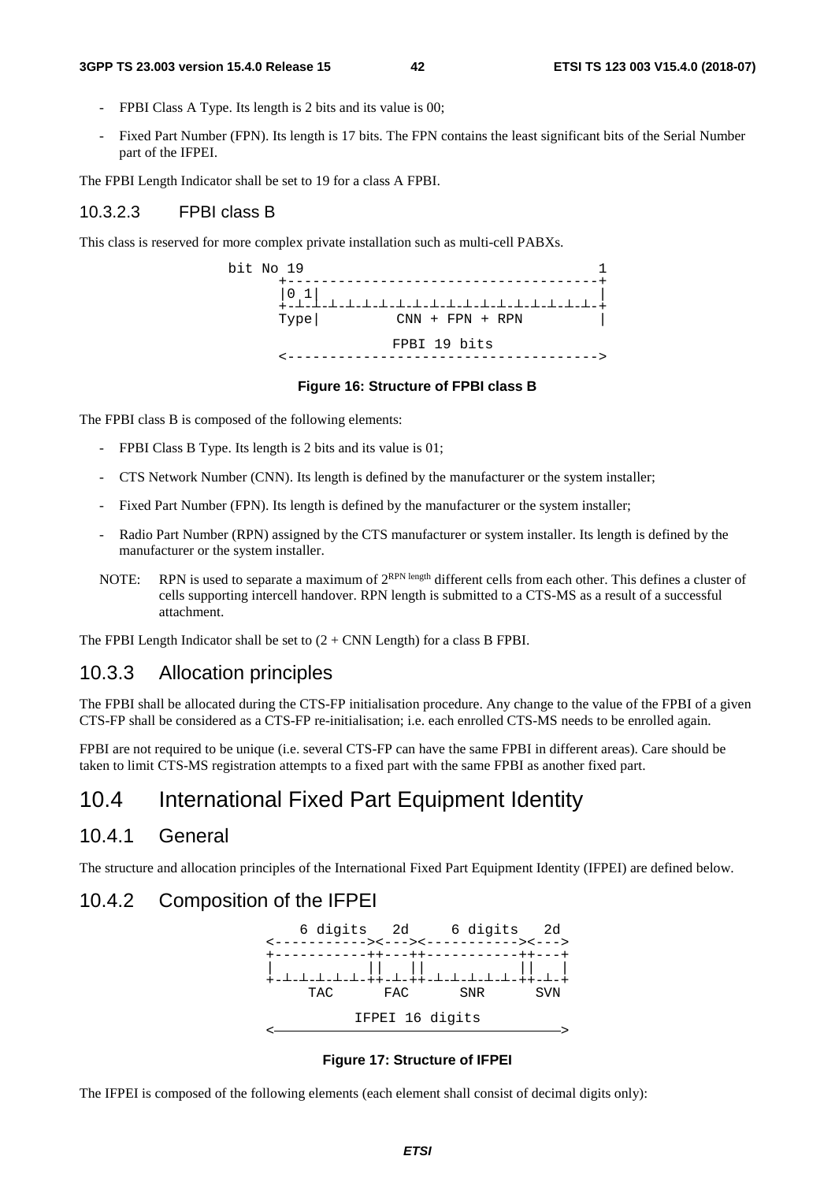- FPBI Class A Type. Its length is 2 bits and its value is 00;
- Fixed Part Number (FPN). Its length is 17 bits. The FPN contains the least significant bits of the Serial Number part of the IFPEI.

The FPBI Length Indicator shall be set to 19 for a class A FPBI.

#### 10.3.2.3 FPBI class B

This class is reserved for more complex private installation such as multi-cell PABXs.

```
bit No 19                                  1
      +------------------------------------+
      |0 1|                                |
      +-┴-┴-┴-┴-┴-┴-┴-┴-┴-┴-┴-┴-┴-┴-┴-┴-┴-┴-+
      Type|         CNN + FPN + RPN        |

                    FPBI 19 bits
      <------------------------------------>
```

**Figure 16: Structure of FPBI class B**

The FPBI class B is composed of the following elements:

- FPBI Class B Type. Its length is 2 bits and its value is 01;
- CTS Network Number (CNN). Its length is defined by the manufacturer or the system installer;
- Fixed Part Number (FPN). Its length is defined by the manufacturer or the system installer;
- Radio Part Number (RPN) assigned by the CTS manufacturer or system installer. Its length is defined by the manufacturer or the system installer.

NOTE: RPN is used to separate a maximum of $2^{\text{RPN length}}$ different cells from each other. This defines a cluster of cells supporting intercell handover. RPN length is submitted to a CTS-MS as a result of a successful attachment.

The FPBI Length Indicator shall be set to (2 + CNN Length) for a class B FPBI.

### 10.3.3 Allocation principles

The FPBI shall be allocated during the CTS-FP initialisation procedure. Any change to the value of the FPBI of a given CTS-FP shall be considered as a CTS-FP re-initialisation; i.e. each enrolled CTS-MS needs to be enrolled again.

FPBI are not required to be unique (i.e. several CTS-FP can have the same FPBI in different areas). Care should be taken to limit CTS-MS registration attempts to a fixed part with the same FPBI as another fixed part.

## 10.4 International Fixed Part Equipment Identity

### 10.4.1 General

The structure and allocation principles of the International Fixed Part Equipment Identity (IFPEI) are defined below.

### 10.4.2 Composition of the IFPEI

```
  6 digits   2d     6 digits   2d
<----------><---><----------><--->
+-----------++---++-----------++---+
|           ||   ||           ||   |
+-┴-┴-┴-┴-┴-++-┴-++-┴-┴-┴-┴-┴-++-┴-+
     TAC      FAC      SNR      SVN

           IFPEI 16 digits
<---------------------------------->
```

**Figure 17: Structure of IFPEI**

The IFPEI is composed of the following elements (each element shall consist of decimal digits only):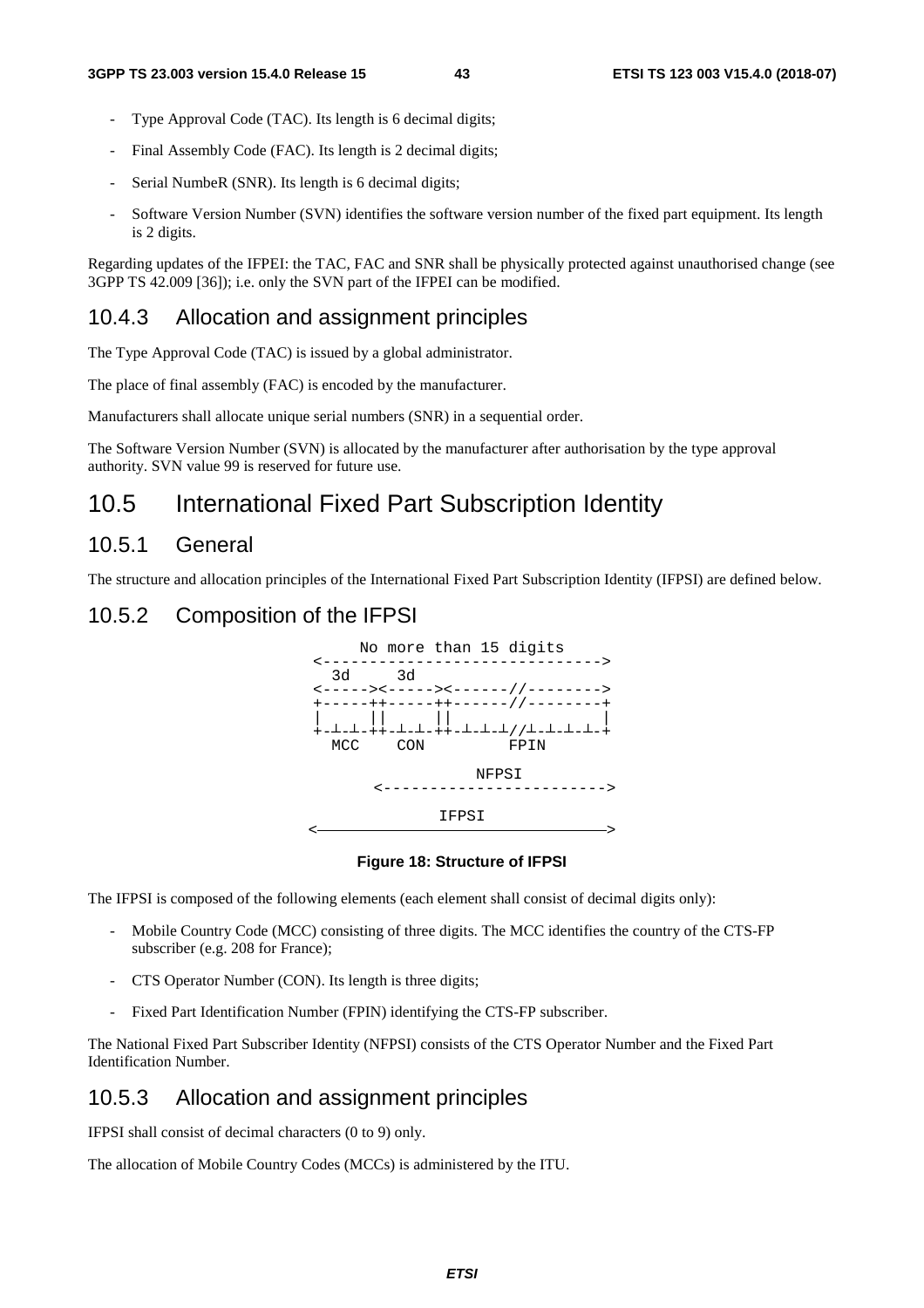- Type Approval Code (TAC). Its length is 6 decimal digits;
- Final Assembly Code (FAC). Its length is 2 decimal digits;
- Serial NumbeR (SNR). Its length is 6 decimal digits;
- Software Version Number (SVN) identifies the software version number of the fixed part equipment. Its length is 2 digits.

Regarding updates of the IFPEI: the TAC, FAC and SNR shall be physically protected against unauthorised change (see 3GPP TS 42.009 [36]); i.e. only the SVN part of the IFPEI can be modified.

### 10.4.3 Allocation and assignment principles

The Type Approval Code (TAC) is issued by a global administrator.

The place of final assembly (FAC) is encoded by the manufacturer.

Manufacturers shall allocate unique serial numbers (SNR) in a sequential order.

The Software Version Number (SVN) is allocated by the manufacturer after authorisation by the type approval authority. SVN value 99 is reserved for future use.

## 10.5 International Fixed Part Subscription Identity

### 10.5.1 General

The structure and allocation principles of the International Fixed Part Subscription Identity (IFPSI) are defined below.

### 10.5.2 Composition of the IFPSI

```
      No more than 15 digits
<------------------------------->
  3d     3d
<-----><-----><-------//-------->
+-----++-----++-------//--------+
|     ||     ||                 |
+-┴-┴-++-┴-┴-++-┴-┴-┴//┴-┴-┴-┴-+
  MCC    CON         FPIN

                NFPSI
       <----------------------->

              IFPSI
<---------------------------------->
```

**Figure 18: Structure of IFPSI**

The IFPSI is composed of the following elements (each element shall consist of decimal digits only):

- Mobile Country Code (MCC) consisting of three digits. The MCC identifies the country of the CTS-FP subscriber (e.g. 208 for France);
- CTS Operator Number (CON). Its length is three digits;
- Fixed Part Identification Number (FPIN) identifying the CTS-FP subscriber.

The National Fixed Part Subscriber Identity (NFPSI) consists of the CTS Operator Number and the Fixed Part Identification Number.

### 10.5.3 Allocation and assignment principles

IFPSI shall consist of decimal characters (0 to 9) only.

The allocation of Mobile Country Codes (MCCs) is administered by the ITU.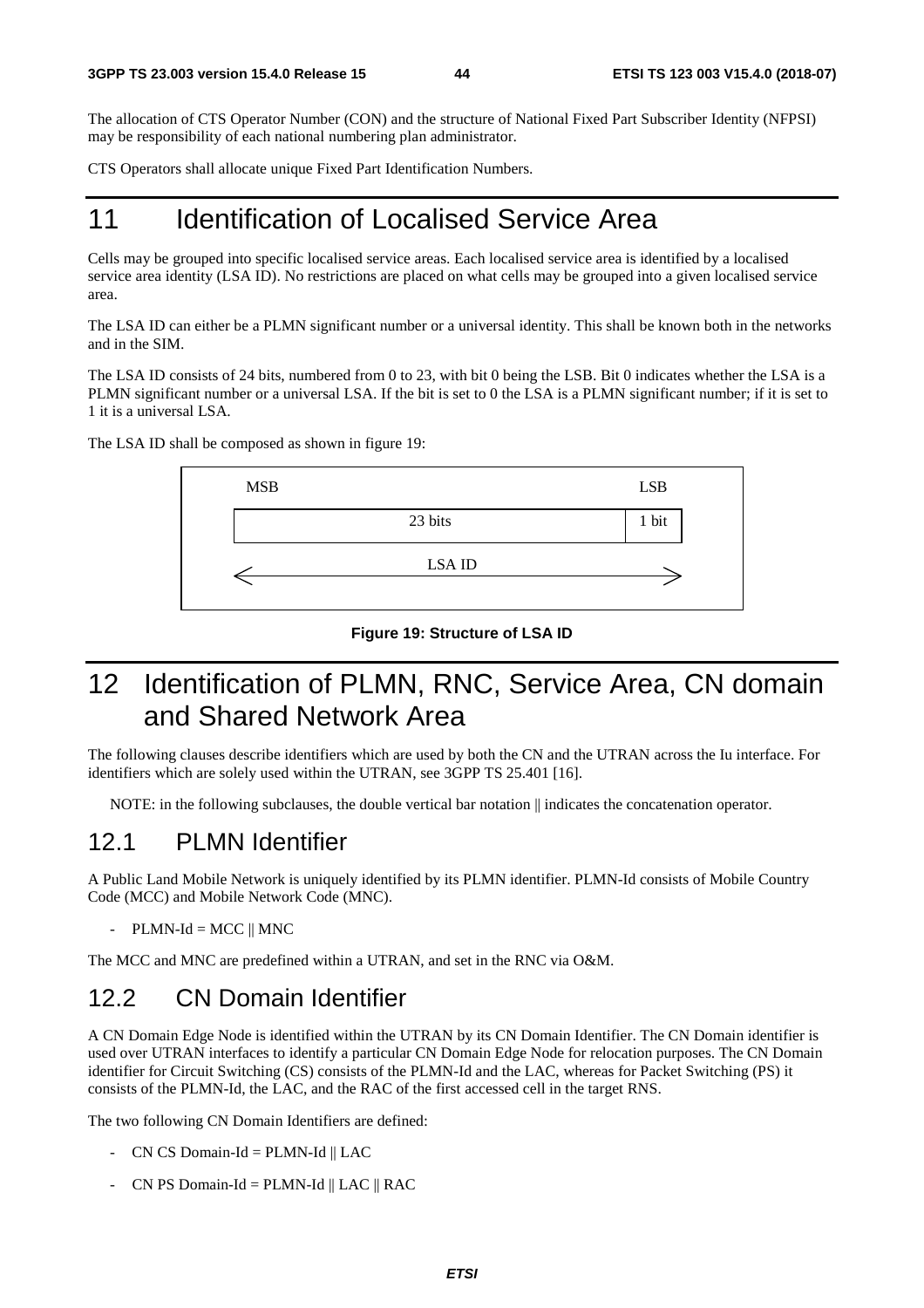The allocation of CTS Operator Number (CON) and the structure of National Fixed Part Subscriber Identity (NFPSI) may be responsibility of each national numbering plan administrator.

CTS Operators shall allocate unique Fixed Part Identification Numbers.

# 11 Identification of Localised Service Area

Cells may be grouped into specific localised service areas. Each localised service area is identified by a localised service area identity (LSA ID). No restrictions are placed on what cells may be grouped into a given localised service area.

The LSA ID can either be a PLMN significant number or a universal identity. This shall be known both in the networks and in the SIM.

The LSA ID consists of 24 bits, numbered from 0 to 23, with bit 0 being the LSB. Bit 0 indicates whether the LSA is a PLMN significant number or a universal LSA. If the bit is set to 0 the LSA is a PLMN significant number; if it is set to 1 it is a universal LSA.

The LSA ID shall be composed as shown in figure 19:

| MSB | LSB |
| --- | --- |
| 23 bits | 1 bit |
| LSA ID | |

**Figure 19: Structure of LSA ID**

# 12 Identification of PLMN, RNC, Service Area, CN domain and Shared Network Area

The following clauses describe identifiers which are used by both the CN and the UTRAN across the Iu interface. For identifiers which are solely used within the UTRAN, see 3GPP TS 25.401 [16].

NOTE: in the following subclauses, the double vertical bar notation || indicates the concatenation operator.

## 12.1 PLMN Identifier

A Public Land Mobile Network is uniquely identified by its PLMN identifier. PLMN-Id consists of Mobile Country Code (MCC) and Mobile Network Code (MNC).

- PLMN-Id = MCC || MNC

The MCC and MNC are predefined within a UTRAN, and set in the RNC via O&M.

## 12.2 CN Domain Identifier

A CN Domain Edge Node is identified within the UTRAN by its CN Domain Identifier. The CN Domain identifier is used over UTRAN interfaces to identify a particular CN Domain Edge Node for relocation purposes. The CN Domain identifier for Circuit Switching (CS) consists of the PLMN-Id and the LAC, whereas for Packet Switching (PS) it consists of the PLMN-Id, the LAC, and the RAC of the first accessed cell in the target RNS.

The two following CN Domain Identifiers are defined:

- CN CS Domain-Id = PLMN-Id || LAC
- CN PS Domain-Id = PLMN-Id || LAC || RAC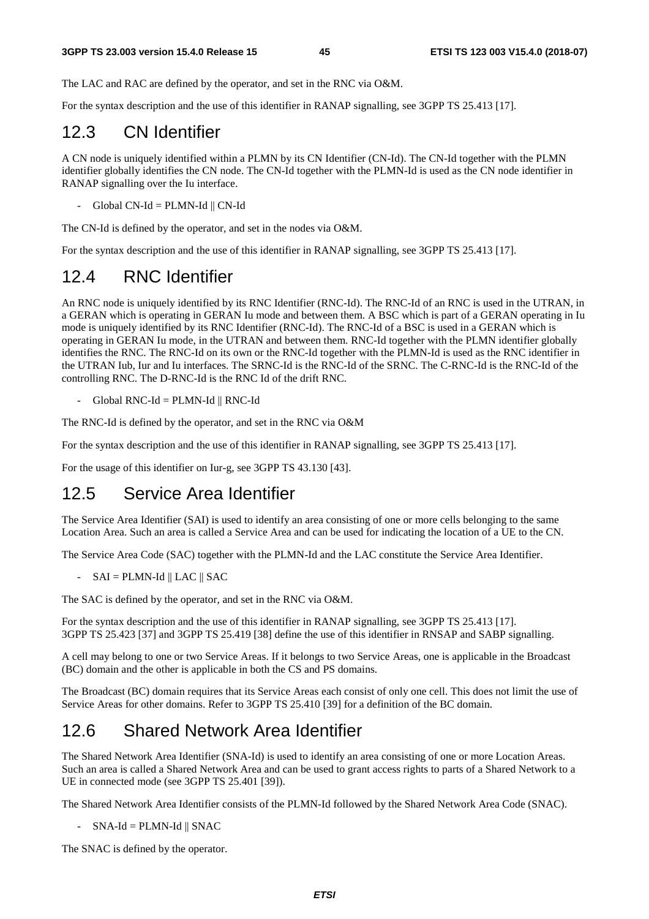The LAC and RAC are defined by the operator, and set in the RNC via O&M.

For the syntax description and the use of this identifier in RANAP signalling, see 3GPP TS 25.413 [17].

## 12.3 CN Identifier

A CN node is uniquely identified within a PLMN by its CN Identifier (CN-Id). The CN-Id together with the PLMN identifier globally identifies the CN node. The CN-Id together with the PLMN-Id is used as the CN node identifier in RANAP signalling over the Iu interface.

- Global CN-Id = PLMN-Id || CN-Id

The CN-Id is defined by the operator, and set in the nodes via O&M.

For the syntax description and the use of this identifier in RANAP signalling, see 3GPP TS 25.413 [17].

## 12.4 RNC Identifier

An RNC node is uniquely identified by its RNC Identifier (RNC-Id). The RNC-Id of an RNC is used in the UTRAN, in a GERAN which is operating in GERAN Iu mode and between them. A BSC which is part of a GERAN operating in Iu mode is uniquely identified by its RNC Identifier (RNC-Id). The RNC-Id of a BSC is used in a GERAN which is operating in GERAN Iu mode, in the UTRAN and between them. RNC-Id together with the PLMN identifier globally identifies the RNC. The RNC-Id on its own or the RNC-Id together with the PLMN-Id is used as the RNC identifier in the UTRAN Iub, Iur and Iu interfaces. The SRNC-Id is the RNC-Id of the SRNC. The C-RNC-Id is the RNC-Id of the controlling RNC. The D-RNC-Id is the RNC Id of the drift RNC.

- Global RNC-Id = PLMN-Id || RNC-Id

The RNC-Id is defined by the operator, and set in the RNC via O&M

For the syntax description and the use of this identifier in RANAP signalling, see 3GPP TS 25.413 [17].

For the usage of this identifier on Iur-g, see 3GPP TS 43.130 [43].

## 12.5 Service Area Identifier

The Service Area Identifier (SAI) is used to identify an area consisting of one or more cells belonging to the same Location Area. Such an area is called a Service Area and can be used for indicating the location of a UE to the CN.

The Service Area Code (SAC) together with the PLMN-Id and the LAC constitute the Service Area Identifier.

- SAI = PLMN-Id || LAC || SAC

The SAC is defined by the operator, and set in the RNC via O&M.

For the syntax description and the use of this identifier in RANAP signalling, see 3GPP TS 25.413 [17]. 3GPP TS 25.423 [37] and 3GPP TS 25.419 [38] define the use of this identifier in RNSAP and SABP signalling.

A cell may belong to one or two Service Areas. If it belongs to two Service Areas, one is applicable in the Broadcast (BC) domain and the other is applicable in both the CS and PS domains.

The Broadcast (BC) domain requires that its Service Areas each consist of only one cell. This does not limit the use of Service Areas for other domains. Refer to 3GPP TS 25.410 [39] for a definition of the BC domain.

## 12.6 Shared Network Area Identifier

The Shared Network Area Identifier (SNA-Id) is used to identify an area consisting of one or more Location Areas. Such an area is called a Shared Network Area and can be used to grant access rights to parts of a Shared Network to a UE in connected mode (see 3GPP TS 25.401 [39]).

The Shared Network Area Identifier consists of the PLMN-Id followed by the Shared Network Area Code (SNAC).

- SNA-Id = PLMN-Id || SNAC

The SNAC is defined by the operator.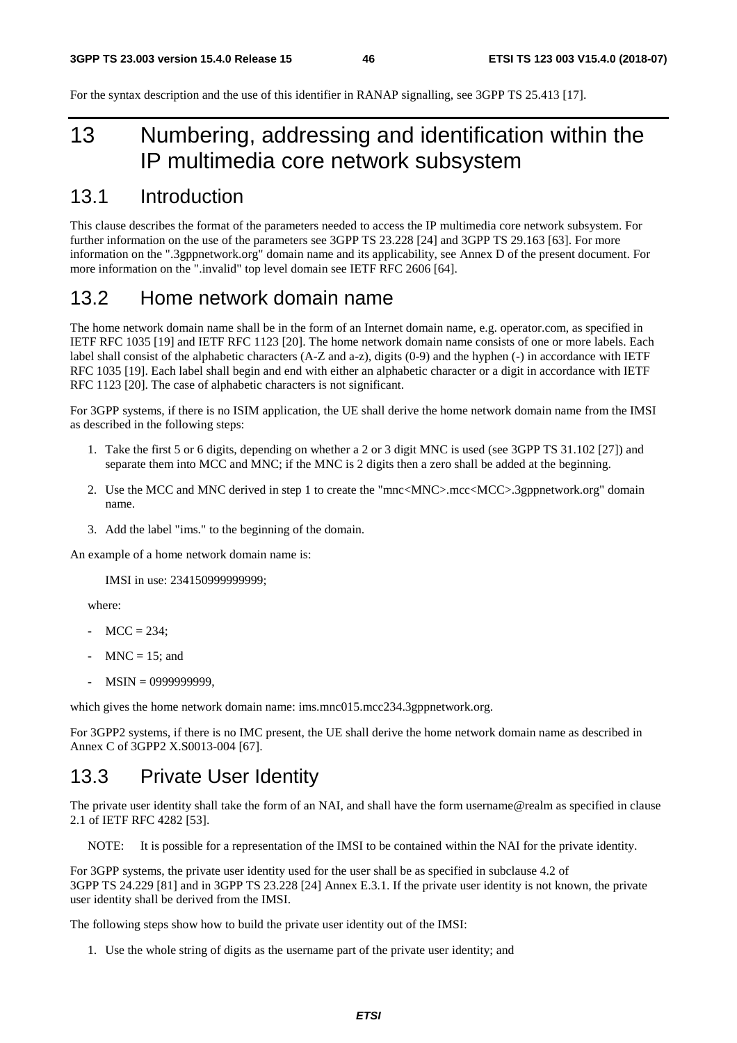For the syntax description and the use of this identifier in RANAP signalling, see 3GPP TS 25.413 [17].

# 13 Numbering, addressing and identification within the IP multimedia core network subsystem

## 13.1 Introduction

This clause describes the format of the parameters needed to access the IP multimedia core network subsystem. For further information on the use of the parameters see 3GPP TS 23.228 [24] and 3GPP TS 29.163 [63]. For more information on the ".3gppnetwork.org" domain name and its applicability, see Annex D of the present document. For more information on the ".invalid" top level domain see IETF RFC 2606 [64].

## 13.2 Home network domain name

The home network domain name shall be in the form of an Internet domain name, e.g. operator.com, as specified in IETF RFC 1035 [19] and IETF RFC 1123 [20]. The home network domain name consists of one or more labels. Each label shall consist of the alphabetic characters (A-Z and a-z), digits (0-9) and the hyphen (-) in accordance with IETF RFC 1035 [19]. Each label shall begin and end with either an alphabetic character or a digit in accordance with IETF RFC 1123 [20]. The case of alphabetic characters is not significant.

For 3GPP systems, if there is no ISIM application, the UE shall derive the home network domain name from the IMSI as described in the following steps:

1. Take the first 5 or 6 digits, depending on whether a 2 or 3 digit MNC is used (see 3GPP TS 31.102 [27]) and separate them into MCC and MNC; if the MNC is 2 digits then a zero shall be added at the beginning.
2. Use the MCC and MNC derived in step 1 to create the "mnc<MNC>.mcc<MCC>.3gppnetwork.org" domain name.
3. Add the label "ims." to the beginning of the domain.

An example of a home network domain name is:

IMSI in use: 234150999999999;

where:

- MCC = 234;
- MNC = 15; and
- MSIN = 0999999999,

which gives the home network domain name: ims.mnc015.mcc234.3gppnetwork.org.

For 3GPP2 systems, if there is no IMC present, the UE shall derive the home network domain name as described in Annex C of 3GPP2 X.S0013-004 [67].

## 13.3 Private User Identity

The private user identity shall take the form of an NAI, and shall have the form username@realm as specified in clause 2.1 of IETF RFC 4282 [53].

NOTE: It is possible for a representation of the IMSI to be contained within the NAI for the private identity.

For 3GPP systems, the private user identity used for the user shall be as specified in subclause 4.2 of 3GPP TS 24.229 [81] and in 3GPP TS 23.228 [24] Annex E.3.1. If the private user identity is not known, the private user identity shall be derived from the IMSI.

The following steps show how to build the private user identity out of the IMSI:

1. Use the whole string of digits as the username part of the private user identity; and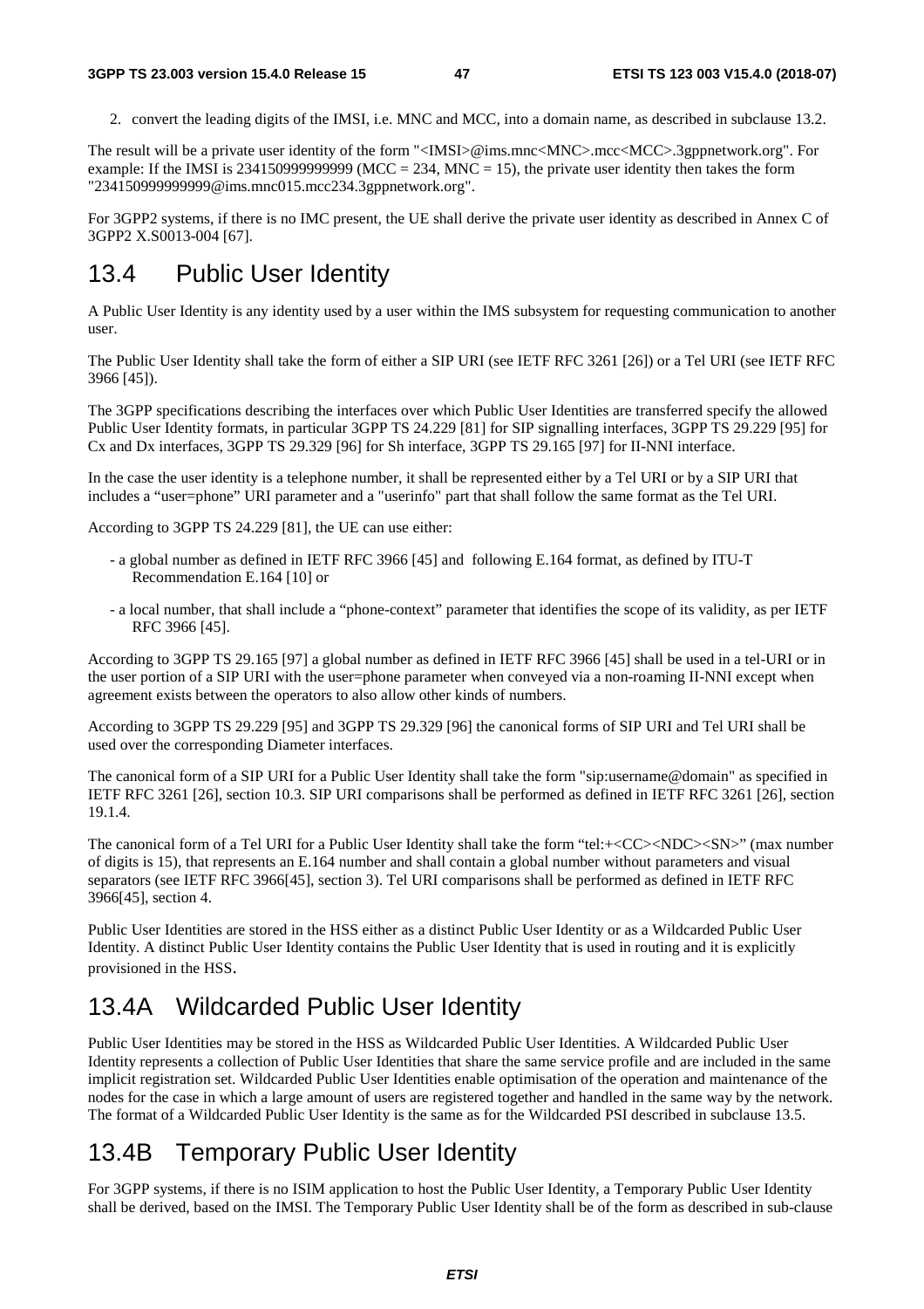2. convert the leading digits of the IMSI, i.e. MNC and MCC, into a domain name, as described in subclause 13.2.

The result will be a private user identity of the form "<IMSI>@ims.mnc<MNC>.mcc<MCC>.3gppnetwork.org". For example: If the IMSI is 234150999999999 (MCC = 234, MNC = 15), the private user identity then takes the form "234150999999999@ims.mnc015.mcc234.3gppnetwork.org".

For 3GPP2 systems, if there is no IMC present, the UE shall derive the private user identity as described in Annex C of 3GPP2 X.S0013-004 [67].

## 13.4 Public User Identity

A Public User Identity is any identity used by a user within the IMS subsystem for requesting communication to another user.

The Public User Identity shall take the form of either a SIP URI (see IETF RFC 3261 [26]) or a Tel URI (see IETF RFC 3966 [45]).

The 3GPP specifications describing the interfaces over which Public User Identities are transferred specify the allowed Public User Identity formats, in particular 3GPP TS 24.229 [81] for SIP signalling interfaces, 3GPP TS 29.229 [95] for Cx and Dx interfaces, 3GPP TS 29.329 [96] for Sh interface, 3GPP TS 29.165 [97] for II-NNI interface.

In the case the user identity is a telephone number, it shall be represented either by a Tel URI or by a SIP URI that includes a "user=phone" URI parameter and a "userinfo" part that shall follow the same format as the Tel URI.

According to 3GPP TS 24.229 [81], the UE can use either:

- a global number as defined in IETF RFC 3966 [45] and following E.164 format, as defined by ITU-T Recommendation E.164 [10] or
- a local number, that shall include a "phone-context" parameter that identifies the scope of its validity, as per IETF RFC 3966 [45].

According to 3GPP TS 29.165 [97] a global number as defined in IETF RFC 3966 [45] shall be used in a tel-URI or in the user portion of a SIP URI with the user=phone parameter when conveyed via a non-roaming II-NNI except when agreement exists between the operators to also allow other kinds of numbers.

According to 3GPP TS 29.229 [95] and 3GPP TS 29.329 [96] the canonical forms of SIP URI and Tel URI shall be used over the corresponding Diameter interfaces.

The canonical form of a SIP URI for a Public User Identity shall take the form "sip:username@domain" as specified in IETF RFC 3261 [26], section 10.3. SIP URI comparisons shall be performed as defined in IETF RFC 3261 [26], section 19.1.4.

The canonical form of a Tel URI for a Public User Identity shall take the form "tel:+<CC><NDC><SN>" (max number of digits is 15), that represents an E.164 number and shall contain a global number without parameters and visual separators (see IETF RFC 3966[45], section 3). Tel URI comparisons shall be performed as defined in IETF RFC 3966[45], section 4.

Public User Identities are stored in the HSS either as a distinct Public User Identity or as a Wildcarded Public User Identity. A distinct Public User Identity contains the Public User Identity that is used in routing and it is explicitly provisioned in the HSS.

## 13.4A Wildcarded Public User Identity

Public User Identities may be stored in the HSS as Wildcarded Public User Identities. A Wildcarded Public User Identity represents a collection of Public User Identities that share the same service profile and are included in the same implicit registration set. Wildcarded Public User Identities enable optimisation of the operation and maintenance of the nodes for the case in which a large amount of users are registered together and handled in the same way by the network. The format of a Wildcarded Public User Identity is the same as for the Wildcarded PSI described in subclause 13.5.

## 13.4B Temporary Public User Identity

For 3GPP systems, if there is no ISIM application to host the Public User Identity, a Temporary Public User Identity shall be derived, based on the IMSI. The Temporary Public User Identity shall be of the form as described in sub-clause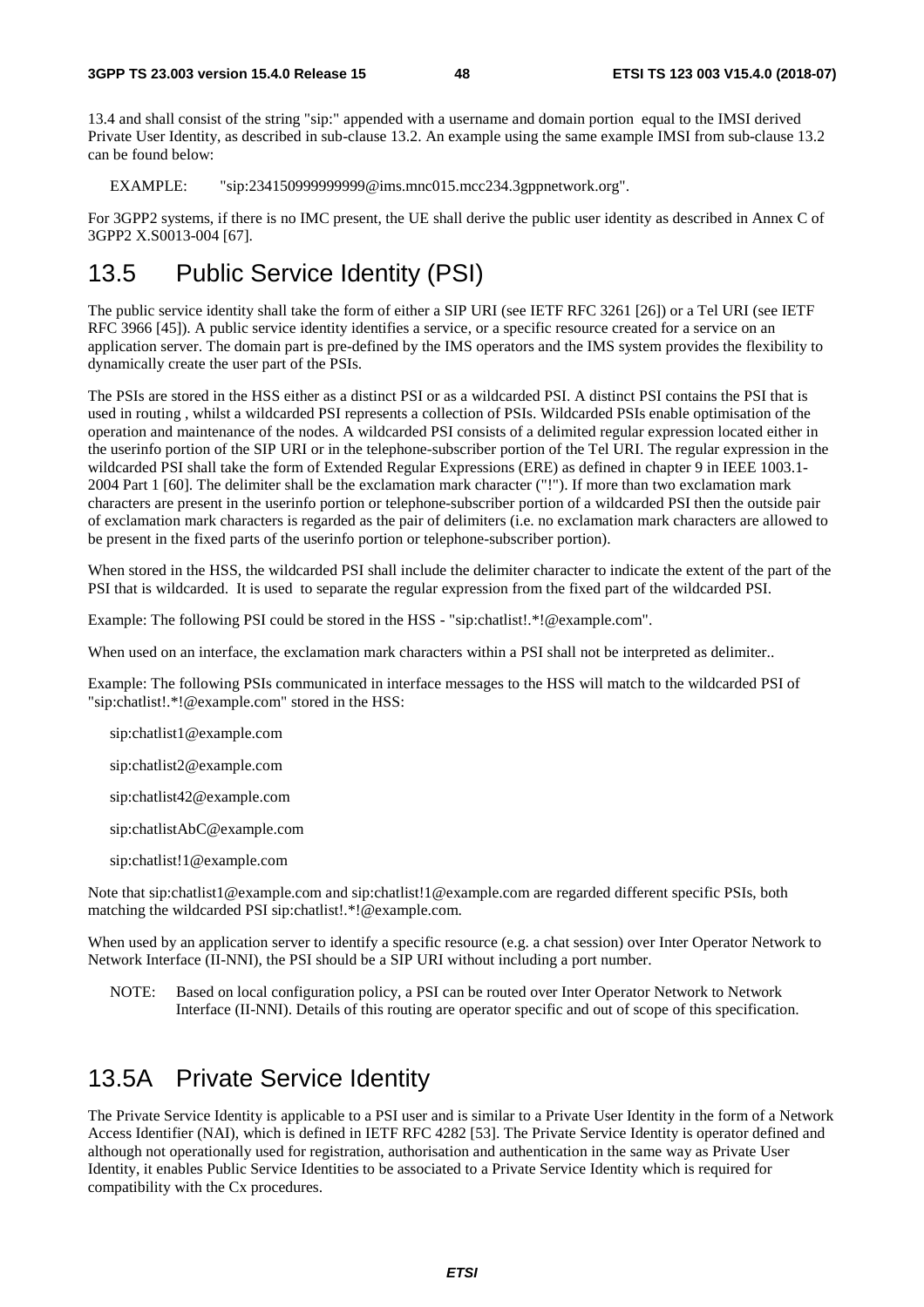13.4 and shall consist of the string "sip:" appended with a username and domain portion equal to the IMSI derived Private User Identity, as described in sub-clause 13.2. An example using the same example IMSI from sub-clause 13.2 can be found below:

EXAMPLE: "sip:234150999999999@ims.mnc015.mcc234.3gppnetwork.org".

For 3GPP2 systems, if there is no IMC present, the UE shall derive the public user identity as described in Annex C of 3GPP2 X.S0013-004 [67].

## 13.5 Public Service Identity (PSI)

The public service identity shall take the form of either a SIP URI (see IETF RFC 3261 [26]) or a Tel URI (see IETF RFC 3966 [45]). A public service identity identifies a service, or a specific resource created for a service on an application server. The domain part is pre-defined by the IMS operators and the IMS system provides the flexibility to dynamically create the user part of the PSIs.

The PSIs are stored in the HSS either as a distinct PSI or as a wildcarded PSI. A distinct PSI contains the PSI that is used in routing , whilst a wildcarded PSI represents a collection of PSIs. Wildcarded PSIs enable optimisation of the operation and maintenance of the nodes. A wildcarded PSI consists of a delimited regular expression located either in the userinfo portion of the SIP URI or in the telephone-subscriber portion of the Tel URI. The regular expression in the wildcarded PSI shall take the form of Extended Regular Expressions (ERE) as defined in chapter 9 in IEEE 1003.1-2004 Part 1 [60]. The delimiter shall be the exclamation mark character ("!"). If more than two exclamation mark characters are present in the userinfo portion or telephone-subscriber portion of a wildcarded PSI then the outside pair of exclamation mark characters is regarded as the pair of delimiters (i.e. no exclamation mark characters are allowed to be present in the fixed parts of the userinfo portion or telephone-subscriber portion).

When stored in the HSS, the wildcarded PSI shall include the delimiter character to indicate the extent of the part of the PSI that is wildcarded. It is used to separate the regular expression from the fixed part of the wildcarded PSI.

Example: The following PSI could be stored in the HSS - "sip:chatlist!.*!@example.com".

When used on an interface, the exclamation mark characters within a PSI shall not be interpreted as delimiter..

Example: The following PSIs communicated in interface messages to the HSS will match to the wildcarded PSI of "sip:chatlist!.*!@example.com" stored in the HSS:

sip:chatlist1@example.com

sip:chatlist2@example.com

sip:chatlist42@example.com

sip:chatlistAbC@example.com

sip:chatlist!1@example.com

Note that sip:chatlist1@example.com and sip:chatlist!1@example.com are regarded different specific PSIs, both matching the wildcarded PSI sip:chatlist!.*!@example.com.

When used by an application server to identify a specific resource (e.g. a chat session) over Inter Operator Network to Network Interface (II-NNI), the PSI should be a SIP URI without including a port number.

NOTE: Based on local configuration policy, a PSI can be routed over Inter Operator Network to Network Interface (II-NNI). Details of this routing are operator specific and out of scope of this specification.

## 13.5A Private Service Identity

The Private Service Identity is applicable to a PSI user and is similar to a Private User Identity in the form of a Network Access Identifier (NAI), which is defined in IETF RFC 4282 [53]. The Private Service Identity is operator defined and although not operationally used for registration, authorisation and authentication in the same way as Private User Identity, it enables Public Service Identities to be associated to a Private Service Identity which is required for compatibility with the Cx procedures.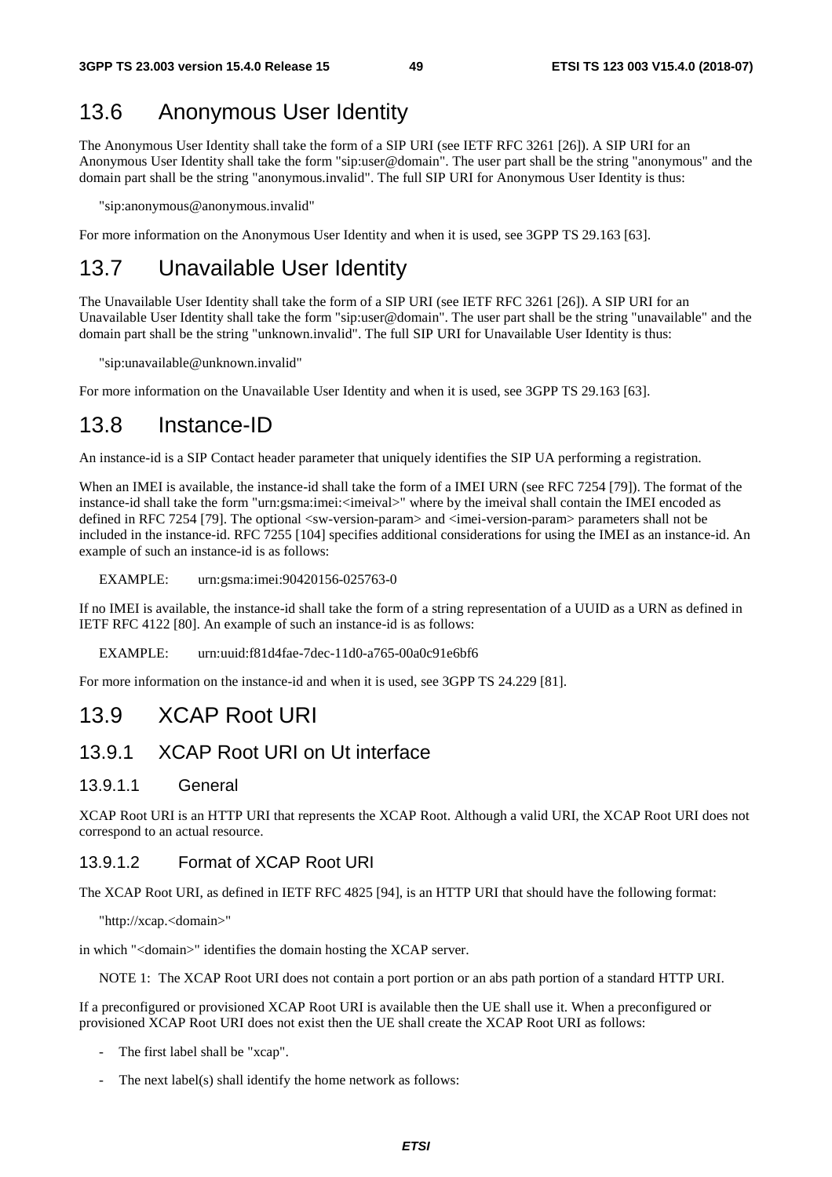## 13.6 Anonymous User Identity

The Anonymous User Identity shall take the form of a SIP URI (see IETF RFC 3261 [26]). A SIP URI for an Anonymous User Identity shall take the form "sip:user@domain". The user part shall be the string "anonymous" and the domain part shall be the string "anonymous.invalid". The full SIP URI for Anonymous User Identity is thus:

"sip:anonymous@anonymous.invalid"

For more information on the Anonymous User Identity and when it is used, see 3GPP TS 29.163 [63].

## 13.7 Unavailable User Identity

The Unavailable User Identity shall take the form of a SIP URI (see IETF RFC 3261 [26]). A SIP URI for an Unavailable User Identity shall take the form "sip:user@domain". The user part shall be the string "unavailable" and the domain part shall be the string "unknown.invalid". The full SIP URI for Unavailable User Identity is thus:

"sip:unavailable@unknown.invalid"

For more information on the Unavailable User Identity and when it is used, see 3GPP TS 29.163 [63].

## 13.8 Instance-ID

An instance-id is a SIP Contact header parameter that uniquely identifies the SIP UA performing a registration.

When an IMEI is available, the instance-id shall take the form of a IMEI URN (see RFC 7254 [79]). The format of the instance-id shall take the form "urn:gsma:imei:<imeival>" where by the imeival shall contain the IMEI encoded as defined in RFC 7254 [79]. The optional <sw-version-param> and <imei-version-param> parameters shall not be included in the instance-id. RFC 7255 [104] specifies additional considerations for using the IMEI as an instance-id. An example of such an instance-id is as follows:

EXAMPLE: urn:gsma:imei:90420156-025763-0

If no IMEI is available, the instance-id shall take the form of a string representation of a UUID as a URN as defined in IETF RFC 4122 [80]. An example of such an instance-id is as follows:

EXAMPLE: urn:uuid:f81d4fae-7dec-11d0-a765-00a0c91e6bf6

For more information on the instance-id and when it is used, see 3GPP TS 24.229 [81].

## 13.9 XCAP Root URI

### 13.9.1 XCAP Root URI on Ut interface

#### 13.9.1.1 General

XCAP Root URI is an HTTP URI that represents the XCAP Root. Although a valid URI, the XCAP Root URI does not correspond to an actual resource.

#### 13.9.1.2 Format of XCAP Root URI

The XCAP Root URI, as defined in IETF RFC 4825 [94], is an HTTP URI that should have the following format:

"http://xcap.<domain>"

in which "<domain>" identifies the domain hosting the XCAP server.

NOTE 1: The XCAP Root URI does not contain a port portion or an abs path portion of a standard HTTP URI.

If a preconfigured or provisioned XCAP Root URI is available then the UE shall use it. When a preconfigured or provisioned XCAP Root URI does not exist then the UE shall create the XCAP Root URI as follows:

- The first label shall be "xcap".
- The next label(s) shall identify the home network as follows: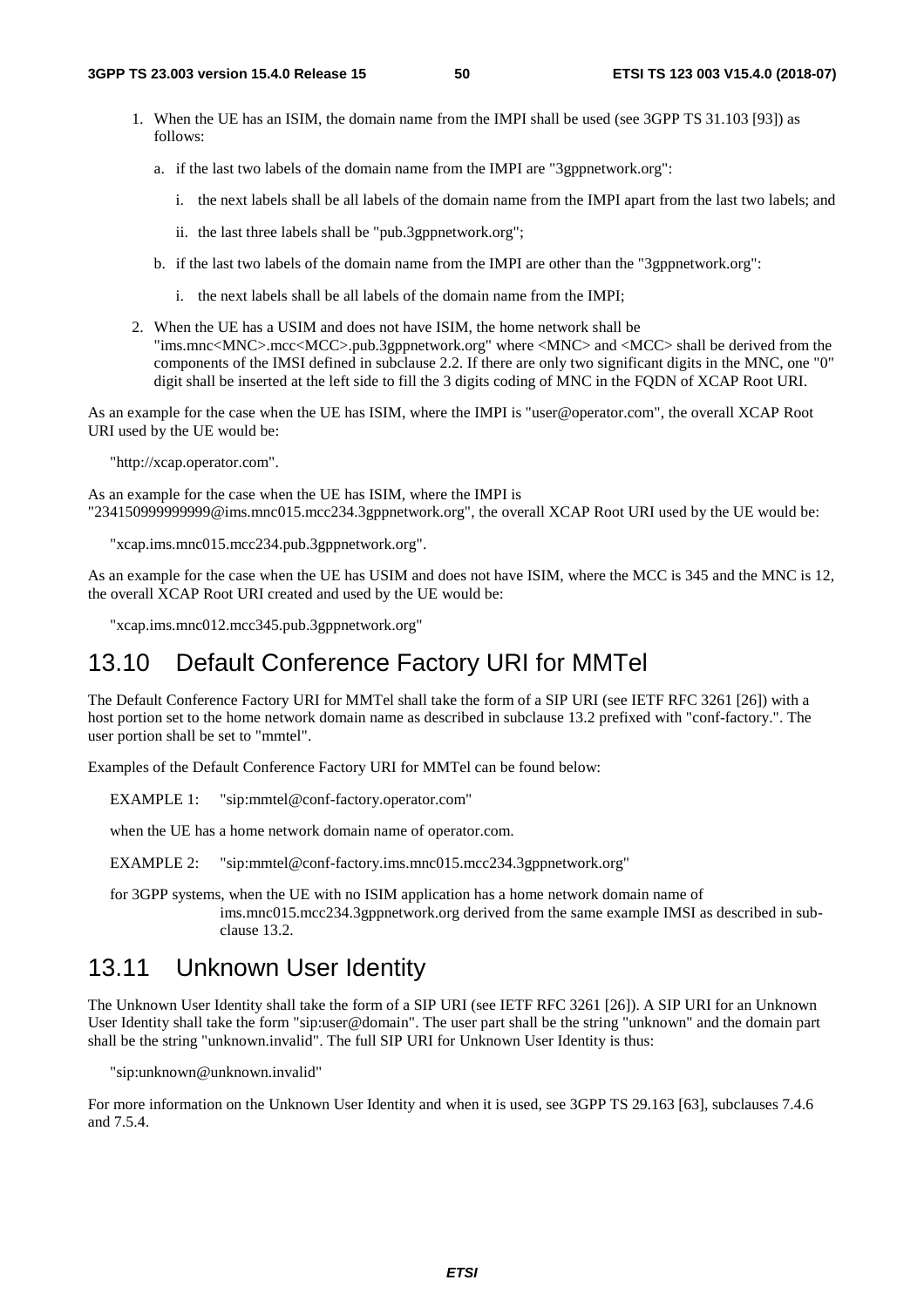1. When the UE has an ISIM, the domain name from the IMPI shall be used (see 3GPP TS 31.103 [93]) as follows:

   a. if the last two labels of the domain name from the IMPI are "3gppnetwork.org":

      i. the next labels shall be all labels of the domain name from the IMPI apart from the last two labels; and

      ii. the last three labels shall be "pub.3gppnetwork.org";

   b. if the last two labels of the domain name from the IMPI are other than the "3gppnetwork.org":

      i. the next labels shall be all labels of the domain name from the IMPI;

2. When the UE has a USIM and does not have ISIM, the home network shall be "ims.mnc<MNC>.mcc<MCC>.pub.3gppnetwork.org" where <MNC> and <MCC> shall be derived from the components of the IMSI defined in subclause 2.2. If there are only two significant digits in the MNC, one "0" digit shall be inserted at the left side to fill the 3 digits coding of MNC in the FQDN of XCAP Root URI.

As an example for the case when the UE has ISIM, where the IMPI is "user@operator.com", the overall XCAP Root URI used by the UE would be:

"http://xcap.operator.com".

As an example for the case when the UE has ISIM, where the IMPI is "234150999999999@ims.mnc015.mcc234.3gppnetwork.org", the overall XCAP Root URI used by the UE would be:

"xcap.ims.mnc015.mcc234.pub.3gppnetwork.org".

As an example for the case when the UE has USIM and does not have ISIM, where the MCC is 345 and the MNC is 12, the overall XCAP Root URI created and used by the UE would be:

"xcap.ims.mnc012.mcc345.pub.3gppnetwork.org"

## 13.10 Default Conference Factory URI for MMTel

The Default Conference Factory URI for MMTel shall take the form of a SIP URI (see IETF RFC 3261 [26]) with a host portion set to the home network domain name as described in subclause 13.2 prefixed with "conf-factory.". The user portion shall be set to "mmtel".

Examples of the Default Conference Factory URI for MMTel can be found below:

EXAMPLE 1: "sip:mmtel@conf-factory.operator.com"

when the UE has a home network domain name of operator.com.

EXAMPLE 2: "sip:mmtel@conf-factory.ims.mnc015.mcc234.3gppnetwork.org"

for 3GPP systems, when the UE with no ISIM application has a home network domain name of ims.mnc015.mcc234.3gppnetwork.org derived from the same example IMSI as described in sub-clause 13.2.

## 13.11 Unknown User Identity

The Unknown User Identity shall take the form of a SIP URI (see IETF RFC 3261 [26]). A SIP URI for an Unknown User Identity shall take the form "sip:user@domain". The user part shall be the string "unknown" and the domain part shall be the string "unknown.invalid". The full SIP URI for Unknown User Identity is thus:

"sip:unknown@unknown.invalid"

For more information on the Unknown User Identity and when it is used, see 3GPP TS 29.163 [63], subclauses 7.4.6 and 7.5.4.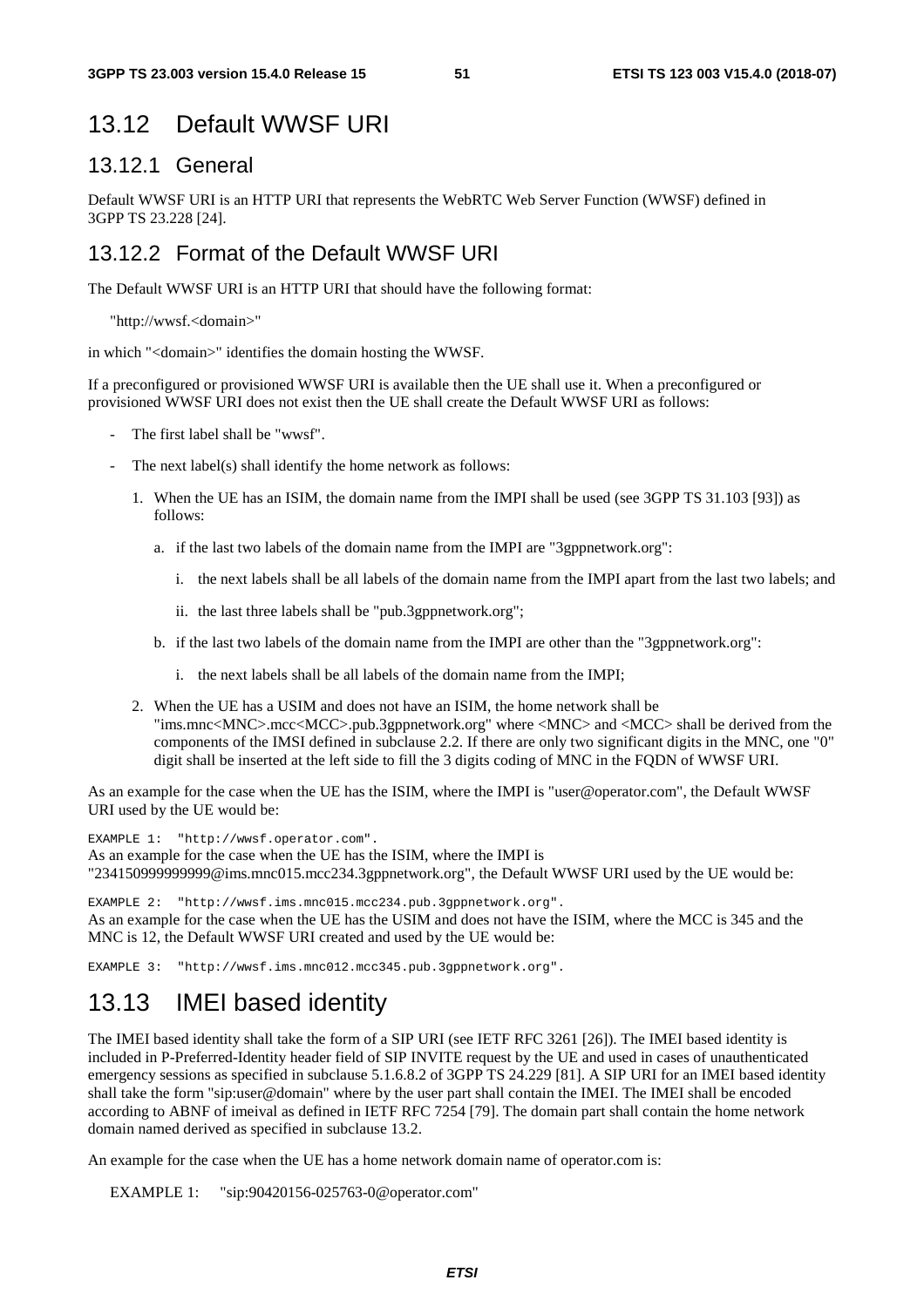# 13.12 Default WWSF URI

## 13.12.1 General

Default WWSF URI is an HTTP URI that represents the WebRTC Web Server Function (WWSF) defined in 3GPP TS 23.228 [24].

## 13.12.2 Format of the Default WWSF URI

The Default WWSF URI is an HTTP URI that should have the following format:

"http://wwsf.<domain>"

in which "<domain>" identifies the domain hosting the WWSF.

If a preconfigured or provisioned WWSF URI is available then the UE shall use it. When a preconfigured or provisioned WWSF URI does not exist then the UE shall create the Default WWSF URI as follows:

- The first label shall be "wwsf".
- The next label(s) shall identify the home network as follows:
  1. When the UE has an ISIM, the domain name from the IMPI shall be used (see 3GPP TS 31.103 [93]) as follows:
     a. if the last two labels of the domain name from the IMPI are "3gppnetwork.org":
        i. the next labels shall be all labels of the domain name from the IMPI apart from the last two labels; and
        ii. the last three labels shall be "pub.3gppnetwork.org";
     b. if the last two labels of the domain name from the IMPI are other than the "3gppnetwork.org":
        i. the next labels shall be all labels of the domain name from the IMPI;
  2. When the UE has a USIM and does not have an ISIM, the home network shall be "ims.mnc<MNC>.mcc<MCC>.pub.3gppnetwork.org" where <MNC> and <MCC> shall be derived from the components of the IMSI defined in subclause 2.2. If there are only two significant digits in the MNC, one "0" digit shall be inserted at the left side to fill the 3 digits coding of MNC in the FQDN of WWSF URI.

As an example for the case when the UE has the ISIM, where the IMPI is "user@operator.com", the Default WWSF URI used by the UE would be:

EXAMPLE 1: "http://wwsf.operator.com".

As an example for the case when the UE has the ISIM, where the IMPI is "234150999999999@ims.mnc015.mcc234.3gppnetwork.org", the Default WWSF URI used by the UE would be:

EXAMPLE 2: "http://wwsf.ims.mnc015.mcc234.pub.3gppnetwork.org".

As an example for the case when the UE has the USIM and does not have the ISIM, where the MCC is 345 and the MNC is 12, the Default WWSF URI created and used by the UE would be:

EXAMPLE 3: "http://wwsf.ims.mnc012.mcc345.pub.3gppnetwork.org".

# 13.13 IMEI based identity

The IMEI based identity shall take the form of a SIP URI (see IETF RFC 3261 [26]). The IMEI based identity is included in P-Preferred-Identity header field of SIP INVITE request by the UE and used in cases of unauthenticated emergency sessions as specified in subclause 5.1.6.8.2 of 3GPP TS 24.229 [81]. A SIP URI for an IMEI based identity shall take the form "sip:user@domain" where by the user part shall contain the IMEI. The IMEI shall be encoded according to ABNF of imeival as defined in IETF RFC 7254 [79]. The domain part shall contain the home network domain named derived as specified in subclause 13.2.

An example for the case when the UE has a home network domain name of operator.com is:

EXAMPLE 1: "sip:90420156-025763-0@operator.com"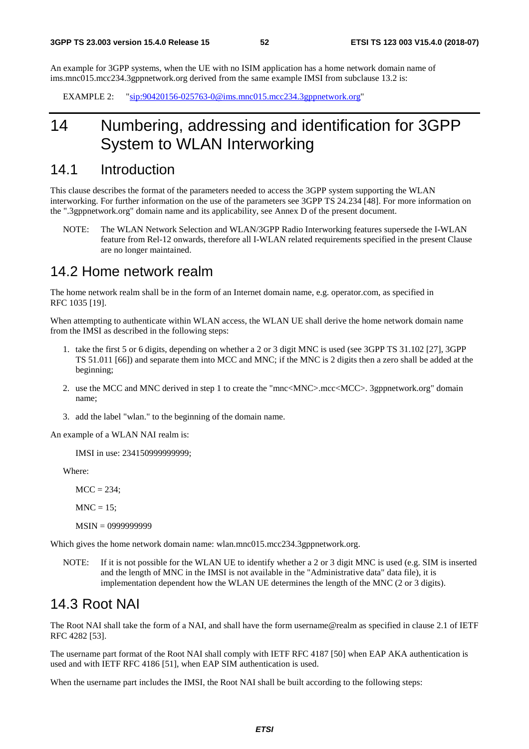An example for 3GPP systems, when the UE with no ISIM application has a home network domain name of ims.mnc015.mcc234.3gppnetwork.org derived from the same example IMSI from subclause 13.2 is:

EXAMPLE 2: "sip:90420156-025763-0@ims.mnc015.mcc234.3gppnetwork.org"

# 14 Numbering, addressing and identification for 3GPP System to WLAN Interworking

## 14.1 Introduction

This clause describes the format of the parameters needed to access the 3GPP system supporting the WLAN interworking. For further information on the use of the parameters see 3GPP TS 24.234 [48]. For more information on the ".3gppnetwork.org" domain name and its applicability, see Annex D of the present document.

NOTE: The WLAN Network Selection and WLAN/3GPP Radio Interworking features supersede the I-WLAN feature from Rel-12 onwards, therefore all I-WLAN related requirements specified in the present Clause are no longer maintained.

## 14.2 Home network realm

The home network realm shall be in the form of an Internet domain name, e.g. operator.com, as specified in RFC 1035 [19].

When attempting to authenticate within WLAN access, the WLAN UE shall derive the home network domain name from the IMSI as described in the following steps:

1. take the first 5 or 6 digits, depending on whether a 2 or 3 digit MNC is used (see 3GPP TS 31.102 [27], 3GPP TS 51.011 [66]) and separate them into MCC and MNC; if the MNC is 2 digits then a zero shall be added at the beginning;
2. use the MCC and MNC derived in step 1 to create the "mnc<MNC>.mcc<MCC>. 3gppnetwork.org" domain name;
3. add the label "wlan." to the beginning of the domain name.

An example of a WLAN NAI realm is:

IMSI in use: 234150999999999;

Where:

MCC = 234;

MNC = 15;

MSIN = 0999999999

Which gives the home network domain name: wlan.mnc015.mcc234.3gppnetwork.org.

NOTE: If it is not possible for the WLAN UE to identify whether a 2 or 3 digit MNC is used (e.g. SIM is inserted and the length of MNC in the IMSI is not available in the "Administrative data" data file), it is implementation dependent how the WLAN UE determines the length of the MNC (2 or 3 digits).

## 14.3 Root NAI

The Root NAI shall take the form of a NAI, and shall have the form username@realm as specified in clause 2.1 of IETF RFC 4282 [53].

The username part format of the Root NAI shall comply with IETF RFC 4187 [50] when EAP AKA authentication is used and with IETF RFC 4186 [51], when EAP SIM authentication is used.

When the username part includes the IMSI, the Root NAI shall be built according to the following steps: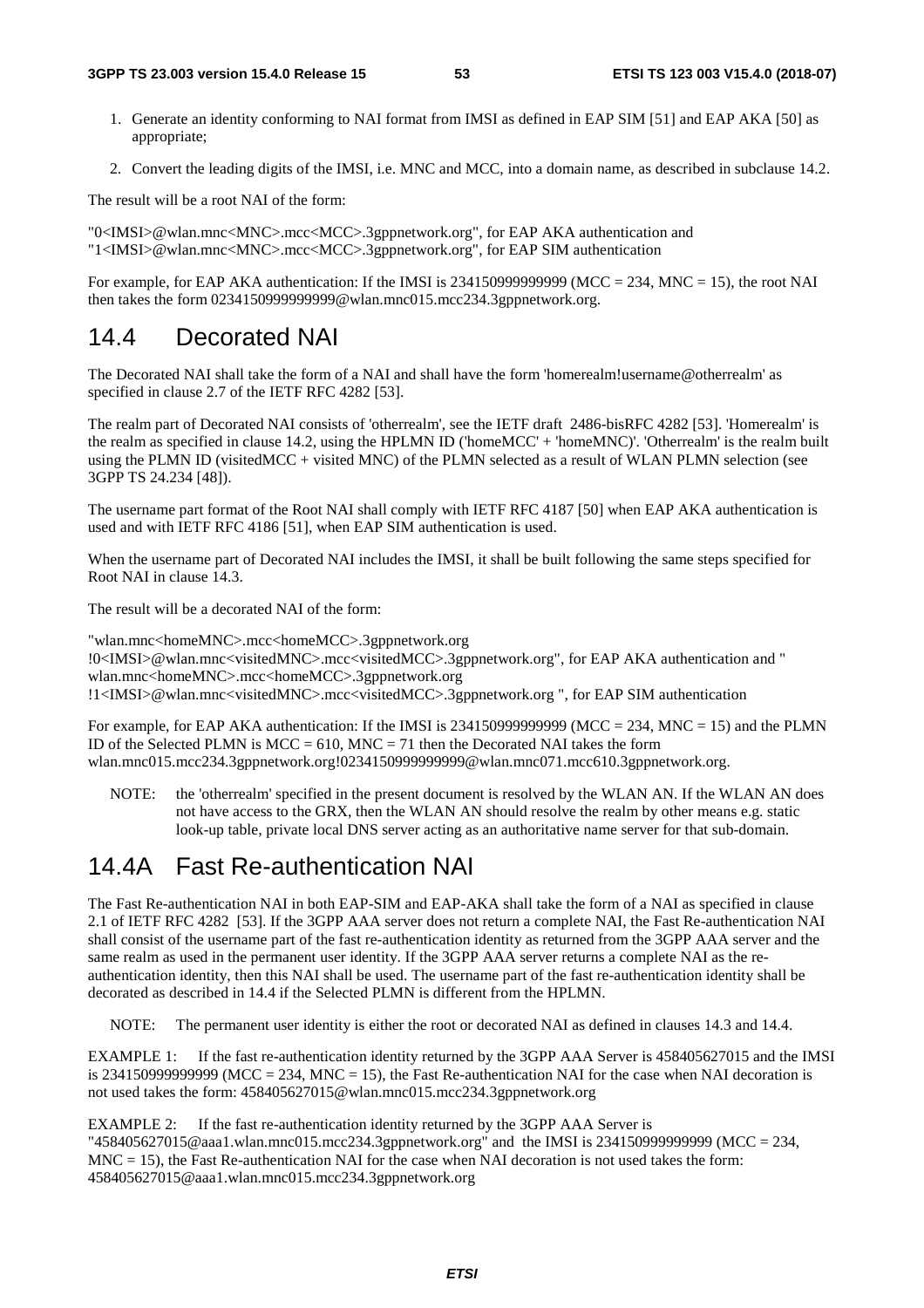1. Generate an identity conforming to NAI format from IMSI as defined in EAP SIM [51] and EAP AKA [50] as appropriate;

2. Convert the leading digits of the IMSI, i.e. MNC and MCC, into a domain name, as described in subclause 14.2.

The result will be a root NAI of the form:

"0<IMSI>@wlan.mnc<MNC>.mcc<MCC>.3gppnetwork.org", for EAP AKA authentication and
"1<IMSI>@wlan.mnc<MNC>.mcc<MCC>.3gppnetwork.org", for EAP SIM authentication

For example, for EAP AKA authentication: If the IMSI is 234150999999999 (MCC = 234, MNC = 15), the root NAI then takes the form 0234150999999999@wlan.mnc015.mcc234.3gppnetwork.org.

## 14.4 Decorated NAI

The Decorated NAI shall take the form of a NAI and shall have the form 'homerealm!username@otherrealm' as specified in clause 2.7 of the IETF RFC 4282 [53].

The realm part of Decorated NAI consists of 'otherrealm', see the IETF draft 2486-bisRFC 4282 [53]. 'Homerealm' is the realm as specified in clause 14.2, using the HPLMN ID ('homeMCC' + 'homeMNC)'. 'Otherrealm' is the realm built using the PLMN ID (visitedMCC + visited MNC) of the PLMN selected as a result of WLAN PLMN selection (see 3GPP TS 24.234 [48]).

The username part format of the Root NAI shall comply with IETF RFC 4187 [50] when EAP AKA authentication is used and with IETF RFC 4186 [51], when EAP SIM authentication is used.

When the username part of Decorated NAI includes the IMSI, it shall be built following the same steps specified for Root NAI in clause 14.3.

The result will be a decorated NAI of the form:

"wlan.mnc<homeMNC>.mcc<homeMCC>.3gppnetwork.org
!0<IMSI>@wlan.mnc<visitedMNC>.mcc<visitedMCC>.3gppnetwork.org", for EAP AKA authentication and "
wlan.mnc<homeMNC>.mcc<homeMCC>.3gppnetwork.org
!1<IMSI>@wlan.mnc<visitedMNC>.mcc<visitedMCC>.3gppnetwork.org ", for EAP SIM authentication

For example, for EAP AKA authentication: If the IMSI is 234150999999999 (MCC = 234, MNC = 15) and the PLMN ID of the Selected PLMN is MCC = 610, MNC = 71 then the Decorated NAI takes the form wlan.mnc015.mcc234.3gppnetwork.org!0234150999999999@wlan.mnc071.mcc610.3gppnetwork.org.

NOTE: the 'otherrealm' specified in the present document is resolved by the WLAN AN. If the WLAN AN does not have access to the GRX, then the WLAN AN should resolve the realm by other means e.g. static look-up table, private local DNS server acting as an authoritative name server for that sub-domain.

## 14.4A Fast Re-authentication NAI

The Fast Re-authentication NAI in both EAP-SIM and EAP-AKA shall take the form of a NAI as specified in clause 2.1 of IETF RFC 4282 [53]. If the 3GPP AAA server does not return a complete NAI, the Fast Re-authentication NAI shall consist of the username part of the fast re-authentication identity as returned from the 3GPP AAA server and the same realm as used in the permanent user identity. If the 3GPP AAA server returns a complete NAI as the re-authentication identity, then this NAI shall be used. The username part of the fast re-authentication identity shall be decorated as described in 14.4 if the Selected PLMN is different from the HPLMN.

NOTE: The permanent user identity is either the root or decorated NAI as defined in clauses 14.3 and 14.4.

EXAMPLE 1: If the fast re-authentication identity returned by the 3GPP AAA Server is 458405627015 and the IMSI is 234150999999999 (MCC = 234, MNC = 15), the Fast Re-authentication NAI for the case when NAI decoration is not used takes the form: 458405627015@wlan.mnc015.mcc234.3gppnetwork.org

EXAMPLE 2: If the fast re-authentication identity returned by the 3GPP AAA Server is "458405627015@aaa1.wlan.mnc015.mcc234.3gppnetwork.org" and the IMSI is 234150999999999 (MCC = 234, MNC = 15), the Fast Re-authentication NAI for the case when NAI decoration is not used takes the form: 458405627015@aaa1.wlan.mnc015.mcc234.3gppnetwork.org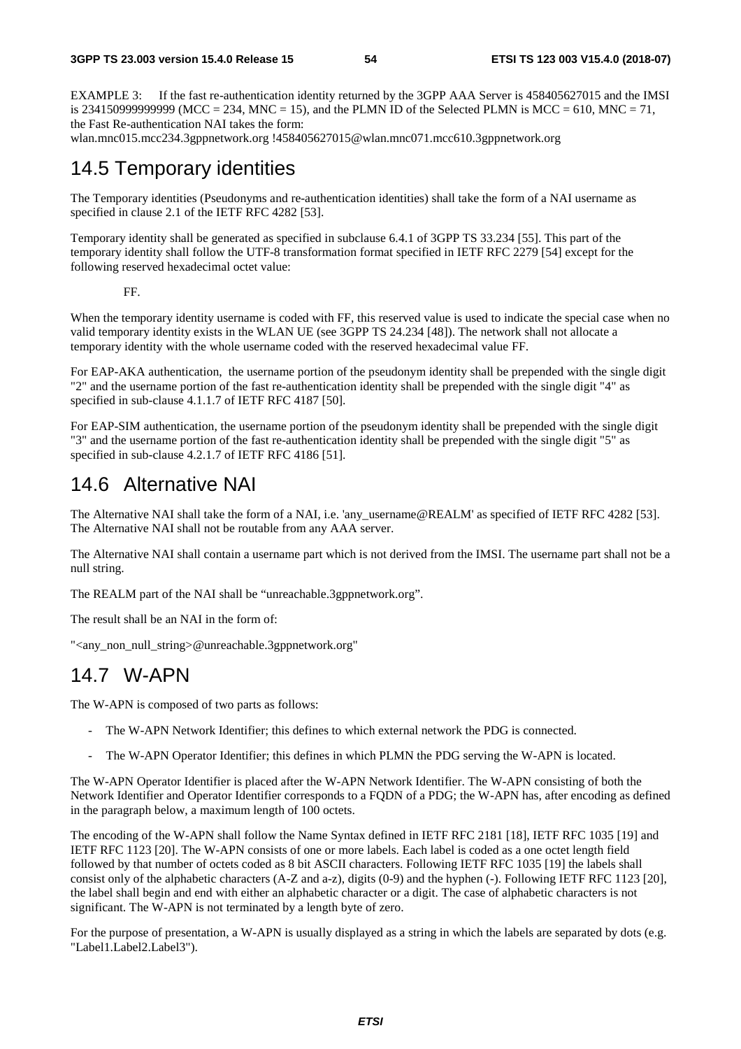EXAMPLE 3: If the fast re-authentication identity returned by the 3GPP AAA Server is 458405627015 and the IMSI is 234150999999999 (MCC = 234, MNC = 15), and the PLMN ID of the Selected PLMN is MCC = 610, MNC = 71, the Fast Re-authentication NAI takes the form:
wlan.mnc015.mcc234.3gppnetwork.org !458405627015@wlan.mnc071.mcc610.3gppnetwork.org

## 14.5 Temporary identities

The Temporary identities (Pseudonyms and re-authentication identities) shall take the form of a NAI username as specified in clause 2.1 of the IETF RFC 4282 [53].

Temporary identity shall be generated as specified in subclause 6.4.1 of 3GPP TS 33.234 [55]. This part of the temporary identity shall follow the UTF-8 transformation format specified in IETF RFC 2279 [54] except for the following reserved hexadecimal octet value:

FF.

When the temporary identity username is coded with FF, this reserved value is used to indicate the special case when no valid temporary identity exists in the WLAN UE (see 3GPP TS 24.234 [48]). The network shall not allocate a temporary identity with the whole username coded with the reserved hexadecimal value FF.

For EAP-AKA authentication, the username portion of the pseudonym identity shall be prepended with the single digit "2" and the username portion of the fast re-authentication identity shall be prepended with the single digit "4" as specified in sub-clause 4.1.1.7 of IETF RFC 4187 [50].

For EAP-SIM authentication, the username portion of the pseudonym identity shall be prepended with the single digit "3" and the username portion of the fast re-authentication identity shall be prepended with the single digit "5" as specified in sub-clause 4.2.1.7 of IETF RFC 4186 [51].

## 14.6 Alternative NAI

The Alternative NAI shall take the form of a NAI, i.e. 'any_username@REALM' as specified of IETF RFC 4282 [53]. The Alternative NAI shall not be routable from any AAA server.

The Alternative NAI shall contain a username part which is not derived from the IMSI. The username part shall not be a null string.

The REALM part of the NAI shall be "unreachable.3gppnetwork.org".

The result shall be an NAI in the form of:

"<any_non_null_string>@unreachable.3gppnetwork.org"

## 14.7 W-APN

The W-APN is composed of two parts as follows:

- The W-APN Network Identifier; this defines to which external network the PDG is connected.
- The W-APN Operator Identifier; this defines in which PLMN the PDG serving the W-APN is located.

The W-APN Operator Identifier is placed after the W-APN Network Identifier. The W-APN consisting of both the Network Identifier and Operator Identifier corresponds to a FQDN of a PDG; the W-APN has, after encoding as defined in the paragraph below, a maximum length of 100 octets.

The encoding of the W-APN shall follow the Name Syntax defined in IETF RFC 2181 [18], IETF RFC 1035 [19] and IETF RFC 1123 [20]. The W-APN consists of one or more labels. Each label is coded as a one octet length field followed by that number of octets coded as 8 bit ASCII characters. Following IETF RFC 1035 [19] the labels shall consist only of the alphabetic characters (A-Z and a-z), digits (0-9) and the hyphen (-). Following IETF RFC 1123 [20], the label shall begin and end with either an alphabetic character or a digit. The case of alphabetic characters is not significant. The W-APN is not terminated by a length byte of zero.

For the purpose of presentation, a W-APN is usually displayed as a string in which the labels are separated by dots (e.g. "Label1.Label2.Label3").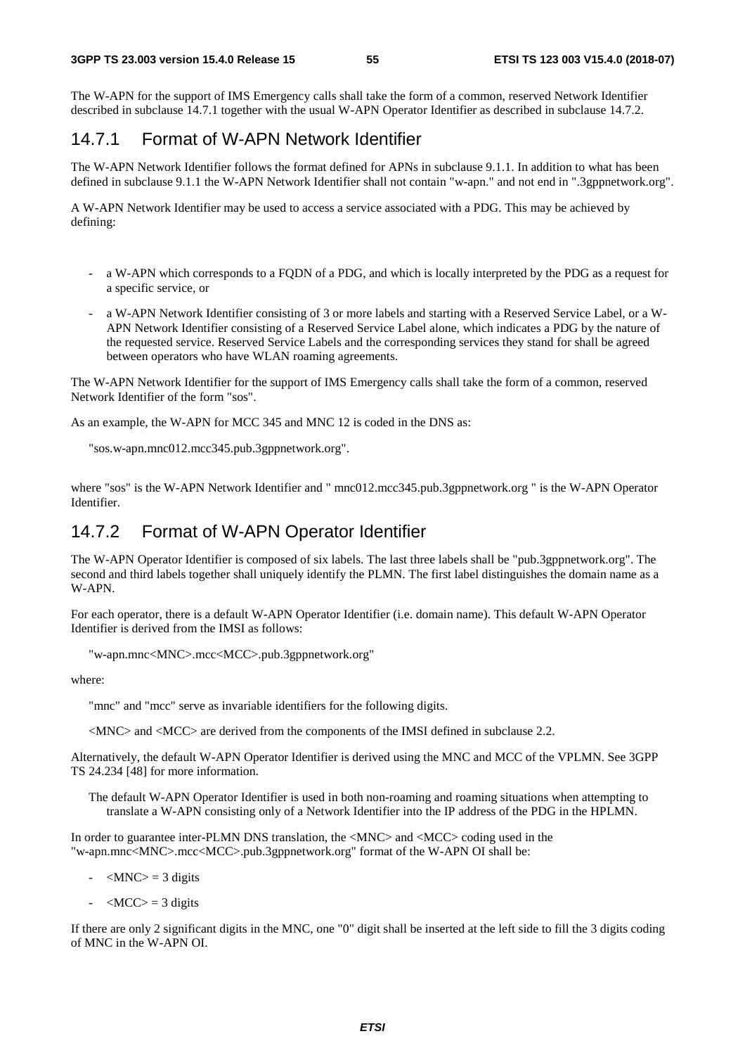The W-APN for the support of IMS Emergency calls shall take the form of a common, reserved Network Identifier described in subclause 14.7.1 together with the usual W-APN Operator Identifier as described in subclause 14.7.2.

### 14.7.1 Format of W-APN Network Identifier

The W-APN Network Identifier follows the format defined for APNs in subclause 9.1.1. In addition to what has been defined in subclause 9.1.1 the W-APN Network Identifier shall not contain "w-apn." and not end in ".3gppnetwork.org".

A W-APN Network Identifier may be used to access a service associated with a PDG. This may be achieved by defining:

- a W-APN which corresponds to a FQDN of a PDG, and which is locally interpreted by the PDG as a request for a specific service, or
- a W-APN Network Identifier consisting of 3 or more labels and starting with a Reserved Service Label, or a W-APN Network Identifier consisting of a Reserved Service Label alone, which indicates a PDG by the nature of the requested service. Reserved Service Labels and the corresponding services they stand for shall be agreed between operators who have WLAN roaming agreements.

The W-APN Network Identifier for the support of IMS Emergency calls shall take the form of a common, reserved Network Identifier of the form "sos".

As an example, the W-APN for MCC 345 and MNC 12 is coded in the DNS as:

"sos.w-apn.mnc012.mcc345.pub.3gppnetwork.org".

where "sos" is the W-APN Network Identifier and " mnc012.mcc345.pub.3gppnetwork.org " is the W-APN Operator Identifier.

### 14.7.2 Format of W-APN Operator Identifier

The W-APN Operator Identifier is composed of six labels. The last three labels shall be "pub.3gppnetwork.org". The second and third labels together shall uniquely identify the PLMN. The first label distinguishes the domain name as a W-APN.

For each operator, there is a default W-APN Operator Identifier (i.e. domain name). This default W-APN Operator Identifier is derived from the IMSI as follows:

"w-apn.mnc<MNC>.mcc<MCC>.pub.3gppnetwork.org"

where:

"mnc" and "mcc" serve as invariable identifiers for the following digits.

<MNC> and <MCC> are derived from the components of the IMSI defined in subclause 2.2.

Alternatively, the default W-APN Operator Identifier is derived using the MNC and MCC of the VPLMN. See 3GPP TS 24.234 [48] for more information.

The default W-APN Operator Identifier is used in both non-roaming and roaming situations when attempting to translate a W-APN consisting only of a Network Identifier into the IP address of the PDG in the HPLMN.

In order to guarantee inter-PLMN DNS translation, the <MNC> and <MCC> coding used in the "w-apn.mnc<MNC>.mcc<MCC>.pub.3gppnetwork.org" format of the W-APN OI shall be:

- <MNC> = 3 digits
- <MCC> = 3 digits

If there are only 2 significant digits in the MNC, one "0" digit shall be inserted at the left side to fill the 3 digits coding of MNC in the W-APN OI.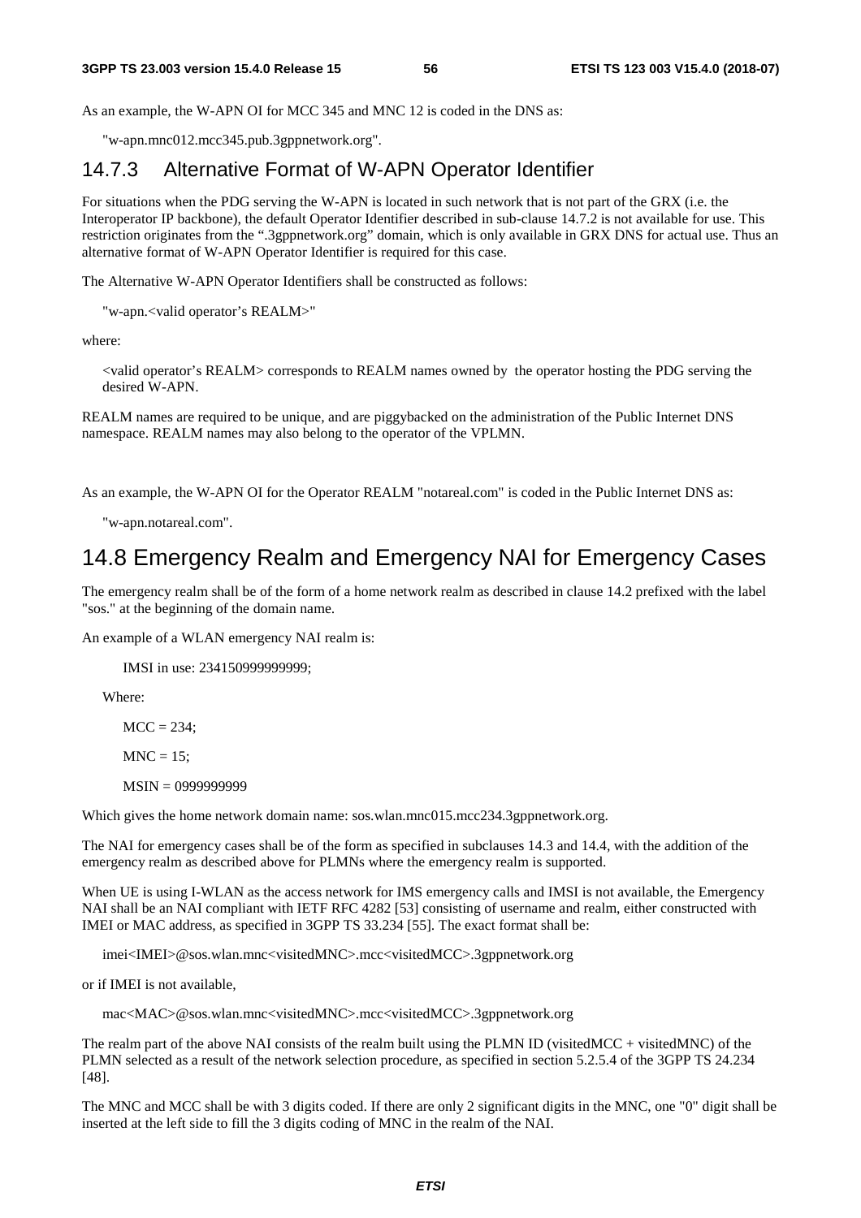As an example, the W-APN OI for MCC 345 and MNC 12 is coded in the DNS as:

"w-apn.mnc012.mcc345.pub.3gppnetwork.org".

### 14.7.3 Alternative Format of W-APN Operator Identifier

For situations when the PDG serving the W-APN is located in such network that is not part of the GRX (i.e. the Interoperator IP backbone), the default Operator Identifier described in sub-clause 14.7.2 is not available for use. This restriction originates from the ".3gppnetwork.org" domain, which is only available in GRX DNS for actual use. Thus an alternative format of W-APN Operator Identifier is required for this case.

The Alternative W-APN Operator Identifiers shall be constructed as follows:

"w-apn.<valid operator's REALM>"

where:

<valid operator's REALM> corresponds to REALM names owned by the operator hosting the PDG serving the desired W-APN.

REALM names are required to be unique, and are piggybacked on the administration of the Public Internet DNS namespace. REALM names may also belong to the operator of the VPLMN.

As an example, the W-APN OI for the Operator REALM "notareal.com" is coded in the Public Internet DNS as:

"w-apn.notareal.com".

## 14.8 Emergency Realm and Emergency NAI for Emergency Cases

The emergency realm shall be of the form of a home network realm as described in clause 14.2 prefixed with the label "sos." at the beginning of the domain name.

An example of a WLAN emergency NAI realm is:

IMSI in use: 234150999999999;

Where:

MCC = 234;

MNC = 15;

MSIN = 0999999999

Which gives the home network domain name: sos.wlan.mnc015.mcc234.3gppnetwork.org.

The NAI for emergency cases shall be of the form as specified in subclauses 14.3 and 14.4, with the addition of the emergency realm as described above for PLMNs where the emergency realm is supported.

When UE is using I-WLAN as the access network for IMS emergency calls and IMSI is not available, the Emergency NAI shall be an NAI compliant with IETF RFC 4282 [53] consisting of username and realm, either constructed with IMEI or MAC address, as specified in 3GPP TS 33.234 [55]. The exact format shall be:

imei<IMEI>@sos.wlan.mnc<visitedMNC>.mcc<visitedMCC>.3gppnetwork.org

or if IMEI is not available,

mac<MAC>@sos.wlan.mnc<visitedMNC>.mcc<visitedMCC>.3gppnetwork.org

The realm part of the above NAI consists of the realm built using the PLMN ID (visitedMCC + visitedMNC) of the PLMN selected as a result of the network selection procedure, as specified in section 5.2.5.4 of the 3GPP TS 24.234 [48].

The MNC and MCC shall be with 3 digits coded. If there are only 2 significant digits in the MNC, one "0" digit shall be inserted at the left side to fill the 3 digits coding of MNC in the realm of the NAI.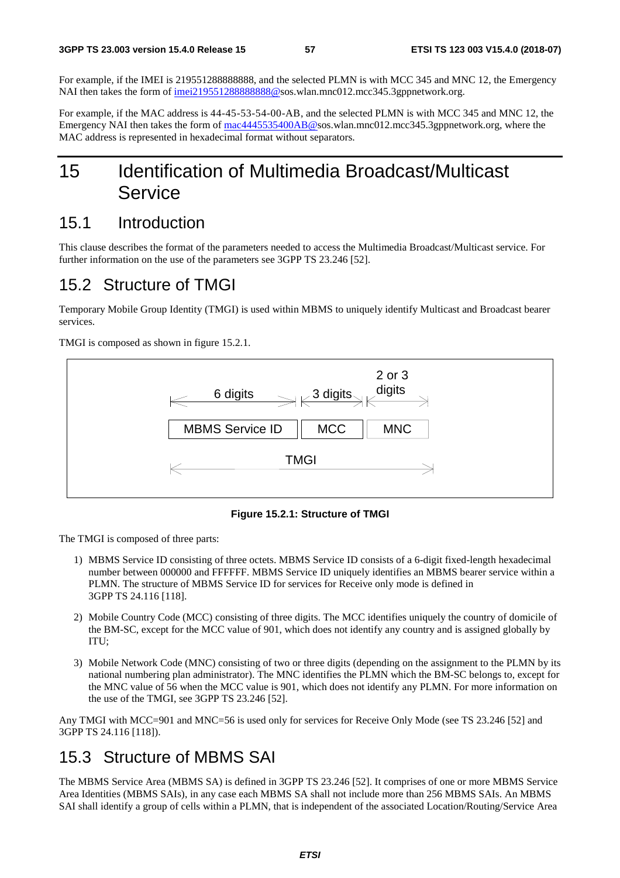For example, if the IMEI is 219551288888888, and the selected PLMN is with MCC 345 and MNC 12, the Emergency NAI then takes the form of imei219551288888888@sos.wlan.mnc012.mcc345.3gppnetwork.org.

For example, if the MAC address is 44-45-53-54-00-AB, and the selected PLMN is with MCC 345 and MNC 12, the Emergency NAI then takes the form of mac4445535400AB@sos.wlan.mnc012.mcc345.3gppnetwork.org, where the MAC address is represented in hexadecimal format without separators.

# 15 Identification of Multimedia Broadcast/Multicast Service

## 15.1 Introduction

This clause describes the format of the parameters needed to access the Multimedia Broadcast/Multicast service. For further information on the use of the parameters see 3GPP TS 23.246 [52].

## 15.2 Structure of TMGI

Temporary Mobile Group Identity (TMGI) is used within MBMS to uniquely identify Multicast and Broadcast bearer services.

TMGI is composed as shown in figure 15.2.1.

| 6 digits | 3 digits | 2 or 3 digits |
|---|---|---|
| MBMS Service ID | MCC | MNC |
| TMGI | | |

**Figure 15.2.1: Structure of TMGI**

The TMGI is composed of three parts:

1) MBMS Service ID consisting of three octets. MBMS Service ID consists of a 6-digit fixed-length hexadecimal number between 000000 and FFFFFF. MBMS Service ID uniquely identifies an MBMS bearer service within a PLMN. The structure of MBMS Service ID for services for Receive only mode is defined in 3GPP TS 24.116 [118].

2) Mobile Country Code (MCC) consisting of three digits. The MCC identifies uniquely the country of domicile of the BM-SC, except for the MCC value of 901, which does not identify any country and is assigned globally by ITU;

3) Mobile Network Code (MNC) consisting of two or three digits (depending on the assignment to the PLMN by its national numbering plan administrator). The MNC identifies the PLMN which the BM-SC belongs to, except for the MNC value of 56 when the MCC value is 901, which does not identify any PLMN. For more information on the use of the TMGI, see 3GPP TS 23.246 [52].

Any TMGI with MCC=901 and MNC=56 is used only for services for Receive Only Mode (see TS 23.246 [52] and 3GPP TS 24.116 [118]).

## 15.3 Structure of MBMS SAI

The MBMS Service Area (MBMS SA) is defined in 3GPP TS 23.246 [52]. It comprises of one or more MBMS Service Area Identities (MBMS SAIs), in any case each MBMS SA shall not include more than 256 MBMS SAIs. An MBMS SAI shall identify a group of cells within a PLMN, that is independent of the associated Location/Routing/Service Area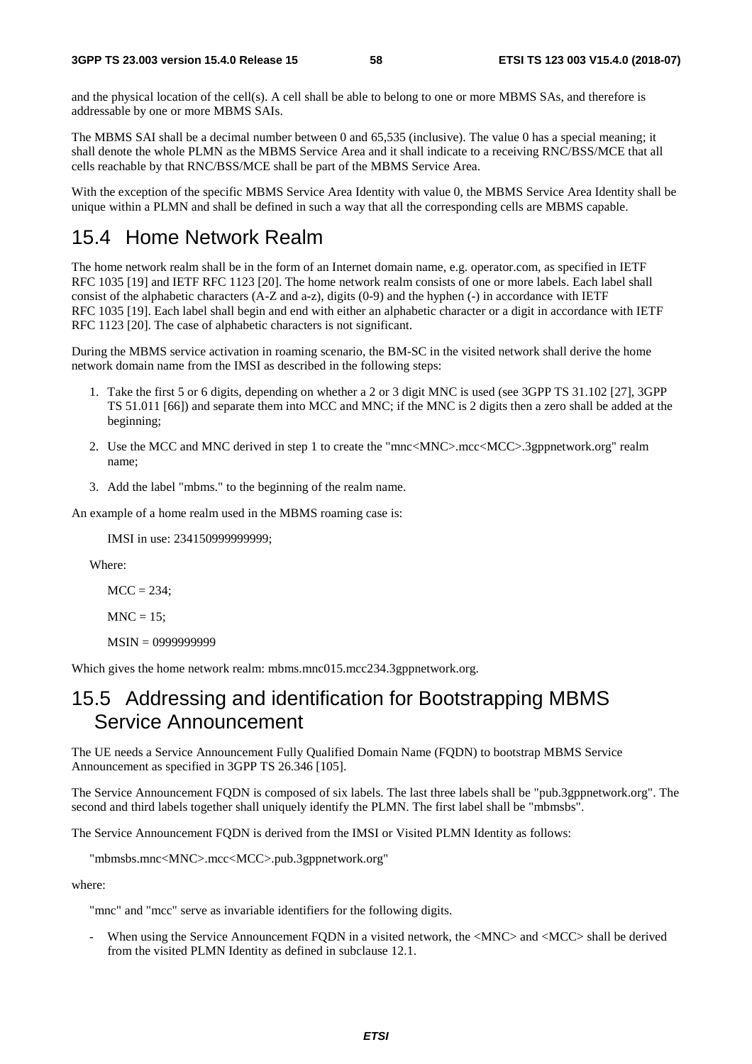and the physical location of the cell(s). A cell shall be able to belong to one or more MBMS SAs, and therefore is addressable by one or more MBMS SAIs.

The MBMS SAI shall be a decimal number between 0 and 65,535 (inclusive). The value 0 has a special meaning; it shall denote the whole PLMN as the MBMS Service Area and it shall indicate to a receiving RNC/BSS/MCE that all cells reachable by that RNC/BSS/MCE shall be part of the MBMS Service Area.

With the exception of the specific MBMS Service Area Identity with value 0, the MBMS Service Area Identity shall be unique within a PLMN and shall be defined in such a way that all the corresponding cells are MBMS capable.

## 15.4 Home Network Realm

The home network realm shall be in the form of an Internet domain name, e.g. operator.com, as specified in IETF RFC 1035 [19] and IETF RFC 1123 [20]. The home network realm consists of one or more labels. Each label shall consist of the alphabetic characters (A-Z and a-z), digits (0-9) and the hyphen (-) in accordance with IETF RFC 1035 [19]. Each label shall begin and end with either an alphabetic character or a digit in accordance with IETF RFC 1123 [20]. The case of alphabetic characters is not significant.

During the MBMS service activation in roaming scenario, the BM-SC in the visited network shall derive the home network domain name from the IMSI as described in the following steps:

1. Take the first 5 or 6 digits, depending on whether a 2 or 3 digit MNC is used (see 3GPP TS 31.102 [27], 3GPP TS 51.011 [66]) and separate them into MCC and MNC; if the MNC is 2 digits then a zero shall be added at the beginning;
2. Use the MCC and MNC derived in step 1 to create the "mnc<MNC>.mcc<MCC>.3gppnetwork.org" realm name;
3. Add the label "mbms." to the beginning of the realm name.

An example of a home realm used in the MBMS roaming case is:

IMSI in use: 234150999999999;

Where:

MCC = 234;

MNC = 15;

MSIN = 0999999999

Which gives the home network realm: mbms.mnc015.mcc234.3gppnetwork.org.

## 15.5 Addressing and identification for Bootstrapping MBMS Service Announcement

The UE needs a Service Announcement Fully Qualified Domain Name (FQDN) to bootstrap MBMS Service Announcement as specified in 3GPP TS 26.346 [105].

The Service Announcement FQDN is composed of six labels. The last three labels shall be "pub.3gppnetwork.org". The second and third labels together shall uniquely identify the PLMN. The first label shall be "mbmsbs".

The Service Announcement FQDN is derived from the IMSI or Visited PLMN Identity as follows:

"mbmsbs.mnc<MNC>.mcc<MCC>.pub.3gppnetwork.org"

where:

"mnc" and "mcc" serve as invariable identifiers for the following digits.

- When using the Service Announcement FQDN in a visited network, the <MNC> and <MCC> shall be derived from the visited PLMN Identity as defined in subclause 12.1.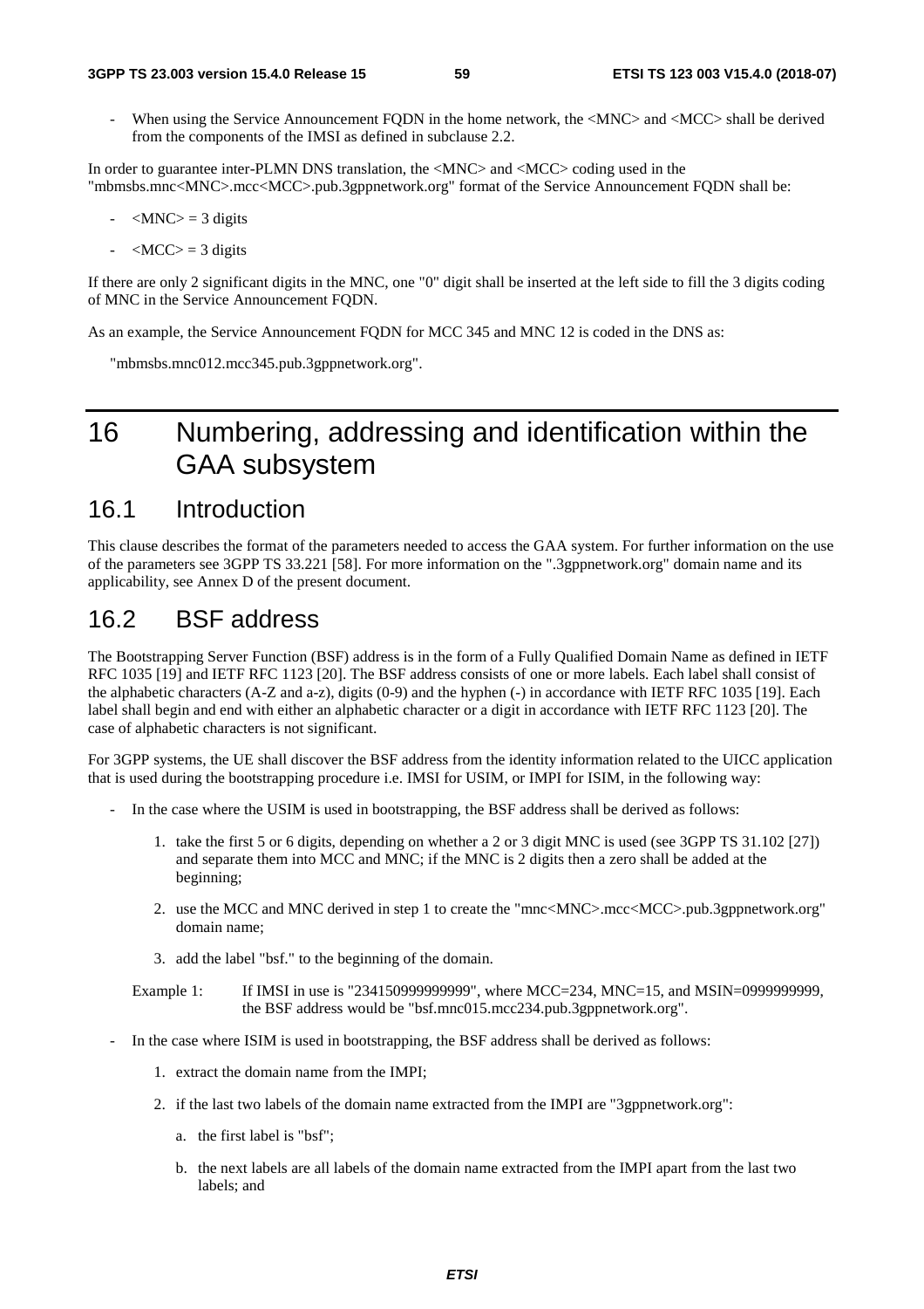- When using the Service Announcement FQDN in the home network, the <MNC> and <MCC> shall be derived from the components of the IMSI as defined in subclause 2.2.

In order to guarantee inter-PLMN DNS translation, the <MNC> and <MCC> coding used in the "mbmsbs.mnc<MNC>.mcc<MCC>.pub.3gppnetwork.org" format of the Service Announcement FQDN shall be:

- <MNC> = 3 digits
- <MCC> = 3 digits

If there are only 2 significant digits in the MNC, one "0" digit shall be inserted at the left side to fill the 3 digits coding of MNC in the Service Announcement FQDN.

As an example, the Service Announcement FQDN for MCC 345 and MNC 12 is coded in the DNS as:

"mbmsbs.mnc012.mcc345.pub.3gppnetwork.org".

# 16 Numbering, addressing and identification within the GAA subsystem

## 16.1 Introduction

This clause describes the format of the parameters needed to access the GAA system. For further information on the use of the parameters see 3GPP TS 33.221 [58]. For more information on the ".3gppnetwork.org" domain name and its applicability, see Annex D of the present document.

## 16.2 BSF address

The Bootstrapping Server Function (BSF) address is in the form of a Fully Qualified Domain Name as defined in IETF RFC 1035 [19] and IETF RFC 1123 [20]. The BSF address consists of one or more labels. Each label shall consist of the alphabetic characters (A-Z and a-z), digits (0-9) and the hyphen (-) in accordance with IETF RFC 1035 [19]. Each label shall begin and end with either an alphabetic character or a digit in accordance with IETF RFC 1123 [20]. The case of alphabetic characters is not significant.

For 3GPP systems, the UE shall discover the BSF address from the identity information related to the UICC application that is used during the bootstrapping procedure i.e. IMSI for USIM, or IMPI for ISIM, in the following way:

- In the case where the USIM is used in bootstrapping, the BSF address shall be derived as follows:
  1. take the first 5 or 6 digits, depending on whether a 2 or 3 digit MNC is used (see 3GPP TS 31.102 [27]) and separate them into MCC and MNC; if the MNC is 2 digits then a zero shall be added at the beginning;
  2. use the MCC and MNC derived in step 1 to create the "mnc<MNC>.mcc<MCC>.pub.3gppnetwork.org" domain name;
  3. add the label "bsf." to the beginning of the domain.

  Example 1: If IMSI in use is "234150999999999", where MCC=234, MNC=15, and MSIN=0999999999, the BSF address would be "bsf.mnc015.mcc234.pub.3gppnetwork.org".

- In the case where ISIM is used in bootstrapping, the BSF address shall be derived as follows:
  1. extract the domain name from the IMPI;
  2. if the last two labels of the domain name extracted from the IMPI are "3gppnetwork.org":
     a. the first label is "bsf";
     b. the next labels are all labels of the domain name extracted from the IMPI apart from the last two labels; and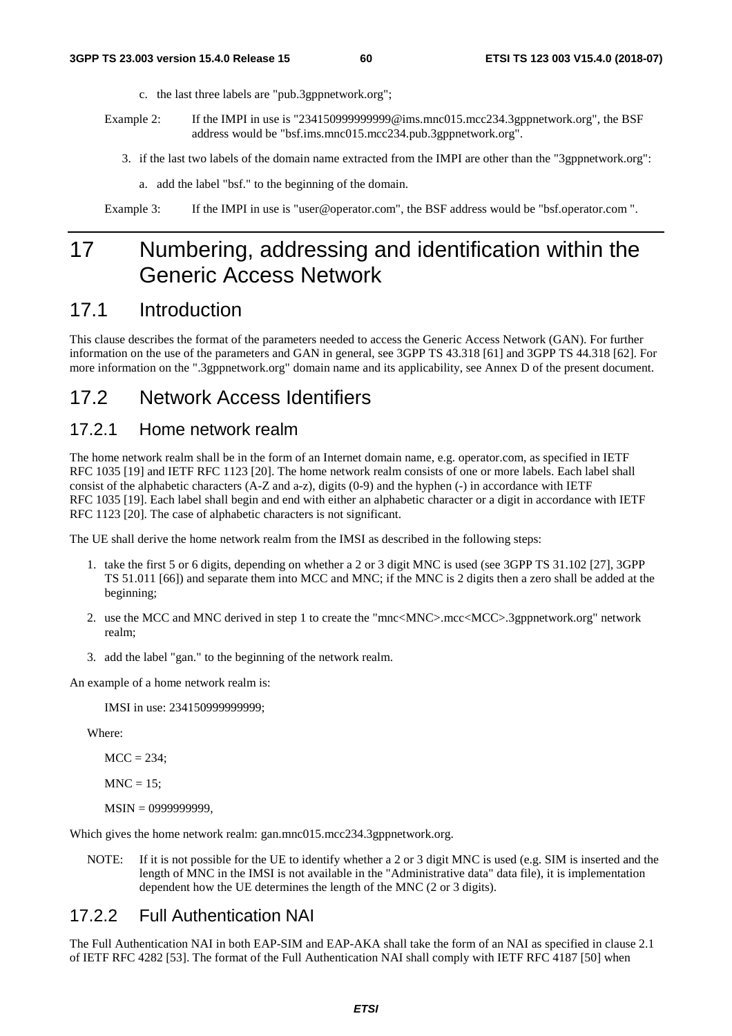c. the last three labels are "pub.3gppnetwork.org";

Example 2: If the IMPI in use is "234150999999999@ims.mnc015.mcc234.3gppnetwork.org", the BSF address would be "bsf.ims.mnc015.mcc234.pub.3gppnetwork.org".

3. if the last two labels of the domain name extracted from the IMPI are other than the "3gppnetwork.org":

   a. add the label "bsf." to the beginning of the domain.

Example 3: If the IMPI in use is "user@operator.com", the BSF address would be "bsf.operator.com ".

# 17 Numbering, addressing and identification within the Generic Access Network

## 17.1 Introduction

This clause describes the format of the parameters needed to access the Generic Access Network (GAN). For further information on the use of the parameters and GAN in general, see 3GPP TS 43.318 [61] and 3GPP TS 44.318 [62]. For more information on the ".3gppnetwork.org" domain name and its applicability, see Annex D of the present document.

## 17.2 Network Access Identifiers

### 17.2.1 Home network realm

The home network realm shall be in the form of an Internet domain name, e.g. operator.com, as specified in IETF RFC 1035 [19] and IETF RFC 1123 [20]. The home network realm consists of one or more labels. Each label shall consist of the alphabetic characters (A-Z and a-z), digits (0-9) and the hyphen (-) in accordance with IETF RFC 1035 [19]. Each label shall begin and end with either an alphabetic character or a digit in accordance with IETF RFC 1123 [20]. The case of alphabetic characters is not significant.

The UE shall derive the home network realm from the IMSI as described in the following steps:

1. take the first 5 or 6 digits, depending on whether a 2 or 3 digit MNC is used (see 3GPP TS 31.102 [27], 3GPP TS 51.011 [66]) and separate them into MCC and MNC; if the MNC is 2 digits then a zero shall be added at the beginning;
2. use the MCC and MNC derived in step 1 to create the "mnc<MNC>.mcc<MCC>.3gppnetwork.org" network realm;
3. add the label "gan." to the beginning of the network realm.

An example of a home network realm is:

IMSI in use: 234150999999999;

Where:

MCC = 234;

MNC = 15;

MSIN = 0999999999,

Which gives the home network realm: gan.mnc015.mcc234.3gppnetwork.org.

NOTE: If it is not possible for the UE to identify whether a 2 or 3 digit MNC is used (e.g. SIM is inserted and the length of MNC in the IMSI is not available in the "Administrative data" data file), it is implementation dependent how the UE determines the length of the MNC (2 or 3 digits).

### 17.2.2 Full Authentication NAI

The Full Authentication NAI in both EAP-SIM and EAP-AKA shall take the form of an NAI as specified in clause 2.1 of IETF RFC 4282 [53]. The format of the Full Authentication NAI shall comply with IETF RFC 4187 [50] when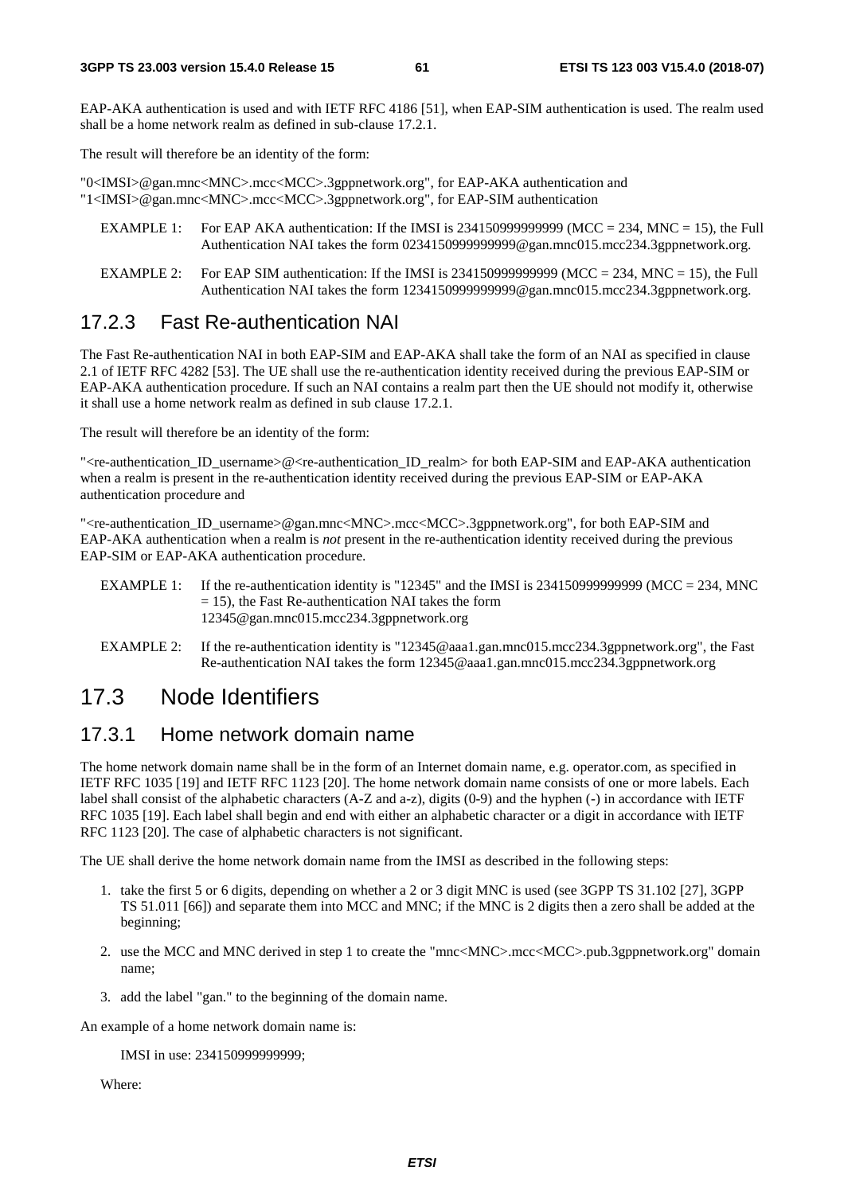EAP-AKA authentication is used and with IETF RFC 4186 [51], when EAP-SIM authentication is used. The realm used shall be a home network realm as defined in sub-clause 17.2.1.

The result will therefore be an identity of the form:

"0<IMSI>@gan.mnc<MNC>.mcc<MCC>.3gppnetwork.org", for EAP-AKA authentication and
"1<IMSI>@gan.mnc<MNC>.mcc<MCC>.3gppnetwork.org", for EAP-SIM authentication

EXAMPLE 1: For EAP AKA authentication: If the IMSI is 234150999999999 (MCC = 234, MNC = 15), the Full Authentication NAI takes the form 0234150999999999@gan.mnc015.mcc234.3gppnetwork.org.

EXAMPLE 2: For EAP SIM authentication: If the IMSI is 234150999999999 (MCC = 234, MNC = 15), the Full Authentication NAI takes the form 1234150999999999@gan.mnc015.mcc234.3gppnetwork.org.

### 17.2.3 Fast Re-authentication NAI

The Fast Re-authentication NAI in both EAP-SIM and EAP-AKA shall take the form of an NAI as specified in clause 2.1 of IETF RFC 4282 [53]. The UE shall use the re-authentication identity received during the previous EAP-SIM or EAP-AKA authentication procedure. If such an NAI contains a realm part then the UE should not modify it, otherwise it shall use a home network realm as defined in sub clause 17.2.1.

The result will therefore be an identity of the form:

"<re-authentication_ID_username>@<re-authentication_ID_realm> for both EAP-SIM and EAP-AKA authentication when a realm is present in the re-authentication identity received during the previous EAP-SIM or EAP-AKA authentication procedure and

"<re-authentication_ID_username>@gan.mnc<MNC>.mcc<MCC>.3gppnetwork.org", for both EAP-SIM and EAP-AKA authentication when a realm is *not* present in the re-authentication identity received during the previous EAP-SIM or EAP-AKA authentication procedure.

EXAMPLE 1: If the re-authentication identity is "12345" and the IMSI is 234150999999999 (MCC = 234, MNC = 15), the Fast Re-authentication NAI takes the form 12345@gan.mnc015.mcc234.3gppnetwork.org

EXAMPLE 2: If the re-authentication identity is "12345@aaa1.gan.mnc015.mcc234.3gppnetwork.org", the Fast Re-authentication NAI takes the form 12345@aaa1.gan.mnc015.mcc234.3gppnetwork.org

## 17.3 Node Identifiers

### 17.3.1 Home network domain name

The home network domain name shall be in the form of an Internet domain name, e.g. operator.com, as specified in IETF RFC 1035 [19] and IETF RFC 1123 [20]. The home network domain name consists of one or more labels. Each label shall consist of the alphabetic characters (A-Z and a-z), digits (0-9) and the hyphen (-) in accordance with IETF RFC 1035 [19]. Each label shall begin and end with either an alphabetic character or a digit in accordance with IETF RFC 1123 [20]. The case of alphabetic characters is not significant.

The UE shall derive the home network domain name from the IMSI as described in the following steps:

1. take the first 5 or 6 digits, depending on whether a 2 or 3 digit MNC is used (see 3GPP TS 31.102 [27], 3GPP TS 51.011 [66]) and separate them into MCC and MNC; if the MNC is 2 digits then a zero shall be added at the beginning;
2. use the MCC and MNC derived in step 1 to create the "mnc<MNC>.mcc<MCC>.pub.3gppnetwork.org" domain name;
3. add the label "gan." to the beginning of the domain name.

An example of a home network domain name is:

IMSI in use: 234150999999999;

Where: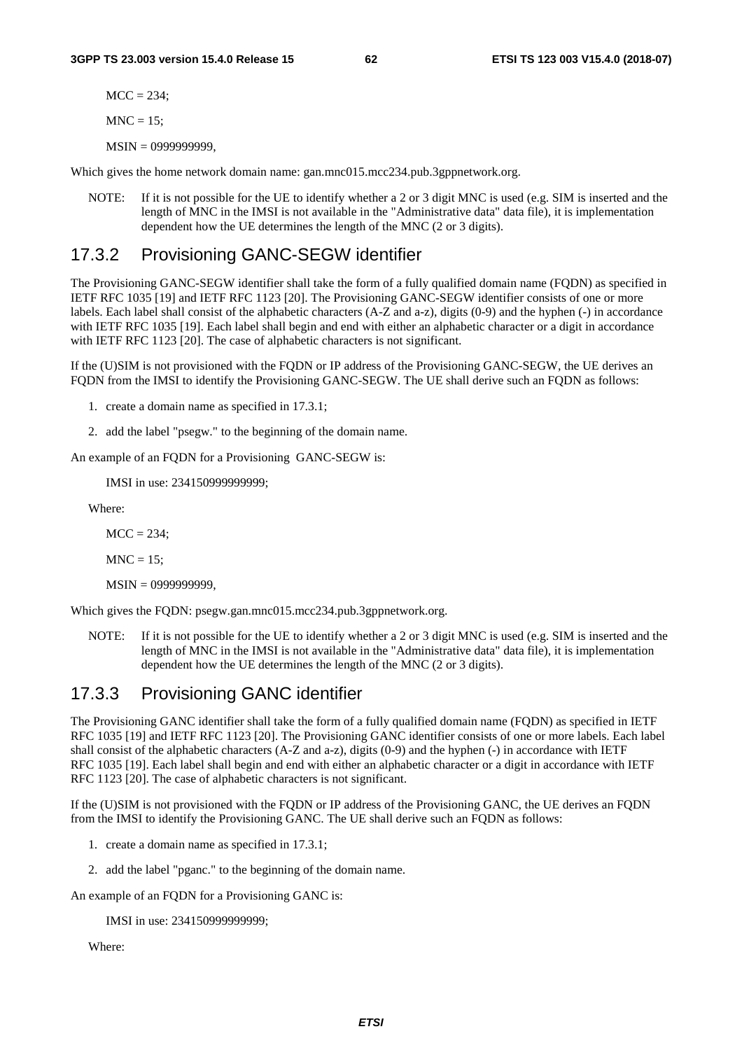MCC = 234;

MNC = 15;

MSIN = 0999999999,

Which gives the home network domain name: gan.mnc015.mcc234.pub.3gppnetwork.org.

NOTE: If it is not possible for the UE to identify whether a 2 or 3 digit MNC is used (e.g. SIM is inserted and the length of MNC in the IMSI is not available in the "Administrative data" data file), it is implementation dependent how the UE determines the length of the MNC (2 or 3 digits).

### 17.3.2 Provisioning GANC-SEGW identifier

The Provisioning GANC-SEGW identifier shall take the form of a fully qualified domain name (FQDN) as specified in IETF RFC 1035 [19] and IETF RFC 1123 [20]. The Provisioning GANC-SEGW identifier consists of one or more labels. Each label shall consist of the alphabetic characters (A-Z and a-z), digits (0-9) and the hyphen (-) in accordance with IETF RFC 1035 [19]. Each label shall begin and end with either an alphabetic character or a digit in accordance with IETF RFC 1123 [20]. The case of alphabetic characters is not significant.

If the (U)SIM is not provisioned with the FQDN or IP address of the Provisioning GANC-SEGW, the UE derives an FQDN from the IMSI to identify the Provisioning GANC-SEGW. The UE shall derive such an FQDN as follows:

1. create a domain name as specified in 17.3.1;
2. add the label "psegw." to the beginning of the domain name.

An example of an FQDN for a Provisioning GANC-SEGW is:

IMSI in use: 234150999999999;

Where:

MCC = 234;

MNC = 15;

MSIN = 0999999999,

Which gives the FQDN: psegw.gan.mnc015.mcc234.pub.3gppnetwork.org.

NOTE: If it is not possible for the UE to identify whether a 2 or 3 digit MNC is used (e.g. SIM is inserted and the length of MNC in the IMSI is not available in the "Administrative data" data file), it is implementation dependent how the UE determines the length of the MNC (2 or 3 digits).

### 17.3.3 Provisioning GANC identifier

The Provisioning GANC identifier shall take the form of a fully qualified domain name (FQDN) as specified in IETF RFC 1035 [19] and IETF RFC 1123 [20]. The Provisioning GANC identifier consists of one or more labels. Each label shall consist of the alphabetic characters (A-Z and a-z), digits (0-9) and the hyphen (-) in accordance with IETF RFC 1035 [19]. Each label shall begin and end with either an alphabetic character or a digit in accordance with IETF RFC 1123 [20]. The case of alphabetic characters is not significant.

If the (U)SIM is not provisioned with the FQDN or IP address of the Provisioning GANC, the UE derives an FQDN from the IMSI to identify the Provisioning GANC. The UE shall derive such an FQDN as follows:

1. create a domain name as specified in 17.3.1;
2. add the label "pganc." to the beginning of the domain name.

An example of an FQDN for a Provisioning GANC is:

IMSI in use: 234150999999999;

Where: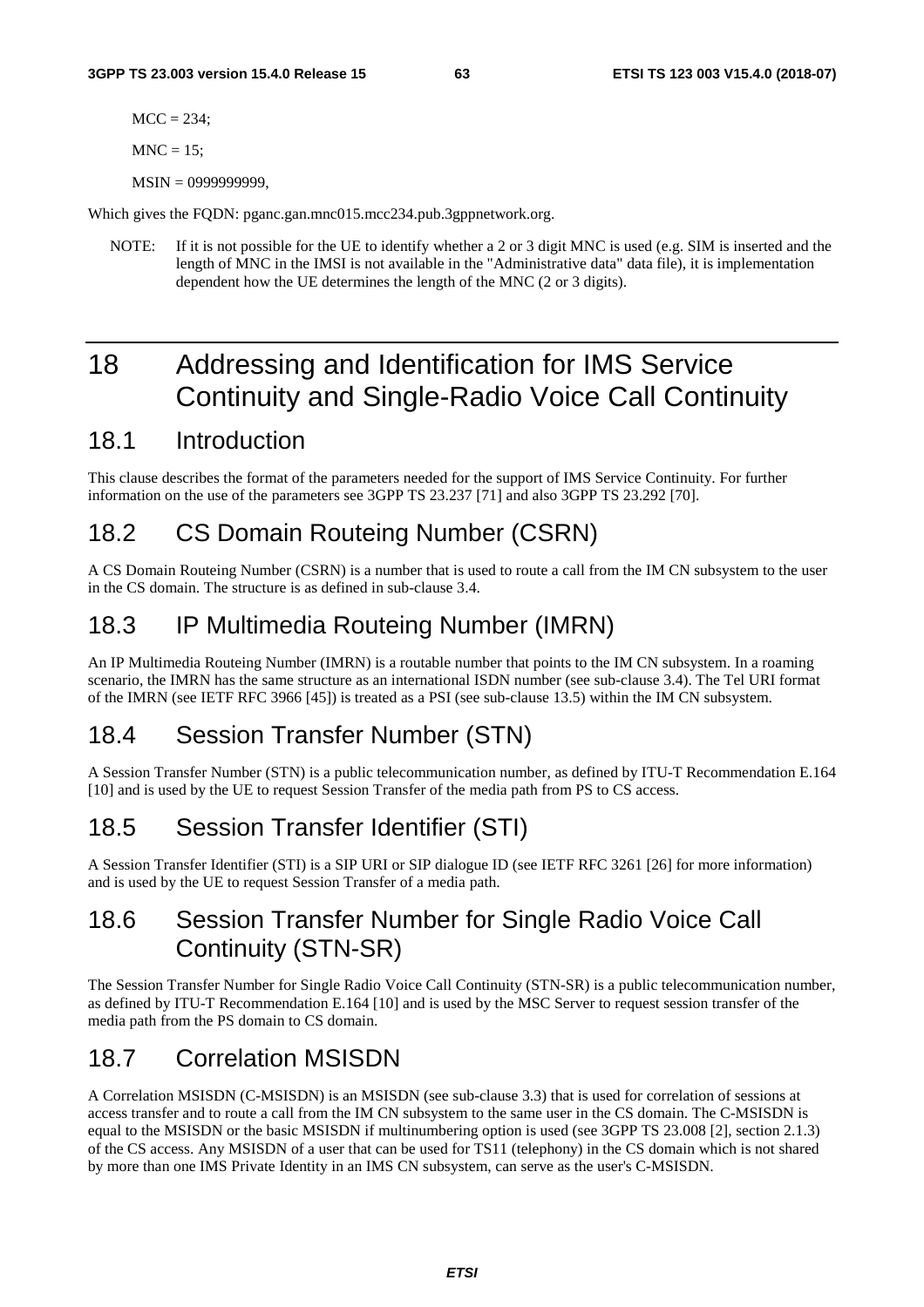MCC = 234;

MNC = 15;

MSIN = 0999999999,

Which gives the FQDN: pganc.gan.mnc015.mcc234.pub.3gppnetwork.org.

NOTE: If it is not possible for the UE to identify whether a 2 or 3 digit MNC is used (e.g. SIM is inserted and the length of MNC in the IMSI is not available in the "Administrative data" data file), it is implementation dependent how the UE determines the length of the MNC (2 or 3 digits).

# 18 Addressing and Identification for IMS Service Continuity and Single-Radio Voice Call Continuity

## 18.1 Introduction

This clause describes the format of the parameters needed for the support of IMS Service Continuity. For further information on the use of the parameters see 3GPP TS 23.237 [71] and also 3GPP TS 23.292 [70].

## 18.2 CS Domain Routeing Number (CSRN)

A CS Domain Routeing Number (CSRN) is a number that is used to route a call from the IM CN subsystem to the user in the CS domain. The structure is as defined in sub-clause 3.4.

## 18.3 IP Multimedia Routeing Number (IMRN)

An IP Multimedia Routeing Number (IMRN) is a routable number that points to the IM CN subsystem. In a roaming scenario, the IMRN has the same structure as an international ISDN number (see sub-clause 3.4). The Tel URI format of the IMRN (see IETF RFC 3966 [45]) is treated as a PSI (see sub-clause 13.5) within the IM CN subsystem.

## 18.4 Session Transfer Number (STN)

A Session Transfer Number (STN) is a public telecommunication number, as defined by ITU-T Recommendation E.164 [10] and is used by the UE to request Session Transfer of the media path from PS to CS access.

## 18.5 Session Transfer Identifier (STI)

A Session Transfer Identifier (STI) is a SIP URI or SIP dialogue ID (see IETF RFC 3261 [26] for more information) and is used by the UE to request Session Transfer of a media path.

## 18.6 Session Transfer Number for Single Radio Voice Call Continuity (STN-SR)

The Session Transfer Number for Single Radio Voice Call Continuity (STN-SR) is a public telecommunication number, as defined by ITU-T Recommendation E.164 [10] and is used by the MSC Server to request session transfer of the media path from the PS domain to CS domain.

## 18.7 Correlation MSISDN

A Correlation MSISDN (C-MSISDN) is an MSISDN (see sub-clause 3.3) that is used for correlation of sessions at access transfer and to route a call from the IM CN subsystem to the same user in the CS domain. The C-MSISDN is equal to the MSISDN or the basic MSISDN if multinumbering option is used (see 3GPP TS 23.008 [2], section 2.1.3) of the CS access. Any MSISDN of a user that can be used for TS11 (telephony) in the CS domain which is not shared by more than one IMS Private Identity in an IMS CN subsystem, can serve as the user's C-MSISDN.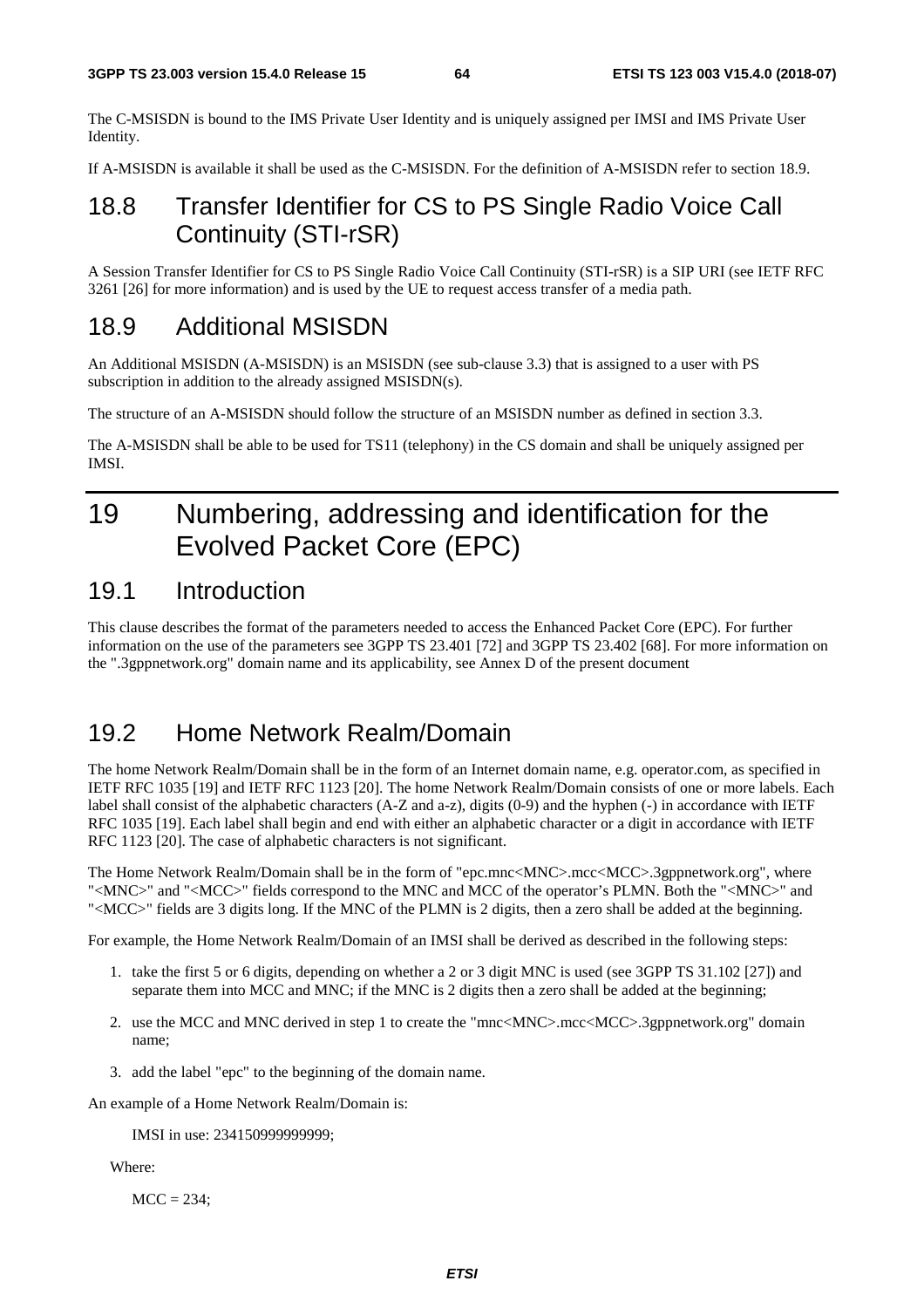The C-MSISDN is bound to the IMS Private User Identity and is uniquely assigned per IMSI and IMS Private User Identity.

If A-MSISDN is available it shall be used as the C-MSISDN. For the definition of A-MSISDN refer to section 18.9.

## 18.8 Transfer Identifier for CS to PS Single Radio Voice Call Continuity (STI-rSR)

A Session Transfer Identifier for CS to PS Single Radio Voice Call Continuity (STI-rSR) is a SIP URI (see IETF RFC 3261 [26] for more information) and is used by the UE to request access transfer of a media path.

## 18.9 Additional MSISDN

An Additional MSISDN (A-MSISDN) is an MSISDN (see sub-clause 3.3) that is assigned to a user with PS subscription in addition to the already assigned MSISDN(s).

The structure of an A-MSISDN should follow the structure of an MSISDN number as defined in section 3.3.

The A-MSISDN shall be able to be used for TS11 (telephony) in the CS domain and shall be uniquely assigned per IMSI.

# 19 Numbering, addressing and identification for the Evolved Packet Core (EPC)

## 19.1 Introduction

This clause describes the format of the parameters needed to access the Enhanced Packet Core (EPC). For further information on the use of the parameters see 3GPP TS 23.401 [72] and 3GPP TS 23.402 [68]. For more information on the ".3gppnetwork.org" domain name and its applicability, see Annex D of the present document

## 19.2 Home Network Realm/Domain

The home Network Realm/Domain shall be in the form of an Internet domain name, e.g. operator.com, as specified in IETF RFC 1035 [19] and IETF RFC 1123 [20]. The home Network Realm/Domain consists of one or more labels. Each label shall consist of the alphabetic characters (A-Z and a-z), digits (0-9) and the hyphen (-) in accordance with IETF RFC 1035 [19]. Each label shall begin and end with either an alphabetic character or a digit in accordance with IETF RFC 1123 [20]. The case of alphabetic characters is not significant.

The Home Network Realm/Domain shall be in the form of "epc.mnc<MNC>.mcc<MCC>.3gppnetwork.org", where "<MNC>" and "<MCC>" fields correspond to the MNC and MCC of the operator's PLMN. Both the "<MNC>" and "<MCC>" fields are 3 digits long. If the MNC of the PLMN is 2 digits, then a zero shall be added at the beginning.

For example, the Home Network Realm/Domain of an IMSI shall be derived as described in the following steps:

1. take the first 5 or 6 digits, depending on whether a 2 or 3 digit MNC is used (see 3GPP TS 31.102 [27]) and separate them into MCC and MNC; if the MNC is 2 digits then a zero shall be added at the beginning;
2. use the MCC and MNC derived in step 1 to create the "mnc<MNC>.mcc<MCC>.3gppnetwork.org" domain name;
3. add the label "epc" to the beginning of the domain name.

An example of a Home Network Realm/Domain is:

IMSI in use: 234150999999999;

Where:

MCC = 234;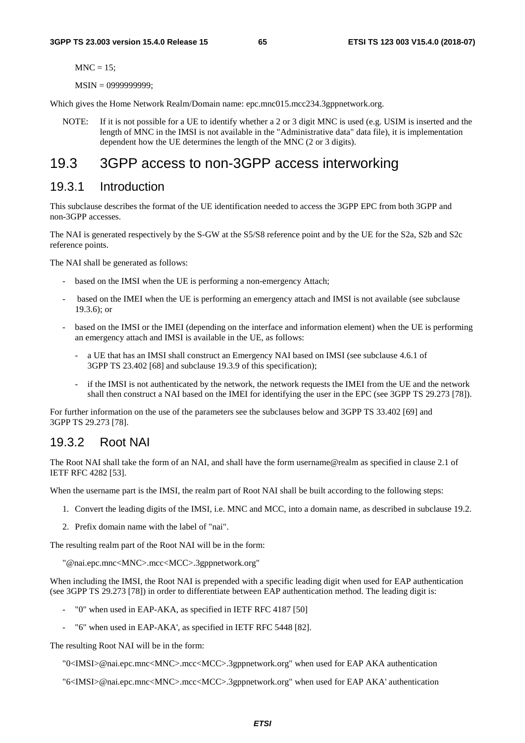MNC = 15;

MSIN = 0999999999;

Which gives the Home Network Realm/Domain name: epc.mnc015.mcc234.3gppnetwork.org.

NOTE: If it is not possible for a UE to identify whether a 2 or 3 digit MNC is used (e.g. USIM is inserted and the length of MNC in the IMSI is not available in the "Administrative data" data file), it is implementation dependent how the UE determines the length of the MNC (2 or 3 digits).

## 19.3 3GPP access to non-3GPP access interworking

### 19.3.1 Introduction

This subclause describes the format of the UE identification needed to access the 3GPP EPC from both 3GPP and non-3GPP accesses.

The NAI is generated respectively by the S-GW at the S5/S8 reference point and by the UE for the S2a, S2b and S2c reference points.

The NAI shall be generated as follows:

- based on the IMSI when the UE is performing a non-emergency Attach;
- based on the IMEI when the UE is performing an emergency attach and IMSI is not available (see subclause 19.3.6); or
- based on the IMSI or the IMEI (depending on the interface and information element) when the UE is performing an emergency attach and IMSI is available in the UE, as follows:
  - a UE that has an IMSI shall construct an Emergency NAI based on IMSI (see subclause 4.6.1 of 3GPP TS 23.402 [68] and subclause 19.3.9 of this specification);
  - if the IMSI is not authenticated by the network, the network requests the IMEI from the UE and the network shall then construct a NAI based on the IMEI for identifying the user in the EPC (see 3GPP TS 29.273 [78]).

For further information on the use of the parameters see the subclauses below and 3GPP TS 33.402 [69] and 3GPP TS 29.273 [78].

### 19.3.2 Root NAI

The Root NAI shall take the form of an NAI, and shall have the form username@realm as specified in clause 2.1 of IETF RFC 4282 [53].

When the username part is the IMSI, the realm part of Root NAI shall be built according to the following steps:

1. Convert the leading digits of the IMSI, i.e. MNC and MCC, into a domain name, as described in subclause 19.2.
2. Prefix domain name with the label of "nai".

The resulting realm part of the Root NAI will be in the form:

"@nai.epc.mnc<MNC>.mcc<MCC>.3gppnetwork.org"

When including the IMSI, the Root NAI is prepended with a specific leading digit when used for EAP authentication (see 3GPP TS 29.273 [78]) in order to differentiate between EAP authentication method. The leading digit is:

- "0" when used in EAP-AKA, as specified in IETF RFC 4187 [50]
- "6" when used in EAP-AKA', as specified in IETF RFC 5448 [82].

The resulting Root NAI will be in the form:

"0<IMSI>@nai.epc.mnc<MNC>.mcc<MCC>.3gppnetwork.org" when used for EAP AKA authentication

"6<IMSI>@nai.epc.mnc<MNC>.mcc<MCC>.3gppnetwork.org" when used for EAP AKA' authentication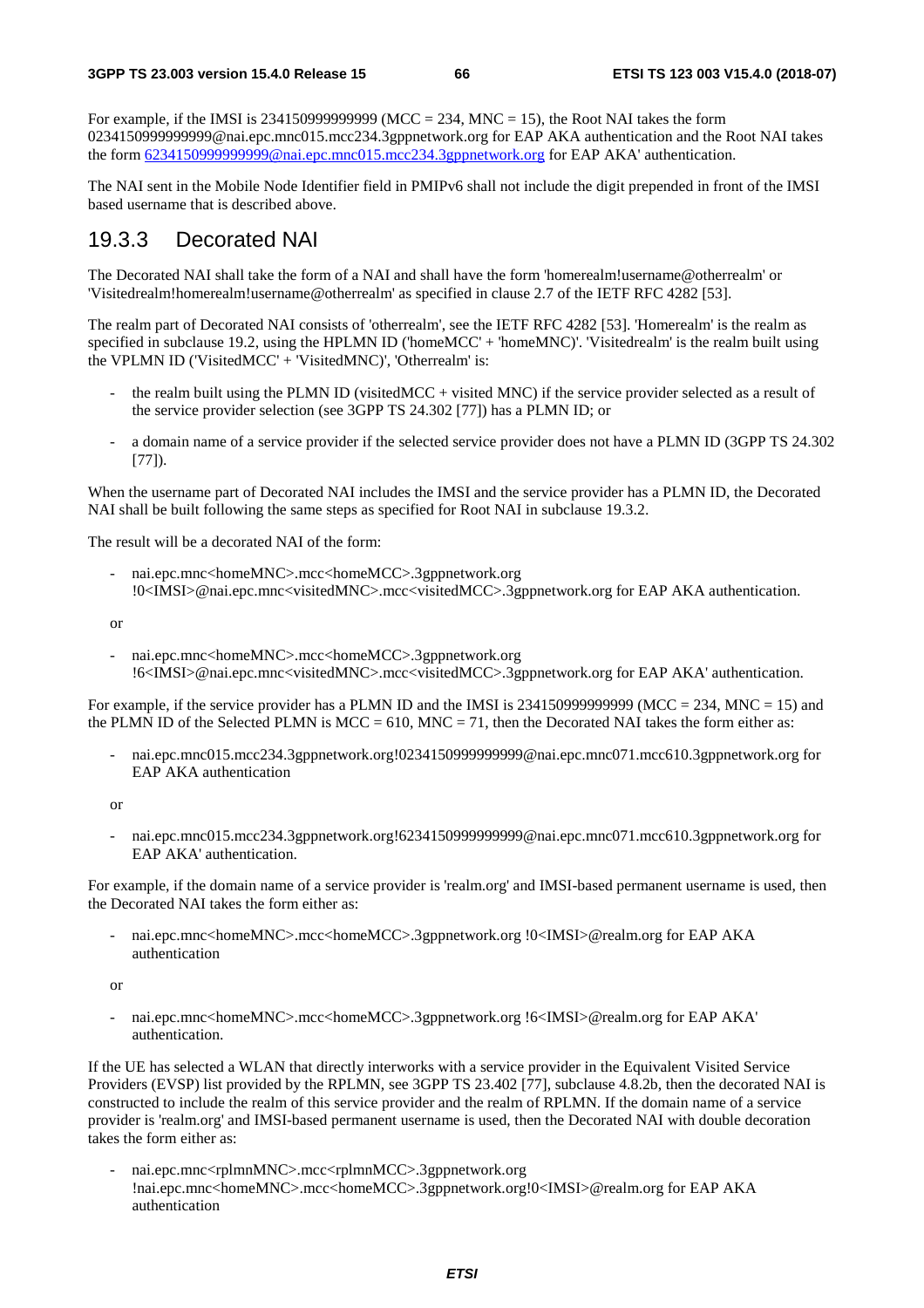For example, if the IMSI is 234150999999999 (MCC = 234, MNC = 15), the Root NAI takes the form 0234150999999999@nai.epc.mnc015.mcc234.3gppnetwork.org for EAP AKA authentication and the Root NAI takes the form 6234150999999999@nai.epc.mnc015.mcc234.3gppnetwork.org for EAP AKA' authentication.

The NAI sent in the Mobile Node Identifier field in PMIPv6 shall not include the digit prepended in front of the IMSI based username that is described above.

### 19.3.3 Decorated NAI

The Decorated NAI shall take the form of a NAI and shall have the form 'homerealm!username@otherrealm' or 'Visitedrealm!homerealm!username@otherrealm' as specified in clause 2.7 of the IETF RFC 4282 [53].

The realm part of Decorated NAI consists of 'otherrealm', see the IETF RFC 4282 [53]. 'Homerealm' is the realm as specified in subclause 19.2, using the HPLMN ID ('homeMCC' + 'homeMNC)'. 'Visitedrealm' is the realm built using the VPLMN ID ('VisitedMCC' + 'VisitedMNC)', 'Otherrealm' is:

- the realm built using the PLMN ID (visitedMCC + visited MNC) if the service provider selected as a result of the service provider selection (see 3GPP TS 24.302 [77]) has a PLMN ID; or
- a domain name of a service provider if the selected service provider does not have a PLMN ID (3GPP TS 24.302 [77]).

When the username part of Decorated NAI includes the IMSI and the service provider has a PLMN ID, the Decorated NAI shall be built following the same steps as specified for Root NAI in subclause 19.3.2.

The result will be a decorated NAI of the form:

- nai.epc.mnc<homeMNC>.mcc<homeMCC>.3gppnetwork.org !0<IMSI>@nai.epc.mnc<visitedMNC>.mcc<visitedMCC>.3gppnetwork.org for EAP AKA authentication.

or

- nai.epc.mnc<homeMNC>.mcc<homeMCC>.3gppnetwork.org !6<IMSI>@nai.epc.mnc<visitedMNC>.mcc<visitedMCC>.3gppnetwork.org for EAP AKA' authentication.

For example, if the service provider has a PLMN ID and the IMSI is 234150999999999 (MCC = 234, MNC = 15) and the PLMN ID of the Selected PLMN is MCC = 610, MNC = 71, then the Decorated NAI takes the form either as:

- nai.epc.mnc015.mcc234.3gppnetwork.org!0234150999999999@nai.epc.mnc071.mcc610.3gppnetwork.org for EAP AKA authentication

or

- nai.epc.mnc015.mcc234.3gppnetwork.org!6234150999999999@nai.epc.mnc071.mcc610.3gppnetwork.org for EAP AKA' authentication.

For example, if the domain name of a service provider is 'realm.org' and IMSI-based permanent username is used, then the Decorated NAI takes the form either as:

- nai.epc.mnc<homeMNC>.mcc<homeMCC>.3gppnetwork.org !0<IMSI>@realm.org for EAP AKA authentication

or

- nai.epc.mnc<homeMNC>.mcc<homeMCC>.3gppnetwork.org !6<IMSI>@realm.org for EAP AKA' authentication.

If the UE has selected a WLAN that directly interworks with a service provider in the Equivalent Visited Service Providers (EVSP) list provided by the RPLMN, see 3GPP TS 23.402 [77], subclause 4.8.2b, then the decorated NAI is constructed to include the realm of this service provider and the realm of RPLMN. If the domain name of a service provider is 'realm.org' and IMSI-based permanent username is used, then the Decorated NAI with double decoration takes the form either as:

- nai.epc.mnc<rplmnMNC>.mcc<rplmnMCC>.3gppnetwork.org !nai.epc.mnc<homeMNC>.mcc<homeMCC>.3gppnetwork.org!0<IMSI>@realm.org for EAP AKA authentication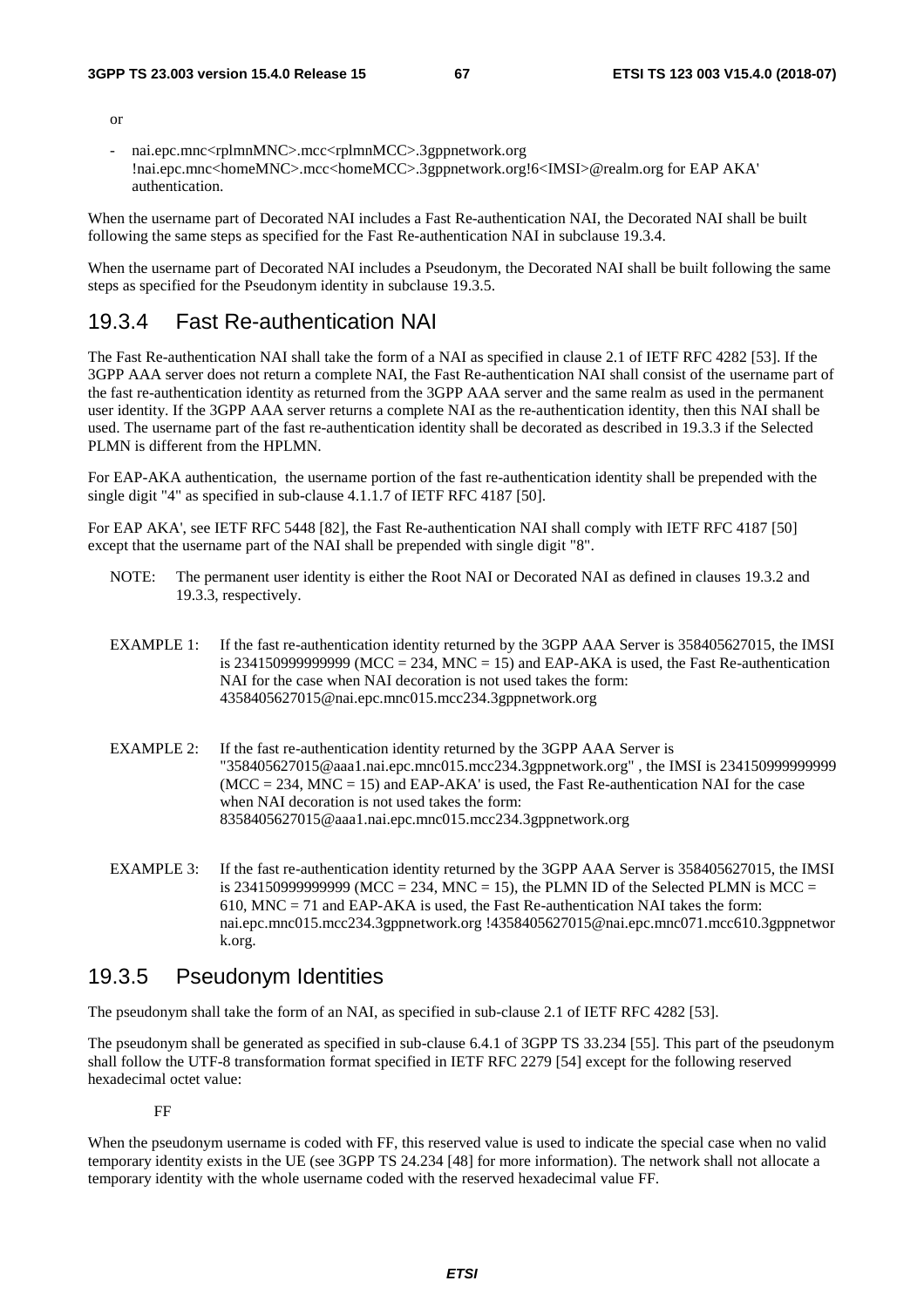or

- nai.epc.mnc<rplmnMNC>.mcc<rplmnMCC>.3gppnetwork.org !nai.epc.mnc<homeMNC>.mcc<homeMCC>.3gppnetwork.org!6<IMSI>@realm.org for EAP AKA' authentication.

When the username part of Decorated NAI includes a Fast Re-authentication NAI, the Decorated NAI shall be built following the same steps as specified for the Fast Re-authentication NAI in subclause 19.3.4.

When the username part of Decorated NAI includes a Pseudonym, the Decorated NAI shall be built following the same steps as specified for the Pseudonym identity in subclause 19.3.5.

## 19.3.4 Fast Re-authentication NAI

The Fast Re-authentication NAI shall take the form of a NAI as specified in clause 2.1 of IETF RFC 4282 [53]. If the 3GPP AAA server does not return a complete NAI, the Fast Re-authentication NAI shall consist of the username part of the fast re-authentication identity as returned from the 3GPP AAA server and the same realm as used in the permanent user identity. If the 3GPP AAA server returns a complete NAI as the re-authentication identity, then this NAI shall be used. The username part of the fast re-authentication identity shall be decorated as described in 19.3.3 if the Selected PLMN is different from the HPLMN.

For EAP-AKA authentication, the username portion of the fast re-authentication identity shall be prepended with the single digit "4" as specified in sub-clause 4.1.1.7 of IETF RFC 4187 [50].

For EAP AKA', see IETF RFC 5448 [82], the Fast Re-authentication NAI shall comply with IETF RFC 4187 [50] except that the username part of the NAI shall be prepended with single digit "8".

NOTE: The permanent user identity is either the Root NAI or Decorated NAI as defined in clauses 19.3.2 and 19.3.3, respectively.

EXAMPLE 1: If the fast re-authentication identity returned by the 3GPP AAA Server is 358405627015, the IMSI is 234150999999999 (MCC = 234, MNC = 15) and EAP-AKA is used, the Fast Re-authentication NAI for the case when NAI decoration is not used takes the form: 4358405627015@nai.epc.mnc015.mcc234.3gppnetwork.org

EXAMPLE 2: If the fast re-authentication identity returned by the 3GPP AAA Server is "358405627015@aaa1.nai.epc.mnc015.mcc234.3gppnetwork.org" , the IMSI is 234150999999999 (MCC = 234, MNC = 15) and EAP-AKA' is used, the Fast Re-authentication NAI for the case when NAI decoration is not used takes the form: 8358405627015@aaa1.nai.epc.mnc015.mcc234.3gppnetwork.org

EXAMPLE 3: If the fast re-authentication identity returned by the 3GPP AAA Server is 358405627015, the IMSI is 234150999999999 (MCC = 234, MNC = 15), the PLMN ID of the Selected PLMN is MCC = 610, MNC = 71 and EAP-AKA is used, the Fast Re-authentication NAI takes the form: nai.epc.mnc015.mcc234.3gppnetwork.org !4358405627015@nai.epc.mnc071.mcc610.3gppnetwork.org.

## 19.3.5 Pseudonym Identities

The pseudonym shall take the form of an NAI, as specified in sub-clause 2.1 of IETF RFC 4282 [53].

The pseudonym shall be generated as specified in sub-clause 6.4.1 of 3GPP TS 33.234 [55]. This part of the pseudonym shall follow the UTF-8 transformation format specified in IETF RFC 2279 [54] except for the following reserved hexadecimal octet value:

FF

When the pseudonym username is coded with FF, this reserved value is used to indicate the special case when no valid temporary identity exists in the UE (see 3GPP TS 24.234 [48] for more information). The network shall not allocate a temporary identity with the whole username coded with the reserved hexadecimal value FF.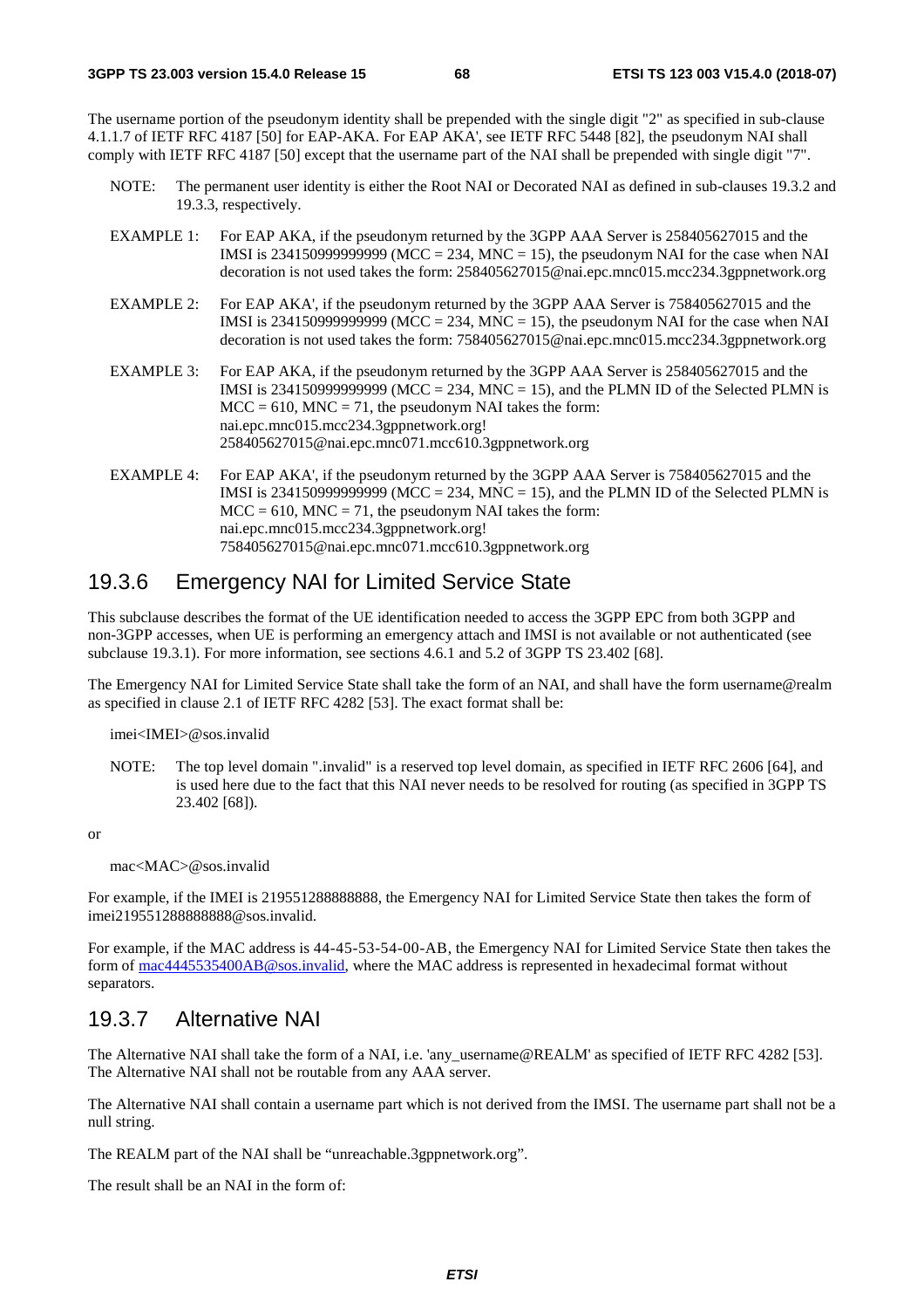The username portion of the pseudonym identity shall be prepended with the single digit "2" as specified in sub-clause 4.1.1.7 of IETF RFC 4187 [50] for EAP-AKA. For EAP AKA', see IETF RFC 5448 [82], the pseudonym NAI shall comply with IETF RFC 4187 [50] except that the username part of the NAI shall be prepended with single digit "7".

NOTE: The permanent user identity is either the Root NAI or Decorated NAI as defined in sub-clauses 19.3.2 and 19.3.3, respectively.

EXAMPLE 1: For EAP AKA, if the pseudonym returned by the 3GPP AAA Server is 258405627015 and the IMSI is 234150999999999 (MCC = 234, MNC = 15), the pseudonym NAI for the case when NAI decoration is not used takes the form: 258405627015@nai.epc.mnc015.mcc234.3gppnetwork.org

EXAMPLE 2: For EAP AKA', if the pseudonym returned by the 3GPP AAA Server is 758405627015 and the IMSI is 234150999999999 (MCC = 234, MNC = 15), the pseudonym NAI for the case when NAI decoration is not used takes the form: 758405627015@nai.epc.mnc015.mcc234.3gppnetwork.org

EXAMPLE 3: For EAP AKA, if the pseudonym returned by the 3GPP AAA Server is 258405627015 and the IMSI is 234150999999999 (MCC = 234, MNC = 15), and the PLMN ID of the Selected PLMN is MCC = 610, MNC = 71, the pseudonym NAI takes the form: nai.epc.mnc015.mcc234.3gppnetwork.org!258405627015@nai.epc.mnc071.mcc610.3gppnetwork.org

EXAMPLE 4: For EAP AKA', if the pseudonym returned by the 3GPP AAA Server is 758405627015 and the IMSI is 234150999999999 (MCC = 234, MNC = 15), and the PLMN ID of the Selected PLMN is MCC = 610, MNC = 71, the pseudonym NAI takes the form: nai.epc.mnc015.mcc234.3gppnetwork.org!758405627015@nai.epc.mnc071.mcc610.3gppnetwork.org

### 19.3.6 Emergency NAI for Limited Service State

This subclause describes the format of the UE identification needed to access the 3GPP EPC from both 3GPP and non-3GPP accesses, when UE is performing an emergency attach and IMSI is not available or not authenticated (see subclause 19.3.1). For more information, see sections 4.6.1 and 5.2 of 3GPP TS 23.402 [68].

The Emergency NAI for Limited Service State shall take the form of an NAI, and shall have the form username@realm as specified in clause 2.1 of IETF RFC 4282 [53]. The exact format shall be:

imei<IMEI>@sos.invalid

NOTE: The top level domain ".invalid" is a reserved top level domain, as specified in IETF RFC 2606 [64], and is used here due to the fact that this NAI never needs to be resolved for routing (as specified in 3GPP TS 23.402 [68]).

or

mac<MAC>@sos.invalid

For example, if the IMEI is 219551288888888, the Emergency NAI for Limited Service State then takes the form of imei219551288888888@sos.invalid.

For example, if the MAC address is 44-45-53-54-00-AB, the Emergency NAI for Limited Service State then takes the form of mac4445535400AB@sos.invalid, where the MAC address is represented in hexadecimal format without separators.

### 19.3.7 Alternative NAI

The Alternative NAI shall take the form of a NAI, i.e. 'any_username@REALM' as specified of IETF RFC 4282 [53]. The Alternative NAI shall not be routable from any AAA server.

The Alternative NAI shall contain a username part which is not derived from the IMSI. The username part shall not be a null string.

The REALM part of the NAI shall be "unreachable.3gppnetwork.org".

The result shall be an NAI in the form of: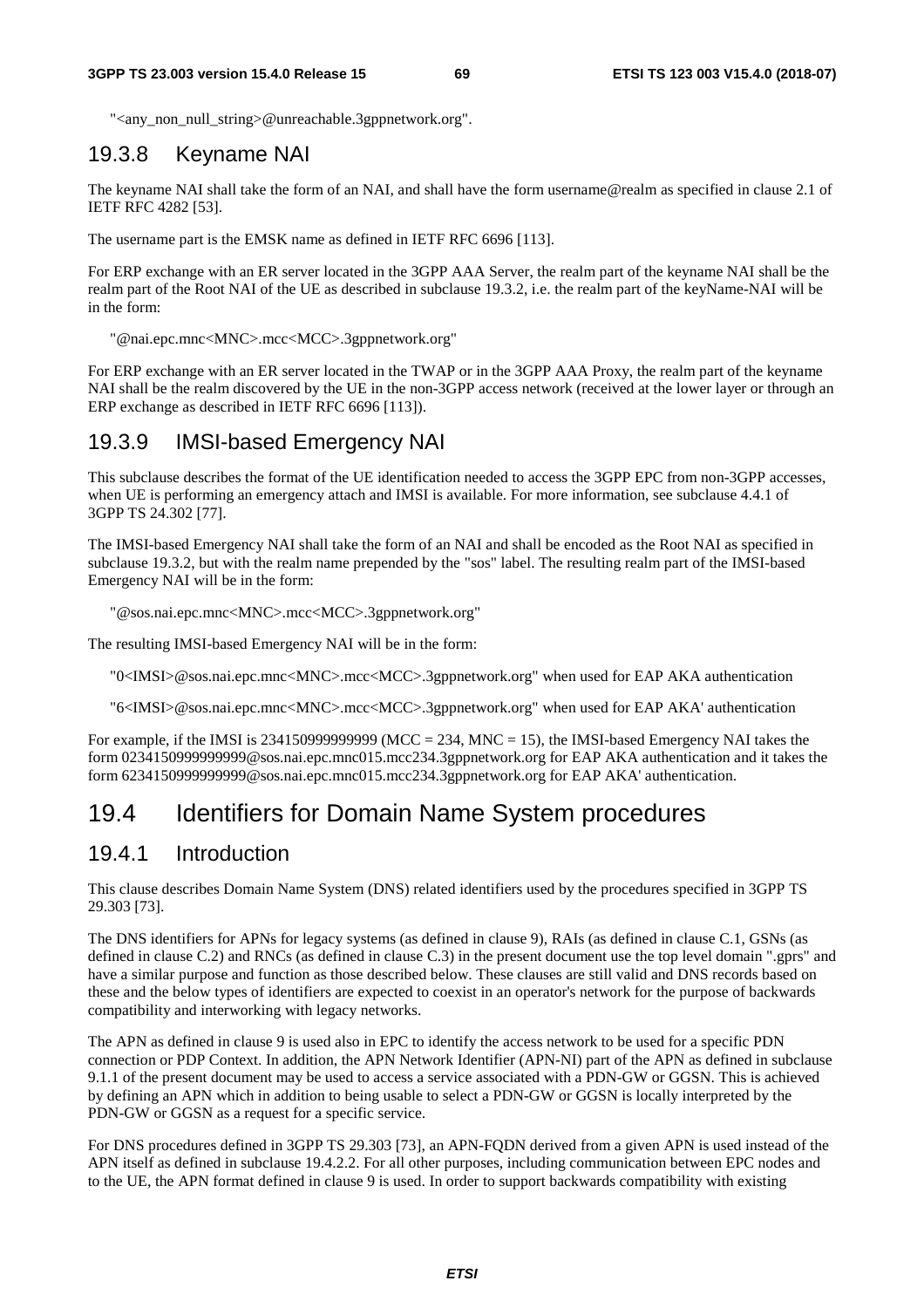"<any_non_null_string>@unreachable.3gppnetwork.org".

### 19.3.8 Keyname NAI

The keyname NAI shall take the form of an NAI, and shall have the form username@realm as specified in clause 2.1 of IETF RFC 4282 [53].

The username part is the EMSK name as defined in IETF RFC 6696 [113].

For ERP exchange with an ER server located in the 3GPP AAA Server, the realm part of the keyname NAI shall be the realm part of the Root NAI of the UE as described in subclause 19.3.2, i.e. the realm part of the keyName-NAI will be in the form:

"@nai.epc.mnc<MNC>.mcc<MCC>.3gppnetwork.org"

For ERP exchange with an ER server located in the TWAP or in the 3GPP AAA Proxy, the realm part of the keyname NAI shall be the realm discovered by the UE in the non-3GPP access network (received at the lower layer or through an ERP exchange as described in IETF RFC 6696 [113]).

### 19.3.9 IMSI-based Emergency NAI

This subclause describes the format of the UE identification needed to access the 3GPP EPC from non-3GPP accesses, when UE is performing an emergency attach and IMSI is available. For more information, see subclause 4.4.1 of 3GPP TS 24.302 [77].

The IMSI-based Emergency NAI shall take the form of an NAI and shall be encoded as the Root NAI as specified in subclause 19.3.2, but with the realm name prepended by the "sos" label. The resulting realm part of the IMSI-based Emergency NAI will be in the form:

"@sos.nai.epc.mnc<MNC>.mcc<MCC>.3gppnetwork.org"

The resulting IMSI-based Emergency NAI will be in the form:

"0<IMSI>@sos.nai.epc.mnc<MNC>.mcc<MCC>.3gppnetwork.org" when used for EAP AKA authentication

"6<IMSI>@sos.nai.epc.mnc<MNC>.mcc<MCC>.3gppnetwork.org" when used for EAP AKA' authentication

For example, if the IMSI is 234150999999999 (MCC = 234, MNC = 15), the IMSI-based Emergency NAI takes the form 0234150999999999@sos.nai.epc.mnc015.mcc234.3gppnetwork.org for EAP AKA authentication and it takes the form 6234150999999999@sos.nai.epc.mnc015.mcc234.3gppnetwork.org for EAP AKA' authentication.

## 19.4 Identifiers for Domain Name System procedures

### 19.4.1 Introduction

This clause describes Domain Name System (DNS) related identifiers used by the procedures specified in 3GPP TS 29.303 [73].

The DNS identifiers for APNs for legacy systems (as defined in clause 9), RAIs (as defined in clause C.1, GSNs (as defined in clause C.2) and RNCs (as defined in clause C.3) in the present document use the top level domain ".gprs" and have a similar purpose and function as those described below. These clauses are still valid and DNS records based on these and the below types of identifiers are expected to coexist in an operator's network for the purpose of backwards compatibility and interworking with legacy networks.

The APN as defined in clause 9 is used also in EPC to identify the access network to be used for a specific PDN connection or PDP Context. In addition, the APN Network Identifier (APN-NI) part of the APN as defined in subclause 9.1.1 of the present document may be used to access a service associated with a PDN-GW or GGSN. This is achieved by defining an APN which in addition to being usable to select a PDN-GW or GGSN is locally interpreted by the PDN-GW or GGSN as a request for a specific service.

For DNS procedures defined in 3GPP TS 29.303 [73], an APN-FQDN derived from a given APN is used instead of the APN itself as defined in subclause 19.4.2.2. For all other purposes, including communication between EPC nodes and to the UE, the APN format defined in clause 9 is used. In order to support backwards compatibility with existing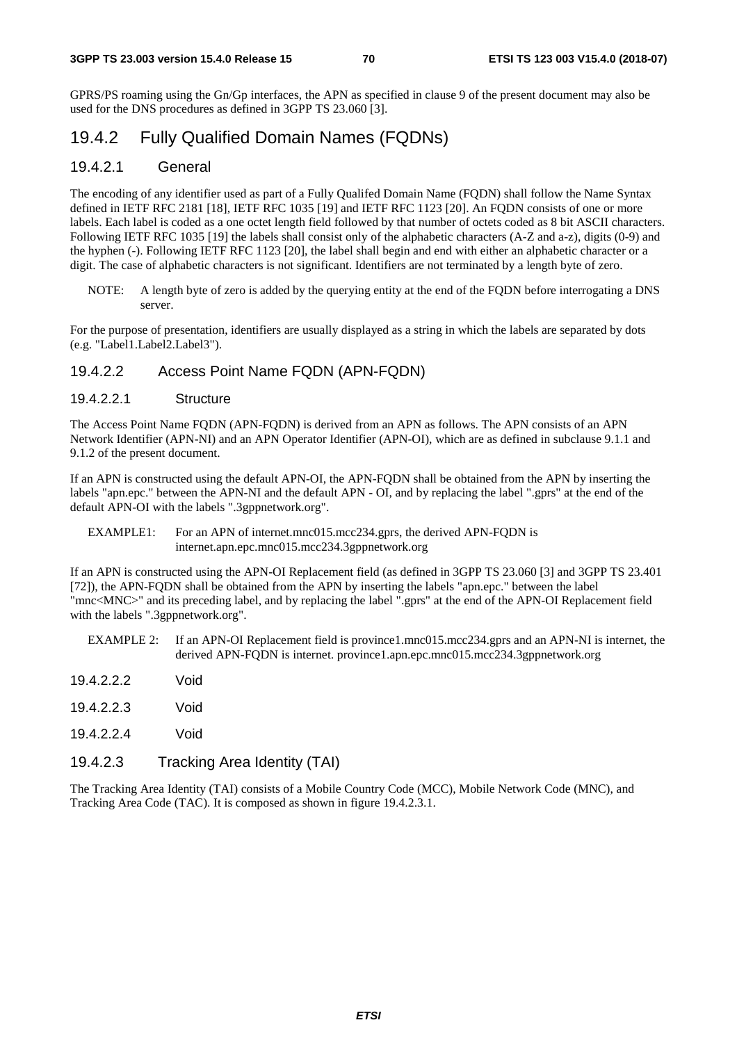GPRS/PS roaming using the Gn/Gp interfaces, the APN as specified in clause 9 of the present document may also be used for the DNS procedures as defined in 3GPP TS 23.060 [3].

## 19.4.2 Fully Qualified Domain Names (FQDNs)

### 19.4.2.1 General

The encoding of any identifier used as part of a Fully Qualifed Domain Name (FQDN) shall follow the Name Syntax defined in IETF RFC 2181 [18], IETF RFC 1035 [19] and IETF RFC 1123 [20]. An FQDN consists of one or more labels. Each label is coded as a one octet length field followed by that number of octets coded as 8 bit ASCII characters. Following IETF RFC 1035 [19] the labels shall consist only of the alphabetic characters (A-Z and a-z), digits (0-9) and the hyphen (-). Following IETF RFC 1123 [20], the label shall begin and end with either an alphabetic character or a digit. The case of alphabetic characters is not significant. Identifiers are not terminated by a length byte of zero.

NOTE: A length byte of zero is added by the querying entity at the end of the FQDN before interrogating a DNS server.

For the purpose of presentation, identifiers are usually displayed as a string in which the labels are separated by dots (e.g. "Label1.Label2.Label3").

### 19.4.2.2 Access Point Name FQDN (APN-FQDN)

#### 19.4.2.2.1 Structure

The Access Point Name FQDN (APN-FQDN) is derived from an APN as follows. The APN consists of an APN Network Identifier (APN-NI) and an APN Operator Identifier (APN-OI), which are as defined in subclause 9.1.1 and 9.1.2 of the present document.

If an APN is constructed using the default APN-OI, the APN-FQDN shall be obtained from the APN by inserting the labels "apn.epc." between the APN-NI and the default APN - OI, and by replacing the label ".gprs" at the end of the default APN-OI with the labels ".3gppnetwork.org".

EXAMPLE1: For an APN of internet.mnc015.mcc234.gprs, the derived APN-FQDN is internet.apn.epc.mnc015.mcc234.3gppnetwork.org

If an APN is constructed using the APN-OI Replacement field (as defined in 3GPP TS 23.060 [3] and 3GPP TS 23.401 [72]), the APN-FQDN shall be obtained from the APN by inserting the labels "apn.epc." between the label "mnc<MNC>" and its preceding label, and by replacing the label ".gprs" at the end of the APN-OI Replacement field with the labels ".3gppnetwork.org".

EXAMPLE 2: If an APN-OI Replacement field is province1.mnc015.mcc234.gprs and an APN-NI is internet, the derived APN-FQDN is internet. province1.apn.epc.mnc015.mcc234.3gppnetwork.org

#### 19.4.2.2.2 Void

#### 19.4.2.2.3 Void

#### 19.4.2.2.4 Void

### 19.4.2.3 Tracking Area Identity (TAI)

The Tracking Area Identity (TAI) consists of a Mobile Country Code (MCC), Mobile Network Code (MNC), and Tracking Area Code (TAC). It is composed as shown in figure 19.4.2.3.1.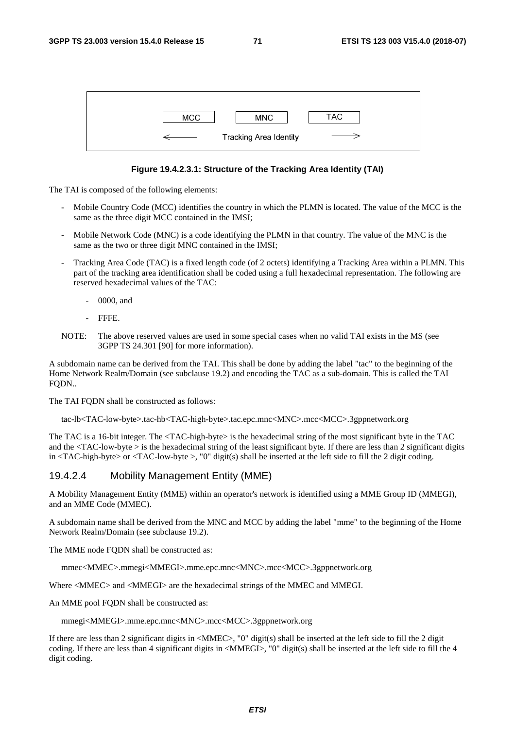| MCC | MNC | TAC |
|---|---|---|
| ← | Tracking Area Identity | → |

**Figure 19.4.2.3.1: Structure of the Tracking Area Identity (TAI)**

The TAI is composed of the following elements:

- Mobile Country Code (MCC) identifies the country in which the PLMN is located. The value of the MCC is the same as the three digit MCC contained in the IMSI;
- Mobile Network Code (MNC) is a code identifying the PLMN in that country. The value of the MNC is the same as the two or three digit MNC contained in the IMSI;
- Tracking Area Code (TAC) is a fixed length code (of 2 octets) identifying a Tracking Area within a PLMN. This part of the tracking area identification shall be coded using a full hexadecimal representation. The following are reserved hexadecimal values of the TAC:
    - 0000, and
    - FFFE.

NOTE: The above reserved values are used in some special cases when no valid TAI exists in the MS (see 3GPP TS 24.301 [90] for more information).

A subdomain name can be derived from the TAI. This shall be done by adding the label "tac" to the beginning of the Home Network Realm/Domain (see subclause 19.2) and encoding the TAC as a sub-domain. This is called the TAI FQDN..

The TAI FQDN shall be constructed as follows:

```
tac-lb<TAC-low-byte>.tac-hb<TAC-high-byte>.tac.epc.mnc<MNC>.mcc<MCC>.3gppnetwork.org
```

The TAC is a 16-bit integer. The <TAC-high-byte> is the hexadecimal string of the most significant byte in the TAC and the <TAC-low-byte > is the hexadecimal string of the least significant byte. If there are less than 2 significant digits in <TAC-high-byte> or <TAC-low-byte >, "0" digit(s) shall be inserted at the left side to fill the 2 digit coding.

### 19.4.2.4 Mobility Management Entity (MME)

A Mobility Management Entity (MME) within an operator's network is identified using a MME Group ID (MMEGI), and an MME Code (MMEC).

A subdomain name shall be derived from the MNC and MCC by adding the label "mme" to the beginning of the Home Network Realm/Domain (see subclause 19.2).

The MME node FQDN shall be constructed as:

```
mmec<MMEC>.mmegi<MMEGI>.mme.epc.mnc<MNC>.mcc<MCC>.3gppnetwork.org
```

Where <MMEC> and <MMEGI> are the hexadecimal strings of the MMEC and MMEGI.

An MME pool FQDN shall be constructed as:

```
mmegi<MMEGI>.mme.epc.mnc<MNC>.mcc<MCC>.3gppnetwork.org
```

If there are less than 2 significant digits in <MMEC>, "0" digit(s) shall be inserted at the left side to fill the 2 digit coding. If there are less than 4 significant digits in <MMEGI>, "0" digit(s) shall be inserted at the left side to fill the 4 digit coding.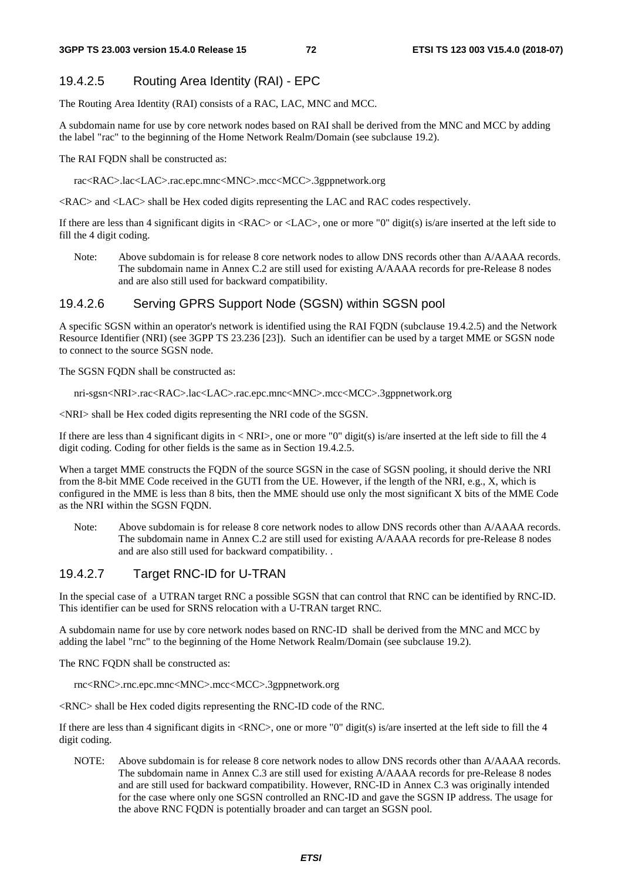### 19.4.2.5 Routing Area Identity (RAI) - EPC

The Routing Area Identity (RAI) consists of a RAC, LAC, MNC and MCC.

A subdomain name for use by core network nodes based on RAI shall be derived from the MNC and MCC by adding the label "rac" to the beginning of the Home Network Realm/Domain (see subclause 19.2).

The RAI FQDN shall be constructed as:

rac<RAC>.lac<LAC>.rac.epc.mnc<MNC>.mcc<MCC>.3gppnetwork.org

<RAC> and <LAC> shall be Hex coded digits representing the LAC and RAC codes respectively.

If there are less than 4 significant digits in <RAC> or <LAC>, one or more "0" digit(s) is/are inserted at the left side to fill the 4 digit coding.

Note: Above subdomain is for release 8 core network nodes to allow DNS records other than A/AAAA records. The subdomain name in Annex C.2 are still used for existing A/AAAA records for pre-Release 8 nodes and are also still used for backward compatibility.

### 19.4.2.6 Serving GPRS Support Node (SGSN) within SGSN pool

A specific SGSN within an operator's network is identified using the RAI FQDN (subclause 19.4.2.5) and the Network Resource Identifier (NRI) (see 3GPP TS 23.236 [23]). Such an identifier can be used by a target MME or SGSN node to connect to the source SGSN node.

The SGSN FQDN shall be constructed as:

nri-sgsn<NRI>.rac<RAC>.lac<LAC>.rac.epc.mnc<MNC>.mcc<MCC>.3gppnetwork.org

<NRI> shall be Hex coded digits representing the NRI code of the SGSN.

If there are less than 4 significant digits in < NRI>, one or more "0" digit(s) is/are inserted at the left side to fill the 4 digit coding. Coding for other fields is the same as in Section 19.4.2.5.

When a target MME constructs the FQDN of the source SGSN in the case of SGSN pooling, it should derive the NRI from the 8-bit MME Code received in the GUTI from the UE. However, if the length of the NRI, e.g., X, which is configured in the MME is less than 8 bits, then the MME should use only the most significant X bits of the MME Code as the NRI within the SGSN FQDN.

Note: Above subdomain is for release 8 core network nodes to allow DNS records other than A/AAAA records. The subdomain name in Annex C.2 are still used for existing A/AAAA records for pre-Release 8 nodes and are also still used for backward compatibility. .

### 19.4.2.7 Target RNC-ID for U-TRAN

In the special case of a UTRAN target RNC a possible SGSN that can control that RNC can be identified by RNC-ID. This identifier can be used for SRNS relocation with a U-TRAN target RNC.

A subdomain name for use by core network nodes based on RNC-ID shall be derived from the MNC and MCC by adding the label "rnc" to the beginning of the Home Network Realm/Domain (see subclause 19.2).

The RNC FQDN shall be constructed as:

rnc<RNC>.rnc.epc.mnc<MNC>.mcc<MCC>.3gppnetwork.org

<RNC> shall be Hex coded digits representing the RNC-ID code of the RNC.

If there are less than 4 significant digits in <RNC>, one or more "0" digit(s) is/are inserted at the left side to fill the 4 digit coding.

NOTE: Above subdomain is for release 8 core network nodes to allow DNS records other than A/AAAA records. The subdomain name in Annex C.3 are still used for existing A/AAAA records for pre-Release 8 nodes and are still used for backward compatibility. However, RNC-ID in Annex C.3 was originally intended for the case where only one SGSN controlled an RNC-ID and gave the SGSN IP address. The usage for the above RNC FQDN is potentially broader and can target an SGSN pool.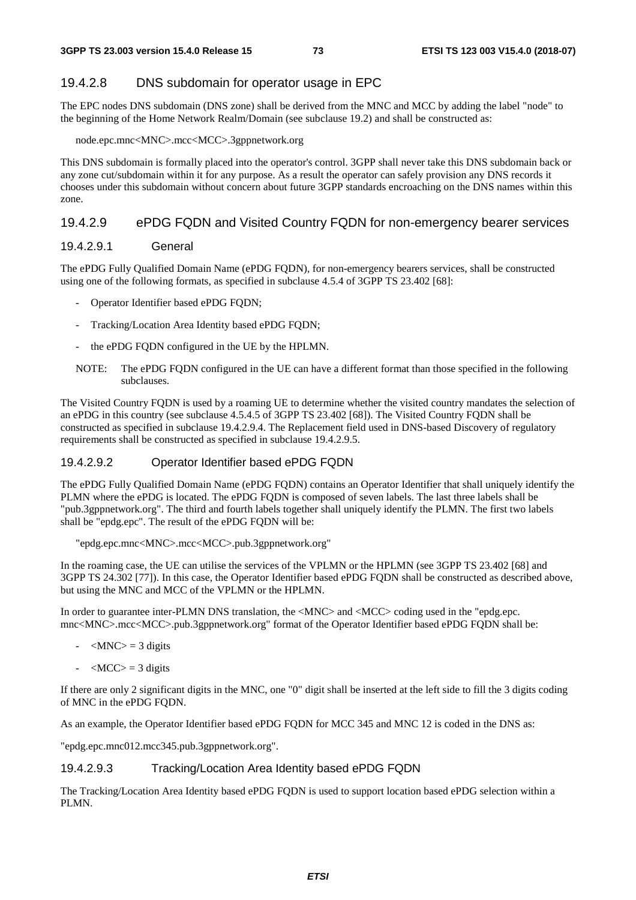#### 19.4.2.8 DNS subdomain for operator usage in EPC

The EPC nodes DNS subdomain (DNS zone) shall be derived from the MNC and MCC by adding the label "node" to the beginning of the Home Network Realm/Domain (see subclause 19.2) and shall be constructed as:

node.epc.mnc<MNC>.mcc<MCC>.3gppnetwork.org

This DNS subdomain is formally placed into the operator's control. 3GPP shall never take this DNS subdomain back or any zone cut/subdomain within it for any purpose. As a result the operator can safely provision any DNS records it chooses under this subdomain without concern about future 3GPP standards encroaching on the DNS names within this zone.

#### 19.4.2.9 ePDG FQDN and Visited Country FQDN for non-emergency bearer services

##### 19.4.2.9.1 General

The ePDG Fully Qualified Domain Name (ePDG FQDN), for non-emergency bearers services, shall be constructed using one of the following formats, as specified in subclause 4.5.4 of 3GPP TS 23.402 [68]:

- Operator Identifier based ePDG FQDN;
- Tracking/Location Area Identity based ePDG FQDN;
- the ePDG FQDN configured in the UE by the HPLMN.

NOTE: The ePDG FQDN configured in the UE can have a different format than those specified in the following subclauses.

The Visited Country FQDN is used by a roaming UE to determine whether the visited country mandates the selection of an ePDG in this country (see subclause 4.5.4.5 of 3GPP TS 23.402 [68]). The Visited Country FQDN shall be constructed as specified in subclause 19.4.2.9.4. The Replacement field used in DNS-based Discovery of regulatory requirements shall be constructed as specified in subclause 19.4.2.9.5.

##### 19.4.2.9.2 Operator Identifier based ePDG FQDN

The ePDG Fully Qualified Domain Name (ePDG FQDN) contains an Operator Identifier that shall uniquely identify the PLMN where the ePDG is located. The ePDG FQDN is composed of seven labels. The last three labels shall be "pub.3gppnetwork.org". The third and fourth labels together shall uniquely identify the PLMN. The first two labels shall be "epdg.epc". The result of the ePDG FQDN will be:

"epdg.epc.mnc<MNC>.mcc<MCC>.pub.3gppnetwork.org"

In the roaming case, the UE can utilise the services of the VPLMN or the HPLMN (see 3GPP TS 23.402 [68] and 3GPP TS 24.302 [77]). In this case, the Operator Identifier based ePDG FQDN shall be constructed as described above, but using the MNC and MCC of the VPLMN or the HPLMN.

In order to guarantee inter-PLMN DNS translation, the <MNC> and <MCC> coding used in the "epdg.epc. mnc<MNC>.mcc<MCC>.pub.3gppnetwork.org" format of the Operator Identifier based ePDG FQDN shall be:

- <MNC> = 3 digits
- <MCC> = 3 digits

If there are only 2 significant digits in the MNC, one "0" digit shall be inserted at the left side to fill the 3 digits coding of MNC in the ePDG FQDN.

As an example, the Operator Identifier based ePDG FQDN for MCC 345 and MNC 12 is coded in the DNS as:

"epdg.epc.mnc012.mcc345.pub.3gppnetwork.org".

##### 19.4.2.9.3 Tracking/Location Area Identity based ePDG FQDN

The Tracking/Location Area Identity based ePDG FQDN is used to support location based ePDG selection within a PLMN.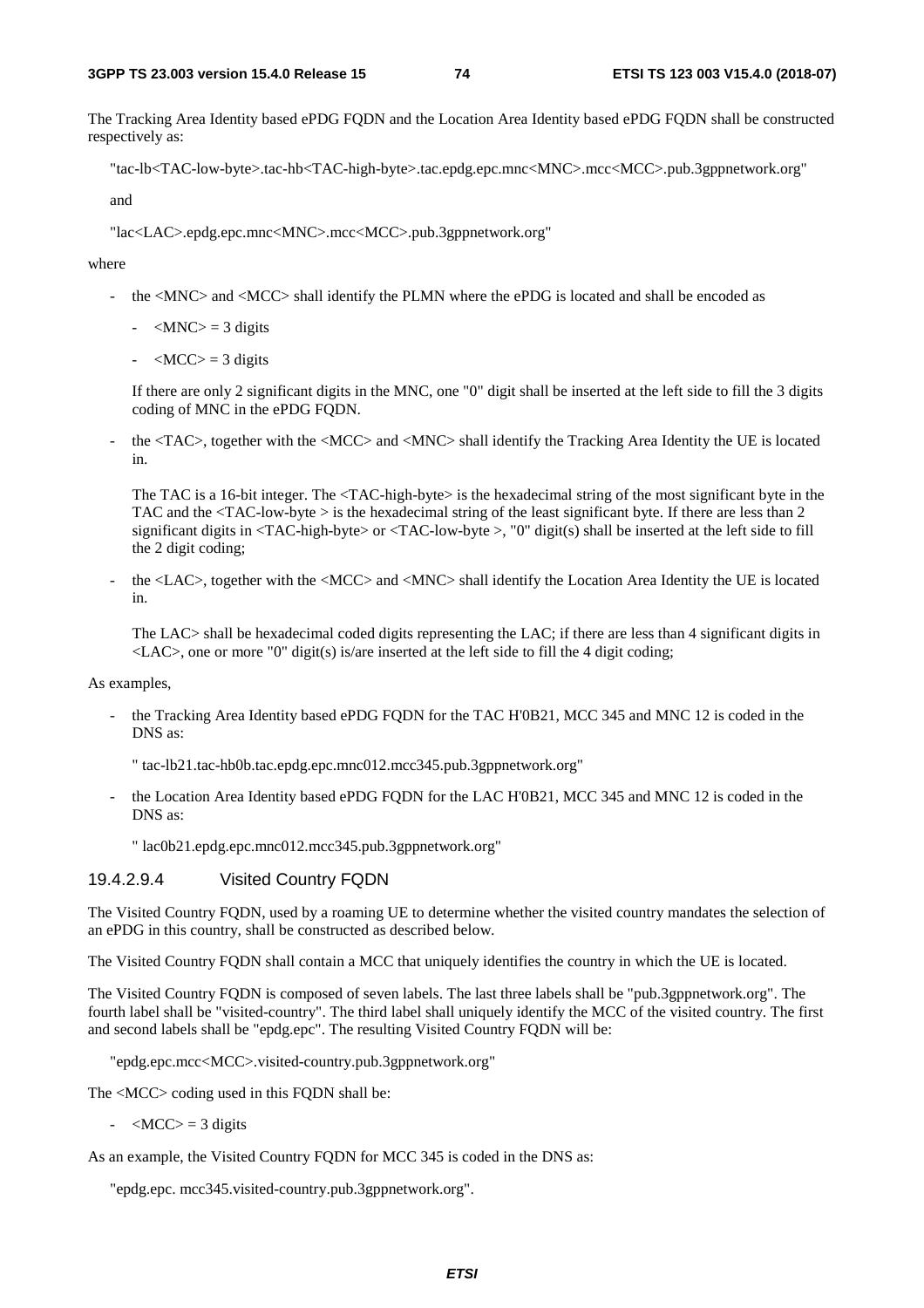The Tracking Area Identity based ePDG FQDN and the Location Area Identity based ePDG FQDN shall be constructed respectively as:

"tac-lb<TAC-low-byte>.tac-hb<TAC-high-byte>.tac.epdg.epc.mnc<MNC>.mcc<MCC>.pub.3gppnetwork.org"

and

"lac<LAC>.epdg.epc.mnc<MNC>.mcc<MCC>.pub.3gppnetwork.org"

where

- the <MNC> and <MCC> shall identify the PLMN where the ePDG is located and shall be encoded as

  - <MNC> = 3 digits

  - <MCC> = 3 digits

  If there are only 2 significant digits in the MNC, one "0" digit shall be inserted at the left side to fill the 3 digits coding of MNC in the ePDG FQDN.

- the <TAC>, together with the <MCC> and <MNC> shall identify the Tracking Area Identity the UE is located in.

  The TAC is a 16-bit integer. The <TAC-high-byte> is the hexadecimal string of the most significant byte in the TAC and the <TAC-low-byte > is the hexadecimal string of the least significant byte. If there are less than 2 significant digits in <TAC-high-byte> or <TAC-low-byte >, "0" digit(s) shall be inserted at the left side to fill the 2 digit coding;

- the <LAC>, together with the <MCC> and <MNC> shall identify the Location Area Identity the UE is located in.

  The LAC> shall be hexadecimal coded digits representing the LAC; if there are less than 4 significant digits in <LAC>, one or more "0" digit(s) is/are inserted at the left side to fill the 4 digit coding;

As examples,

- the Tracking Area Identity based ePDG FQDN for the TAC H'0B21, MCC 345 and MNC 12 is coded in the DNS as:

  " tac-lb21.tac-hb0b.tac.epdg.epc.mnc012.mcc345.pub.3gppnetwork.org"

- the Location Area Identity based ePDG FQDN for the LAC H'0B21, MCC 345 and MNC 12 is coded in the DNS as:

  " lac0b21.epdg.epc.mnc012.mcc345.pub.3gppnetwork.org"

#### 19.4.2.9.4 Visited Country FQDN

The Visited Country FQDN, used by a roaming UE to determine whether the visited country mandates the selection of an ePDG in this country, shall be constructed as described below.

The Visited Country FQDN shall contain a MCC that uniquely identifies the country in which the UE is located.

The Visited Country FQDN is composed of seven labels. The last three labels shall be "pub.3gppnetwork.org". The fourth label shall be "visited-country". The third label shall uniquely identify the MCC of the visited country. The first and second labels shall be "epdg.epc". The resulting Visited Country FQDN will be:

"epdg.epc.mcc<MCC>.visited-country.pub.3gppnetwork.org"

The <MCC> coding used in this FQDN shall be:

- <MCC> = 3 digits

As an example, the Visited Country FQDN for MCC 345 is coded in the DNS as:

"epdg.epc. mcc345.visited-country.pub.3gppnetwork.org".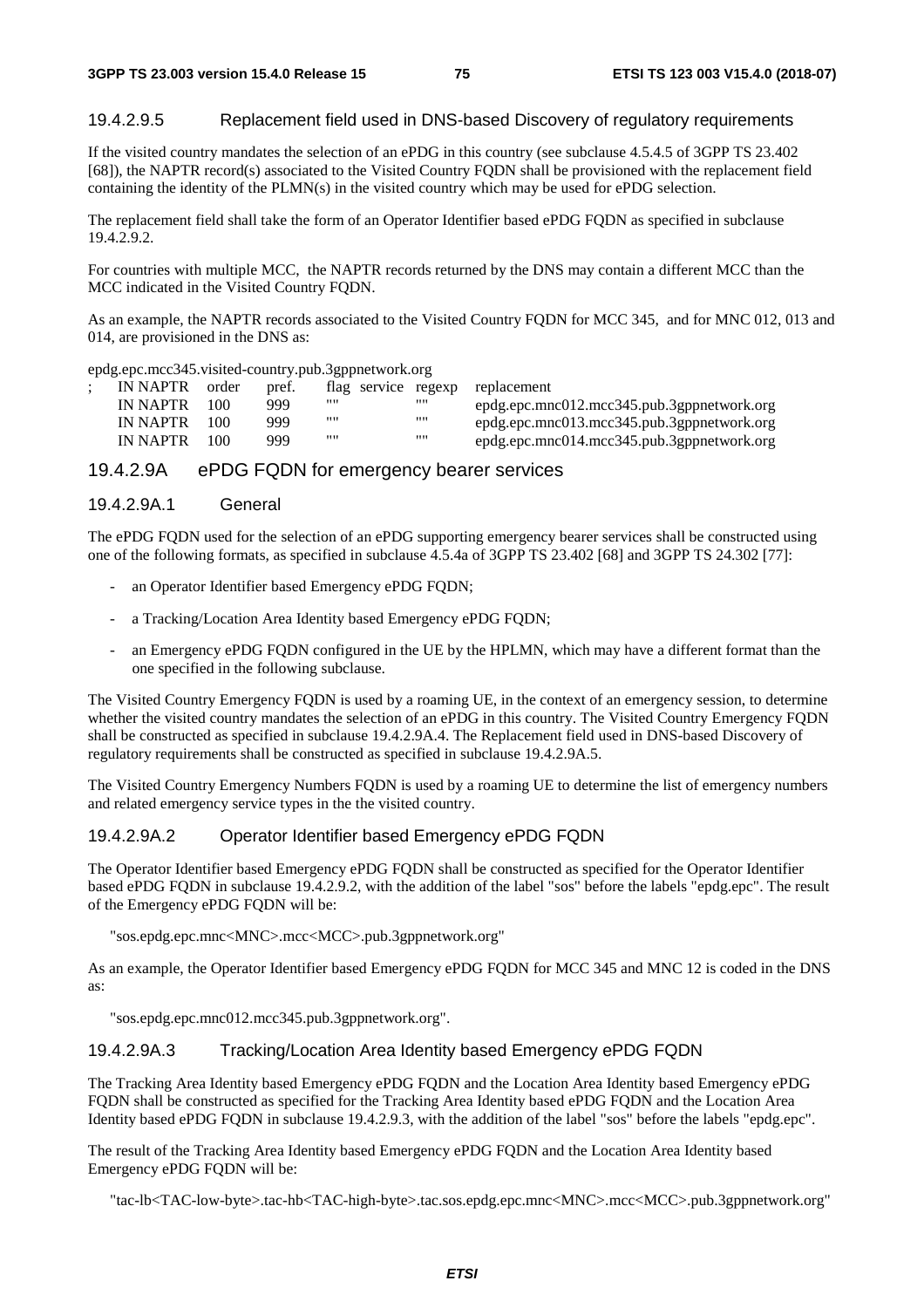#### 19.4.2.9.5 Replacement field used in DNS-based Discovery of regulatory requirements

If the visited country mandates the selection of an ePDG in this country (see subclause 4.5.4.5 of 3GPP TS 23.402 [68]), the NAPTR record(s) associated to the Visited Country FQDN shall be provisioned with the replacement field containing the identity of the PLMN(s) in the visited country which may be used for ePDG selection.

The replacement field shall take the form of an Operator Identifier based ePDG FQDN as specified in subclause 19.4.2.9.2.

For countries with multiple MCC, the NAPTR records returned by the DNS may contain a different MCC than the MCC indicated in the Visited Country FQDN.

As an example, the NAPTR records associated to the Visited Country FQDN for MCC 345, and for MNC 012, 013 and 014, are provisioned in the DNS as:

```
epdg.epc.mcc345.visited-country.pub.3gppnetwork.org
;   IN NAPTR  order   pref.   flag  service  regexp   replacement
    IN NAPTR  100     999     ""             ""       epdg.epc.mnc012.mcc345.pub.3gppnetwork.org
    IN NAPTR  100     999     ""             ""       epdg.epc.mnc013.mcc345.pub.3gppnetwork.org
    IN NAPTR  100     999     ""             ""       epdg.epc.mnc014.mcc345.pub.3gppnetwork.org
```

### 19.4.2.9A ePDG FQDN for emergency bearer services

#### 19.4.2.9A.1 General

The ePDG FQDN used for the selection of an ePDG supporting emergency bearer services shall be constructed using one of the following formats, as specified in subclause 4.5.4a of 3GPP TS 23.402 [68] and 3GPP TS 24.302 [77]:

- an Operator Identifier based Emergency ePDG FQDN;
- a Tracking/Location Area Identity based Emergency ePDG FQDN;
- an Emergency ePDG FQDN configured in the UE by the HPLMN, which may have a different format than the one specified in the following subclause.

The Visited Country Emergency FQDN is used by a roaming UE, in the context of an emergency session, to determine whether the visited country mandates the selection of an ePDG in this country. The Visited Country Emergency FQDN shall be constructed as specified in subclause 19.4.2.9A.4. The Replacement field used in DNS-based Discovery of regulatory requirements shall be constructed as specified in subclause 19.4.2.9A.5.

The Visited Country Emergency Numbers FQDN is used by a roaming UE to determine the list of emergency numbers and related emergency service types in the the visited country.

#### 19.4.2.9A.2 Operator Identifier based Emergency ePDG FQDN

The Operator Identifier based Emergency ePDG FQDN shall be constructed as specified for the Operator Identifier based ePDG FQDN in subclause 19.4.2.9.2, with the addition of the label "sos" before the labels "epdg.epc". The result of the Emergency ePDG FQDN will be:

"sos.epdg.epc.mnc<MNC>.mcc<MCC>.pub.3gppnetwork.org"

As an example, the Operator Identifier based Emergency ePDG FQDN for MCC 345 and MNC 12 is coded in the DNS as:

"sos.epdg.epc.mnc012.mcc345.pub.3gppnetwork.org".

#### 19.4.2.9A.3 Tracking/Location Area Identity based Emergency ePDG FQDN

The Tracking Area Identity based Emergency ePDG FQDN and the Location Area Identity based Emergency ePDG FQDN shall be constructed as specified for the Tracking Area Identity based ePDG FQDN and the Location Area Identity based ePDG FQDN in subclause 19.4.2.9.3, with the addition of the label "sos" before the labels "epdg.epc".

The result of the Tracking Area Identity based Emergency ePDG FQDN and the Location Area Identity based Emergency ePDG FQDN will be:

"tac-lb<TAC-low-byte>.tac-hb<TAC-high-byte>.tac.sos.epdg.epc.mnc<MNC>.mcc<MCC>.pub.3gppnetwork.org"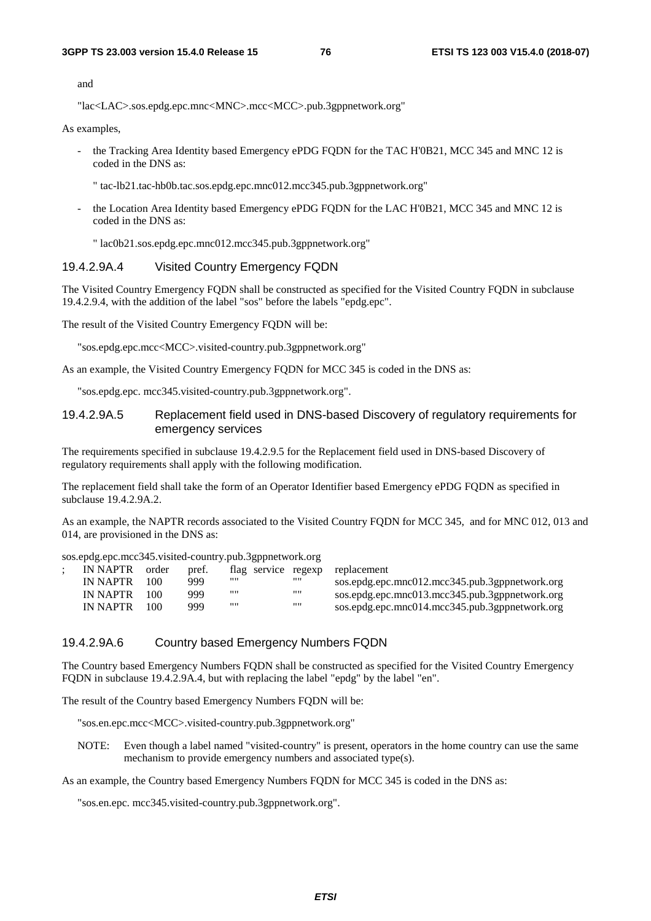and

"lac<LAC>.sos.epdg.epc.mnc<MNC>.mcc<MCC>.pub.3gppnetwork.org"

As examples,

- the Tracking Area Identity based Emergency ePDG FQDN for the TAC H'0B21, MCC 345 and MNC 12 is coded in the DNS as:

  " tac-lb21.tac-hb0b.tac.sos.epdg.epc.mnc012.mcc345.pub.3gppnetwork.org"

- the Location Area Identity based Emergency ePDG FQDN for the LAC H'0B21, MCC 345 and MNC 12 is coded in the DNS as:

  " lac0b21.sos.epdg.epc.mnc012.mcc345.pub.3gppnetwork.org"

### 19.4.2.9A.4 Visited Country Emergency FQDN

The Visited Country Emergency FQDN shall be constructed as specified for the Visited Country FQDN in subclause 19.4.2.9.4, with the addition of the label "sos" before the labels "epdg.epc".

The result of the Visited Country Emergency FQDN will be:

"sos.epdg.epc.mcc<MCC>.visited-country.pub.3gppnetwork.org"

As an example, the Visited Country Emergency FQDN for MCC 345 is coded in the DNS as:

"sos.epdg.epc. mcc345.visited-country.pub.3gppnetwork.org".

### 19.4.2.9A.5 Replacement field used in DNS-based Discovery of regulatory requirements for emergency services

The requirements specified in subclause 19.4.2.9.5 for the Replacement field used in DNS-based Discovery of regulatory requirements shall apply with the following modification.

The replacement field shall take the form of an Operator Identifier based Emergency ePDG FQDN as specified in subclause 19.4.2.9A.2.

As an example, the NAPTR records associated to the Visited Country FQDN for MCC 345, and for MNC 012, 013 and 014, are provisioned in the DNS as:

```
sos.epdg.epc.mcc345.visited-country.pub.3gppnetwork.org
;   IN NAPTR   order   pref.   flag  service  regexp   replacement
    IN NAPTR   100     999     ""             ""       sos.epdg.epc.mnc012.mcc345.pub.3gppnetwork.org
    IN NAPTR   100     999     ""             ""       sos.epdg.epc.mnc013.mcc345.pub.3gppnetwork.org
    IN NAPTR   100     999     ""             ""       sos.epdg.epc.mnc014.mcc345.pub.3gppnetwork.org
```

### 19.4.2.9A.6 Country based Emergency Numbers FQDN

The Country based Emergency Numbers FQDN shall be constructed as specified for the Visited Country Emergency FQDN in subclause 19.4.2.9A.4, but with replacing the label "epdg" by the label "en".

The result of the Country based Emergency Numbers FQDN will be:

"sos.en.epc.mcc<MCC>.visited-country.pub.3gppnetwork.org"

NOTE: Even though a label named "visited-country" is present, operators in the home country can use the same mechanism to provide emergency numbers and associated type(s).

As an example, the Country based Emergency Numbers FQDN for MCC 345 is coded in the DNS as:

"sos.en.epc. mcc345.visited-country.pub.3gppnetwork.org".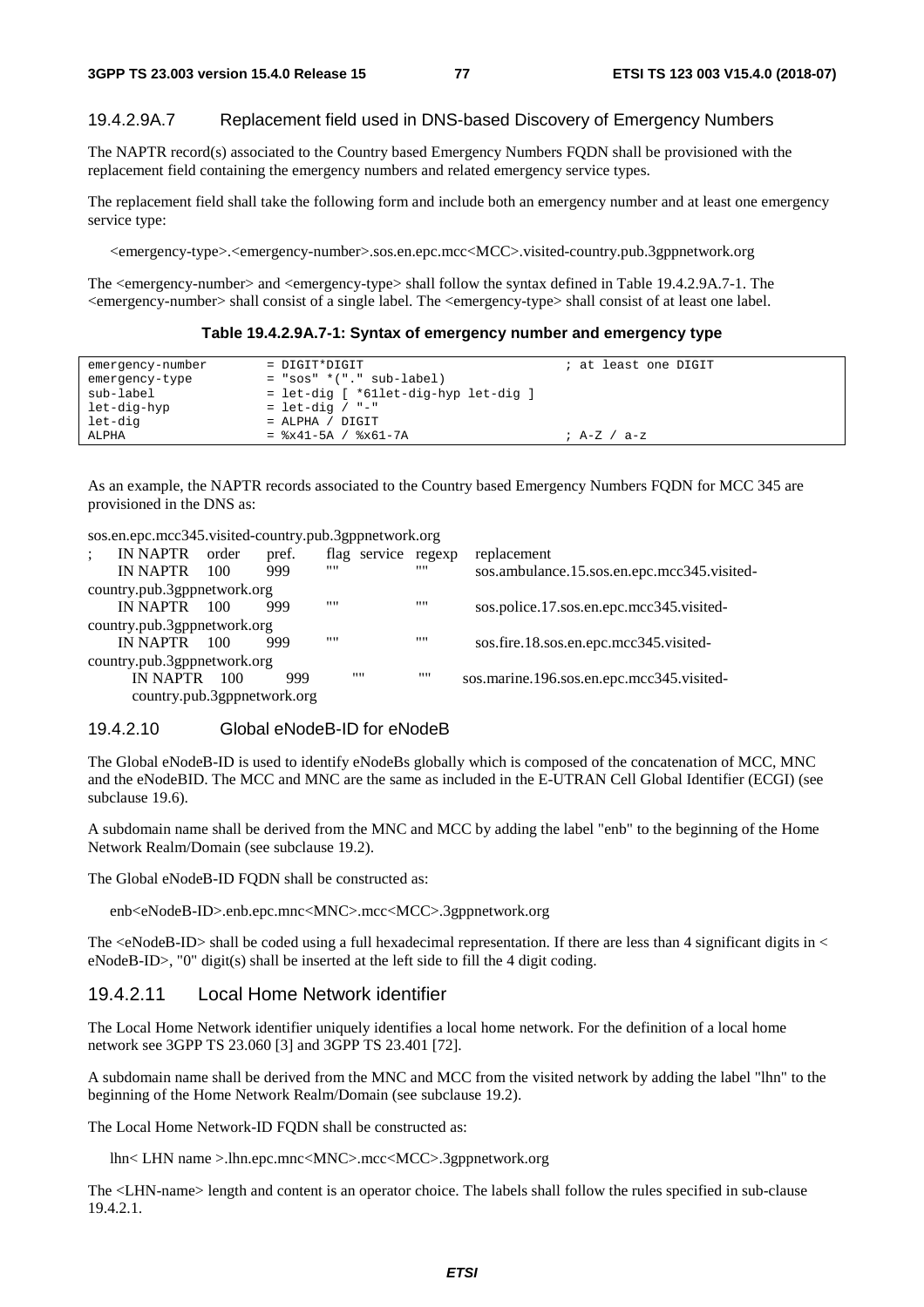#### 19.4.2.9A.7 Replacement field used in DNS-based Discovery of Emergency Numbers

The NAPTR record(s) associated to the Country based Emergency Numbers FQDN shall be provisioned with the replacement field containing the emergency numbers and related emergency service types.

The replacement field shall take the following form and include both an emergency number and at least one emergency service type:

<emergency-type>.<emergency-number>.sos.en.epc.mcc<MCC>.visited-country.pub.3gppnetwork.org

The <emergency-number> and <emergency-type> shall follow the syntax defined in Table 19.4.2.9A.7-1. The <emergency-number> shall consist of a single label. The <emergency-type> shall consist of at least one label.

**Table 19.4.2.9A.7-1: Syntax of emergency number and emergency type**

```
emergency-number      = DIGIT*DIGIT                          ; at least one DIGIT
emergency-type        = "sos" *("." sub-label)
sub-label             = let-dig [ *61let-dig-hyp let-dig ]
let-dig-hyp           = let-dig / "-"
let-dig               = ALPHA / DIGIT
ALPHA                 = %x41-5A / %x61-7A                    ; A-Z / a-z
```

As an example, the NAPTR records associated to the Country based Emergency Numbers FQDN for MCC 345 are provisioned in the DNS as:

```
sos.en.epc.mcc345.visited-country.pub.3gppnetwork.org
;   IN NAPTR  order   pref.   flag  service  regexp   replacement
    IN NAPTR  100     999     ""             ""       sos.ambulance.15.sos.en.epc.mcc345.visited-country.pub.3gppnetwork.org
    IN NAPTR  100     999     ""             ""       sos.police.17.sos.en.epc.mcc345.visited-country.pub.3gppnetwork.org
    IN NAPTR  100     999     ""             ""       sos.fire.18.sos.en.epc.mcc345.visited-country.pub.3gppnetwork.org
    IN NAPTR  100     999     ""             ""       sos.marine.196.sos.en.epc.mcc345.visited-country.pub.3gppnetwork.org
```

#### 19.4.2.10 Global eNodeB-ID for eNodeB

The Global eNodeB-ID is used to identify eNodeBs globally which is composed of the concatenation of MCC, MNC and the eNodeBID. The MCC and MNC are the same as included in the E-UTRAN Cell Global Identifier (ECGI) (see subclause 19.6).

A subdomain name shall be derived from the MNC and MCC by adding the label "enb" to the beginning of the Home Network Realm/Domain (see subclause 19.2).

The Global eNodeB-ID FQDN shall be constructed as:

enb<eNodeB-ID>.enb.epc.mnc<MNC>.mcc<MCC>.3gppnetwork.org

The <eNodeB-ID> shall be coded using a full hexadecimal representation. If there are less than 4 significant digits in < eNodeB-ID>, "0" digit(s) shall be inserted at the left side to fill the 4 digit coding.

#### 19.4.2.11 Local Home Network identifier

The Local Home Network identifier uniquely identifies a local home network. For the definition of a local home network see 3GPP TS 23.060 [3] and 3GPP TS 23.401 [72].

A subdomain name shall be derived from the MNC and MCC from the visited network by adding the label "lhn" to the beginning of the Home Network Realm/Domain (see subclause 19.2).

The Local Home Network-ID FQDN shall be constructed as:

lhn< LHN name >.lhn.epc.mnc<MNC>.mcc<MCC>.3gppnetwork.org

The <LHN-name> length and content is an operator choice. The labels shall follow the rules specified in sub-clause 19.4.2.1.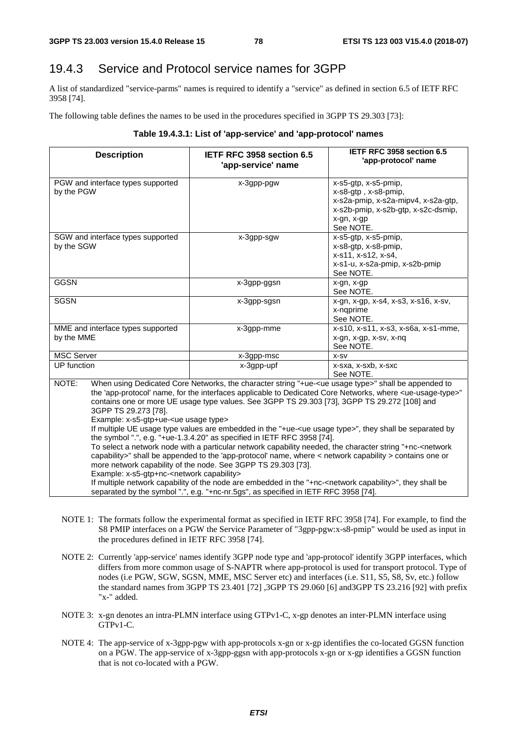### 19.4.3 Service and Protocol service names for 3GPP

A list of standardized "service-parms" names is required to identify a "service" as defined in section 6.5 of IETF RFC 3958 [74].

The following table defines the names to be used in the procedures specified in 3GPP TS 29.303 [73]:

**Table 19.4.3.1: List of 'app-service' and 'app-protocol' names**

| Description | IETF RFC 3958 section 6.5 'app-service' name | IETF RFC 3958 section 6.5 'app-protocol' name |
|---|---|---|
| PGW and interface types supported by the PGW | x-3gpp-pgw | x-s5-gtp, x-s5-pmip, x-s8-gtp , x-s8-pmip, x-s2a-pmip, x-s2a-mipv4, x-s2a-gtp, x-s2b-pmip, x-s2b-gtp, x-s2c-dsmip, x-gn, x-gp See NOTE. |
| SGW and interface types supported by the SGW | x-3gpp-sgw | x-s5-gtp, x-s5-pmip, x-s8-gtp, x-s8-pmip, x-s11, x-s12, x-s4, x-s1-u, x-s2a-pmip, x-s2b-pmip See NOTE. |
| GGSN | x-3gpp-ggsn | x-gn, x-gp See NOTE. |
| SGSN | x-3gpp-sgsn | x-gn, x-gp, x-s4, x-s3, x-s16, x-sv, x-nqprime See NOTE. |
| MME and interface types supported by the MME | x-3gpp-mme | x-s10, x-s11, x-s3, x-s6a, x-s1-mme, x-gn, x-gp, x-sv, x-nq See NOTE. |
| MSC Server | x-3gpp-msc | x-sv |
| UP function | x-3gpp-upf | x-sxa, x-sxb, x-sxc See NOTE. |
| NOTE: When using Dedicated Core Networks, the character string "+ue-<ue usage type>" shall be appended to the 'app-protocol' name, for the interfaces applicable to Dedicated Core Networks, where <ue-usage-type>" contains one or more UE usage type values. See 3GPP TS 29.303 [73], 3GPP TS 29.272 [108] and 3GPP TS 29.273 [78]. Example: x-s5-gtp+ue-<ue usage type> If multiple UE usage type values are embedded in the "+ue-<ue usage type>", they shall be separated by the symbol ".", e.g. "+ue-1.3.4.20" as specified in IETF RFC 3958 [74]. To select a network node with a particular network capability needed, the character string "+nc-<network capability>" shall be appended to the 'app-protocol' name, where < network capability > contains one or more network capability of the node. See 3GPP TS 29.303 [73]. Example: x-s5-gtp+nc-<network capability> If multiple network capability of the node are embedded in the "+nc-<network capability>", they shall be separated by the symbol ".", e.g. "+nc-nr.5gs", as specified in IETF RFC 3958 [74]. | | |

NOTE 1: The formats follow the experimental format as specified in IETF RFC 3958 [74]. For example, to find the S8 PMIP interfaces on a PGW the Service Parameter of "3gpp-pgw:x-s8-pmip" would be used as input in the procedures defined in IETF RFC 3958 [74].

NOTE 2: Currently 'app-service' names identify 3GPP node type and 'app-protocol' identify 3GPP interfaces, which differs from more common usage of S-NAPTR where app-protocol is used for transport protocol. Type of nodes (i.e PGW, SGW, SGSN, MME, MSC Server etc) and interfaces (i.e. S11, S5, S8, Sv, etc.) follow the standard names from 3GPP TS 23.401 [72] ,3GPP TS 29.060 [6] and3GPP TS 23.216 [92] with prefix "x-" added.

NOTE 3: x-gn denotes an intra-PLMN interface using GTPv1-C, x-gp denotes an inter-PLMN interface using GTPv1-C.

NOTE 4: The app-service of x-3gpp-pgw with app-protocols x-gn or x-gp identifies the co-located GGSN function on a PGW. The app-service of x-3gpp-ggsn with app-protocols x-gn or x-gp identifies a GGSN function that is not co-located with a PGW.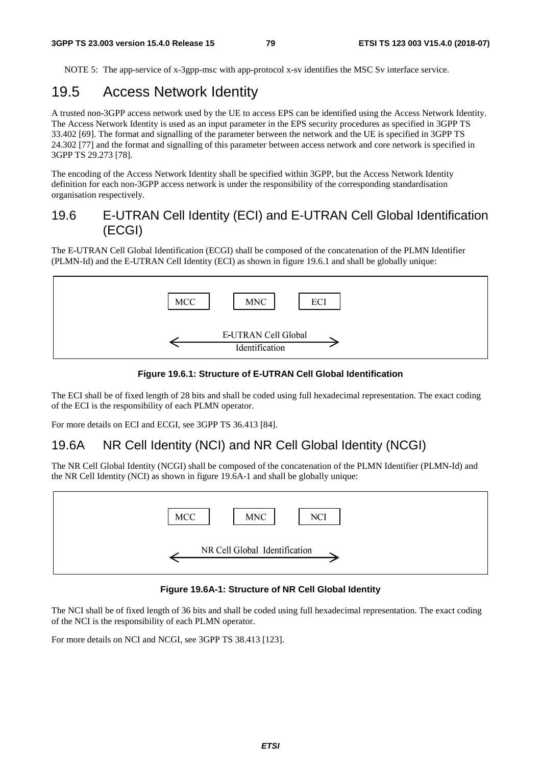NOTE 5: The app-service of x-3gpp-msc with app-protocol x-sv identifies the MSC Sv interface service.

## 19.5 Access Network Identity

A trusted non-3GPP access network used by the UE to access EPS can be identified using the Access Network Identity. The Access Network Identity is used as an input parameter in the EPS security procedures as specified in 3GPP TS 33.402 [69]. The format and signalling of the parameter between the network and the UE is specified in 3GPP TS 24.302 [77] and the format and signalling of this parameter between access network and core network is specified in 3GPP TS 29.273 [78].

The encoding of the Access Network Identity shall be specified within 3GPP, but the Access Network Identity definition for each non-3GPP access network is under the responsibility of the corresponding standardisation organisation respectively.

## 19.6 E-UTRAN Cell Identity (ECI) and E-UTRAN Cell Global Identification (ECGI)

The E-UTRAN Cell Global Identification (ECGI) shall be composed of the concatenation of the PLMN Identifier (PLMN-Id) and the E-UTRAN Cell Identity (ECI) as shown in figure 19.6.1 and shall be globally unique:

| MCC | MNC | ECI |
|---|---|---|
| E-UTRAN Cell Global Identification | | |

**Figure 19.6.1: Structure of E-UTRAN Cell Global Identification**

The ECI shall be of fixed length of 28 bits and shall be coded using full hexadecimal representation. The exact coding of the ECI is the responsibility of each PLMN operator.

For more details on ECI and ECGI, see 3GPP TS 36.413 [84].

## 19.6A NR Cell Identity (NCI) and NR Cell Global Identity (NCGI)

The NR Cell Global Identity (NCGI) shall be composed of the concatenation of the PLMN Identifier (PLMN-Id) and the NR Cell Identity (NCI) as shown in figure 19.6A-1 and shall be globally unique:

| MCC | MNC | NCI |
|---|---|---|
| NR Cell Global Identification | | |

**Figure 19.6A-1: Structure of NR Cell Global Identity**

The NCI shall be of fixed length of 36 bits and shall be coded using full hexadecimal representation. The exact coding of the NCI is the responsibility of each PLMN operator.

For more details on NCI and NCGI, see 3GPP TS 38.413 [123].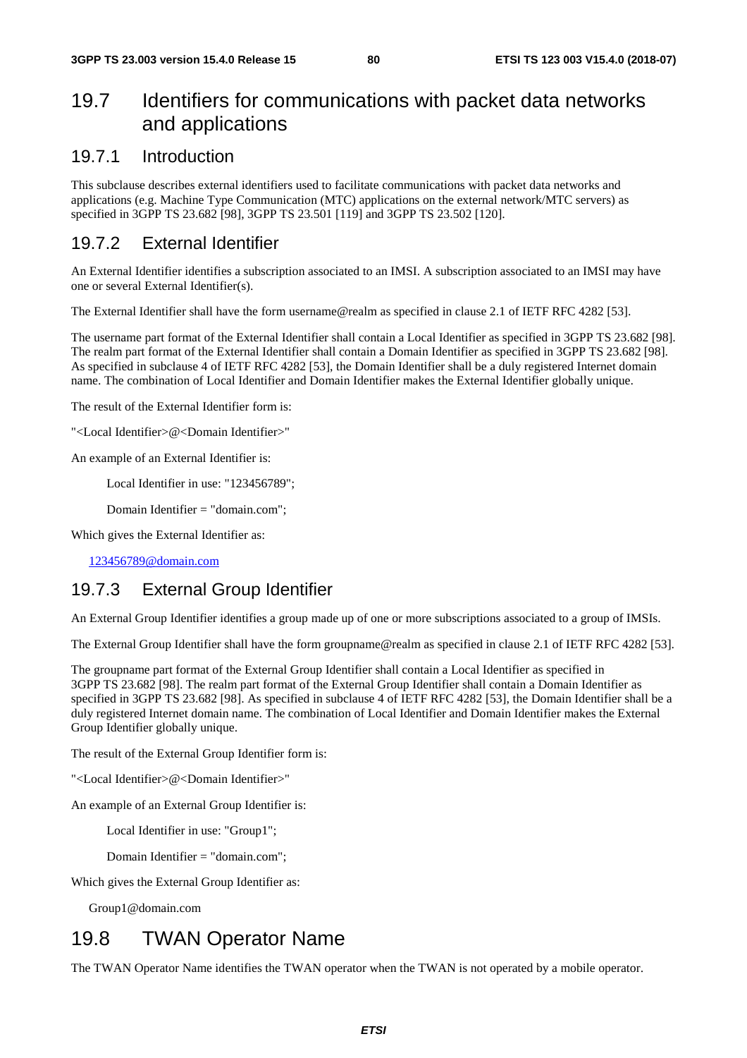## 19.7 Identifiers for communications with packet data networks and applications

### 19.7.1 Introduction

This subclause describes external identifiers used to facilitate communications with packet data networks and applications (e.g. Machine Type Communication (MTC) applications on the external network/MTC servers) as specified in 3GPP TS 23.682 [98], 3GPP TS 23.501 [119] and 3GPP TS 23.502 [120].

### 19.7.2 External Identifier

An External Identifier identifies a subscription associated to an IMSI. A subscription associated to an IMSI may have one or several External Identifier(s).

The External Identifier shall have the form username@realm as specified in clause 2.1 of IETF RFC 4282 [53].

The username part format of the External Identifier shall contain a Local Identifier as specified in 3GPP TS 23.682 [98]. The realm part format of the External Identifier shall contain a Domain Identifier as specified in 3GPP TS 23.682 [98]. As specified in subclause 4 of IETF RFC 4282 [53], the Domain Identifier shall be a duly registered Internet domain name. The combination of Local Identifier and Domain Identifier makes the External Identifier globally unique.

The result of the External Identifier form is:

"<Local Identifier>@<Domain Identifier>"

An example of an External Identifier is:

Local Identifier in use: "123456789";

Domain Identifier = "domain.com";

Which gives the External Identifier as:

123456789@domain.com

### 19.7.3 External Group Identifier

An External Group Identifier identifies a group made up of one or more subscriptions associated to a group of IMSIs.

The External Group Identifier shall have the form groupname@realm as specified in clause 2.1 of IETF RFC 4282 [53].

The groupname part format of the External Group Identifier shall contain a Local Identifier as specified in 3GPP TS 23.682 [98]. The realm part format of the External Group Identifier shall contain a Domain Identifier as specified in 3GPP TS 23.682 [98]. As specified in subclause 4 of IETF RFC 4282 [53], the Domain Identifier shall be a duly registered Internet domain name. The combination of Local Identifier and Domain Identifier makes the External Group Identifier globally unique.

The result of the External Group Identifier form is:

"<Local Identifier>@<Domain Identifier>"

An example of an External Group Identifier is:

Local Identifier in use: "Group1";

Domain Identifier = "domain.com";

Which gives the External Group Identifier as:

Group1@domain.com

## 19.8 TWAN Operator Name

The TWAN Operator Name identifies the TWAN operator when the TWAN is not operated by a mobile operator.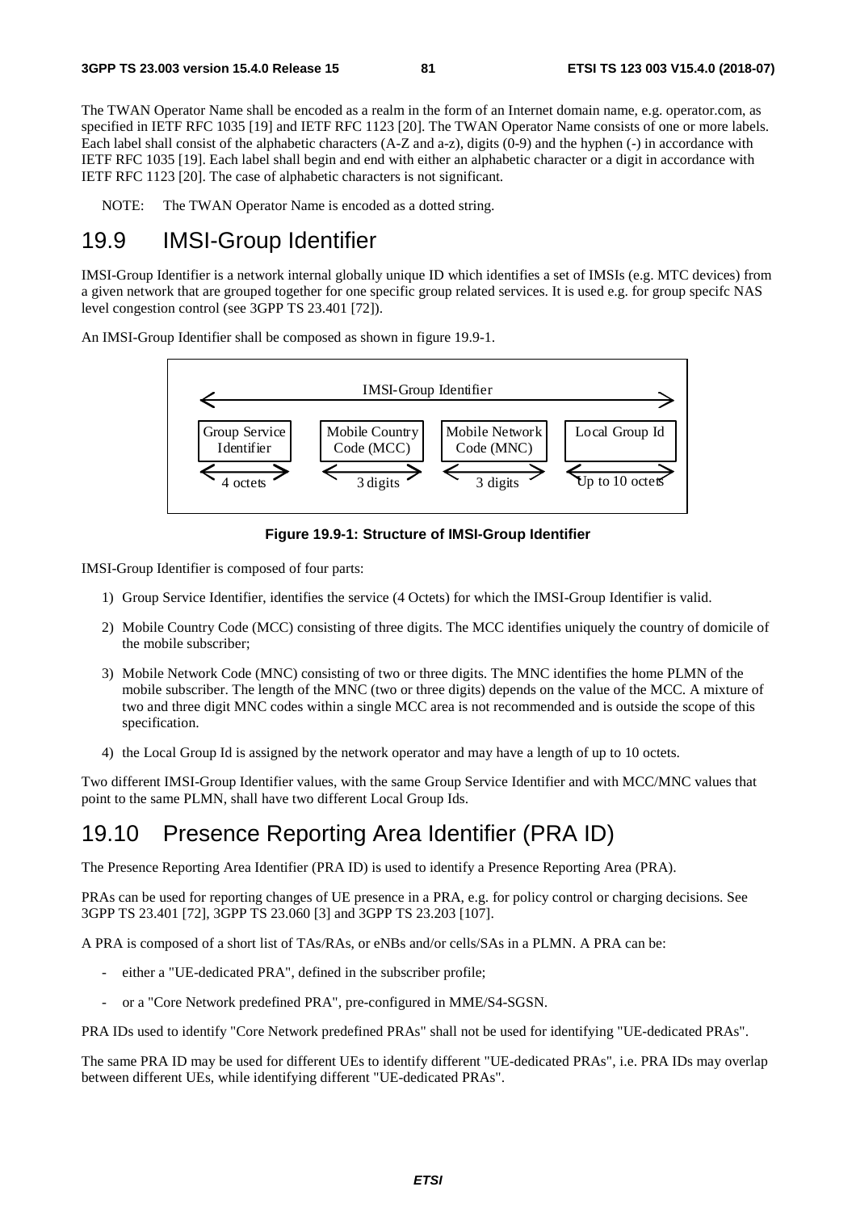The TWAN Operator Name shall be encoded as a realm in the form of an Internet domain name, e.g. operator.com, as specified in IETF RFC 1035 [19] and IETF RFC 1123 [20]. The TWAN Operator Name consists of one or more labels. Each label shall consist of the alphabetic characters (A-Z and a-z), digits (0-9) and the hyphen (-) in accordance with IETF RFC 1035 [19]. Each label shall begin and end with either an alphabetic character or a digit in accordance with IETF RFC 1123 [20]. The case of alphabetic characters is not significant.

NOTE: The TWAN Operator Name is encoded as a dotted string.

## 19.9 IMSI-Group Identifier

IMSI-Group Identifier is a network internal globally unique ID which identifies a set of IMSIs (e.g. MTC devices) from a given network that are grouped together for one specific group related services. It is used e.g. for group specifc NAS level congestion control (see 3GPP TS 23.401 [72]).

An IMSI-Group Identifier shall be composed as shown in figure 19.9-1.

| IMSI-Group Identifier | | | |
|---|---|---|---|
| Group Service Identifier | Mobile Country Code (MCC) | Mobile Network Code (MNC) | Local Group Id |
| 4 octets | 3 digits | 3 digits | Up to 10 octets |

**Figure 19.9-1: Structure of IMSI-Group Identifier**

IMSI-Group Identifier is composed of four parts:

1) Group Service Identifier, identifies the service (4 Octets) for which the IMSI-Group Identifier is valid.

2) Mobile Country Code (MCC) consisting of three digits. The MCC identifies uniquely the country of domicile of the mobile subscriber;

3) Mobile Network Code (MNC) consisting of two or three digits. The MNC identifies the home PLMN of the mobile subscriber. The length of the MNC (two or three digits) depends on the value of the MCC. A mixture of two and three digit MNC codes within a single MCC area is not recommended and is outside the scope of this specification.

4) the Local Group Id is assigned by the network operator and may have a length of up to 10 octets.

Two different IMSI-Group Identifier values, with the same Group Service Identifier and with MCC/MNC values that point to the same PLMN, shall have two different Local Group Ids.

## 19.10 Presence Reporting Area Identifier (PRA ID)

The Presence Reporting Area Identifier (PRA ID) is used to identify a Presence Reporting Area (PRA).

PRAs can be used for reporting changes of UE presence in a PRA, e.g. for policy control or charging decisions. See 3GPP TS 23.401 [72], 3GPP TS 23.060 [3] and 3GPP TS 23.203 [107].

A PRA is composed of a short list of TAs/RAs, or eNBs and/or cells/SAs in a PLMN. A PRA can be:

- either a "UE-dedicated PRA", defined in the subscriber profile;
- or a "Core Network predefined PRA", pre-configured in MME/S4-SGSN.

PRA IDs used to identify "Core Network predefined PRAs" shall not be used for identifying "UE-dedicated PRAs".

The same PRA ID may be used for different UEs to identify different "UE-dedicated PRAs", i.e. PRA IDs may overlap between different UEs, while identifying different "UE-dedicated PRAs".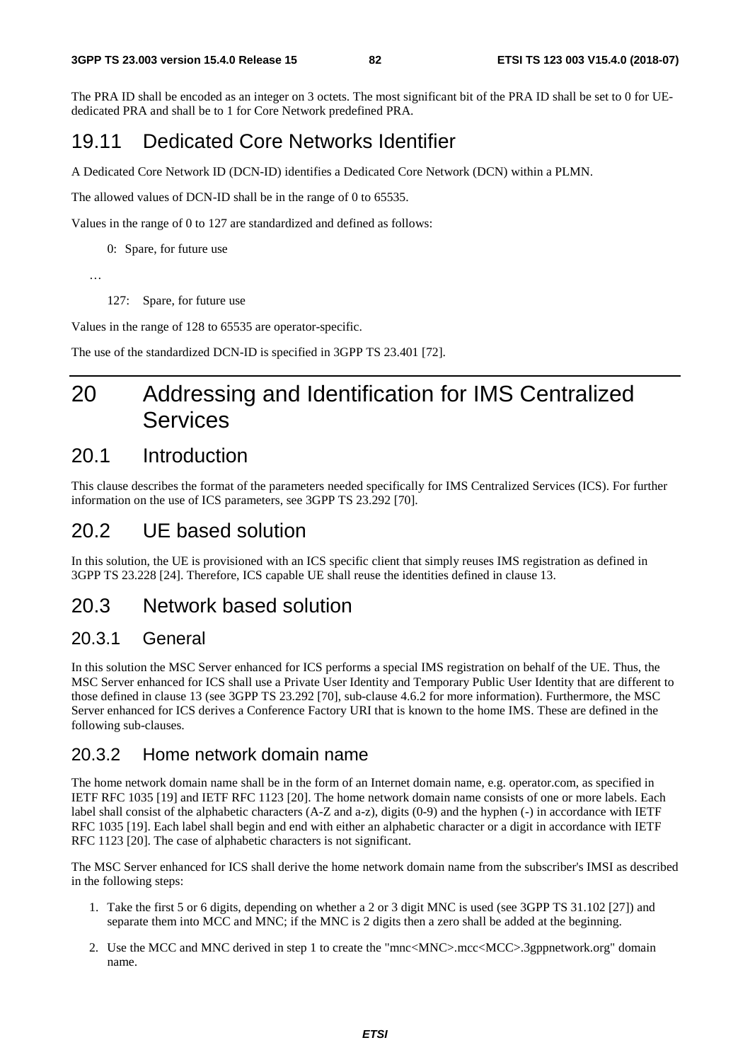The PRA ID shall be encoded as an integer on 3 octets. The most significant bit of the PRA ID shall be set to 0 for UE-dedicated PRA and shall be to 1 for Core Network predefined PRA.

## 19.11 Dedicated Core Networks Identifier

A Dedicated Core Network ID (DCN-ID) identifies a Dedicated Core Network (DCN) within a PLMN.

The allowed values of DCN-ID shall be in the range of 0 to 65535.

Values in the range of 0 to 127 are standardized and defined as follows:

0: Spare, for future use

…

127: Spare, for future use

Values in the range of 128 to 65535 are operator-specific.

The use of the standardized DCN-ID is specified in 3GPP TS 23.401 [72].

# 20 Addressing and Identification for IMS Centralized Services

## 20.1 Introduction

This clause describes the format of the parameters needed specifically for IMS Centralized Services (ICS). For further information on the use of ICS parameters, see 3GPP TS 23.292 [70].

## 20.2 UE based solution

In this solution, the UE is provisioned with an ICS specific client that simply reuses IMS registration as defined in 3GPP TS 23.228 [24]. Therefore, ICS capable UE shall reuse the identities defined in clause 13.

## 20.3 Network based solution

### 20.3.1 General

In this solution the MSC Server enhanced for ICS performs a special IMS registration on behalf of the UE. Thus, the MSC Server enhanced for ICS shall use a Private User Identity and Temporary Public User Identity that are different to those defined in clause 13 (see 3GPP TS 23.292 [70], sub-clause 4.6.2 for more information). Furthermore, the MSC Server enhanced for ICS derives a Conference Factory URI that is known to the home IMS. These are defined in the following sub-clauses.

### 20.3.2 Home network domain name

The home network domain name shall be in the form of an Internet domain name, e.g. operator.com, as specified in IETF RFC 1035 [19] and IETF RFC 1123 [20]. The home network domain name consists of one or more labels. Each label shall consist of the alphabetic characters (A-Z and a-z), digits (0-9) and the hyphen (-) in accordance with IETF RFC 1035 [19]. Each label shall begin and end with either an alphabetic character or a digit in accordance with IETF RFC 1123 [20]. The case of alphabetic characters is not significant.

The MSC Server enhanced for ICS shall derive the home network domain name from the subscriber's IMSI as described in the following steps:

1. Take the first 5 or 6 digits, depending on whether a 2 or 3 digit MNC is used (see 3GPP TS 31.102 [27]) and separate them into MCC and MNC; if the MNC is 2 digits then a zero shall be added at the beginning.
2. Use the MCC and MNC derived in step 1 to create the "mnc<MNC>.mcc<MCC>.3gppnetwork.org" domain name.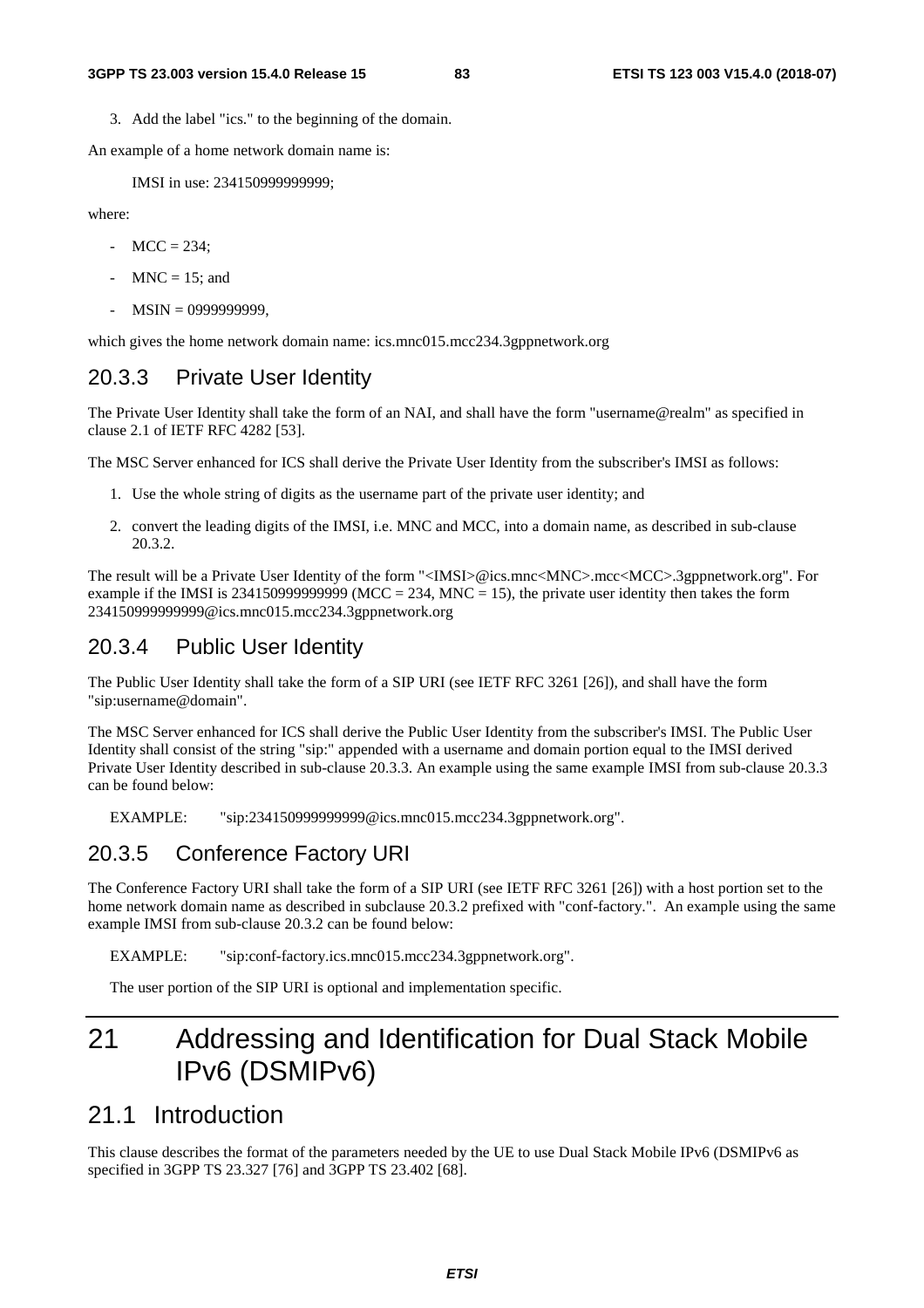3. Add the label "ics." to the beginning of the domain.

An example of a home network domain name is:

IMSI in use: 234150999999999;

where:

- MCC = 234;
- MNC = 15; and
- MSIN = 0999999999,

which gives the home network domain name: ics.mnc015.mcc234.3gppnetwork.org

## 20.3.3 Private User Identity

The Private User Identity shall take the form of an NAI, and shall have the form "username@realm" as specified in clause 2.1 of IETF RFC 4282 [53].

The MSC Server enhanced for ICS shall derive the Private User Identity from the subscriber's IMSI as follows:

1. Use the whole string of digits as the username part of the private user identity; and
2. convert the leading digits of the IMSI, i.e. MNC and MCC, into a domain name, as described in sub-clause 20.3.2.

The result will be a Private User Identity of the form "<IMSI>@ics.mnc<MNC>.mcc<MCC>.3gppnetwork.org". For example if the IMSI is 234150999999999 (MCC = 234, MNC = 15), the private user identity then takes the form 234150999999999@ics.mnc015.mcc234.3gppnetwork.org

## 20.3.4 Public User Identity

The Public User Identity shall take the form of a SIP URI (see IETF RFC 3261 [26]), and shall have the form "sip:username@domain".

The MSC Server enhanced for ICS shall derive the Public User Identity from the subscriber's IMSI. The Public User Identity shall consist of the string "sip:" appended with a username and domain portion equal to the IMSI derived Private User Identity described in sub-clause 20.3.3. An example using the same example IMSI from sub-clause 20.3.3 can be found below:

EXAMPLE: "sip:234150999999999@ics.mnc015.mcc234.3gppnetwork.org".

## 20.3.5 Conference Factory URI

The Conference Factory URI shall take the form of a SIP URI (see IETF RFC 3261 [26]) with a host portion set to the home network domain name as described in subclause 20.3.2 prefixed with "conf-factory.". An example using the same example IMSI from sub-clause 20.3.2 can be found below:

EXAMPLE: "sip:conf-factory.ics.mnc015.mcc234.3gppnetwork.org".

The user portion of the SIP URI is optional and implementation specific.

# 21 Addressing and Identification for Dual Stack Mobile IPv6 (DSMIPv6)

## 21.1 Introduction

This clause describes the format of the parameters needed by the UE to use Dual Stack Mobile IPv6 (DSMIPv6 as specified in 3GPP TS 23.327 [76] and 3GPP TS 23.402 [68].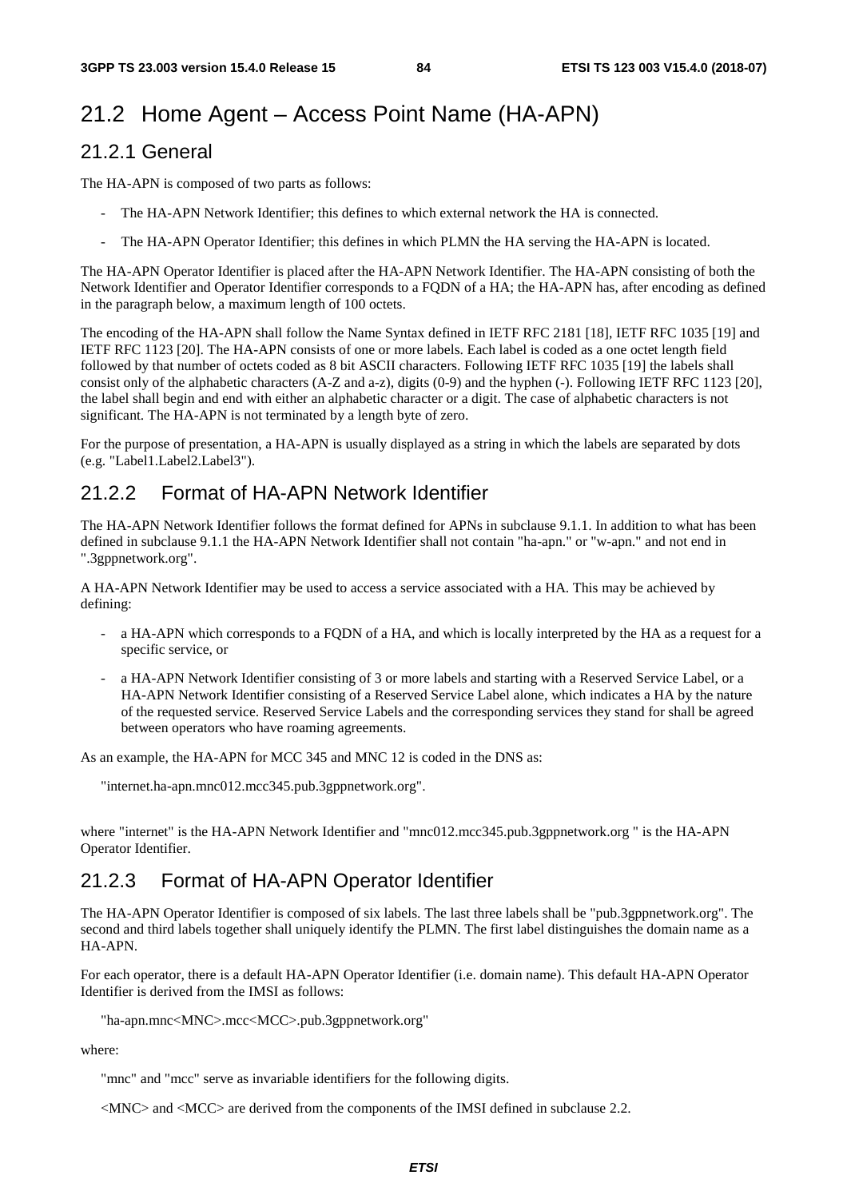# 21.2 Home Agent – Access Point Name (HA-APN)

## 21.2.1 General

The HA-APN is composed of two parts as follows:

- The HA-APN Network Identifier; this defines to which external network the HA is connected.
- The HA-APN Operator Identifier; this defines in which PLMN the HA serving the HA-APN is located.

The HA-APN Operator Identifier is placed after the HA-APN Network Identifier. The HA-APN consisting of both the Network Identifier and Operator Identifier corresponds to a FQDN of a HA; the HA-APN has, after encoding as defined in the paragraph below, a maximum length of 100 octets.

The encoding of the HA-APN shall follow the Name Syntax defined in IETF RFC 2181 [18], IETF RFC 1035 [19] and IETF RFC 1123 [20]. The HA-APN consists of one or more labels. Each label is coded as a one octet length field followed by that number of octets coded as 8 bit ASCII characters. Following IETF RFC 1035 [19] the labels shall consist only of the alphabetic characters (A-Z and a-z), digits (0-9) and the hyphen (-). Following IETF RFC 1123 [20], the label shall begin and end with either an alphabetic character or a digit. The case of alphabetic characters is not significant. The HA-APN is not terminated by a length byte of zero.

For the purpose of presentation, a HA-APN is usually displayed as a string in which the labels are separated by dots (e.g. "Label1.Label2.Label3").

## 21.2.2 Format of HA-APN Network Identifier

The HA-APN Network Identifier follows the format defined for APNs in subclause 9.1.1. In addition to what has been defined in subclause 9.1.1 the HA-APN Network Identifier shall not contain "ha-apn." or "w-apn." and not end in ".3gppnetwork.org".

A HA-APN Network Identifier may be used to access a service associated with a HA. This may be achieved by defining:

- a HA-APN which corresponds to a FQDN of a HA, and which is locally interpreted by the HA as a request for a specific service, or
- a HA-APN Network Identifier consisting of 3 or more labels and starting with a Reserved Service Label, or a HA-APN Network Identifier consisting of a Reserved Service Label alone, which indicates a HA by the nature of the requested service. Reserved Service Labels and the corresponding services they stand for shall be agreed between operators who have roaming agreements.

As an example, the HA-APN for MCC 345 and MNC 12 is coded in the DNS as:

"internet.ha-apn.mnc012.mcc345.pub.3gppnetwork.org".

where "internet" is the HA-APN Network Identifier and "mnc012.mcc345.pub.3gppnetwork.org " is the HA-APN Operator Identifier.

## 21.2.3 Format of HA-APN Operator Identifier

The HA-APN Operator Identifier is composed of six labels. The last three labels shall be "pub.3gppnetwork.org". The second and third labels together shall uniquely identify the PLMN. The first label distinguishes the domain name as a HA-APN.

For each operator, there is a default HA-APN Operator Identifier (i.e. domain name). This default HA-APN Operator Identifier is derived from the IMSI as follows:

"ha-apn.mnc<MNC>.mcc<MCC>.pub.3gppnetwork.org"

where:

"mnc" and "mcc" serve as invariable identifiers for the following digits.

<MNC> and <MCC> are derived from the components of the IMSI defined in subclause 2.2.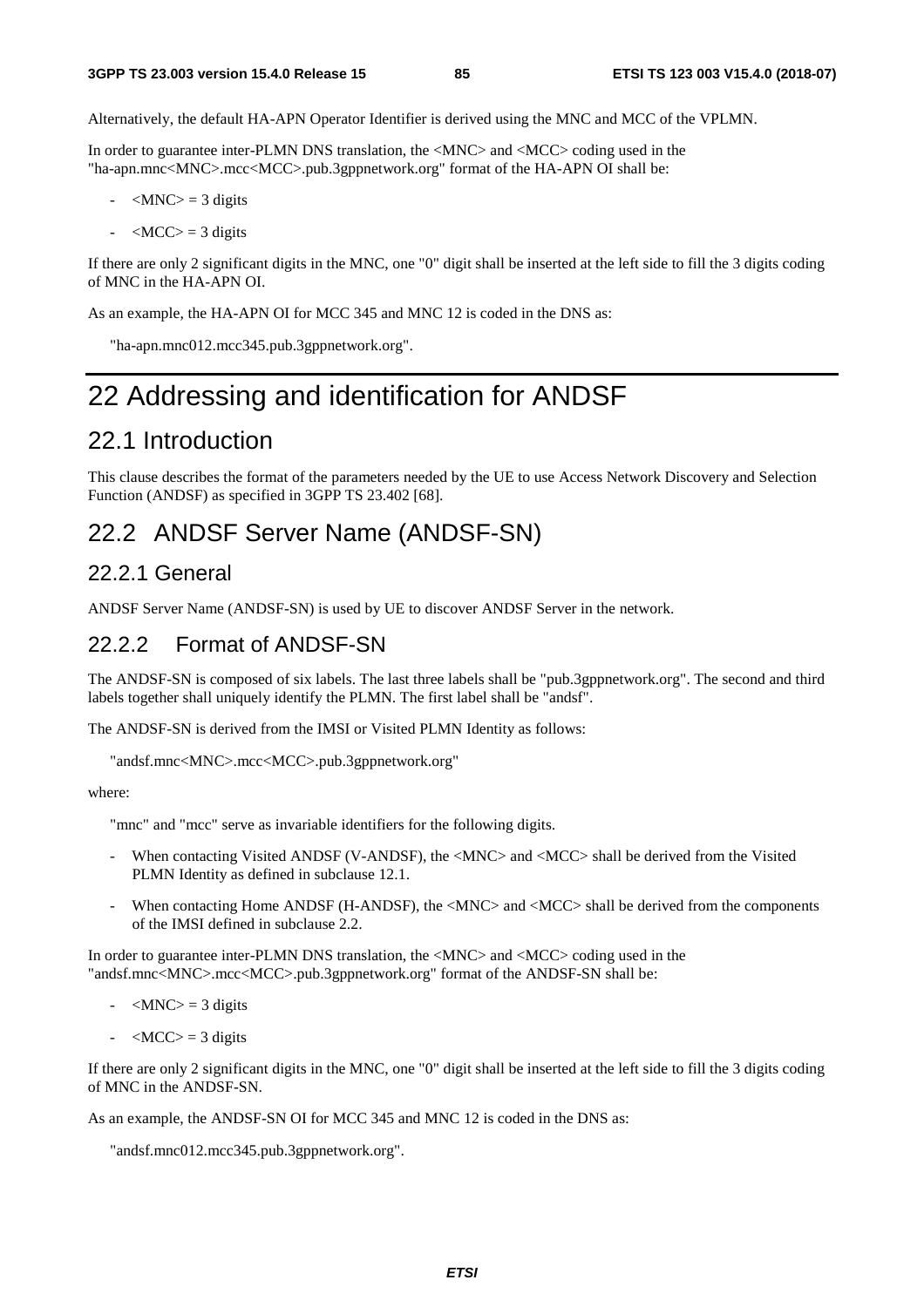Alternatively, the default HA-APN Operator Identifier is derived using the MNC and MCC of the VPLMN.

In order to guarantee inter-PLMN DNS translation, the <MNC> and <MCC> coding used in the "ha-apn.mnc<MNC>.mcc<MCC>.pub.3gppnetwork.org" format of the HA-APN OI shall be:

- <MNC> = 3 digits
- <MCC> = 3 digits

If there are only 2 significant digits in the MNC, one "0" digit shall be inserted at the left side to fill the 3 digits coding of MNC in the HA-APN OI.

As an example, the HA-APN OI for MCC 345 and MNC 12 is coded in the DNS as:

"ha-apn.mnc012.mcc345.pub.3gppnetwork.org".

# 22 Addressing and identification for ANDSF

## 22.1 Introduction

This clause describes the format of the parameters needed by the UE to use Access Network Discovery and Selection Function (ANDSF) as specified in 3GPP TS 23.402 [68].

## 22.2 ANDSF Server Name (ANDSF-SN)

### 22.2.1 General

ANDSF Server Name (ANDSF-SN) is used by UE to discover ANDSF Server in the network.

### 22.2.2 Format of ANDSF-SN

The ANDSF-SN is composed of six labels. The last three labels shall be "pub.3gppnetwork.org". The second and third labels together shall uniquely identify the PLMN. The first label shall be "andsf".

The ANDSF-SN is derived from the IMSI or Visited PLMN Identity as follows:

"andsf.mnc<MNC>.mcc<MCC>.pub.3gppnetwork.org"

where:

"mnc" and "mcc" serve as invariable identifiers for the following digits.

- When contacting Visited ANDSF (V-ANDSF), the <MNC> and <MCC> shall be derived from the Visited PLMN Identity as defined in subclause 12.1.
- When contacting Home ANDSF (H-ANDSF), the <MNC> and <MCC> shall be derived from the components of the IMSI defined in subclause 2.2.

In order to guarantee inter-PLMN DNS translation, the <MNC> and <MCC> coding used in the "andsf.mnc<MNC>.mcc<MCC>.pub.3gppnetwork.org" format of the ANDSF-SN shall be:

- <MNC> = 3 digits
- <MCC> = 3 digits

If there are only 2 significant digits in the MNC, one "0" digit shall be inserted at the left side to fill the 3 digits coding of MNC in the ANDSF-SN.

As an example, the ANDSF-SN OI for MCC 345 and MNC 12 is coded in the DNS as:

"andsf.mnc012.mcc345.pub.3gppnetwork.org".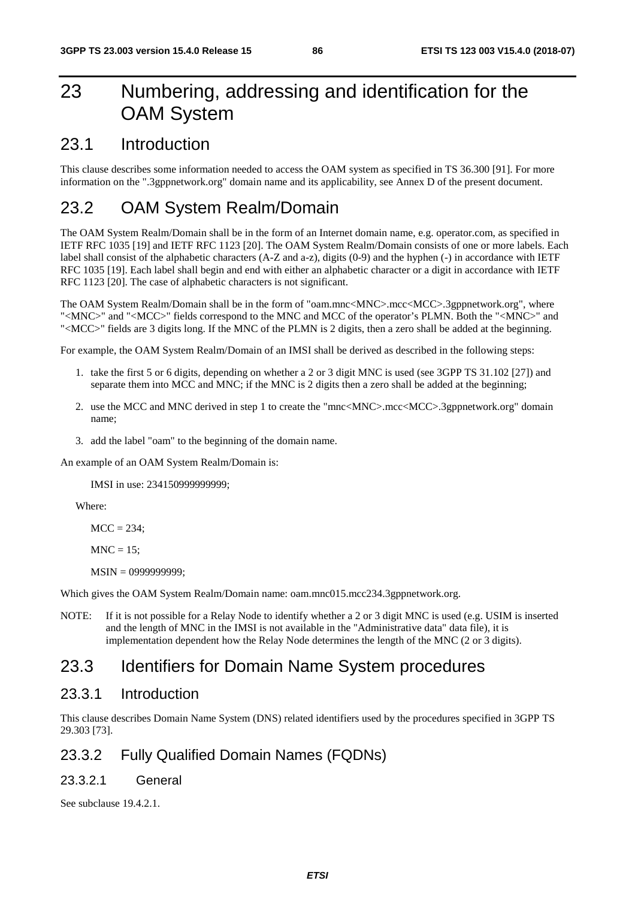# 23 Numbering, addressing and identification for the OAM System

## 23.1 Introduction

This clause describes some information needed to access the OAM system as specified in TS 36.300 [91]. For more information on the ".3gppnetwork.org" domain name and its applicability, see Annex D of the present document.

## 23.2 OAM System Realm/Domain

The OAM System Realm/Domain shall be in the form of an Internet domain name, e.g. operator.com, as specified in IETF RFC 1035 [19] and IETF RFC 1123 [20]. The OAM System Realm/Domain consists of one or more labels. Each label shall consist of the alphabetic characters (A-Z and a-z), digits (0-9) and the hyphen (-) in accordance with IETF RFC 1035 [19]. Each label shall begin and end with either an alphabetic character or a digit in accordance with IETF RFC 1123 [20]. The case of alphabetic characters is not significant.

The OAM System Realm/Domain shall be in the form of "oam.mnc<MNC>.mcc<MCC>.3gppnetwork.org", where "<MNC>" and "<MCC>" fields correspond to the MNC and MCC of the operator's PLMN. Both the "<MNC>" and "<MCC>" fields are 3 digits long. If the MNC of the PLMN is 2 digits, then a zero shall be added at the beginning.

For example, the OAM System Realm/Domain of an IMSI shall be derived as described in the following steps:

1. take the first 5 or 6 digits, depending on whether a 2 or 3 digit MNC is used (see 3GPP TS 31.102 [27]) and separate them into MCC and MNC; if the MNC is 2 digits then a zero shall be added at the beginning;
2. use the MCC and MNC derived in step 1 to create the "mnc<MNC>.mcc<MCC>.3gppnetwork.org" domain name;
3. add the label "oam" to the beginning of the domain name.

An example of an OAM System Realm/Domain is:

IMSI in use: 234150999999999;

Where:

MCC = 234;

MNC = 15;

MSIN = 0999999999;

Which gives the OAM System Realm/Domain name: oam.mnc015.mcc234.3gppnetwork.org.

NOTE: If it is not possible for a Relay Node to identify whether a 2 or 3 digit MNC is used (e.g. USIM is inserted and the length of MNC in the IMSI is not available in the "Administrative data" data file), it is implementation dependent how the Relay Node determines the length of the MNC (2 or 3 digits).

## 23.3 Identifiers for Domain Name System procedures

### 23.3.1 Introduction

This clause describes Domain Name System (DNS) related identifiers used by the procedures specified in 3GPP TS 29.303 [73].

### 23.3.2 Fully Qualified Domain Names (FQDNs)

#### 23.3.2.1 General

See subclause 19.4.2.1.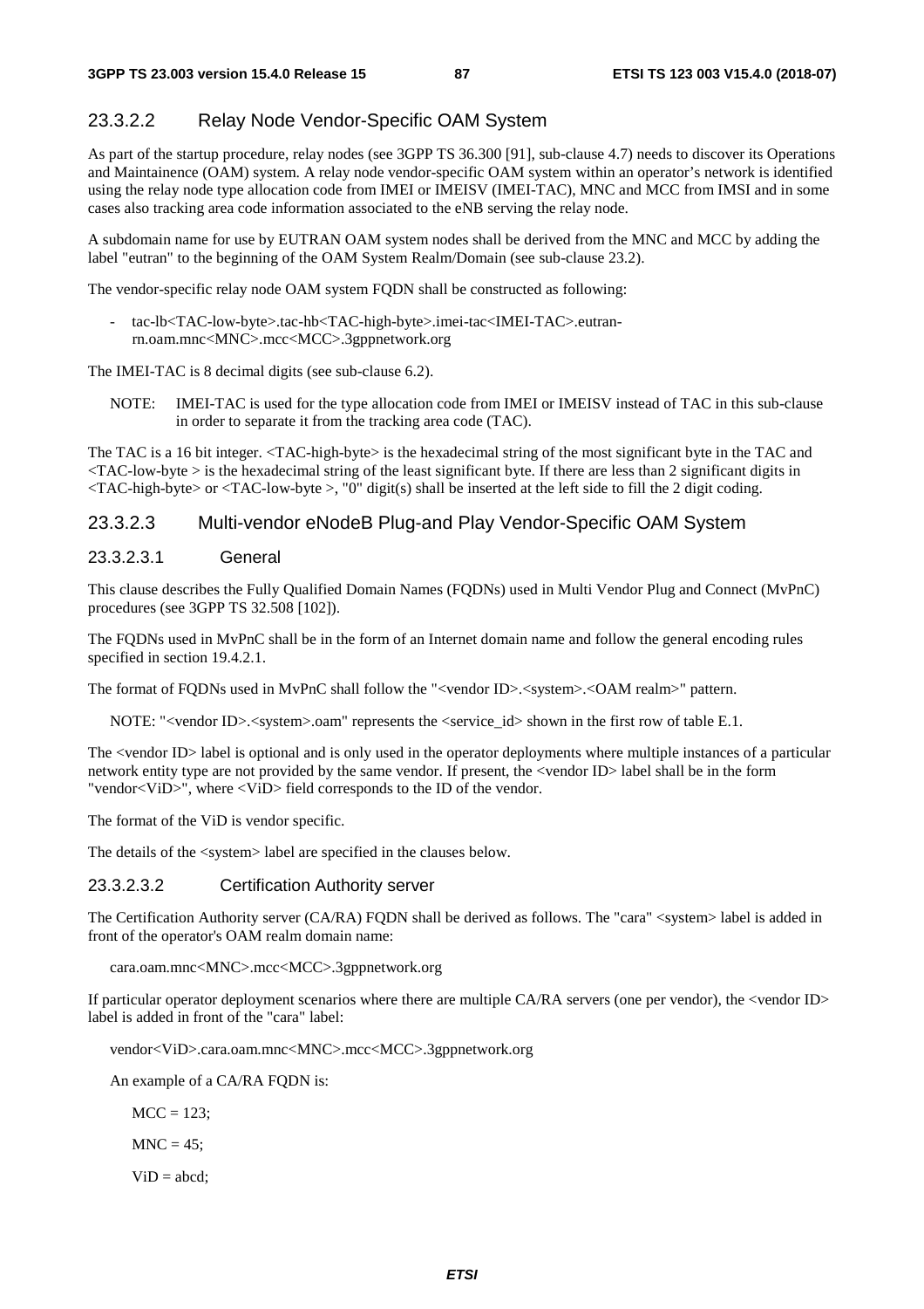#### 23.3.2.2 Relay Node Vendor-Specific OAM System

As part of the startup procedure, relay nodes (see 3GPP TS 36.300 [91], sub-clause 4.7) needs to discover its Operations and Maintainence (OAM) system. A relay node vendor-specific OAM system within an operator's network is identified using the relay node type allocation code from IMEI or IMEISV (IMEI-TAC), MNC and MCC from IMSI and in some cases also tracking area code information associated to the eNB serving the relay node.

A subdomain name for use by EUTRAN OAM system nodes shall be derived from the MNC and MCC by adding the label "eutran" to the beginning of the OAM System Realm/Domain (see sub-clause 23.2).

The vendor-specific relay node OAM system FQDN shall be constructed as following:

- tac-lb<TAC-low-byte>.tac-hb<TAC-high-byte>.imei-tac<IMEI-TAC>.eutran-rn.oam.mnc<MNC>.mcc<MCC>.3gppnetwork.org

The IMEI-TAC is 8 decimal digits (see sub-clause 6.2).

NOTE: IMEI-TAC is used for the type allocation code from IMEI or IMEISV instead of TAC in this sub-clause in order to separate it from the tracking area code (TAC).

The TAC is a 16 bit integer. <TAC-high-byte> is the hexadecimal string of the most significant byte in the TAC and <TAC-low-byte > is the hexadecimal string of the least significant byte. If there are less than 2 significant digits in <TAC-high-byte> or <TAC-low-byte >, "0" digit(s) shall be inserted at the left side to fill the 2 digit coding.

#### 23.3.2.3 Multi-vendor eNodeB Plug-and Play Vendor-Specific OAM System

##### 23.3.2.3.1 General

This clause describes the Fully Qualified Domain Names (FQDNs) used in Multi Vendor Plug and Connect (MvPnC) procedures (see 3GPP TS 32.508 [102]).

The FQDNs used in MvPnC shall be in the form of an Internet domain name and follow the general encoding rules specified in section 19.4.2.1.

The format of FQDNs used in MvPnC shall follow the "<vendor ID>.<system>.<OAM realm>" pattern.

NOTE: "<vendor ID>.<system>.oam" represents the <service_id> shown in the first row of table E.1.

The <vendor ID> label is optional and is only used in the operator deployments where multiple instances of a particular network entity type are not provided by the same vendor. If present, the <vendor ID> label shall be in the form "vendor<ViD>", where <ViD> field corresponds to the ID of the vendor.

The format of the ViD is vendor specific.

The details of the <system> label are specified in the clauses below.

##### 23.3.2.3.2 Certification Authority server

The Certification Authority server (CA/RA) FQDN shall be derived as follows. The "cara" <system> label is added in front of the operator's OAM realm domain name:

cara.oam.mnc<MNC>.mcc<MCC>.3gppnetwork.org

If particular operator deployment scenarios where there are multiple CA/RA servers (one per vendor), the <vendor ID> label is added in front of the "cara" label:

vendor<ViD>.cara.oam.mnc<MNC>.mcc<MCC>.3gppnetwork.org

An example of a CA/RA FQDN is:

MCC = 123;

MNC = 45;

ViD = abcd;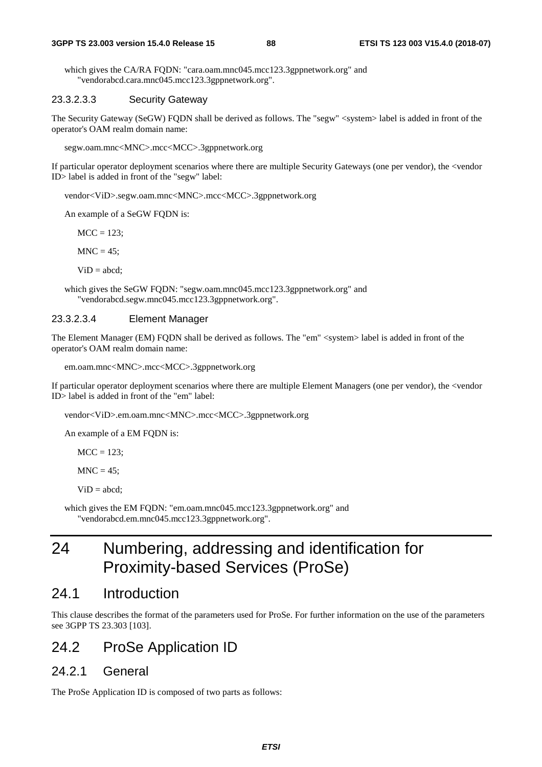which gives the CA/RA FQDN: "cara.oam.mnc045.mcc123.3gppnetwork.org" and "vendorabcd.cara.mnc045.mcc123.3gppnetwork.org".

#### 23.3.2.3.3 Security Gateway

The Security Gateway (SeGW) FQDN shall be derived as follows. The "segw" <system> label is added in front of the operator's OAM realm domain name:

segw.oam.mnc<MNC>.mcc<MCC>.3gppnetwork.org

If particular operator deployment scenarios where there are multiple Security Gateways (one per vendor), the <vendor ID> label is added in front of the "segw" label:

vendor<ViD>.segw.oam.mnc<MNC>.mcc<MCC>.3gppnetwork.org

An example of a SeGW FQDN is:

MCC = 123;

MNC = 45;

ViD = abcd;

which gives the SeGW FQDN: "segw.oam.mnc045.mcc123.3gppnetwork.org" and "vendorabcd.segw.mnc045.mcc123.3gppnetwork.org".

#### 23.3.2.3.4 Element Manager

The Element Manager (EM) FQDN shall be derived as follows. The "em" <system> label is added in front of the operator's OAM realm domain name:

em.oam.mnc<MNC>.mcc<MCC>.3gppnetwork.org

If particular operator deployment scenarios where there are multiple Element Managers (one per vendor), the <vendor ID> label is added in front of the "em" label:

vendor<ViD>.em.oam.mnc<MNC>.mcc<MCC>.3gppnetwork.org

An example of a EM FQDN is:

MCC = 123;

MNC = 45;

ViD = abcd;

which gives the EM FQDN: "em.oam.mnc045.mcc123.3gppnetwork.org" and "vendorabcd.em.mnc045.mcc123.3gppnetwork.org".

# 24 Numbering, addressing and identification for Proximity-based Services (ProSe)

## 24.1 Introduction

This clause describes the format of the parameters used for ProSe. For further information on the use of the parameters see 3GPP TS 23.303 [103].

## 24.2 ProSe Application ID

### 24.2.1 General

The ProSe Application ID is composed of two parts as follows: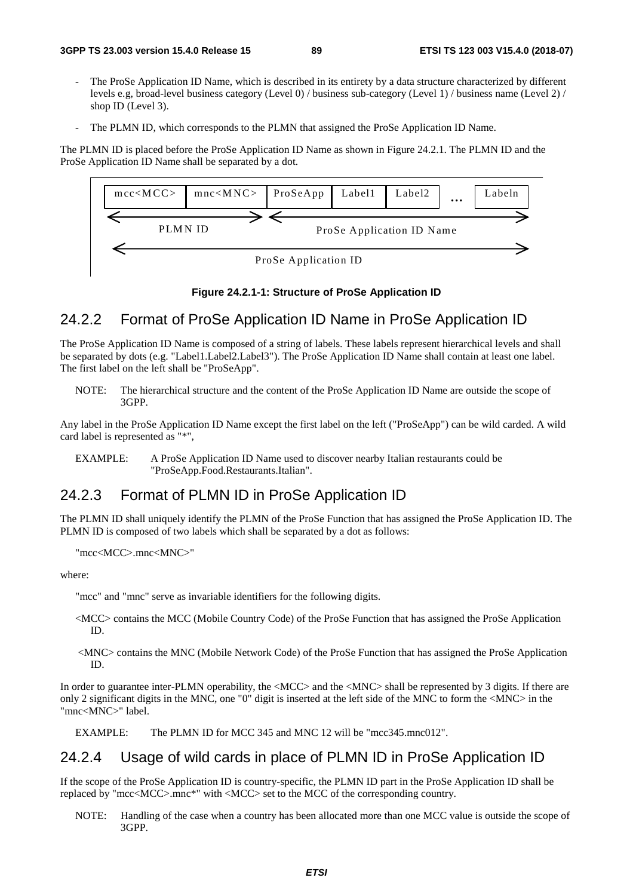- The ProSe Application ID Name, which is described in its entirety by a data structure characterized by different levels e.g, broad-level business category (Level 0) / business sub-category (Level 1) / business name (Level 2) / shop ID (Level 3).

- The PLMN ID, which corresponds to the PLMN that assigned the ProSe Application ID Name.

The PLMN ID is placed before the ProSe Application ID Name as shown in Figure 24.2.1. The PLMN ID and the ProSe Application ID Name shall be separated by a dot.

| mcc<MCC> | mnc<MNC> | ProSeApp | Label1 | Label2 | ... | Labeln |
|---|---|---|---|---|---|---|

PLMN ID | ProSe Application ID Name

ProSe Application ID

**Figure 24.2.1-1: Structure of ProSe Application ID**

## 24.2.2 Format of ProSe Application ID Name in ProSe Application ID

The ProSe Application ID Name is composed of a string of labels. These labels represent hierarchical levels and shall be separated by dots (e.g. "Label1.Label2.Label3"). The ProSe Application ID Name shall contain at least one label. The first label on the left shall be "ProSeApp".

NOTE: The hierarchical structure and the content of the ProSe Application ID Name are outside the scope of 3GPP.

Any label in the ProSe Application ID Name except the first label on the left ("ProSeApp") can be wild carded. A wild card label is represented as "*",

EXAMPLE: A ProSe Application ID Name used to discover nearby Italian restaurants could be "ProSeApp.Food.Restaurants.Italian".

## 24.2.3 Format of PLMN ID in ProSe Application ID

The PLMN ID shall uniquely identify the PLMN of the ProSe Function that has assigned the ProSe Application ID. The PLMN ID is composed of two labels which shall be separated by a dot as follows:

"mcc<MCC>.mnc<MNC>"

where:

"mcc" and "mnc" serve as invariable identifiers for the following digits.

<MCC> contains the MCC (Mobile Country Code) of the ProSe Function that has assigned the ProSe Application ID.

<MNC> contains the MNC (Mobile Network Code) of the ProSe Function that has assigned the ProSe Application ID.

In order to guarantee inter-PLMN operability, the <MCC> and the <MNC> shall be represented by 3 digits. If there are only 2 significant digits in the MNC, one "0" digit is inserted at the left side of the MNC to form the <MNC> in the "mnc<MNC>" label.

EXAMPLE: The PLMN ID for MCC 345 and MNC 12 will be "mcc345.mnc012".

## 24.2.4 Usage of wild cards in place of PLMN ID in ProSe Application ID

If the scope of the ProSe Application ID is country-specific, the PLMN ID part in the ProSe Application ID shall be replaced by "mcc<MCC>.mnc*" with <MCC> set to the MCC of the corresponding country.

NOTE: Handling of the case when a country has been allocated more than one MCC value is outside the scope of 3GPP.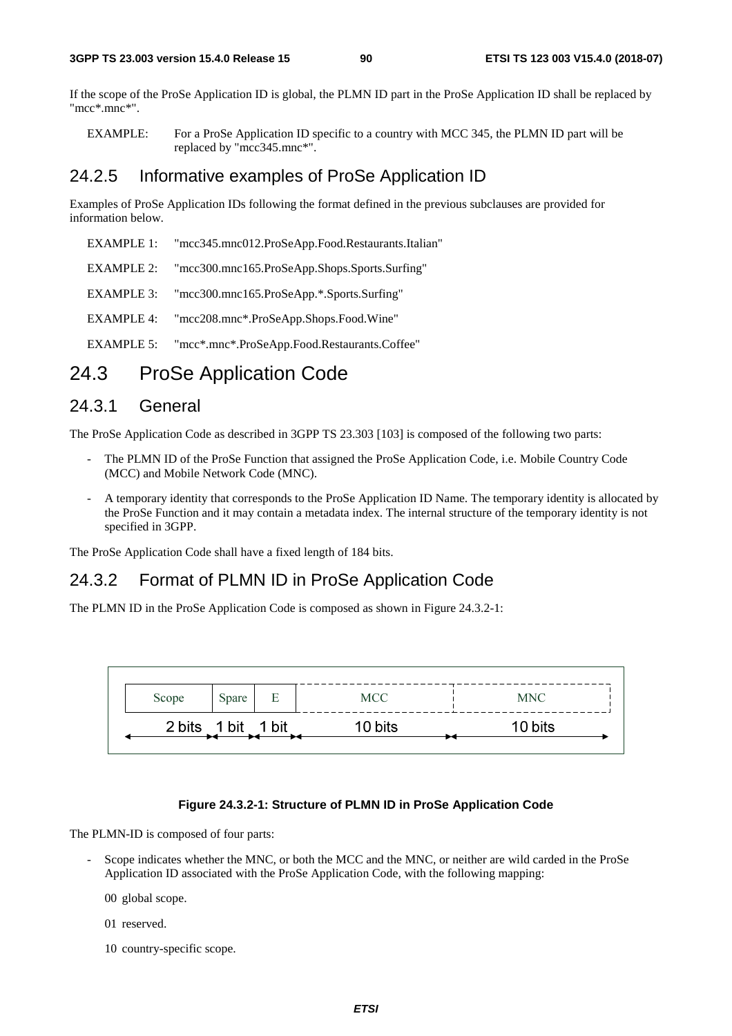If the scope of the ProSe Application ID is global, the PLMN ID part in the ProSe Application ID shall be replaced by "mcc*.mnc*".

EXAMPLE: For a ProSe Application ID specific to a country with MCC 345, the PLMN ID part will be replaced by "mcc345.mnc*".

### 24.2.5 Informative examples of ProSe Application ID

Examples of ProSe Application IDs following the format defined in the previous subclauses are provided for information below.

EXAMPLE 1: "mcc345.mnc012.ProSeApp.Food.Restaurants.Italian"

EXAMPLE 2: "mcc300.mnc165.ProSeApp.Shops.Sports.Surfing"

EXAMPLE 3: "mcc300.mnc165.ProSeApp.*.Sports.Surfing"

EXAMPLE 4: "mcc208.mnc*.ProSeApp.Shops.Food.Wine"

EXAMPLE 5: "mcc*.mnc*.ProSeApp.Food.Restaurants.Coffee"

## 24.3 ProSe Application Code

### 24.3.1 General

The ProSe Application Code as described in 3GPP TS 23.303 [103] is composed of the following two parts:

- The PLMN ID of the ProSe Function that assigned the ProSe Application Code, i.e. Mobile Country Code (MCC) and Mobile Network Code (MNC).
- A temporary identity that corresponds to the ProSe Application ID Name. The temporary identity is allocated by the ProSe Function and it may contain a metadata index. The internal structure of the temporary identity is not specified in 3GPP.

The ProSe Application Code shall have a fixed length of 184 bits.

### 24.3.2 Format of PLMN ID in ProSe Application Code

The PLMN ID in the ProSe Application Code is composed as shown in Figure 24.3.2-1:

| Scope | Spare | E | MCC | MNC |
|---|---|---|---|---|
| 2 bits | 1 bit | 1 bit | 10 bits | 10 bits |

**Figure 24.3.2-1: Structure of PLMN ID in ProSe Application Code**

The PLMN-ID is composed of four parts:

- Scope indicates whether the MNC, or both the MCC and the MNC, or neither are wild carded in the ProSe Application ID associated with the ProSe Application Code, with the following mapping:

  00 global scope.

  01 reserved.

  10 country-specific scope.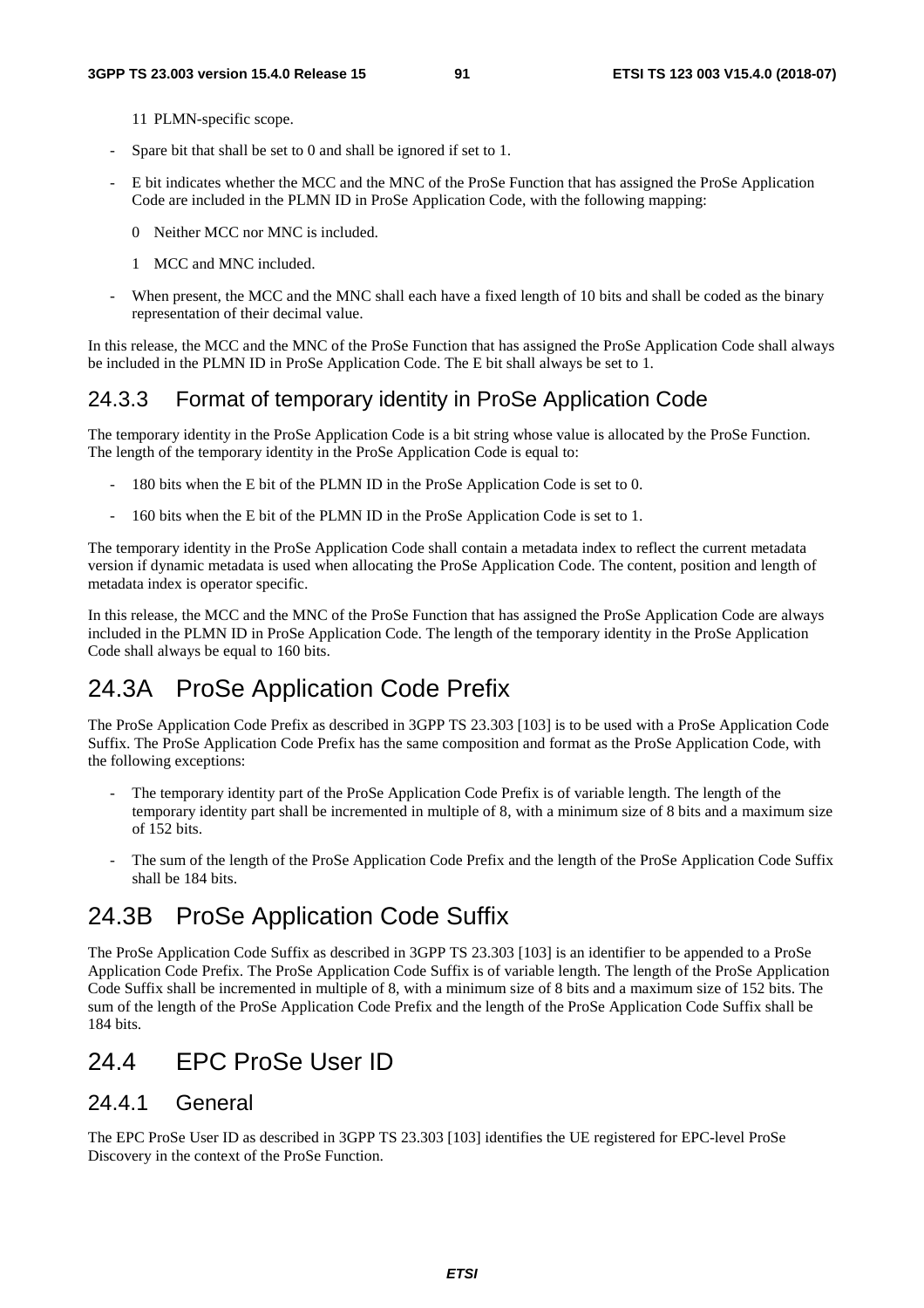11 PLMN-specific scope.

- Spare bit that shall be set to 0 and shall be ignored if set to 1.
- E bit indicates whether the MCC and the MNC of the ProSe Function that has assigned the ProSe Application Code are included in the PLMN ID in ProSe Application Code, with the following mapping:

  0 Neither MCC nor MNC is included.

  1 MCC and MNC included.

- When present, the MCC and the MNC shall each have a fixed length of 10 bits and shall be coded as the binary representation of their decimal value.

In this release, the MCC and the MNC of the ProSe Function that has assigned the ProSe Application Code shall always be included in the PLMN ID in ProSe Application Code. The E bit shall always be set to 1.

### 24.3.3 Format of temporary identity in ProSe Application Code

The temporary identity in the ProSe Application Code is a bit string whose value is allocated by the ProSe Function. The length of the temporary identity in the ProSe Application Code is equal to:

- 180 bits when the E bit of the PLMN ID in the ProSe Application Code is set to 0.
- 160 bits when the E bit of the PLMN ID in the ProSe Application Code is set to 1.

The temporary identity in the ProSe Application Code shall contain a metadata index to reflect the current metadata version if dynamic metadata is used when allocating the ProSe Application Code. The content, position and length of metadata index is operator specific.

In this release, the MCC and the MNC of the ProSe Function that has assigned the ProSe Application Code are always included in the PLMN ID in ProSe Application Code. The length of the temporary identity in the ProSe Application Code shall always be equal to 160 bits.

## 24.3A ProSe Application Code Prefix

The ProSe Application Code Prefix as described in 3GPP TS 23.303 [103] is to be used with a ProSe Application Code Suffix. The ProSe Application Code Prefix has the same composition and format as the ProSe Application Code, with the following exceptions:

- The temporary identity part of the ProSe Application Code Prefix is of variable length. The length of the temporary identity part shall be incremented in multiple of 8, with a minimum size of 8 bits and a maximum size of 152 bits.
- The sum of the length of the ProSe Application Code Prefix and the length of the ProSe Application Code Suffix shall be 184 bits.

## 24.3B ProSe Application Code Suffix

The ProSe Application Code Suffix as described in 3GPP TS 23.303 [103] is an identifier to be appended to a ProSe Application Code Prefix. The ProSe Application Code Suffix is of variable length. The length of the ProSe Application Code Suffix shall be incremented in multiple of 8, with a minimum size of 8 bits and a maximum size of 152 bits. The sum of the length of the ProSe Application Code Prefix and the length of the ProSe Application Code Suffix shall be 184 bits.

## 24.4 EPC ProSe User ID

### 24.4.1 General

The EPC ProSe User ID as described in 3GPP TS 23.303 [103] identifies the UE registered for EPC-level ProSe Discovery in the context of the ProSe Function.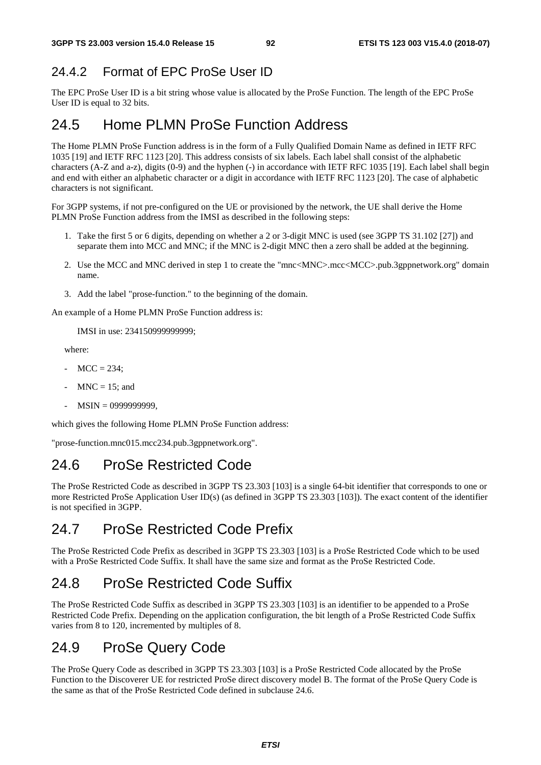### 24.4.2 Format of EPC ProSe User ID

The EPC ProSe User ID is a bit string whose value is allocated by the ProSe Function. The length of the EPC ProSe User ID is equal to 32 bits.

## 24.5 Home PLMN ProSe Function Address

The Home PLMN ProSe Function address is in the form of a Fully Qualified Domain Name as defined in IETF RFC 1035 [19] and IETF RFC 1123 [20]. This address consists of six labels. Each label shall consist of the alphabetic characters (A-Z and a-z), digits (0-9) and the hyphen (-) in accordance with IETF RFC 1035 [19]. Each label shall begin and end with either an alphabetic character or a digit in accordance with IETF RFC 1123 [20]. The case of alphabetic characters is not significant.

For 3GPP systems, if not pre-configured on the UE or provisioned by the network, the UE shall derive the Home PLMN ProSe Function address from the IMSI as described in the following steps:

1. Take the first 5 or 6 digits, depending on whether a 2 or 3-digit MNC is used (see 3GPP TS 31.102 [27]) and separate them into MCC and MNC; if the MNC is 2-digit MNC then a zero shall be added at the beginning.
2. Use the MCC and MNC derived in step 1 to create the "mnc<MNC>.mcc<MCC>.pub.3gppnetwork.org" domain name.
3. Add the label "prose-function." to the beginning of the domain.

An example of a Home PLMN ProSe Function address is:

IMSI in use: 234150999999999;

where:

- MCC = 234;
- MNC = 15; and
- MSIN = 0999999999,

which gives the following Home PLMN ProSe Function address:

"prose-function.mnc015.mcc234.pub.3gppnetwork.org".

## 24.6 ProSe Restricted Code

The ProSe Restricted Code as described in 3GPP TS 23.303 [103] is a single 64-bit identifier that corresponds to one or more Restricted ProSe Application User ID(s) (as defined in 3GPP TS 23.303 [103]). The exact content of the identifier is not specified in 3GPP.

## 24.7 ProSe Restricted Code Prefix

The ProSe Restricted Code Prefix as described in 3GPP TS 23.303 [103] is a ProSe Restricted Code which to be used with a ProSe Restricted Code Suffix. It shall have the same size and format as the ProSe Restricted Code.

## 24.8 ProSe Restricted Code Suffix

The ProSe Restricted Code Suffix as described in 3GPP TS 23.303 [103] is an identifier to be appended to a ProSe Restricted Code Prefix. Depending on the application configuration, the bit length of a ProSe Restricted Code Suffix varies from 8 to 120, incremented by multiples of 8.

## 24.9 ProSe Query Code

The ProSe Query Code as described in 3GPP TS 23.303 [103] is a ProSe Restricted Code allocated by the ProSe Function to the Discoverer UE for restricted ProSe direct discovery model B. The format of the ProSe Query Code is the same as that of the ProSe Restricted Code defined in subclause 24.6.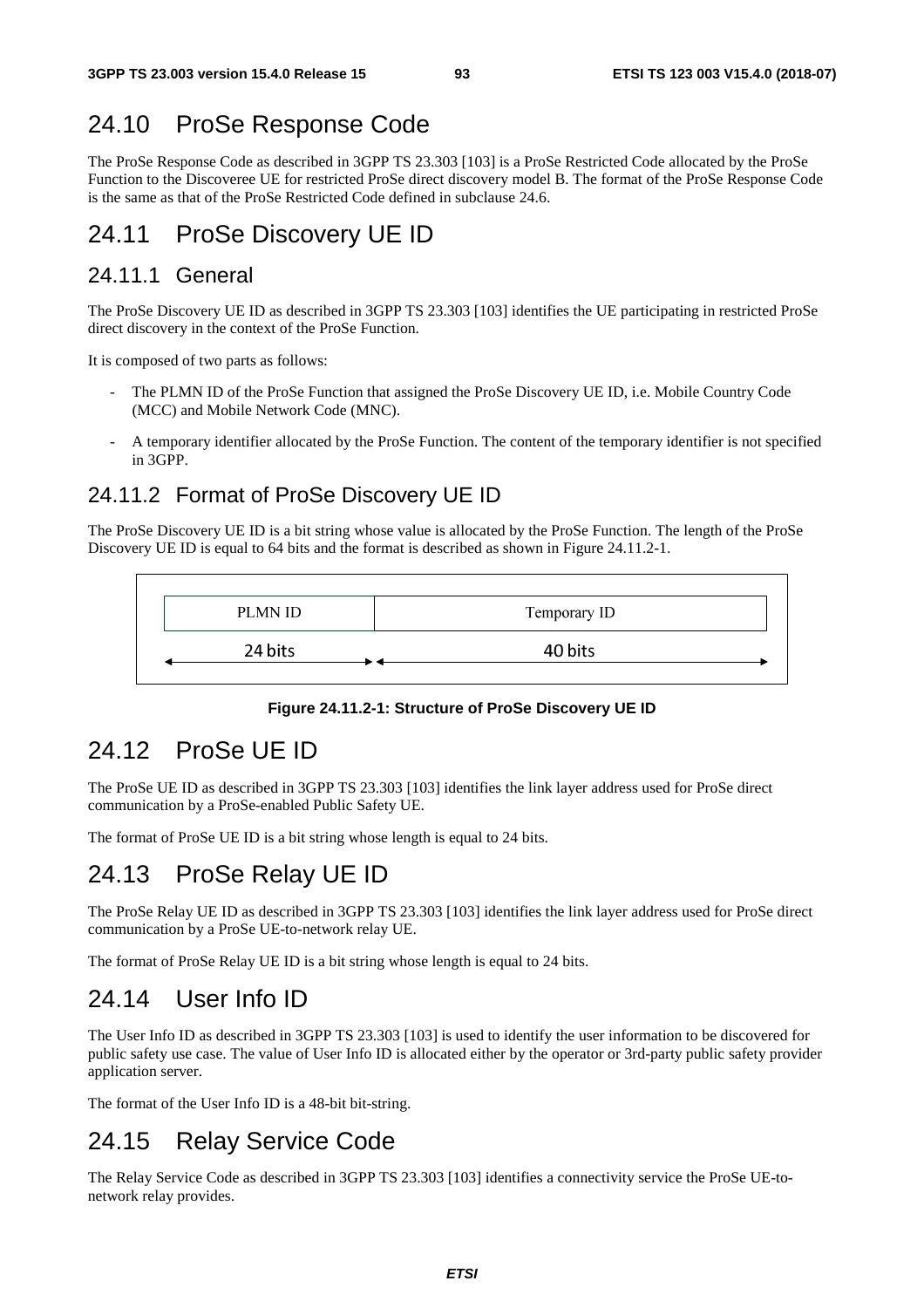## 24.10 ProSe Response Code

The ProSe Response Code as described in 3GPP TS 23.303 [103] is a ProSe Restricted Code allocated by the ProSe Function to the Discoveree UE for restricted ProSe direct discovery model B. The format of the ProSe Response Code is the same as that of the ProSe Restricted Code defined in subclause 24.6.

## 24.11 ProSe Discovery UE ID

### 24.11.1 General

The ProSe Discovery UE ID as described in 3GPP TS 23.303 [103] identifies the UE participating in restricted ProSe direct discovery in the context of the ProSe Function.

It is composed of two parts as follows:

- The PLMN ID of the ProSe Function that assigned the ProSe Discovery UE ID, i.e. Mobile Country Code (MCC) and Mobile Network Code (MNC).
- A temporary identifier allocated by the ProSe Function. The content of the temporary identifier is not specified in 3GPP.

### 24.11.2 Format of ProSe Discovery UE ID

The ProSe Discovery UE ID is a bit string whose value is allocated by the ProSe Function. The length of the ProSe Discovery UE ID is equal to 64 bits and the format is described as shown in Figure 24.11.2-1.

| PLMN ID | Temporary ID |
|---|---|
| 24 bits | 40 bits |

**Figure 24.11.2-1: Structure of ProSe Discovery UE ID**

## 24.12 ProSe UE ID

The ProSe UE ID as described in 3GPP TS 23.303 [103] identifies the link layer address used for ProSe direct communication by a ProSe-enabled Public Safety UE.

The format of ProSe UE ID is a bit string whose length is equal to 24 bits.

## 24.13 ProSe Relay UE ID

The ProSe Relay UE ID as described in 3GPP TS 23.303 [103] identifies the link layer address used for ProSe direct communication by a ProSe UE-to-network relay UE.

The format of ProSe Relay UE ID is a bit string whose length is equal to 24 bits.

## 24.14 User Info ID

The User Info ID as described in 3GPP TS 23.303 [103] is used to identify the user information to be discovered for public safety use case. The value of User Info ID is allocated either by the operator or 3rd-party public safety provider application server.

The format of the User Info ID is a 48-bit bit-string.

## 24.15 Relay Service Code

The Relay Service Code as described in 3GPP TS 23.303 [103] identifies a connectivity service the ProSe UE-to-network relay provides.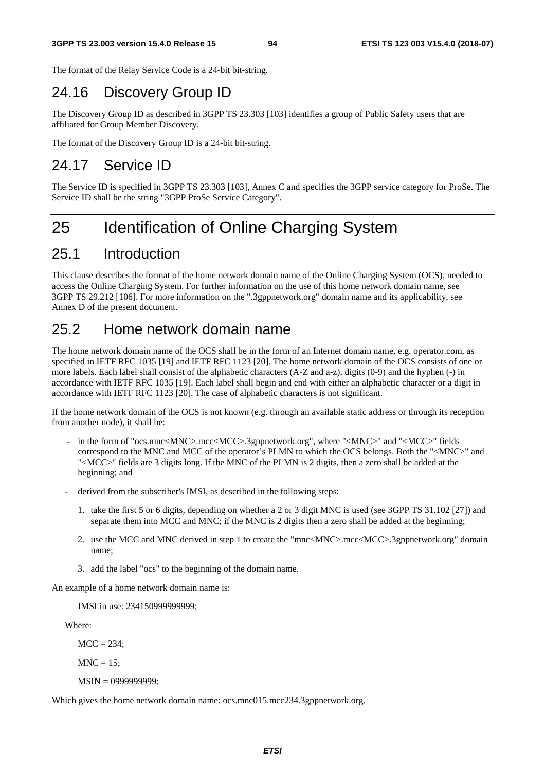The format of the Relay Service Code is a 24-bit bit-string.

## 24.16 Discovery Group ID

The Discovery Group ID as described in 3GPP TS 23.303 [103] identifies a group of Public Safety users that are affiliated for Group Member Discovery.

The format of the Discovery Group ID is a 24-bit bit-string.

## 24.17 Service ID

The Service ID is specified in 3GPP TS 23.303 [103], Annex C and specifies the 3GPP service category for ProSe. The Service ID shall be the string "3GPP ProSe Service Category".

# 25 Identification of Online Charging System

## 25.1 Introduction

This clause describes the format of the home network domain name of the Online Charging System (OCS), needed to access the Online Charging System. For further information on the use of this home network domain name, see 3GPP TS 29.212 [106]. For more information on the ".3gppnetwork.org" domain name and its applicability, see Annex D of the present document.

## 25.2 Home network domain name

The home network domain name of the OCS shall be in the form of an Internet domain name, e.g. operator.com, as specified in IETF RFC 1035 [19] and IETF RFC 1123 [20]. The home network domain of the OCS consists of one or more labels. Each label shall consist of the alphabetic characters (A-Z and a-z), digits (0-9) and the hyphen (-) in accordance with IETF RFC 1035 [19]. Each label shall begin and end with either an alphabetic character or a digit in accordance with IETF RFC 1123 [20]. The case of alphabetic characters is not significant.

If the home network domain of the OCS is not known (e.g. through an available static address or through its reception from another node), it shall be:

- in the form of "ocs.mnc<MNC>.mcc<MCC>.3gppnetwork.org", where "<MNC>" and "<MCC>" fields correspond to the MNC and MCC of the operator's PLMN to which the OCS belongs. Both the "<MNC>" and "<MCC>" fields are 3 digits long. If the MNC of the PLMN is 2 digits, then a zero shall be added at the beginning; and
- derived from the subscriber's IMSI, as described in the following steps:
    1. take the first 5 or 6 digits, depending on whether a 2 or 3 digit MNC is used (see 3GPP TS 31.102 [27]) and separate them into MCC and MNC; if the MNC is 2 digits then a zero shall be added at the beginning;
    2. use the MCC and MNC derived in step 1 to create the "mnc<MNC>.mcc<MCC>.3gppnetwork.org" domain name;
    3. add the label "ocs" to the beginning of the domain name.

An example of a home network domain name is:

IMSI in use: 234150999999999;

Where:

MCC = 234;

MNC = 15;

MSIN = 0999999999;

Which gives the home network domain name: ocs.mnc015.mcc234.3gppnetwork.org.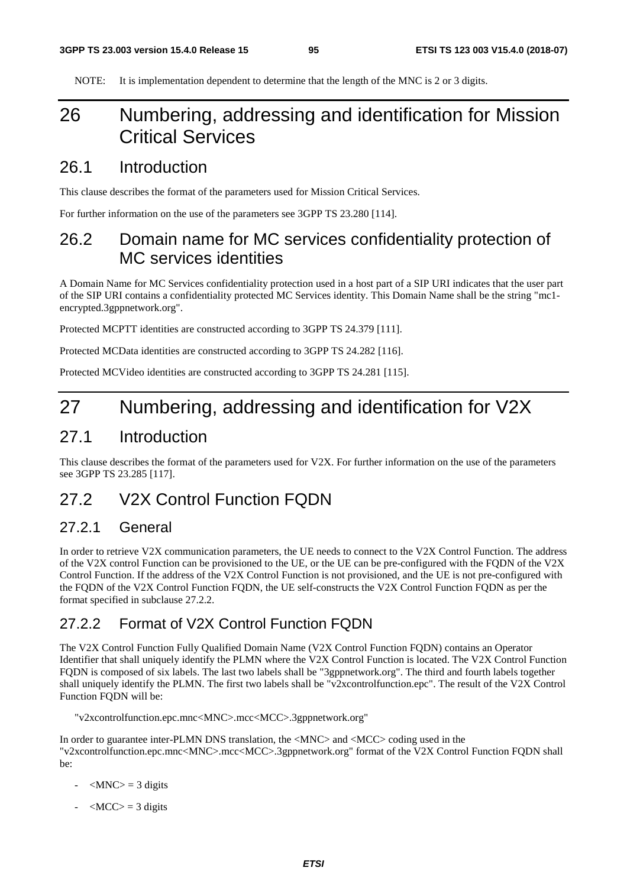NOTE: It is implementation dependent to determine that the length of the MNC is 2 or 3 digits.

# 26 Numbering, addressing and identification for Mission Critical Services

## 26.1 Introduction

This clause describes the format of the parameters used for Mission Critical Services.

For further information on the use of the parameters see 3GPP TS 23.280 [114].

## 26.2 Domain name for MC services confidentiality protection of MC services identities

A Domain Name for MC Services confidentiality protection used in a host part of a SIP URI indicates that the user part of the SIP URI contains a confidentiality protected MC Services identity. This Domain Name shall be the string "mc1-encrypted.3gppnetwork.org".

Protected MCPTT identities are constructed according to 3GPP TS 24.379 [111].

Protected MCData identities are constructed according to 3GPP TS 24.282 [116].

Protected MCVideo identities are constructed according to 3GPP TS 24.281 [115].

# 27 Numbering, addressing and identification for V2X

## 27.1 Introduction

This clause describes the format of the parameters used for V2X. For further information on the use of the parameters see 3GPP TS 23.285 [117].

## 27.2 V2X Control Function FQDN

### 27.2.1 General

In order to retrieve V2X communication parameters, the UE needs to connect to the V2X Control Function. The address of the V2X control Function can be provisioned to the UE, or the UE can be pre-configured with the FQDN of the V2X Control Function. If the address of the V2X Control Function is not provisioned, and the UE is not pre-configured with the FQDN of the V2X Control Function FQDN, the UE self-constructs the V2X Control Function FQDN as per the format specified in subclause 27.2.2.

### 27.2.2 Format of V2X Control Function FQDN

The V2X Control Function Fully Qualified Domain Name (V2X Control Function FQDN) contains an Operator Identifier that shall uniquely identify the PLMN where the V2X Control Function is located. The V2X Control Function FQDN is composed of six labels. The last two labels shall be "3gppnetwork.org". The third and fourth labels together shall uniquely identify the PLMN. The first two labels shall be "v2xcontrolfunction.epc". The result of the V2X Control Function FQDN will be:

"v2xcontrolfunction.epc.mnc<MNC>.mcc<MCC>.3gppnetwork.org"

In order to guarantee inter-PLMN DNS translation, the <MNC> and <MCC> coding used in the "v2xcontrolfunction.epc.mnc<MNC>.mcc<MCC>.3gppnetwork.org" format of the V2X Control Function FQDN shall be:

- <MNC> = 3 digits
- <MCC> = 3 digits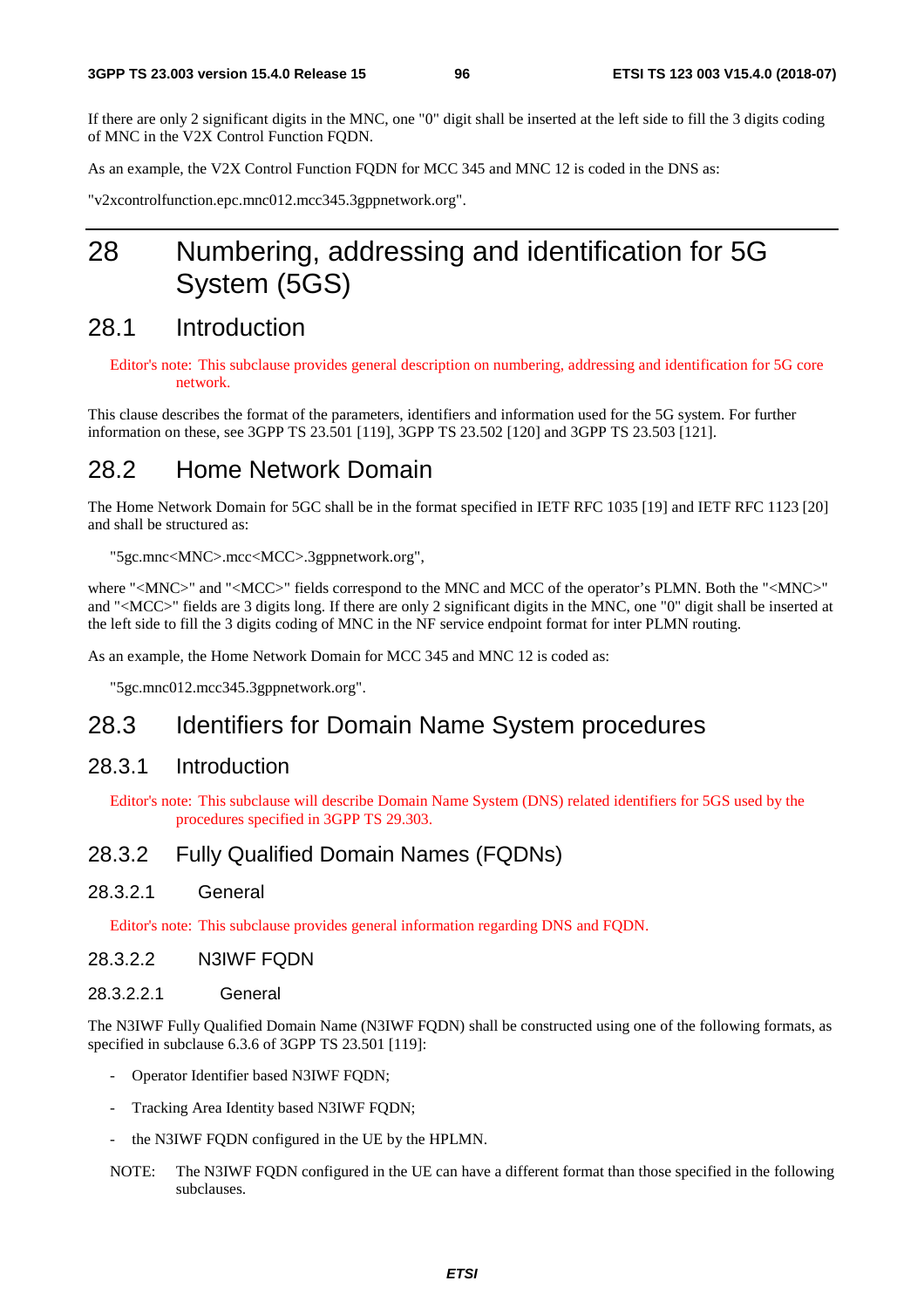If there are only 2 significant digits in the MNC, one "0" digit shall be inserted at the left side to fill the 3 digits coding of MNC in the V2X Control Function FQDN.

As an example, the V2X Control Function FQDN for MCC 345 and MNC 12 is coded in the DNS as:

"v2xcontrolfunction.epc.mnc012.mcc345.3gppnetwork.org".

# 28 Numbering, addressing and identification for 5G System (5GS)

## 28.1 Introduction

Editor's note: This subclause provides general description on numbering, addressing and identification for 5G core network.

This clause describes the format of the parameters, identifiers and information used for the 5G system. For further information on these, see 3GPP TS 23.501 [119], 3GPP TS 23.502 [120] and 3GPP TS 23.503 [121].

## 28.2 Home Network Domain

The Home Network Domain for 5GC shall be in the format specified in IETF RFC 1035 [19] and IETF RFC 1123 [20] and shall be structured as:

"5gc.mnc<MNC>.mcc<MCC>.3gppnetwork.org",

where "<MNC>" and "<MCC>" fields correspond to the MNC and MCC of the operator's PLMN. Both the "<MNC>" and "<MCC>" fields are 3 digits long. If there are only 2 significant digits in the MNC, one "0" digit shall be inserted at the left side to fill the 3 digits coding of MNC in the NF service endpoint format for inter PLMN routing.

As an example, the Home Network Domain for MCC 345 and MNC 12 is coded as:

"5gc.mnc012.mcc345.3gppnetwork.org".

## 28.3 Identifiers for Domain Name System procedures

### 28.3.1 Introduction

Editor's note: This subclause will describe Domain Name System (DNS) related identifiers for 5GS used by the procedures specified in 3GPP TS 29.303.

### 28.3.2 Fully Qualified Domain Names (FQDNs)

#### 28.3.2.1 General

Editor's note: This subclause provides general information regarding DNS and FQDN.

#### 28.3.2.2 N3IWF FQDN

##### 28.3.2.2.1 General

The N3IWF Fully Qualified Domain Name (N3IWF FQDN) shall be constructed using one of the following formats, as specified in subclause 6.3.6 of 3GPP TS 23.501 [119]:

- Operator Identifier based N3IWF FQDN;
- Tracking Area Identity based N3IWF FQDN;
- the N3IWF FQDN configured in the UE by the HPLMN.

NOTE: The N3IWF FQDN configured in the UE can have a different format than those specified in the following subclauses.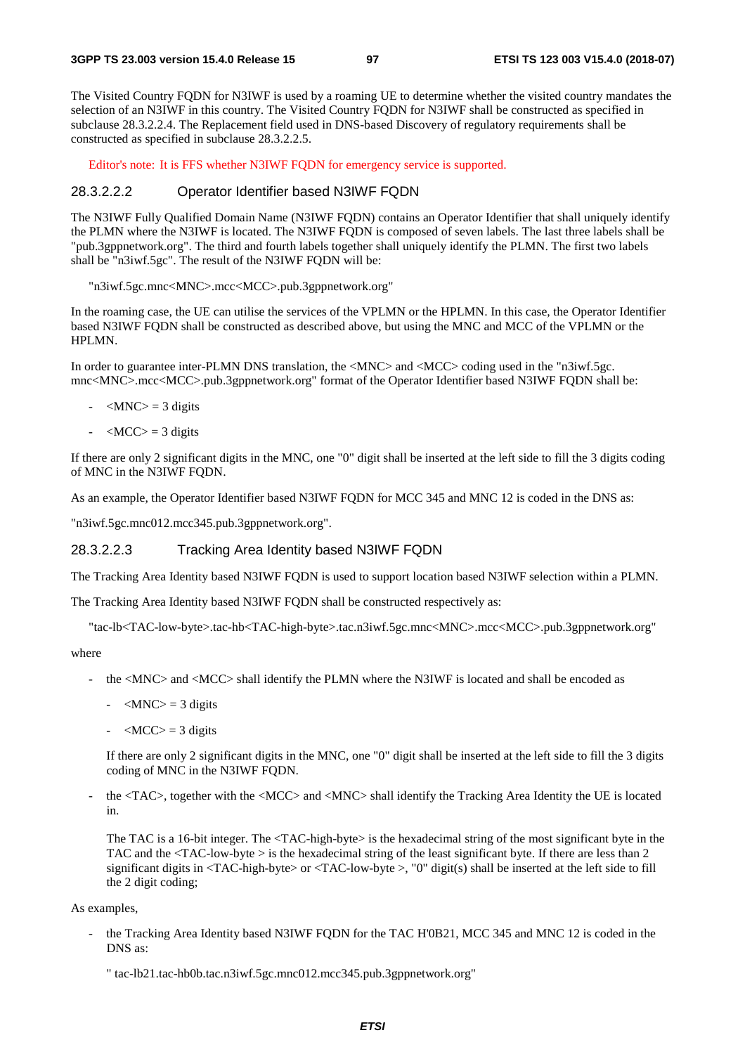The Visited Country FQDN for N3IWF is used by a roaming UE to determine whether the visited country mandates the selection of an N3IWF in this country. The Visited Country FQDN for N3IWF shall be constructed as specified in subclause 28.3.2.2.4. The Replacement field used in DNS-based Discovery of regulatory requirements shall be constructed as specified in subclause 28.3.2.2.5.

Editor's note: It is FFS whether N3IWF FQDN for emergency service is supported.

#### 28.3.2.2.2 Operator Identifier based N3IWF FQDN

The N3IWF Fully Qualified Domain Name (N3IWF FQDN) contains an Operator Identifier that shall uniquely identify the PLMN where the N3IWF is located. The N3IWF FQDN is composed of seven labels. The last three labels shall be "pub.3gppnetwork.org". The third and fourth labels together shall uniquely identify the PLMN. The first two labels shall be "n3iwf.5gc". The result of the N3IWF FQDN will be:

"n3iwf.5gc.mnc<MNC>.mcc<MCC>.pub.3gppnetwork.org"

In the roaming case, the UE can utilise the services of the VPLMN or the HPLMN. In this case, the Operator Identifier based N3IWF FQDN shall be constructed as described above, but using the MNC and MCC of the VPLMN or the HPLMN.

In order to guarantee inter-PLMN DNS translation, the <MNC> and <MCC> coding used in the "n3iwf.5gc. mnc<MNC>.mcc<MCC>.pub.3gppnetwork.org" format of the Operator Identifier based N3IWF FQDN shall be:

- <MNC> = 3 digits
- <MCC> = 3 digits

If there are only 2 significant digits in the MNC, one "0" digit shall be inserted at the left side to fill the 3 digits coding of MNC in the N3IWF FQDN.

As an example, the Operator Identifier based N3IWF FQDN for MCC 345 and MNC 12 is coded in the DNS as:

"n3iwf.5gc.mnc012.mcc345.pub.3gppnetwork.org".

#### 28.3.2.2.3 Tracking Area Identity based N3IWF FQDN

The Tracking Area Identity based N3IWF FQDN is used to support location based N3IWF selection within a PLMN.

The Tracking Area Identity based N3IWF FQDN shall be constructed respectively as:

"tac-lb<TAC-low-byte>.tac-hb<TAC-high-byte>.tac.n3iwf.5gc.mnc<MNC>.mcc<MCC>.pub.3gppnetwork.org"

where

- the <MNC> and <MCC> shall identify the PLMN where the N3IWF is located and shall be encoded as
  - <MNC> = 3 digits
  - <MCC> = 3 digits

  If there are only 2 significant digits in the MNC, one "0" digit shall be inserted at the left side to fill the 3 digits coding of MNC in the N3IWF FQDN.

- the <TAC>, together with the <MCC> and <MNC> shall identify the Tracking Area Identity the UE is located in.

  The TAC is a 16-bit integer. The <TAC-high-byte> is the hexadecimal string of the most significant byte in the TAC and the <TAC-low-byte > is the hexadecimal string of the least significant byte. If there are less than 2 significant digits in <TAC-high-byte> or <TAC-low-byte >, "0" digit(s) shall be inserted at the left side to fill the 2 digit coding;

As examples,

- the Tracking Area Identity based N3IWF FQDN for the TAC H'0B21, MCC 345 and MNC 12 is coded in the DNS as:

  " tac-lb21.tac-hb0b.tac.n3iwf.5gc.mnc012.mcc345.pub.3gppnetwork.org"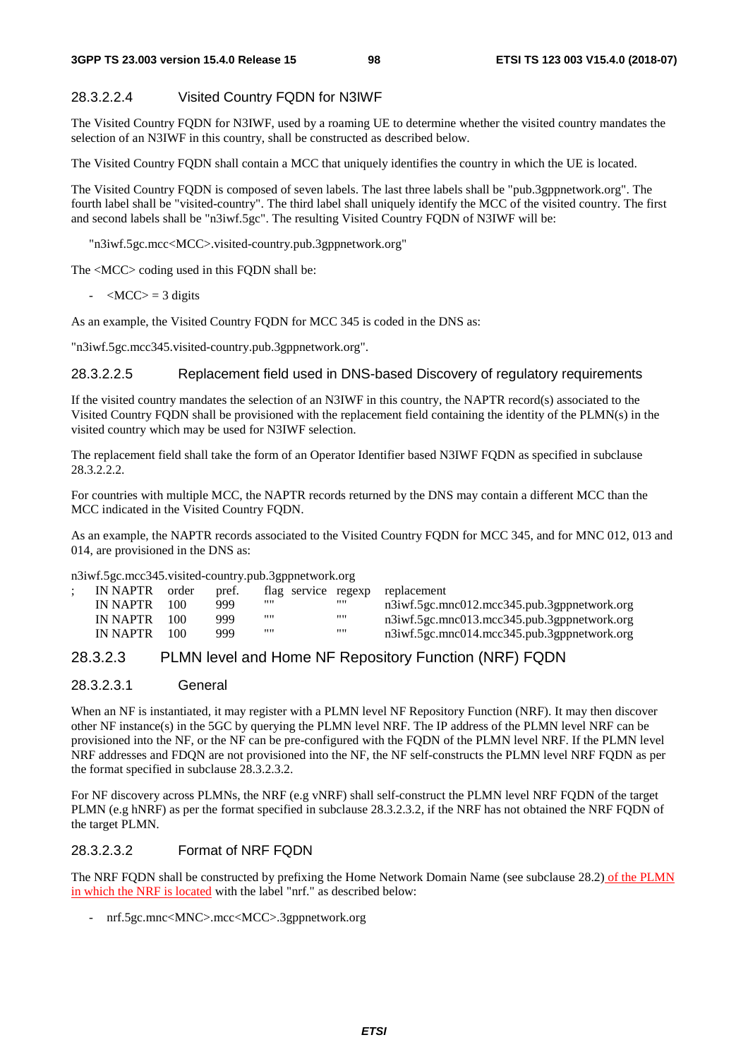#### 28.3.2.2.4 Visited Country FQDN for N3IWF

The Visited Country FQDN for N3IWF, used by a roaming UE to determine whether the visited country mandates the selection of an N3IWF in this country, shall be constructed as described below.

The Visited Country FQDN shall contain a MCC that uniquely identifies the country in which the UE is located.

The Visited Country FQDN is composed of seven labels. The last three labels shall be "pub.3gppnetwork.org". The fourth label shall be "visited-country". The third label shall uniquely identify the MCC of the visited country. The first and second labels shall be "n3iwf.5gc". The resulting Visited Country FQDN of N3IWF will be:

"n3iwf.5gc.mcc<MCC>.visited-country.pub.3gppnetwork.org"

The <MCC> coding used in this FQDN shall be:

- <MCC> = 3 digits

As an example, the Visited Country FQDN for MCC 345 is coded in the DNS as:

"n3iwf.5gc.mcc345.visited-country.pub.3gppnetwork.org".

#### 28.3.2.2.5 Replacement field used in DNS-based Discovery of regulatory requirements

If the visited country mandates the selection of an N3IWF in this country, the NAPTR record(s) associated to the Visited Country FQDN shall be provisioned with the replacement field containing the identity of the PLMN(s) in the visited country which may be used for N3IWF selection.

The replacement field shall take the form of an Operator Identifier based N3IWF FQDN as specified in subclause 28.3.2.2.2.

For countries with multiple MCC, the NAPTR records returned by the DNS may contain a different MCC than the MCC indicated in the Visited Country FQDN.

As an example, the NAPTR records associated to the Visited Country FQDN for MCC 345, and for MNC 012, 013 and 014, are provisioned in the DNS as:

```
n3iwf.5gc.mcc345.visited-country.pub.3gppnetwork.org
;   IN NAPTR  order   pref.   flag  service  regexp   replacement
    IN NAPTR  100     999     ""             ""       n3iwf.5gc.mnc012.mcc345.pub.3gppnetwork.org
    IN NAPTR  100     999     ""             ""       n3iwf.5gc.mnc013.mcc345.pub.3gppnetwork.org
    IN NAPTR  100     999     ""             ""       n3iwf.5gc.mnc014.mcc345.pub.3gppnetwork.org
```

### 28.3.2.3 PLMN level and Home NF Repository Function (NRF) FQDN

#### 28.3.2.3.1 General

When an NF is instantiated, it may register with a PLMN level NF Repository Function (NRF). It may then discover other NF instance(s) in the 5GC by querying the PLMN level NRF. The IP address of the PLMN level NRF can be provisioned into the NF, or the NF can be pre-configured with the FQDN of the PLMN level NRF. If the PLMN level NRF addresses and FDQN are not provisioned into the NF, the NF self-constructs the PLMN level NRF FQDN as per the format specified in subclause 28.3.2.3.2.

For NF discovery across PLMNs, the NRF (e.g vNRF) shall self-construct the PLMN level NRF FQDN of the target PLMN (e.g hNRF) as per the format specified in subclause 28.3.2.3.2, if the NRF has not obtained the NRF FQDN of the target PLMN.

#### 28.3.2.3.2 Format of NRF FQDN

The NRF FQDN shall be constructed by prefixing the Home Network Domain Name (see subclause 28.2) of the PLMN in which the NRF is located with the label "nrf." as described below:

- nrf.5gc.mnc<MNC>.mcc<MCC>.3gppnetwork.org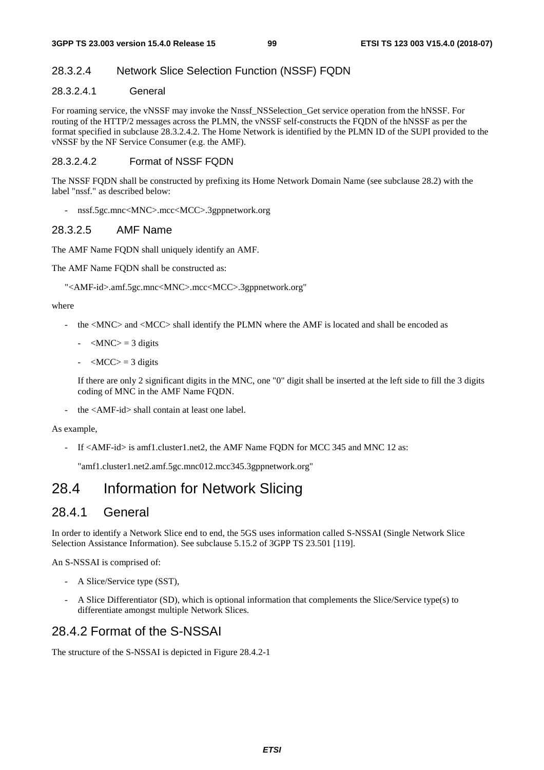#### 28.3.2.4 Network Slice Selection Function (NSSF) FQDN

##### 28.3.2.4.1 General

For roaming service, the vNSSF may invoke the Nnssf_NSSelection_Get service operation from the hNSSF. For routing of the HTTP/2 messages across the PLMN, the vNSSF self-constructs the FQDN of the hNSSF as per the format specified in subclause 28.3.2.4.2. The Home Network is identified by the PLMN ID of the SUPI provided to the vNSSF by the NF Service Consumer (e.g. the AMF).

##### 28.3.2.4.2 Format of NSSF FQDN

The NSSF FQDN shall be constructed by prefixing its Home Network Domain Name (see subclause 28.2) with the label "nssf." as described below:

- nssf.5gc.mnc<MNC>.mcc<MCC>.3gppnetwork.org

#### 28.3.2.5 AMF Name

The AMF Name FQDN shall uniquely identify an AMF.

The AMF Name FQDN shall be constructed as:

"<AMF-id>.amf.5gc.mnc<MNC>.mcc<MCC>.3gppnetwork.org"

where

- the <MNC> and <MCC> shall identify the PLMN where the AMF is located and shall be encoded as
  - <MNC> = 3 digits
  - <MCC> = 3 digits

  If there are only 2 significant digits in the MNC, one "0" digit shall be inserted at the left side to fill the 3 digits coding of MNC in the AMF Name FQDN.

- the <AMF-id> shall contain at least one label.

As example,

- If <AMF-id> is amf1.cluster1.net2, the AMF Name FQDN for MCC 345 and MNC 12 as:

  "amf1.cluster1.net2.amf.5gc.mnc012.mcc345.3gppnetwork.org"

## 28.4 Information for Network Slicing

### 28.4.1 General

In order to identify a Network Slice end to end, the 5GS uses information called S-NSSAI (Single Network Slice Selection Assistance Information). See subclause 5.15.2 of 3GPP TS 23.501 [119].

An S-NSSAI is comprised of:

- A Slice/Service type (SST),
- A Slice Differentiator (SD), which is optional information that complements the Slice/Service type(s) to differentiate amongst multiple Network Slices.

### 28.4.2 Format of the S-NSSAI

The structure of the S-NSSAI is depicted in Figure 28.4.2-1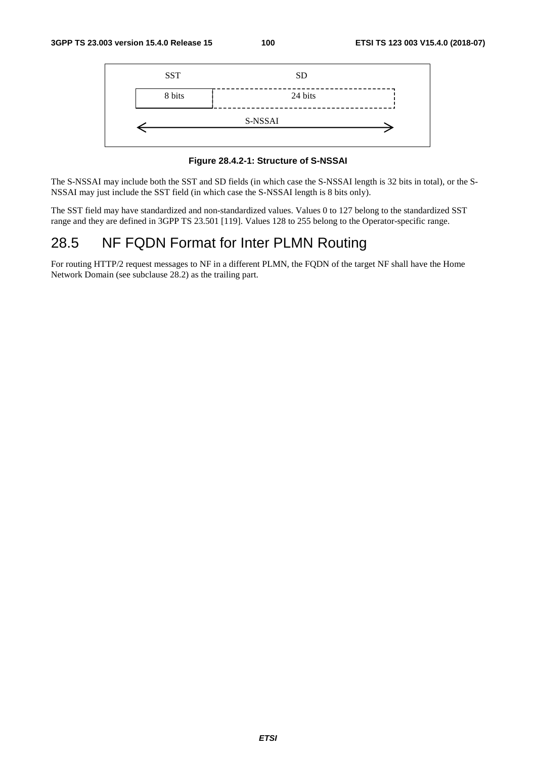| SST | SD |
| --- | --- |
| 8 bits | 24 bits |

S-NSSAI

**Figure 28.4.2-1: Structure of S-NSSAI**

The S-NSSAI may include both the SST and SD fields (in which case the S-NSSAI length is 32 bits in total), or the S-NSSAI may just include the SST field (in which case the S-NSSAI length is 8 bits only).

The SST field may have standardized and non-standardized values. Values 0 to 127 belong to the standardized SST range and they are defined in 3GPP TS 23.501 [119]. Values 128 to 255 belong to the Operator-specific range.

# 28.5 NF FQDN Format for Inter PLMN Routing

For routing HTTP/2 request messages to NF in a different PLMN, the FQDN of the target NF shall have the Home Network Domain (see subclause 28.2) as the trailing part.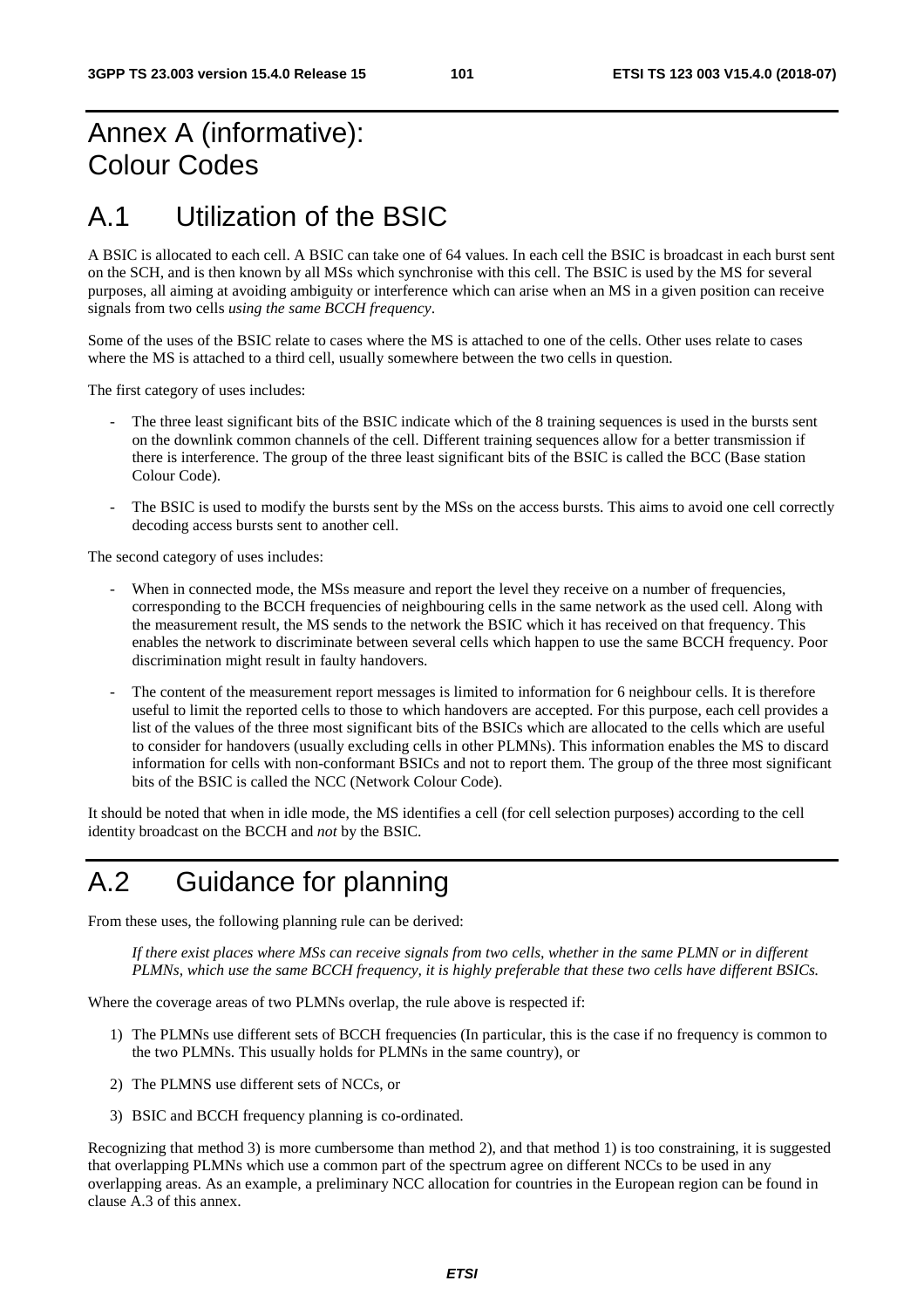# Annex A (informative): Colour Codes

## A.1 Utilization of the BSIC

A BSIC is allocated to each cell. A BSIC can take one of 64 values. In each cell the BSIC is broadcast in each burst sent on the SCH, and is then known by all MSs which synchronise with this cell. The BSIC is used by the MS for several purposes, all aiming at avoiding ambiguity or interference which can arise when an MS in a given position can receive signals from two cells *using the same BCCH frequency*.

Some of the uses of the BSIC relate to cases where the MS is attached to one of the cells. Other uses relate to cases where the MS is attached to a third cell, usually somewhere between the two cells in question.

The first category of uses includes:

- The three least significant bits of the BSIC indicate which of the 8 training sequences is used in the bursts sent on the downlink common channels of the cell. Different training sequences allow for a better transmission if there is interference. The group of the three least significant bits of the BSIC is called the BCC (Base station Colour Code).
- The BSIC is used to modify the bursts sent by the MSs on the access bursts. This aims to avoid one cell correctly decoding access bursts sent to another cell.

The second category of uses includes:

- When in connected mode, the MSs measure and report the level they receive on a number of frequencies, corresponding to the BCCH frequencies of neighbouring cells in the same network as the used cell. Along with the measurement result, the MS sends to the network the BSIC which it has received on that frequency. This enables the network to discriminate between several cells which happen to use the same BCCH frequency. Poor discrimination might result in faulty handovers.
- The content of the measurement report messages is limited to information for 6 neighbour cells. It is therefore useful to limit the reported cells to those to which handovers are accepted. For this purpose, each cell provides a list of the values of the three most significant bits of the BSICs which are allocated to the cells which are useful to consider for handovers (usually excluding cells in other PLMNs). This information enables the MS to discard information for cells with non-conformant BSICs and not to report them. The group of the three most significant bits of the BSIC is called the NCC (Network Colour Code).

It should be noted that when in idle mode, the MS identifies a cell (for cell selection purposes) according to the cell identity broadcast on the BCCH and *not* by the BSIC.

## A.2 Guidance for planning

From these uses, the following planning rule can be derived:

> *If there exist places where MSs can receive signals from two cells, whether in the same PLMN or in different PLMNs, which use the same BCCH frequency, it is highly preferable that these two cells have different BSICs.*

Where the coverage areas of two PLMNs overlap, the rule above is respected if:

1) The PLMNs use different sets of BCCH frequencies (In particular, this is the case if no frequency is common to the two PLMNs. This usually holds for PLMNs in the same country), or
2) The PLMNS use different sets of NCCs, or
3) BSIC and BCCH frequency planning is co-ordinated.

Recognizing that method 3) is more cumbersome than method 2), and that method 1) is too constraining, it is suggested that overlapping PLMNs which use a common part of the spectrum agree on different NCCs to be used in any overlapping areas. As an example, a preliminary NCC allocation for countries in the European region can be found in clause A.3 of this annex.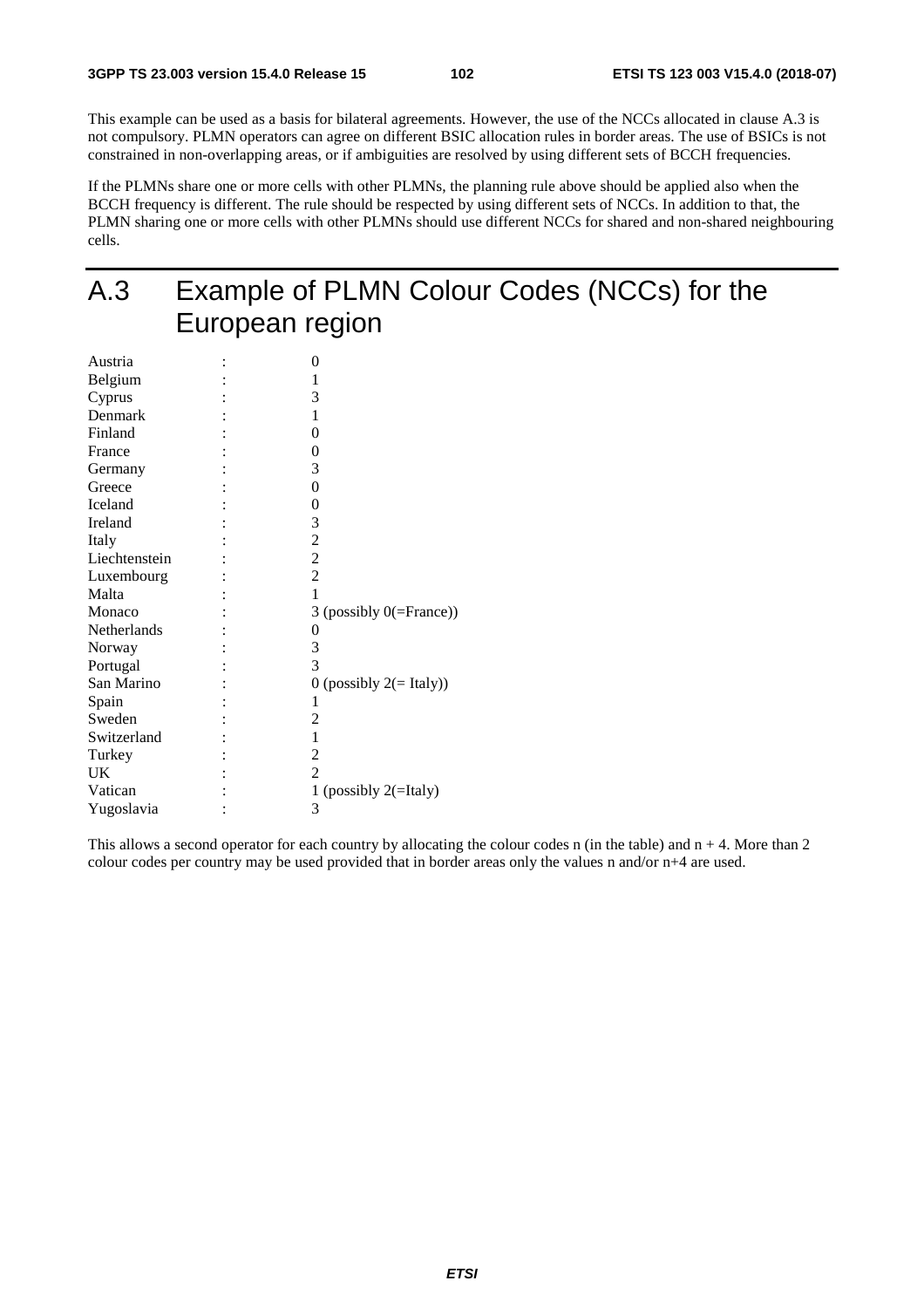This example can be used as a basis for bilateral agreements. However, the use of the NCCs allocated in clause A.3 is not compulsory. PLMN operators can agree on different BSIC allocation rules in border areas. The use of BSICs is not constrained in non-overlapping areas, or if ambiguities are resolved by using different sets of BCCH frequencies.

If the PLMNs share one or more cells with other PLMNs, the planning rule above should be applied also when the BCCH frequency is different. The rule should be respected by using different sets of NCCs. In addition to that, the PLMN sharing one or more cells with other PLMNs should use different NCCs for shared and non-shared neighbouring cells.

# A.3 Example of PLMN Colour Codes (NCCs) for the European region

| | | |
|---|---|---|
| Austria | : | 0 |
| Belgium | : | 1 |
| Cyprus | : | 3 |
| Denmark | : | 1 |
| Finland | : | 0 |
| France | : | 0 |
| Germany | : | 3 |
| Greece | : | 0 |
| Iceland | : | 0 |
| Ireland | : | 3 |
| Italy | : | 2 |
| Liechtenstein | : | 2 |
| Luxembourg | : | 2 |
| Malta | : | 1 |
| Monaco | : | 3 (possibly 0(=France)) |
| Netherlands | : | 0 |
| Norway | : | 3 |
| Portugal | : | 3 |
| San Marino | : | 0 (possibly 2(= Italy)) |
| Spain | : | 1 |
| Sweden | : | 2 |
| Switzerland | : | 1 |
| Turkey | : | 2 |
| UK | : | 2 |
| Vatican | : | 1 (possibly 2(=Italy) |
| Yugoslavia | : | 3 |

This allows a second operator for each country by allocating the colour codes n (in the table) and n + 4. More than 2 colour codes per country may be used provided that in border areas only the values n and/or n+4 are used.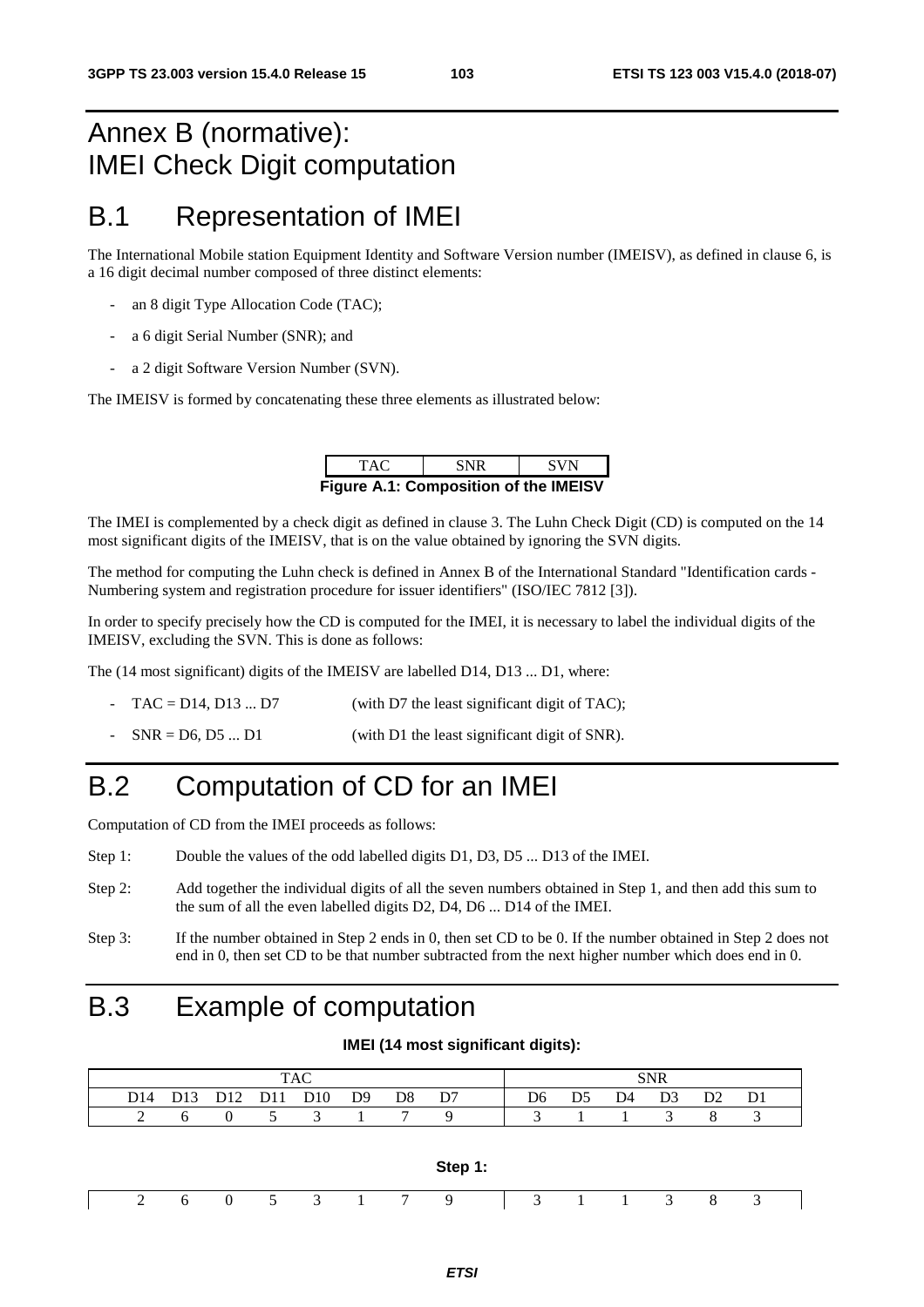# Annex B (normative): IMEI Check Digit computation

# B.1 Representation of IMEI

The International Mobile station Equipment Identity and Software Version number (IMEISV), as defined in clause 6, is a 16 digit decimal number composed of three distinct elements:

- an 8 digit Type Allocation Code (TAC);
- a 6 digit Serial Number (SNR); and
- a 2 digit Software Version Number (SVN).

The IMEISV is formed by concatenating these three elements as illustrated below:

| TAC | SNR | SVN |
|---|---|---|

**Figure A.1: Composition of the IMEISV**

The IMEI is complemented by a check digit as defined in clause 3. The Luhn Check Digit (CD) is computed on the 14 most significant digits of the IMEISV, that is on the value obtained by ignoring the SVN digits.

The method for computing the Luhn check is defined in Annex B of the International Standard "Identification cards - Numbering system and registration procedure for issuer identifiers" (ISO/IEC 7812 [3]).

In order to specify precisely how the CD is computed for the IMEI, it is necessary to label the individual digits of the IMEISV, excluding the SVN. This is done as follows:

The (14 most significant) digits of the IMEISV are labelled D14, D13 ... D1, where:

- TAC = D14, D13 ... D7 (with D7 the least significant digit of TAC);
- SNR = D6, D5 ... D1 (with D1 the least significant digit of SNR).

# B.2 Computation of CD for an IMEI

Computation of CD from the IMEI proceeds as follows:

Step 1: Double the values of the odd labelled digits D1, D3, D5 ... D13 of the IMEI.

Step 2: Add together the individual digits of all the seven numbers obtained in Step 1, and then add this sum to the sum of all the even labelled digits D2, D4, D6 ... D14 of the IMEI.

Step 3: If the number obtained in Step 2 ends in 0, then set CD to be 0. If the number obtained in Step 2 does not end in 0, then set CD to be that number subtracted from the next higher number which does end in 0.

# B.3 Example of computation

**IMEI (14 most significant digits):**

| TAC | | | | | | | | SNR | | | | | |
|---|---|---|---|---|---|---|---|---|---|---|---|---|---|
| D14 | D13 | D12 | D11 | D10 | D9 | D8 | D7 | D6 | D5 | D4 | D3 | D2 | D1 |
| 2 | 6 | 0 | 5 | 3 | 1 | 7 | 9 | 3 | 1 | 1 | 3 | 8 | 3 |

**Step 1:**

| | | | | | | | | | | | | | |
|---|---|---|---|---|---|---|---|---|---|---|---|---|---|
| 2 | 6 | 0 | 5 | 3 | 1 | 7 | 9 | 3 | 1 | 1 | 3 | 8 | 3 |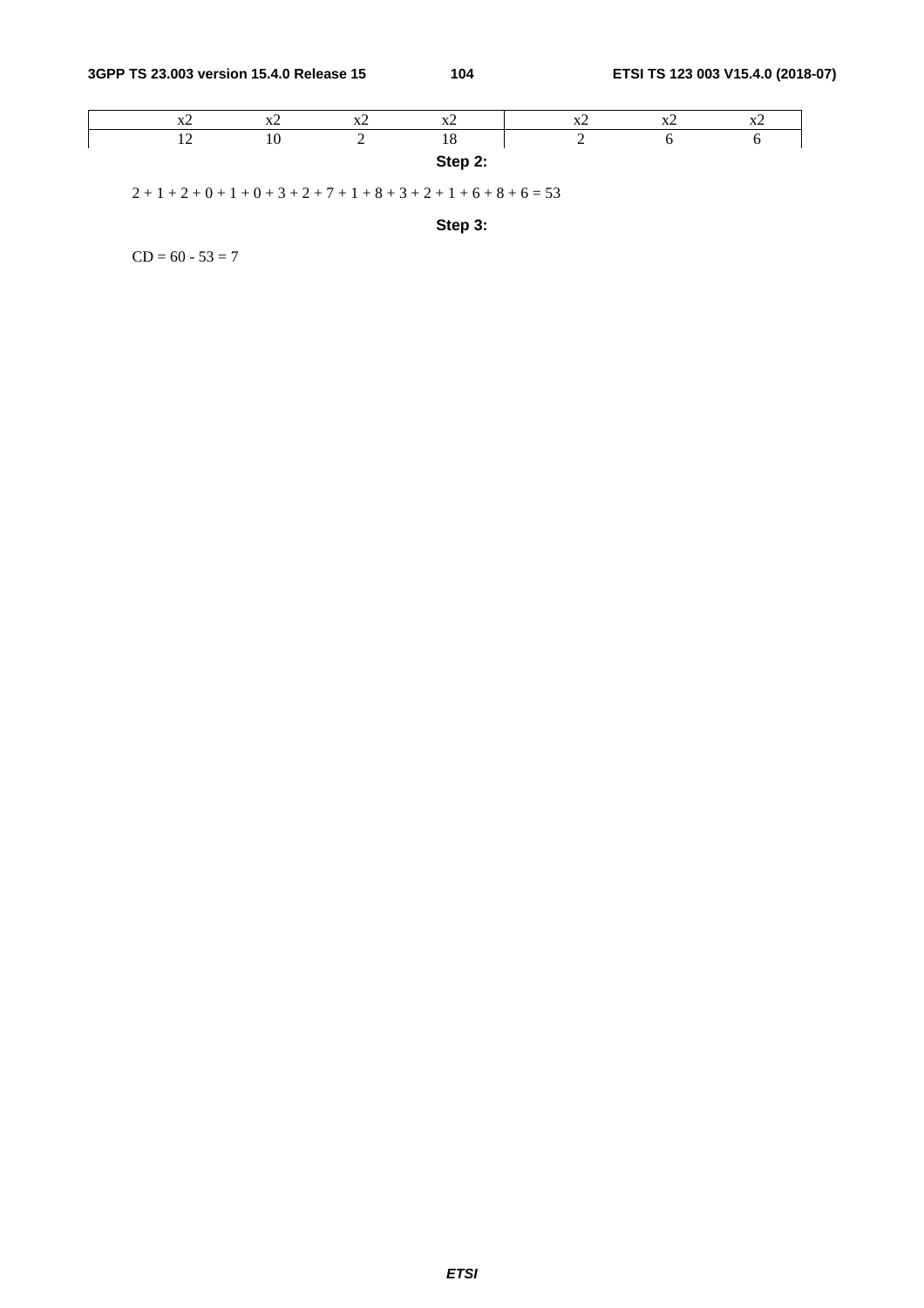| x2 | x2 | x2 | x2 | x2 | x2 | x2 |
|---|---|---|---|---|---|---|
| 12 | 10 | 2 | 18 | 2 | 6 | 6 |

**Step 2:**

2 + 1 + 2 + 0 + 1 + 0 + 3 + 2 + 7 + 1 + 8 + 3 + 2 + 1 + 6 + 8 + 6 = 53

**Step 3:**

CD = 60 - 53 = 7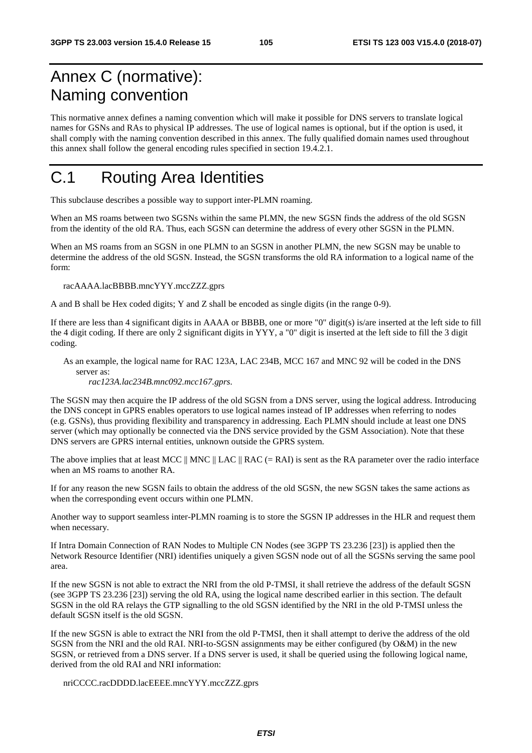# Annex C (normative): Naming convention

This normative annex defines a naming convention which will make it possible for DNS servers to translate logical names for GSNs and RAs to physical IP addresses. The use of logical names is optional, but if the option is used, it shall comply with the naming convention described in this annex. The fully qualified domain names used throughout this annex shall follow the general encoding rules specified in section 19.4.2.1.

# C.1 Routing Area Identities

This subclause describes a possible way to support inter-PLMN roaming.

When an MS roams between two SGSNs within the same PLMN, the new SGSN finds the address of the old SGSN from the identity of the old RA. Thus, each SGSN can determine the address of every other SGSN in the PLMN.

When an MS roams from an SGSN in one PLMN to an SGSN in another PLMN, the new SGSN may be unable to determine the address of the old SGSN. Instead, the SGSN transforms the old RA information to a logical name of the form:

racAAAA.lacBBBB.mncYYY.mccZZZ.gprs

A and B shall be Hex coded digits; Y and Z shall be encoded as single digits (in the range 0-9).

If there are less than 4 significant digits in AAAA or BBBB, one or more "0" digit(s) is/are inserted at the left side to fill the 4 digit coding. If there are only 2 significant digits in YYY, a "0" digit is inserted at the left side to fill the 3 digit coding.

As an example, the logical name for RAC 123A, LAC 234B, MCC 167 and MNC 92 will be coded in the DNS server as:
*rac123A.lac234B.mnc092.mcc167.gprs.*

The SGSN may then acquire the IP address of the old SGSN from a DNS server, using the logical address. Introducing the DNS concept in GPRS enables operators to use logical names instead of IP addresses when referring to nodes (e.g. GSNs), thus providing flexibility and transparency in addressing. Each PLMN should include at least one DNS server (which may optionally be connected via the DNS service provided by the GSM Association). Note that these DNS servers are GPRS internal entities, unknown outside the GPRS system.

The above implies that at least MCC || MNC || LAC || RAC (= RAI) is sent as the RA parameter over the radio interface when an MS roams to another RA.

If for any reason the new SGSN fails to obtain the address of the old SGSN, the new SGSN takes the same actions as when the corresponding event occurs within one PLMN.

Another way to support seamless inter-PLMN roaming is to store the SGSN IP addresses in the HLR and request them when necessary.

If Intra Domain Connection of RAN Nodes to Multiple CN Nodes (see 3GPP TS 23.236 [23]) is applied then the Network Resource Identifier (NRI) identifies uniquely a given SGSN node out of all the SGSNs serving the same pool area.

If the new SGSN is not able to extract the NRI from the old P-TMSI, it shall retrieve the address of the default SGSN (see 3GPP TS 23.236 [23]) serving the old RA, using the logical name described earlier in this section. The default SGSN in the old RA relays the GTP signalling to the old SGSN identified by the NRI in the old P-TMSI unless the default SGSN itself is the old SGSN.

If the new SGSN is able to extract the NRI from the old P-TMSI, then it shall attempt to derive the address of the old SGSN from the NRI and the old RAI. NRI-to-SGSN assignments may be either configured (by O&M) in the new SGSN, or retrieved from a DNS server. If a DNS server is used, it shall be queried using the following logical name, derived from the old RAI and NRI information:

nriCCCC.racDDDD.lacEEEE.mncYYY.mccZZZ.gprs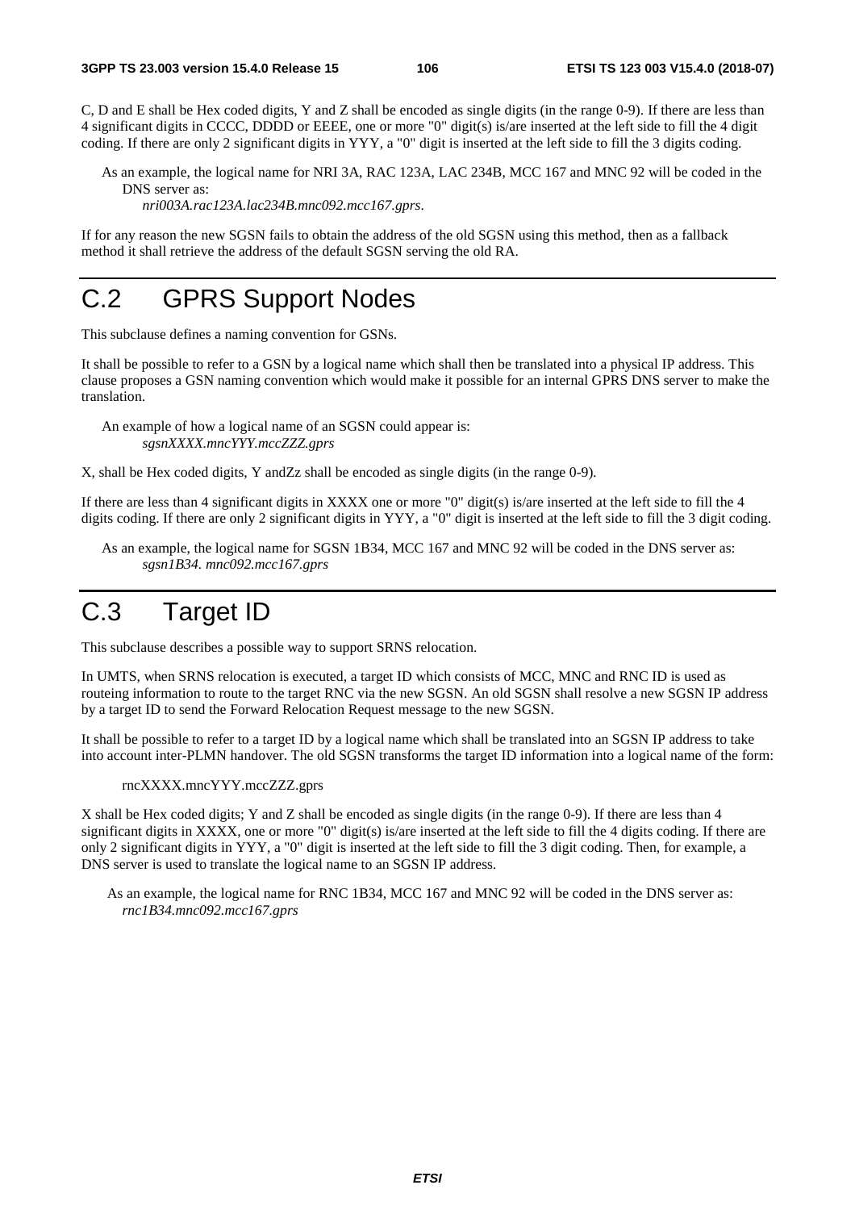C, D and E shall be Hex coded digits, Y and Z shall be encoded as single digits (in the range 0-9). If there are less than 4 significant digits in CCCC, DDDD or EEEE, one or more "0" digit(s) is/are inserted at the left side to fill the 4 digit coding. If there are only 2 significant digits in YYY, a "0" digit is inserted at the left side to fill the 3 digits coding.

As an example, the logical name for NRI 3A, RAC 123A, LAC 234B, MCC 167 and MNC 92 will be coded in the DNS server as:
*nri003A.rac123A.lac234B.mnc092.mcc167.gprs*.

If for any reason the new SGSN fails to obtain the address of the old SGSN using this method, then as a fallback method it shall retrieve the address of the default SGSN serving the old RA.

# C.2 GPRS Support Nodes

This subclause defines a naming convention for GSNs.

It shall be possible to refer to a GSN by a logical name which shall then be translated into a physical IP address. This clause proposes a GSN naming convention which would make it possible for an internal GPRS DNS server to make the translation.

An example of how a logical name of an SGSN could appear is:
*sgsnXXXX.mncYYY.mccZZZ.gprs*

X, shall be Hex coded digits, Y andZz shall be encoded as single digits (in the range 0-9).

If there are less than 4 significant digits in XXXX one or more "0" digit(s) is/are inserted at the left side to fill the 4 digits coding. If there are only 2 significant digits in YYY, a "0" digit is inserted at the left side to fill the 3 digit coding.

As an example, the logical name for SGSN 1B34, MCC 167 and MNC 92 will be coded in the DNS server as:
*sgsn1B34. mnc092.mcc167.gprs*

# C.3 Target ID

This subclause describes a possible way to support SRNS relocation.

In UMTS, when SRNS relocation is executed, a target ID which consists of MCC, MNC and RNC ID is used as routeing information to route to the target RNC via the new SGSN. An old SGSN shall resolve a new SGSN IP address by a target ID to send the Forward Relocation Request message to the new SGSN.

It shall be possible to refer to a target ID by a logical name which shall be translated into an SGSN IP address to take into account inter-PLMN handover. The old SGSN transforms the target ID information into a logical name of the form:

rncXXXX.mncYYY.mccZZZ.gprs

X shall be Hex coded digits; Y and Z shall be encoded as single digits (in the range 0-9). If there are less than 4 significant digits in XXXX, one or more "0" digit(s) is/are inserted at the left side to fill the 4 digits coding. If there are only 2 significant digits in YYY, a "0" digit is inserted at the left side to fill the 3 digit coding. Then, for example, a DNS server is used to translate the logical name to an SGSN IP address.

As an example, the logical name for RNC 1B34, MCC 167 and MNC 92 will be coded in the DNS server as:
*rnc1B34.mnc092.mcc167.gprs*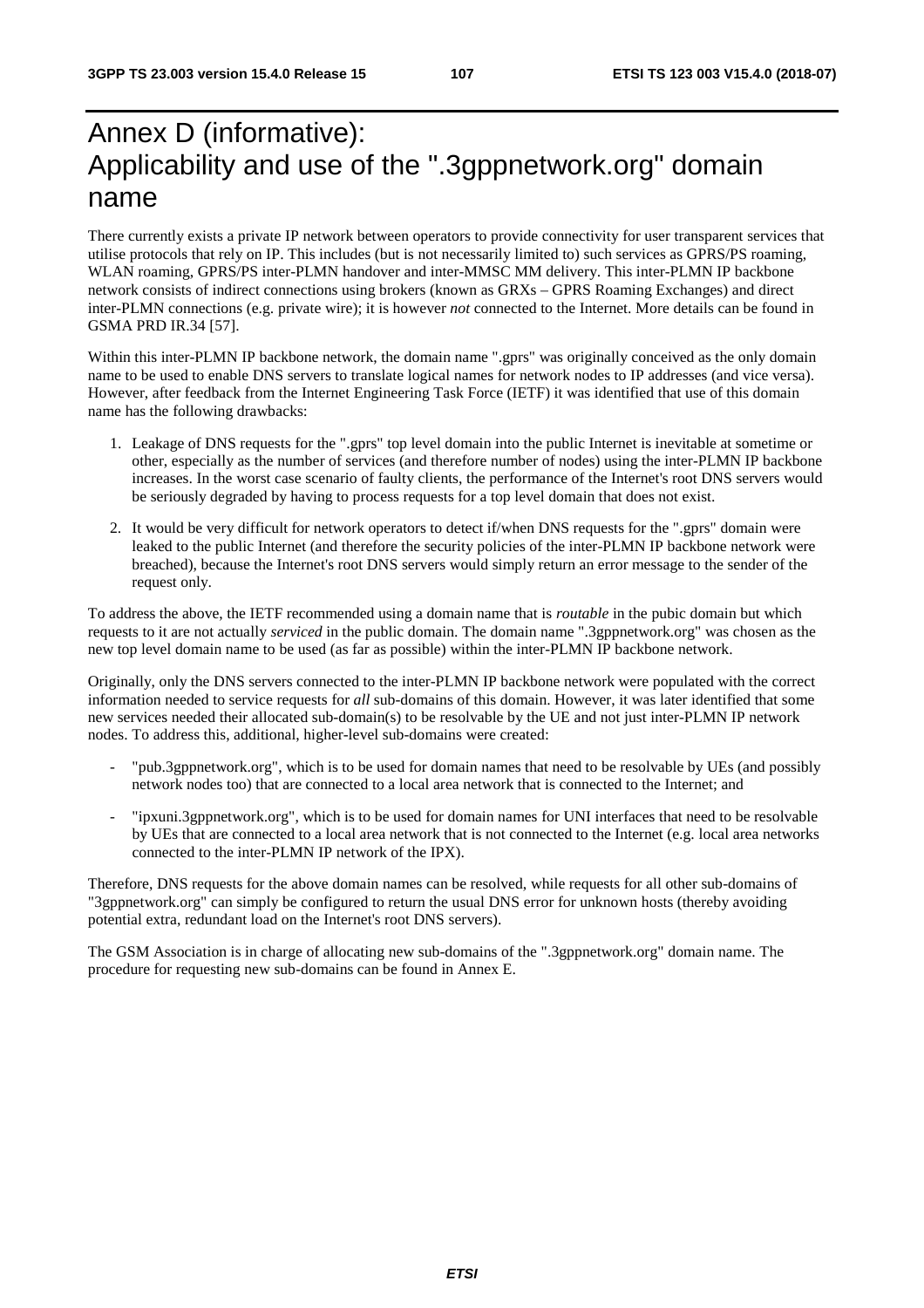# Annex D (informative): Applicability and use of the ".3gppnetwork.org" domain name

There currently exists a private IP network between operators to provide connectivity for user transparent services that utilise protocols that rely on IP. This includes (but is not necessarily limited to) such services as GPRS/PS roaming, WLAN roaming, GPRS/PS inter-PLMN handover and inter-MMSC MM delivery. This inter-PLMN IP backbone network consists of indirect connections using brokers (known as GRXs – GPRS Roaming Exchanges) and direct inter-PLMN connections (e.g. private wire); it is however *not* connected to the Internet. More details can be found in GSMA PRD IR.34 [57].

Within this inter-PLMN IP backbone network, the domain name ".gprs" was originally conceived as the only domain name to be used to enable DNS servers to translate logical names for network nodes to IP addresses (and vice versa). However, after feedback from the Internet Engineering Task Force (IETF) it was identified that use of this domain name has the following drawbacks:

1. Leakage of DNS requests for the ".gprs" top level domain into the public Internet is inevitable at sometime or other, especially as the number of services (and therefore number of nodes) using the inter-PLMN IP backbone increases. In the worst case scenario of faulty clients, the performance of the Internet's root DNS servers would be seriously degraded by having to process requests for a top level domain that does not exist.
2. It would be very difficult for network operators to detect if/when DNS requests for the ".gprs" domain were leaked to the public Internet (and therefore the security policies of the inter-PLMN IP backbone network were breached), because the Internet's root DNS servers would simply return an error message to the sender of the request only.

To address the above, the IETF recommended using a domain name that is *routable* in the pubic domain but which requests to it are not actually *serviced* in the public domain. The domain name ".3gppnetwork.org" was chosen as the new top level domain name to be used (as far as possible) within the inter-PLMN IP backbone network.

Originally, only the DNS servers connected to the inter-PLMN IP backbone network were populated with the correct information needed to service requests for *all* sub-domains of this domain. However, it was later identified that some new services needed their allocated sub-domain(s) to be resolvable by the UE and not just inter-PLMN IP network nodes. To address this, additional, higher-level sub-domains were created:

- "pub.3gppnetwork.org", which is to be used for domain names that need to be resolvable by UEs (and possibly network nodes too) that are connected to a local area network that is connected to the Internet; and
- "ipxuni.3gppnetwork.org", which is to be used for domain names for UNI interfaces that need to be resolvable by UEs that are connected to a local area network that is not connected to the Internet (e.g. local area networks connected to the inter-PLMN IP network of the IPX).

Therefore, DNS requests for the above domain names can be resolved, while requests for all other sub-domains of "3gppnetwork.org" can simply be configured to return the usual DNS error for unknown hosts (thereby avoiding potential extra, redundant load on the Internet's root DNS servers).

The GSM Association is in charge of allocating new sub-domains of the ".3gppnetwork.org" domain name. The procedure for requesting new sub-domains can be found in Annex E.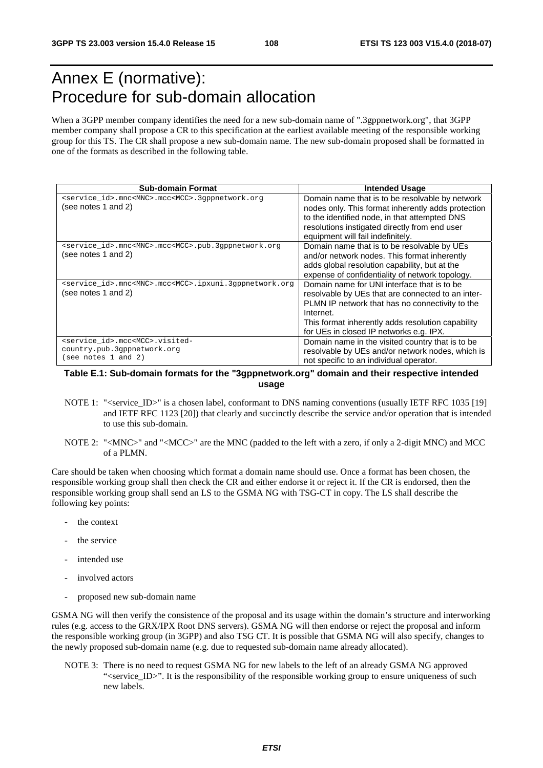# Annex E (normative): Procedure for sub-domain allocation

When a 3GPP member company identifies the need for a new sub-domain name of ".3gppnetwork.org", that 3GPP member company shall propose a CR to this specification at the earliest available meeting of the responsible working group for this TS. The CR shall propose a new sub-domain name. The new sub-domain proposed shall be formatted in one of the formats as described in the following table.

| Sub-domain Format | Intended Usage |
|---|---|
| `<service_id>.mnc<MNC>.mcc<MCC>.3gppnetwork.org` (see notes 1 and 2) | Domain name that is to be resolvable by network nodes only. This format inherently adds protection to the identified node, in that attempted DNS resolutions instigated directly from end user equipment will fail indefinitely. |
| `<service_id>.mnc<MNC>.mcc<MCC>.pub.3gppnetwork.org` (see notes 1 and 2) | Domain name that is to be resolvable by UEs and/or network nodes. This format inherently adds global resolution capability, but at the expense of confidentiality of network topology. |
| `<service_id>.mnc<MNC>.mcc<MCC>.ipxuni.3gppnetwork.org` (see notes 1 and 2) | Domain name for UNI interface that is to be resolvable by UEs that are connected to an inter-PLMN IP network that has no connectivity to the Internet. This format inherently adds resolution capability for UEs in closed IP networks e.g. IPX. |
| `<service_id>.mcc<MCC>.visited-country.pub.3gppnetwork.org` (see notes 1 and 2) | Domain name in the visited country that is to be resolvable by UEs and/or network nodes, which is not specific to an individual operator. |

**Table E.1: Sub-domain formats for the "3gppnetwork.org" domain and their respective intended usage**

NOTE 1: "<service_ID>" is a chosen label, conformant to DNS naming conventions (usually IETF RFC 1035 [19] and IETF RFC 1123 [20]) that clearly and succinctly describe the service and/or operation that is intended to use this sub-domain.

NOTE 2: "<MNC>" and "<MCC>" are the MNC (padded to the left with a zero, if only a 2-digit MNC) and MCC of a PLMN.

Care should be taken when choosing which format a domain name should use. Once a format has been chosen, the responsible working group shall then check the CR and either endorse it or reject it. If the CR is endorsed, then the responsible working group shall send an LS to the GSMA NG with TSG-CT in copy. The LS shall describe the following key points:

- the context
- the service
- intended use
- involved actors
- proposed new sub-domain name

GSMA NG will then verify the consistence of the proposal and its usage within the domain's structure and interworking rules (e.g. access to the GRX/IPX Root DNS servers). GSMA NG will then endorse or reject the proposal and inform the responsible working group (in 3GPP) and also TSG CT. It is possible that GSMA NG will also specify, changes to the newly proposed sub-domain name (e.g. due to requested sub-domain name already allocated).

NOTE 3: There is no need to request GSMA NG for new labels to the left of an already GSMA NG approved "<service_ID>". It is the responsibility of the responsible working group to ensure uniqueness of such new labels.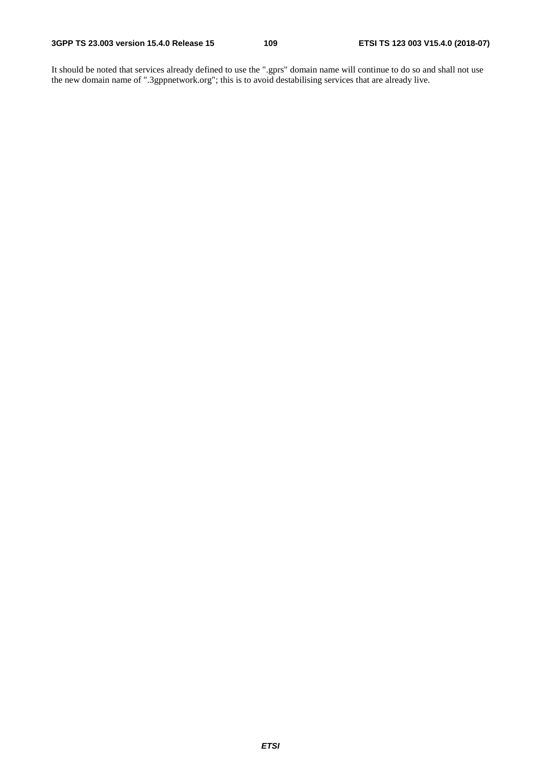It should be noted that services already defined to use the ".gprs" domain name will continue to do so and shall not use the new domain name of ".3gppnetwork.org"; this is to avoid destabilising services that are already live.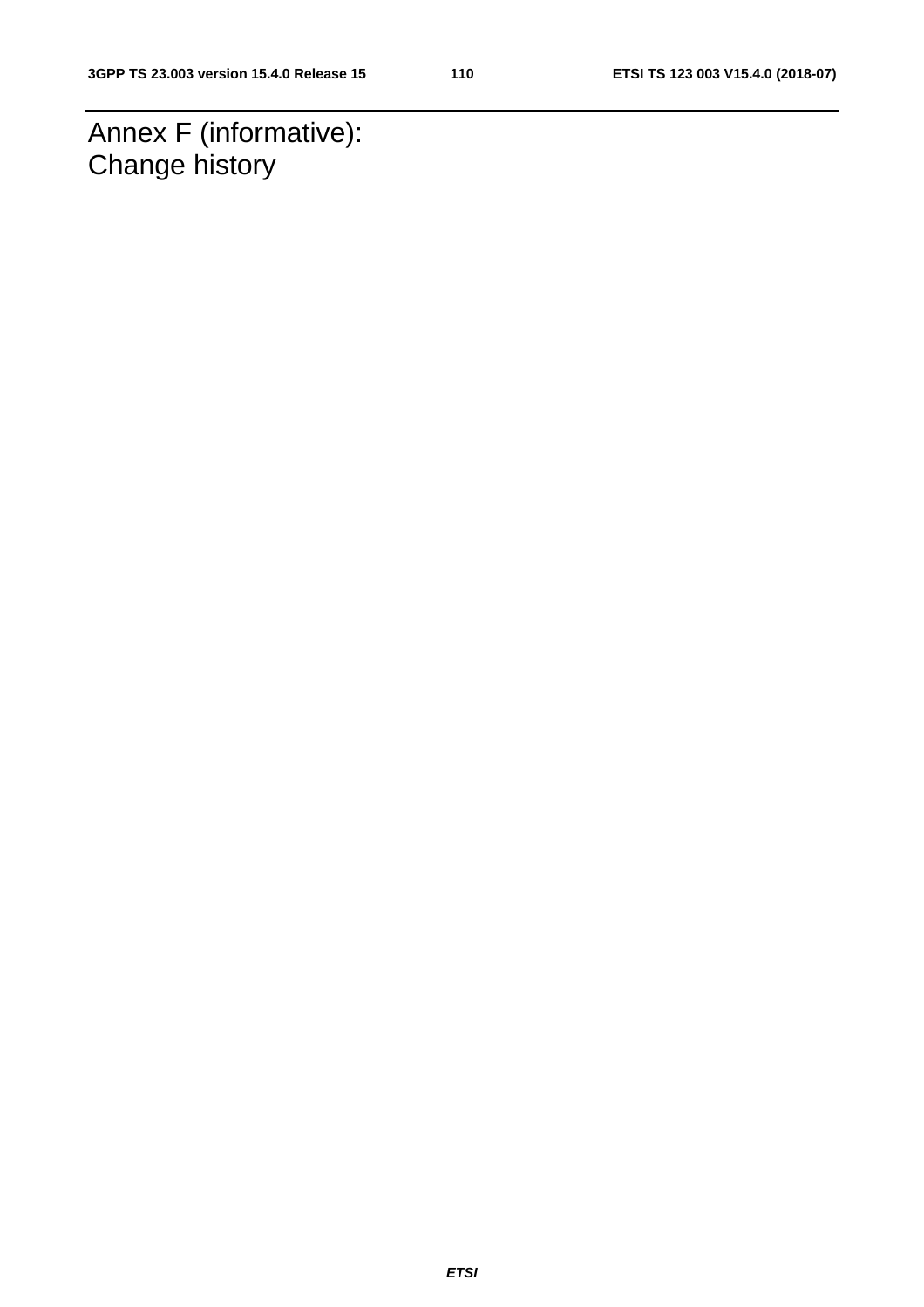# Annex F (informative): Change history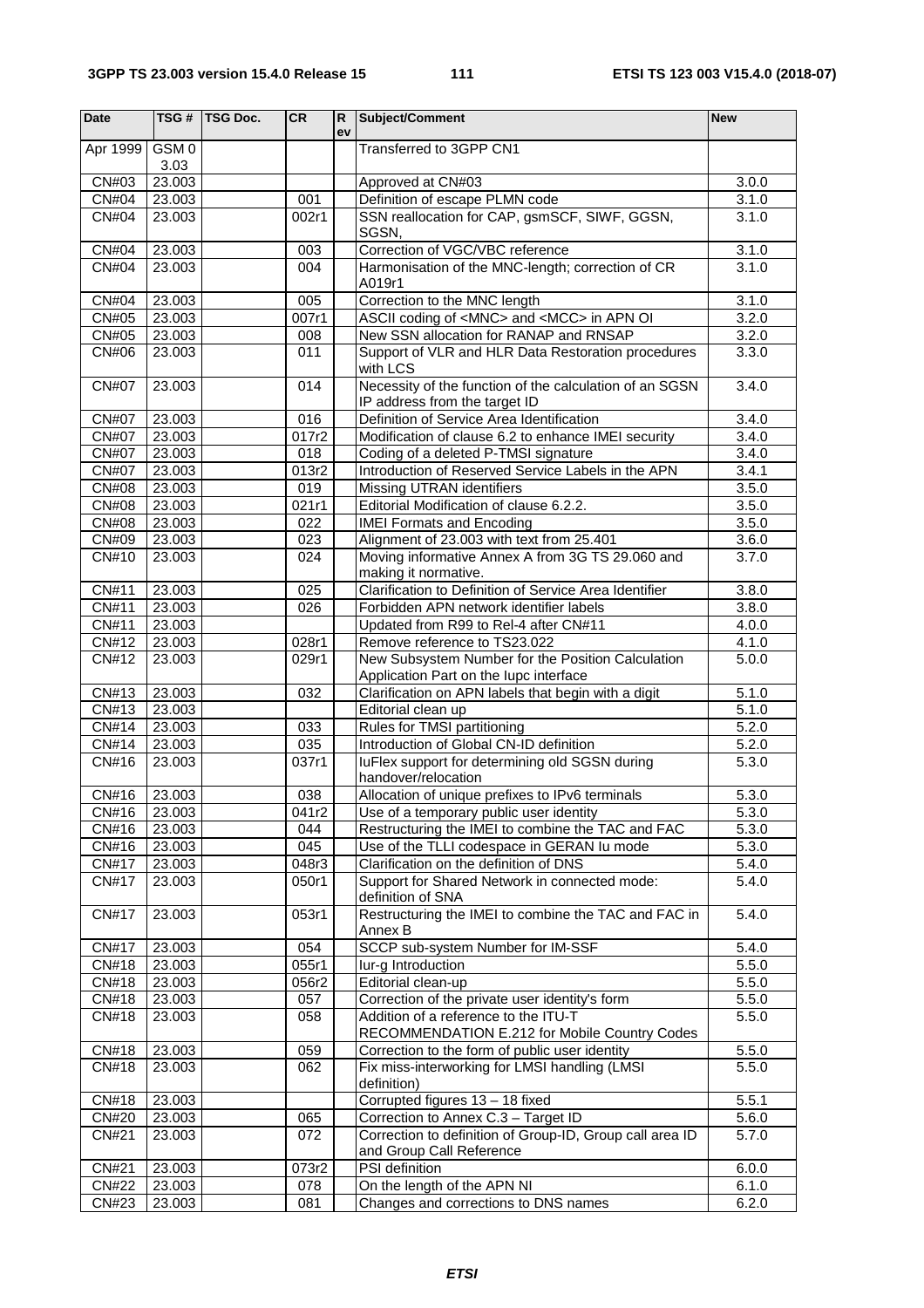| Date | TSG # | TSG Doc. | CR | Rev | Subject/Comment | New |
|---|---|---|---|---|---|---|
| Apr 1999 | GSM 03.03 | | | | Transferred to 3GPP CN1 | |
| CN#03 | 23.003 | | | | Approved at CN#03 | 3.0.0 |
| CN#04 | 23.003 | | 001 | | Definition of escape PLMN code | 3.1.0 |
| CN#04 | 23.003 | | 002r1 | | SSN reallocation for CAP, gsmSCF, SIWF, GGSN, SGSN, | 3.1.0 |
| CN#04 | 23.003 | | 003 | | Correction of VGC/VBC reference | 3.1.0 |
| CN#04 | 23.003 | | 004 | | Harmonisation of the MNC-length; correction of CR A019r1 | 3.1.0 |
| CN#04 | 23.003 | | 005 | | Correction to the MNC length | 3.1.0 |
| CN#05 | 23.003 | | 007r1 | | ASCII coding of <MNC> and <MCC> in APN OI | 3.2.0 |
| CN#05 | 23.003 | | 008 | | New SSN allocation for RANAP and RNSAP | 3.2.0 |
| CN#06 | 23.003 | | 011 | | Support of VLR and HLR Data Restoration procedures with LCS | 3.3.0 |
| CN#07 | 23.003 | | 014 | | Necessity of the function of the calculation of an SGSN IP address from the target ID | 3.4.0 |
| CN#07 | 23.003 | | 016 | | Definition of Service Area Identification | 3.4.0 |
| CN#07 | 23.003 | | 017r2 | | Modification of clause 6.2 to enhance IMEI security | 3.4.0 |
| CN#07 | 23.003 | | 018 | | Coding of a deleted P-TMSI signature | 3.4.0 |
| CN#07 | 23.003 | | 013r2 | | Introduction of Reserved Service Labels in the APN | 3.4.1 |
| CN#08 | 23.003 | | 019 | | Missing UTRAN identifiers | 3.5.0 |
| CN#08 | 23.003 | | 021r1 | | Editorial Modification of clause 6.2.2. | 3.5.0 |
| CN#08 | 23.003 | | 022 | | IMEI Formats and Encoding | 3.5.0 |
| CN#09 | 23.003 | | 023 | | Alignment of 23.003 with text from 25.401 | 3.6.0 |
| CN#10 | 23.003 | | 024 | | Moving informative Annex A from 3G TS 29.060 and making it normative. | 3.7.0 |
| CN#11 | 23.003 | | 025 | | Clarification to Definition of Service Area Identifier | 3.8.0 |
| CN#11 | 23.003 | | 026 | | Forbidden APN network identifier labels | 3.8.0 |
| CN#11 | 23.003 | | | | Updated from R99 to Rel-4 after CN#11 | 4.0.0 |
| CN#12 | 23.003 | | 028r1 | | Remove reference to TS23.022 | 4.1.0 |
| CN#12 | 23.003 | | 029r1 | | New Subsystem Number for the Position Calculation Application Part on the Iupc interface | 5.0.0 |
| CN#13 | 23.003 | | 032 | | Clarification on APN labels that begin with a digit | 5.1.0 |
| CN#13 | 23.003 | | | | Editorial clean up | 5.1.0 |
| CN#14 | 23.003 | | 033 | | Rules for TMSI partitioning | 5.2.0 |
| CN#14 | 23.003 | | 035 | | Introduction of Global CN-ID definition | 5.2.0 |
| CN#16 | 23.003 | | 037r1 | | IuFlex support for determining old SGSN during handover/relocation | 5.3.0 |
| CN#16 | 23.003 | | 038 | | Allocation of unique prefixes to IPv6 terminals | 5.3.0 |
| CN#16 | 23.003 | | 041r2 | | Use of a temporary public user identity | 5.3.0 |
| CN#16 | 23.003 | | 044 | | Restructuring the IMEI to combine the TAC and FAC | 5.3.0 |
| CN#16 | 23.003 | | 045 | | Use of the TLLI codespace in GERAN Iu mode | 5.3.0 |
| CN#17 | 23.003 | | 048r3 | | Clarification on the definition of DNS | 5.4.0 |
| CN#17 | 23.003 | | 050r1 | | Support for Shared Network in connected mode: definition of SNA | 5.4.0 |
| CN#17 | 23.003 | | 053r1 | | Restructuring the IMEI to combine the TAC and FAC in Annex B | 5.4.0 |
| CN#17 | 23.003 | | 054 | | SCCP sub-system Number for IM-SSF | 5.4.0 |
| CN#18 | 23.003 | | 055r1 | | Iur-g Introduction | 5.5.0 |
| CN#18 | 23.003 | | 056r2 | | Editorial clean-up | 5.5.0 |
| CN#18 | 23.003 | | 057 | | Correction of the private user identity's form | 5.5.0 |
| CN#18 | 23.003 | | 058 | | Addition of a reference to the ITU-T RECOMMENDATION E.212 for Mobile Country Codes | 5.5.0 |
| CN#18 | 23.003 | | 059 | | Correction to the form of public user identity | 5.5.0 |
| CN#18 | 23.003 | | 062 | | Fix miss-interworking for LMSI handling (LMSI definition) | 5.5.0 |
| CN#18 | 23.003 | | | | Corrupted figures 13 – 18 fixed | 5.5.1 |
| CN#20 | 23.003 | | 065 | | Correction to Annex C.3 – Target ID | 5.6.0 |
| CN#21 | 23.003 | | 072 | | Correction to definition of Group-ID, Group call area ID and Group Call Reference | 5.7.0 |
| CN#21 | 23.003 | | 073r2 | | PSI definition | 6.0.0 |
| CN#22 | 23.003 | | 078 | | On the length of the APN NI | 6.1.0 |
| CN#23 | 23.003 | | 081 | | Changes and corrections to DNS names | 6.2.0 |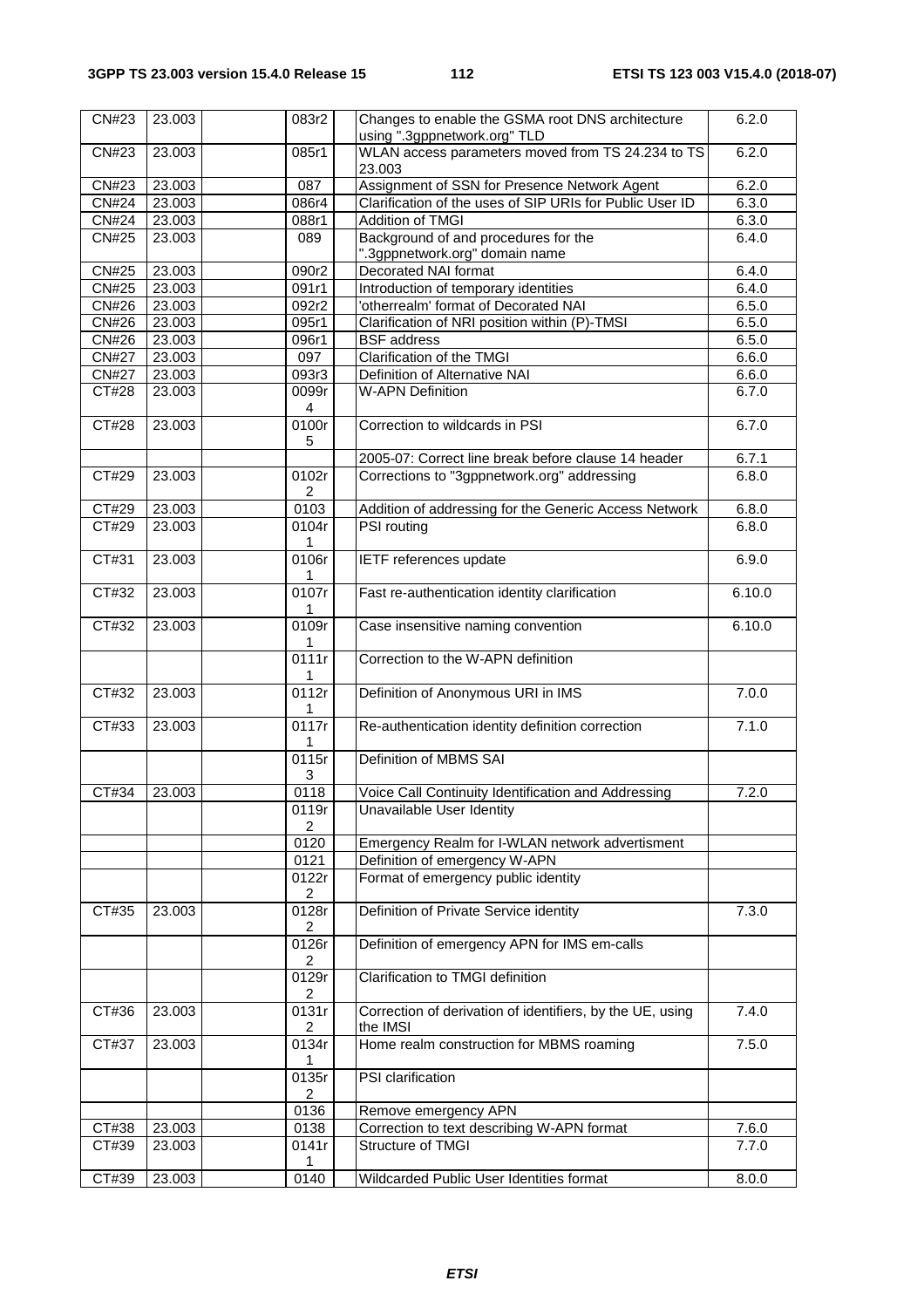| CN#23 | 23.003 | | 083r2 | | Changes to enable the GSMA root DNS architecture using ".3gppnetwork.org" TLD | 6.2.0 |
|---|---|---|---|---|---|---|
| CN#23 | 23.003 | | 085r1 | | WLAN access parameters moved from TS 24.234 to TS 23.003 | 6.2.0 |
| CN#23 | 23.003 | | 087 | | Assignment of SSN for Presence Network Agent | 6.2.0 |
| CN#24 | 23.003 | | 086r4 | | Clarification of the uses of SIP URIs for Public User ID | 6.3.0 |
| CN#24 | 23.003 | | 088r1 | | Addition of TMGI | 6.3.0 |
| CN#25 | 23.003 | | 089 | | Background of and procedures for the ".3gppnetwork.org" domain name | 6.4.0 |
| CN#25 | 23.003 | | 090r2 | | Decorated NAI format | 6.4.0 |
| CN#25 | 23.003 | | 091r1 | | Introduction of temporary identities | 6.4.0 |
| CN#26 | 23.003 | | 092r2 | | 'otherrealm' format of Decorated NAI | 6.5.0 |
| CN#26 | 23.003 | | 095r1 | | Clarification of NRI position within (P)-TMSI | 6.5.0 |
| CN#26 | 23.003 | | 096r1 | | BSF address | 6.5.0 |
| CN#27 | 23.003 | | 097 | | Clarification of the TMGI | 6.6.0 |
| CN#27 | 23.003 | | 093r3 | | Definition of Alternative NAI | 6.6.0 |
| CT#28 | 23.003 | | 0099r4 | | W-APN Definition | 6.7.0 |
| CT#28 | 23.003 | | 0100r5 | | Correction to wildcards in PSI | 6.7.0 |
| | | | | | 2005-07: Correct line break before clause 14 header | 6.7.1 |
| CT#29 | 23.003 | | 0102r2 | | Corrections to "3gppnetwork.org" addressing | 6.8.0 |
| CT#29 | 23.003 | | 0103 | | Addition of addressing for the Generic Access Network | 6.8.0 |
| CT#29 | 23.003 | | 0104r1 | | PSI routing | 6.8.0 |
| CT#31 | 23.003 | | 0106r1 | | IETF references update | 6.9.0 |
| CT#32 | 23.003 | | 0107r1 | | Fast re-authentication identity clarification | 6.10.0 |
| CT#32 | 23.003 | | 0109r1 | | Case insensitive naming convention | 6.10.0 |
| | | | 0111r1 | | Correction to the W-APN definition | |
| CT#32 | 23.003 | | 0112r1 | | Definition of Anonymous URI in IMS | 7.0.0 |
| CT#33 | 23.003 | | 0117r1 | | Re-authentication identity definition correction | 7.1.0 |
| | | | 0115r3 | | Definition of MBMS SAI | |
| CT#34 | 23.003 | | 0118 | | Voice Call Continuity Identification and Addressing | 7.2.0 |
| | | | 0119r2 | | Unavailable User Identity | |
| | | | 0120 | | Emergency Realm for I-WLAN network advertisment | |
| | | | 0121 | | Definition of emergency W-APN | |
| | | | 0122r2 | | Format of emergency public identity | |
| CT#35 | 23.003 | | 0128r2 | | Definition of Private Service identity | 7.3.0 |
| | | | 0126r2 | | Definition of emergency APN for IMS em-calls | |
| | | | 0129r2 | | Clarification to TMGI definition | |
| CT#36 | 23.003 | | 0131r2 | | Correction of derivation of identifiers, by the UE, using the IMSI | 7.4.0 |
| CT#37 | 23.003 | | 0134r1 | | Home realm construction for MBMS roaming | 7.5.0 |
| | | | 0135r2 | | PSI clarification | |
| | | | 0136 | | Remove emergency APN | |
| CT#38 | 23.003 | | 0138 | | Correction to text describing W-APN format | 7.6.0 |
| CT#39 | 23.003 | | 0141r1 | | Structure of TMGI | 7.7.0 |
| CT#39 | 23.003 | | 0140 | | Wildcarded Public User Identities format | 8.0.0 |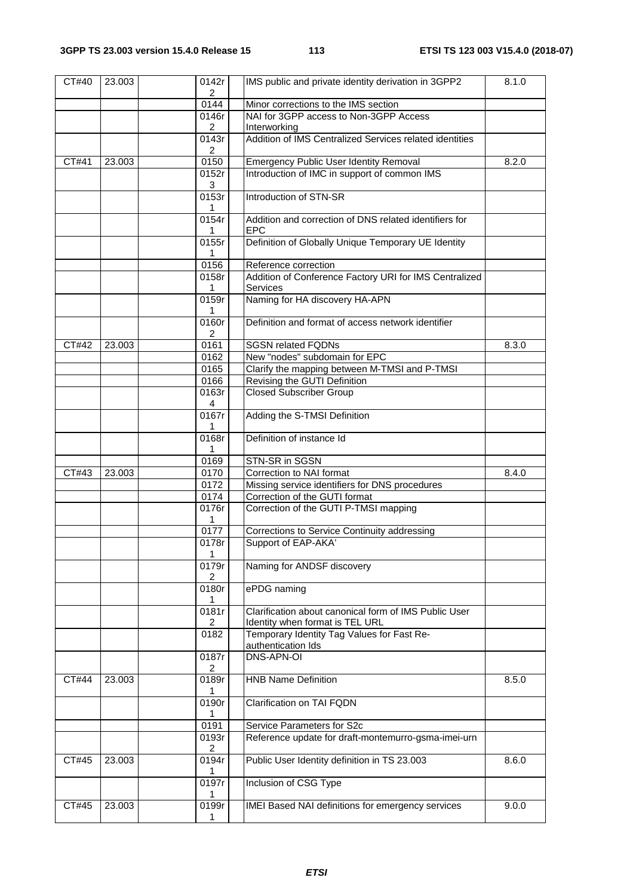| | | | | | | |
|---|---|---|---|---|---|---|
| CT#40 | 23.003 | | 0142r 2 | | IMS public and private identity derivation in 3GPP2 | 8.1.0 |
| | | | 0144 | | Minor corrections to the IMS section | |
| | | | 0146r 2 | | NAI for 3GPP access to Non-3GPP Access Interworking | |
| | | | 0143r 2 | | Addition of IMS Centralized Services related identities | |
| CT#41 | 23.003 | | 0150 | | Emergency Public User Identity Removal | 8.2.0 |
| | | | 0152r 3 | | Introduction of IMC in support of common IMS | |
| | | | 0153r 1 | | Introduction of STN-SR | |
| | | | 0154r 1 | | Addition and correction of DNS related identifiers for EPC | |
| | | | 0155r 1 | | Definition of Globally Unique Temporary UE Identity | |
| | | | 0156 | | Reference correction | |
| | | | 0158r 1 | | Addition of Conference Factory URI for IMS Centralized Services | |
| | | | 0159r 1 | | Naming for HA discovery HA-APN | |
| | | | 0160r 2 | | Definition and format of access network identifier | |
| CT#42 | 23.003 | | 0161 | | SGSN related FQDNs | 8.3.0 |
| | | | 0162 | | New "nodes" subdomain for EPC | |
| | | | 0165 | | Clarify the mapping between M-TMSI and P-TMSI | |
| | | | 0166 | | Revising the GUTI Definition | |
| | | | 0163r 4 | | Closed Subscriber Group | |
| | | | 0167r 1 | | Adding the S-TMSI Definition | |
| | | | 0168r 1 | | Definition of instance Id | |
| | | | 0169 | | STN-SR in SGSN | |
| CT#43 | 23.003 | | 0170 | | Correction to NAI format | 8.4.0 |
| | | | 0172 | | Missing service identifiers for DNS procedures | |
| | | | 0174 | | Correction of the GUTI format | |
| | | | 0176r 1 | | Correction of the GUTI P-TMSI mapping | |
| | | | 0177 | | Corrections to Service Continuity addressing | |
| | | | 0178r 1 | | Support of EAP-AKA' | |
| | | | 0179r 2 | | Naming for ANDSF discovery | |
| | | | 0180r 1 | | ePDG naming | |
| | | | 0181r 2 | | Clarification about canonical form of IMS Public User Identity when format is TEL URL | |
| | | | 0182 | | Temporary Identity Tag Values for Fast Re-authentication Ids | |
| | | | 0187r 2 | | DNS-APN-OI | |
| CT#44 | 23.003 | | 0189r 1 | | HNB Name Definition | 8.5.0 |
| | | | 0190r 1 | | Clarification on TAI FQDN | |
| | | | 0191 | | Service Parameters for S2c | |
| | | | 0193r 2 | | Reference update for draft-montemurro-gsma-imei-urn | |
| CT#45 | 23.003 | | 0194r 1 | | Public User Identity definition in TS 23.003 | 8.6.0 |
| | | | 0197r 1 | | Inclusion of CSG Type | |
| CT#45 | 23.003 | | 0199r 1 | | IMEI Based NAI definitions for emergency services | 9.0.0 |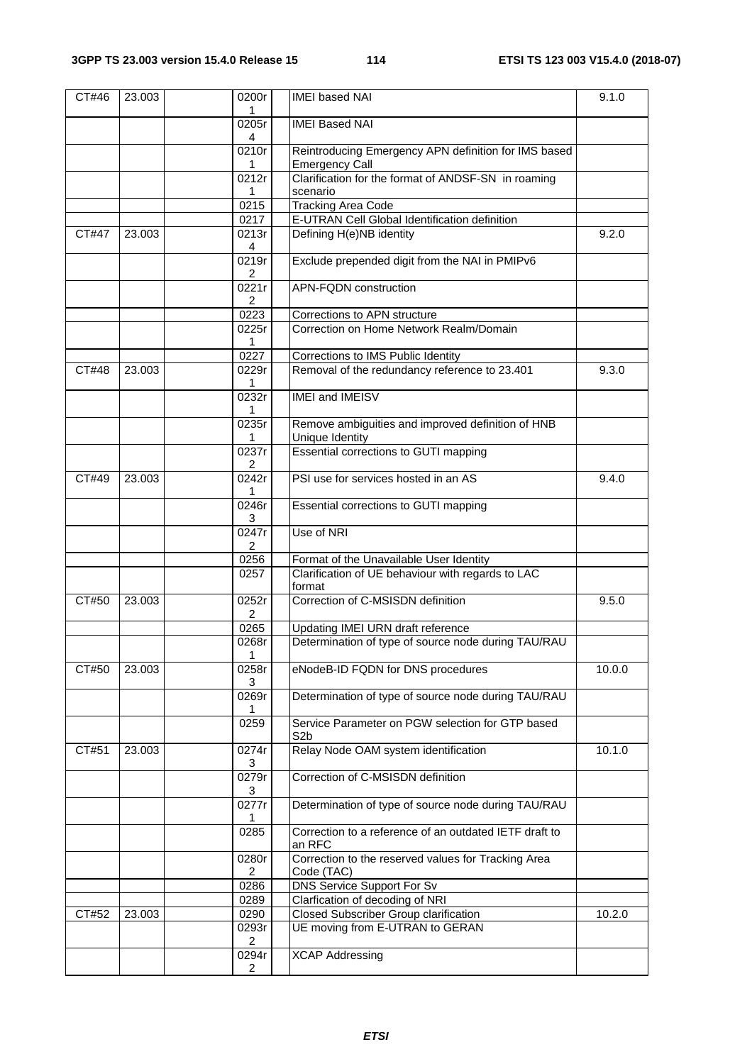| CT#46 | 23.003 | | 0200r1 | | IMEI based NAI | 9.1.0 |
|---|---|---|---|---|---|---|
| | | | 0205r4 | | IMEI Based NAI | |
| | | | 0210r1 | | Reintroducing Emergency APN definition for IMS based Emergency Call | |
| | | | 0212r1 | | Clarification for the format of ANDSF-SN in roaming scenario | |
| | | | 0215 | | Tracking Area Code | |
| | | | 0217 | | E-UTRAN Cell Global Identification definition | |
| CT#47 | 23.003 | | 0213r4 | | Defining H(e)NB identity | 9.2.0 |
| | | | 0219r2 | | Exclude prepended digit from the NAI in PMIPv6 | |
| | | | 0221r2 | | APN-FQDN construction | |
| | | | 0223 | | Corrections to APN structure | |
| | | | 0225r1 | | Correction on Home Network Realm/Domain | |
| | | | 0227 | | Corrections to IMS Public Identity | |
| CT#48 | 23.003 | | 0229r1 | | Removal of the redundancy reference to 23.401 | 9.3.0 |
| | | | 0232r1 | | IMEI and IMEISV | |
| | | | 0235r1 | | Remove ambiguities and improved definition of HNB Unique Identity | |
| | | | 0237r2 | | Essential corrections to GUTI mapping | |
| CT#49 | 23.003 | | 0242r1 | | PSI use for services hosted in an AS | 9.4.0 |
| | | | 0246r3 | | Essential corrections to GUTI mapping | |
| | | | 0247r2 | | Use of NRI | |
| | | | 0256 | | Format of the Unavailable User Identity | |
| | | | 0257 | | Clarification of UE behaviour with regards to LAC format | |
| CT#50 | 23.003 | | 0252r2 | | Correction of C-MSISDN definition | 9.5.0 |
| | | | 0265 | | Updating IMEI URN draft reference | |
| | | | 0268r1 | | Determination of type of source node during TAU/RAU | |
| CT#50 | 23.003 | | 0258r3 | | eNodeB-ID FQDN for DNS procedures | 10.0.0 |
| | | | 0269r1 | | Determination of type of source node during TAU/RAU | |
| | | | 0259 | | Service Parameter on PGW selection for GTP based S2b | |
| CT#51 | 23.003 | | 0274r3 | | Relay Node OAM system identification | 10.1.0 |
| | | | 0279r3 | | Correction of C-MSISDN definition | |
| | | | 0277r1 | | Determination of type of source node during TAU/RAU | |
| | | | 0285 | | Correction to a reference of an outdated IETF draft to an RFC | |
| | | | 0280r2 | | Correction to the reserved values for Tracking Area Code (TAC) | |
| | | | 0286 | | DNS Service Support For Sv | |
| | | | 0289 | | Clarfication of decoding of NRI | |
| CT#52 | 23.003 | | 0290 | | Closed Subscriber Group clarification | 10.2.0 |
| | | | 0293r2 | | UE moving from E-UTRAN to GERAN | |
| | | | 0294r2 | | XCAP Addressing | |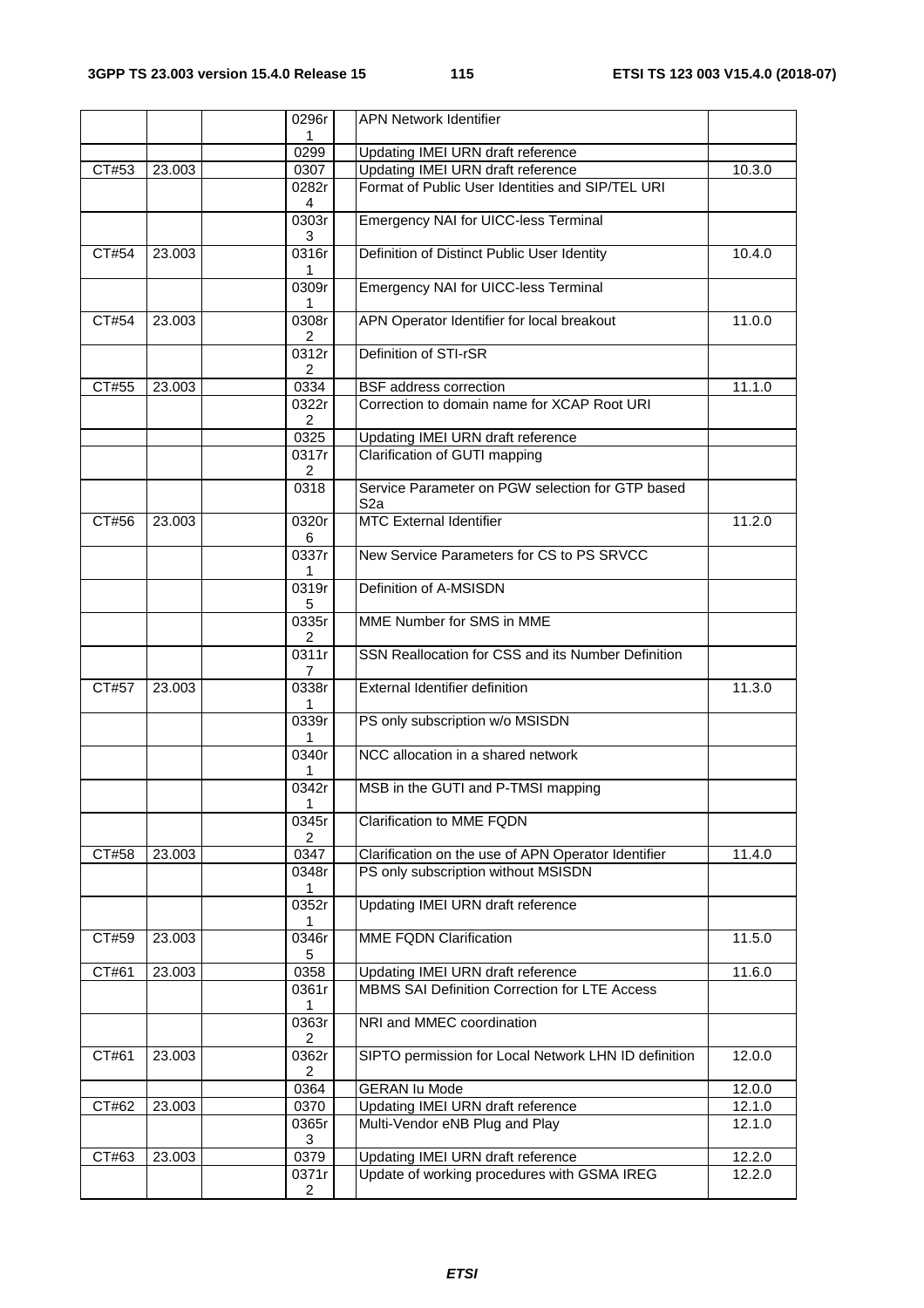| | | | 0296r 1 | | APN Network Identifier | |
|---|---|---|---|---|---|---|
| | | | 0299 | | Updating IMEI URN draft reference | |
| CT#53 | 23.003 | | 0307 | | Updating IMEI URN draft reference | 10.3.0 |
| | | | 0282r 4 | | Format of Public User Identities and SIP/TEL URI | |
| | | | 0303r 3 | | Emergency NAI for UICC-less Terminal | |
| CT#54 | 23.003 | | 0316r 1 | | Definition of Distinct Public User Identity | 10.4.0 |
| | | | 0309r 1 | | Emergency NAI for UICC-less Terminal | |
| CT#54 | 23.003 | | 0308r 2 | | APN Operator Identifier for local breakout | 11.0.0 |
| | | | 0312r 2 | | Definition of STI-rSR | |
| CT#55 | 23.003 | | 0334 | | BSF address correction | 11.1.0 |
| | | | 0322r 2 | | Correction to domain name for XCAP Root URI | |
| | | | 0325 | | Updating IMEI URN draft reference | |
| | | | 0317r 2 | | Clarification of GUTI mapping | |
| | | | 0318 | | Service Parameter on PGW selection for GTP based S2a | |
| CT#56 | 23.003 | | 0320r 6 | | MTC External Identifier | 11.2.0 |
| | | | 0337r 1 | | New Service Parameters for CS to PS SRVCC | |
| | | | 0319r 5 | | Definition of A-MSISDN | |
| | | | 0335r 2 | | MME Number for SMS in MME | |
| | | | 0311r 7 | | SSN Reallocation for CSS and its Number Definition | |
| CT#57 | 23.003 | | 0338r 1 | | External Identifier definition | 11.3.0 |
| | | | 0339r 1 | | PS only subscription w/o MSISDN | |
| | | | 0340r 1 | | NCC allocation in a shared network | |
| | | | 0342r 1 | | MSB in the GUTI and P-TMSI mapping | |
| | | | 0345r 2 | | Clarification to MME FQDN | |
| CT#58 | 23.003 | | 0347 | | Clarification on the use of APN Operator Identifier | 11.4.0 |
| | | | 0348r 1 | | PS only subscription without MSISDN | |
| | | | 0352r 1 | | Updating IMEI URN draft reference | |
| CT#59 | 23.003 | | 0346r 5 | | MME FQDN Clarification | 11.5.0 |
| CT#61 | 23.003 | | 0358 | | Updating IMEI URN draft reference | 11.6.0 |
| | | | 0361r 1 | | MBMS SAI Definition Correction for LTE Access | |
| | | | 0363r 2 | | NRI and MMEC coordination | |
| CT#61 | 23.003 | | 0362r 2 | | SIPTO permission for Local Network LHN ID definition | 12.0.0 |
| | | | 0364 | | GERAN Iu Mode | 12.0.0 |
| CT#62 | 23.003 | | 0370 | | Updating IMEI URN draft reference | 12.1.0 |
| | | | 0365r 3 | | Multi-Vendor eNB Plug and Play | 12.1.0 |
| CT#63 | 23.003 | | 0379 | | Updating IMEI URN draft reference | 12.2.0 |
| | | | 0371r 2 | | Update of working procedures with GSMA IREG | 12.2.0 |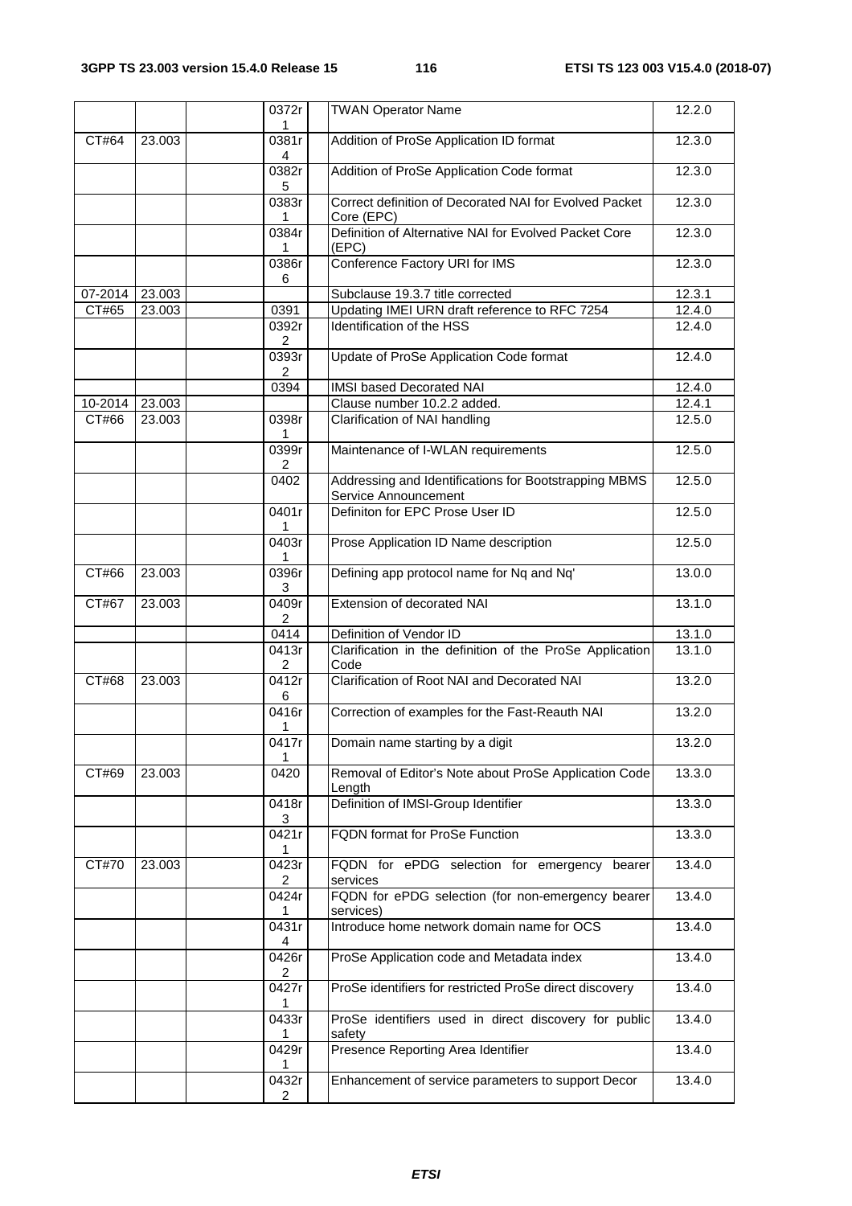| | | | 0372r1 | | TWAN Operator Name | 12.2.0 |
|---|---|---|---|---|---|---|
| CT#64 | 23.003 | | 0381r4 | | Addition of ProSe Application ID format | 12.3.0 |
| | | | 0382r5 | | Addition of ProSe Application Code format | 12.3.0 |
| | | | 0383r1 | | Correct definition of Decorated NAI for Evolved Packet Core (EPC) | 12.3.0 |
| | | | 0384r1 | | Definition of Alternative NAI for Evolved Packet Core (EPC) | 12.3.0 |
| | | | 0386r6 | | Conference Factory URI for IMS | 12.3.0 |
| 07-2014 | 23.003 | | | | Subclause 19.3.7 title corrected | 12.3.1 |
| CT#65 | 23.003 | | 0391 | | Updating IMEI URN draft reference to RFC 7254 | 12.4.0 |
| | | | 0392r2 | | Identification of the HSS | 12.4.0 |
| | | | 0393r2 | | Update of ProSe Application Code format | 12.4.0 |
| | | | 0394 | | IMSI based Decorated NAI | 12.4.0 |
| 10-2014 | 23.003 | | | | Clause number 10.2.2 added. | 12.4.1 |
| CT#66 | 23.003 | | 0398r1 | | Clarification of NAI handling | 12.5.0 |
| | | | 0399r2 | | Maintenance of I-WLAN requirements | 12.5.0 |
| | | | 0402 | | Addressing and Identifications for Bootstrapping MBMS Service Announcement | 12.5.0 |
| | | | 0401r1 | | Definiton for EPC Prose User ID | 12.5.0 |
| | | | 0403r1 | | Prose Application ID Name description | 12.5.0 |
| CT#66 | 23.003 | | 0396r3 | | Defining app protocol name for Nq and Nq' | 13.0.0 |
| CT#67 | 23.003 | | 0409r2 | | Extension of decorated NAI | 13.1.0 |
| | | | 0414 | | Definition of Vendor ID | 13.1.0 |
| | | | 0413r2 | | Clarification in the definition of the ProSe Application Code | 13.1.0 |
| CT#68 | 23.003 | | 0412r6 | | Clarification of Root NAI and Decorated NAI | 13.2.0 |
| | | | 0416r1 | | Correction of examples for the Fast-Reauth NAI | 13.2.0 |
| | | | 0417r1 | | Domain name starting by a digit | 13.2.0 |
| CT#69 | 23.003 | | 0420 | | Removal of Editor's Note about ProSe Application Code Length | 13.3.0 |
| | | | 0418r3 | | Definition of IMSI-Group Identifier | 13.3.0 |
| | | | 0421r1 | | FQDN format for ProSe Function | 13.3.0 |
| CT#70 | 23.003 | | 0423r2 | | FQDN for ePDG selection for emergency bearer services | 13.4.0 |
| | | | 0424r1 | | FQDN for ePDG selection (for non-emergency bearer services) | 13.4.0 |
| | | | 0431r4 | | Introduce home network domain name for OCS | 13.4.0 |
| | | | 0426r2 | | ProSe Application code and Metadata index | 13.4.0 |
| | | | 0427r1 | | ProSe identifiers for restricted ProSe direct discovery | 13.4.0 |
| | | | 0433r1 | | ProSe identifiers used in direct discovery for public safety | 13.4.0 |
| | | | 0429r1 | | Presence Reporting Area Identifier | 13.4.0 |
| | | | 0432r2 | | Enhancement of service parameters to support Decor | 13.4.0 |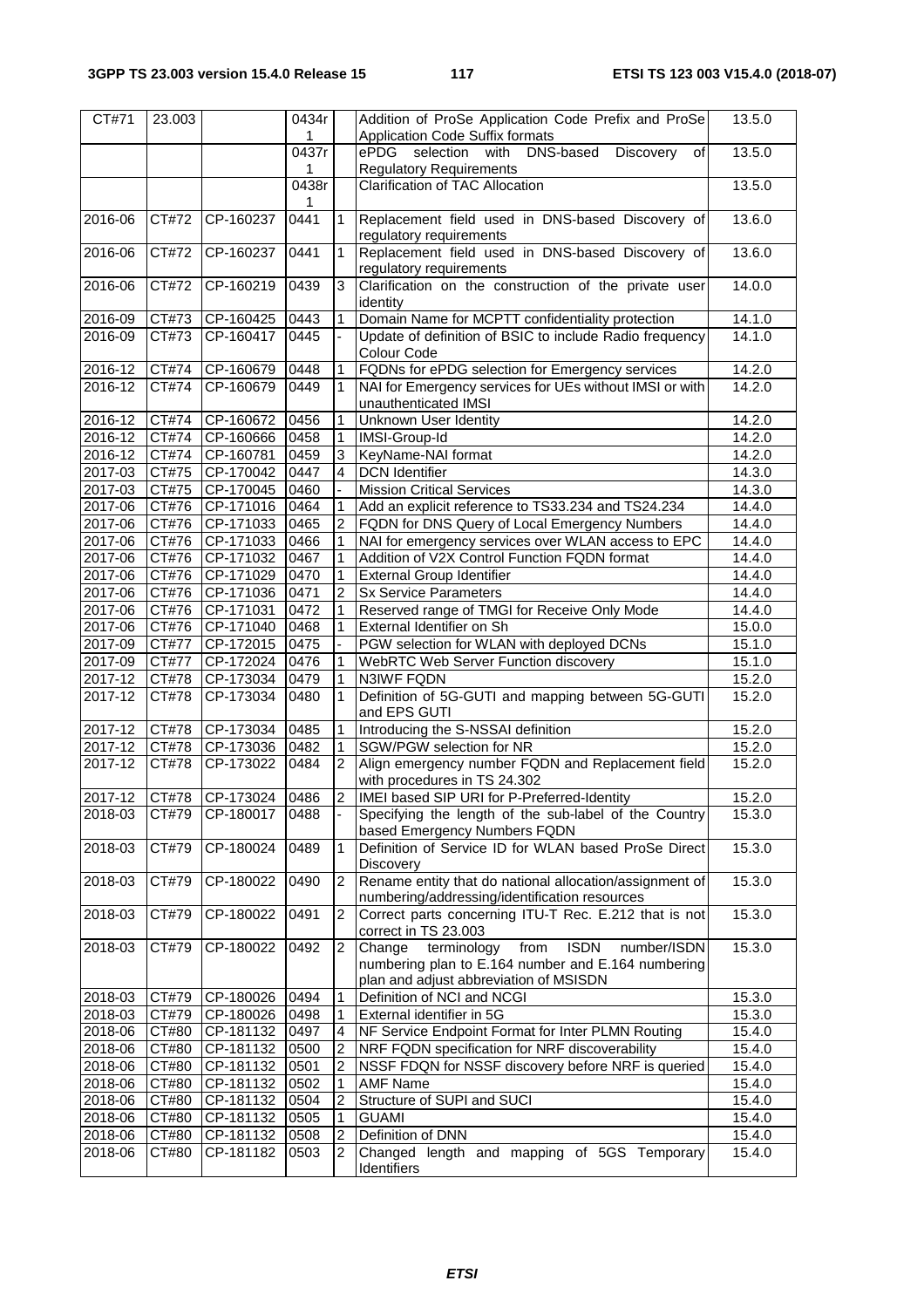| CT#71 | 23.003 | | 0434r1 | | Addition of ProSe Application Code Prefix and ProSe Application Code Suffix formats | 13.5.0 |
|---|---|---|---|---|---|---|
| | | | 0437r1 | | ePDG selection with DNS-based Discovery of Regulatory Requirements | 13.5.0 |
| | | | 0438r1 | | Clarification of TAC Allocation | 13.5.0 |
| 2016-06 | CT#72 | CP-160237 | 0441 | 1 | Replacement field used in DNS-based Discovery of regulatory requirements | 13.6.0 |
| 2016-06 | CT#72 | CP-160237 | 0441 | 1 | Replacement field used in DNS-based Discovery of regulatory requirements | 13.6.0 |
| 2016-06 | CT#72 | CP-160219 | 0439 | 3 | Clarification on the construction of the private user identity | 14.0.0 |
| 2016-09 | CT#73 | CP-160425 | 0443 | 1 | Domain Name for MCPTT confidentiality protection | 14.1.0 |
| 2016-09 | CT#73 | CP-160417 | 0445 | - | Update of definition of BSIC to include Radio frequency Colour Code | 14.1.0 |
| 2016-12 | CT#74 | CP-160679 | 0448 | 1 | FQDNs for ePDG selection for Emergency services | 14.2.0 |
| 2016-12 | CT#74 | CP-160679 | 0449 | 1 | NAI for Emergency services for UEs without IMSI or with unauthenticated IMSI | 14.2.0 |
| 2016-12 | CT#74 | CP-160672 | 0456 | 1 | Unknown User Identity | 14.2.0 |
| 2016-12 | CT#74 | CP-160666 | 0458 | 1 | IMSI-Group-Id | 14.2.0 |
| 2016-12 | CT#74 | CP-160781 | 0459 | 3 | KeyName-NAI format | 14.2.0 |
| 2017-03 | CT#75 | CP-170042 | 0447 | 4 | DCN Identifier | 14.3.0 |
| 2017-03 | CT#75 | CP-170045 | 0460 | - | Mission Critical Services | 14.3.0 |
| 2017-06 | CT#76 | CP-171016 | 0464 | 1 | Add an explicit reference to TS33.234 and TS24.234 | 14.4.0 |
| 2017-06 | CT#76 | CP-171033 | 0465 | 2 | FQDN for DNS Query of Local Emergency Numbers | 14.4.0 |
| 2017-06 | CT#76 | CP-171033 | 0466 | 1 | NAI for emergency services over WLAN access to EPC | 14.4.0 |
| 2017-06 | CT#76 | CP-171032 | 0467 | 1 | Addition of V2X Control Function FQDN format | 14.4.0 |
| 2017-06 | CT#76 | CP-171029 | 0470 | 1 | External Group Identifier | 14.4.0 |
| 2017-06 | CT#76 | CP-171036 | 0471 | 2 | Sx Service Parameters | 14.4.0 |
| 2017-06 | CT#76 | CP-171031 | 0472 | 1 | Reserved range of TMGI for Receive Only Mode | 14.4.0 |
| 2017-06 | CT#76 | CP-171040 | 0468 | 1 | External Identifier on Sh | 15.0.0 |
| 2017-09 | CT#77 | CP-172015 | 0475 | - | PGW selection for WLAN with deployed DCNs | 15.1.0 |
| 2017-09 | CT#77 | CP-172024 | 0476 | 1 | WebRTC Web Server Function discovery | 15.1.0 |
| 2017-12 | CT#78 | CP-173034 | 0479 | 1 | N3IWF FQDN | 15.2.0 |
| 2017-12 | CT#78 | CP-173034 | 0480 | 1 | Definition of 5G-GUTI and mapping between 5G-GUTI and EPS GUTI | 15.2.0 |
| 2017-12 | CT#78 | CP-173034 | 0485 | 1 | Introducing the S-NSSAI definition | 15.2.0 |
| 2017-12 | CT#78 | CP-173036 | 0482 | 1 | SGW/PGW selection for NR | 15.2.0 |
| 2017-12 | CT#78 | CP-173022 | 0484 | 2 | Align emergency number FQDN and Replacement field with procedures in TS 24.302 | 15.2.0 |
| 2017-12 | CT#78 | CP-173024 | 0486 | 2 | IMEI based SIP URI for P-Preferred-Identity | 15.2.0 |
| 2018-03 | CT#79 | CP-180017 | 0488 | - | Specifying the length of the sub-label of the Country based Emergency Numbers FQDN | 15.3.0 |
| 2018-03 | CT#79 | CP-180024 | 0489 | 1 | Definition of Service ID for WLAN based ProSe Direct Discovery | 15.3.0 |
| 2018-03 | CT#79 | CP-180022 | 0490 | 2 | Rename entity that do national allocation/assignment of numbering/addressing/identification resources | 15.3.0 |
| 2018-03 | CT#79 | CP-180022 | 0491 | 2 | Correct parts concerning ITU-T Rec. E.212 that is not correct in TS 23.003 | 15.3.0 |
| 2018-03 | CT#79 | CP-180022 | 0492 | 2 | Change terminology from ISDN number/ISDN numbering plan to E.164 number and E.164 numbering plan and adjust abbreviation of MSISDN | 15.3.0 |
| 2018-03 | CT#79 | CP-180026 | 0494 | 1 | Definition of NCI and NCGI | 15.3.0 |
| 2018-03 | CT#79 | CP-180026 | 0498 | 1 | External identifier in 5G | 15.3.0 |
| 2018-06 | CT#80 | CP-181132 | 0497 | 4 | NF Service Endpoint Format for Inter PLMN Routing | 15.4.0 |
| 2018-06 | CT#80 | CP-181132 | 0500 | 2 | NRF FQDN specification for NRF discoverability | 15.4.0 |
| 2018-06 | CT#80 | CP-181132 | 0501 | 2 | NSSF FDQN for NSSF discovery before NRF is queried | 15.4.0 |
| 2018-06 | CT#80 | CP-181132 | 0502 | 1 | AMF Name | 15.4.0 |
| 2018-06 | CT#80 | CP-181132 | 0504 | 2 | Structure of SUPI and SUCI | 15.4.0 |
| 2018-06 | CT#80 | CP-181132 | 0505 | 1 | GUAMI | 15.4.0 |
| 2018-06 | CT#80 | CP-181132 | 0508 | 2 | Definition of DNN | 15.4.0 |
| 2018-06 | CT#80 | CP-181182 | 0503 | 2 | Changed length and mapping of 5GS Temporary Identifiers | 15.4.0 |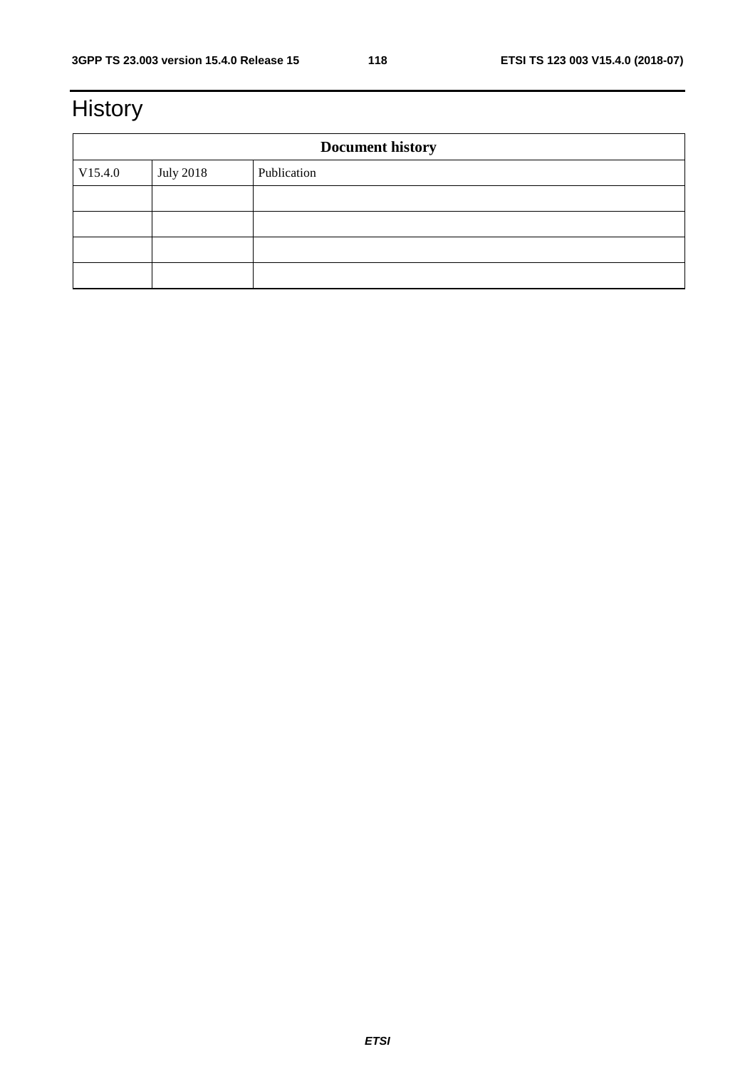# History

| Document history | | |
|---|---|---|
| V15.4.0 | July 2018 | Publication |
| | | |
| | | |
| | | |
| | | |